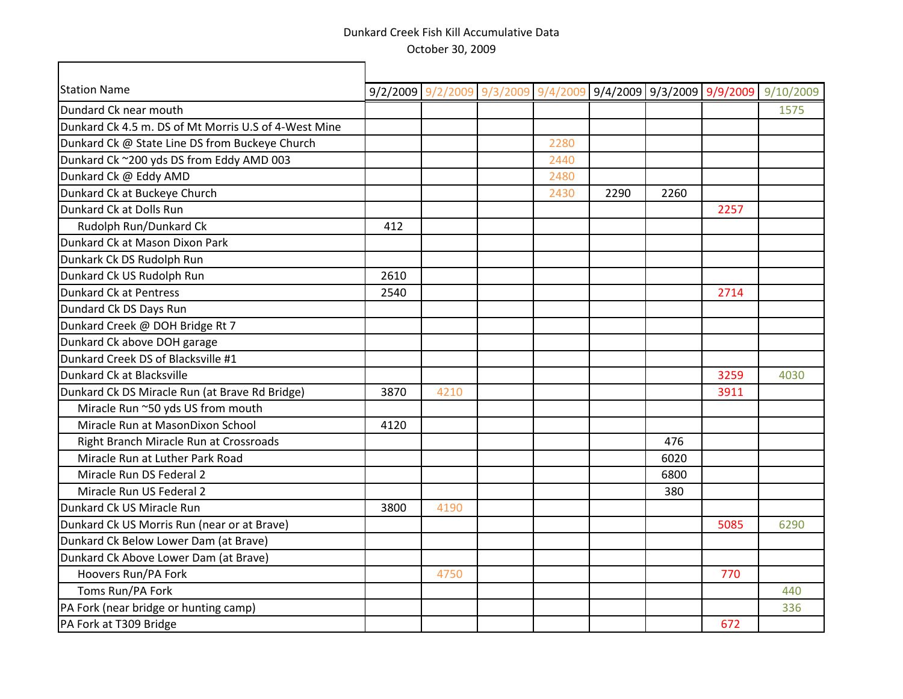Dunkard Creek Fish Kill Accumulative Data

October 30, 2009

| Station Name | 9/2/2009 | 9/2/2009 | 9/3/2009 | 9/4/2009 | 9/4/2009 | 9/3/2009 | 9/9/2009 | 9/10/2009 |
|---|---|---|---|---|---|---|---|---|
| Dundard Ck near mouth | | | | | | | | 1575 |
| Dunkard Ck 4.5 m. DS of Mt Morris U.S of 4-West Mine | | | | | | | | |
| Dunkard Ck @ State Line DS from Buckeye Church | | | | 2280 | | | | |
| Dunkard Ck ~200 yds DS from Eddy AMD 003 | | | | 2440 | | | | |
| Dunkard Ck @ Eddy AMD | | | | 2480 | | | | |
| Dunkard Ck at Buckeye Church | | | | 2430 | 2290 | 2260 | | |
| Dunkard Ck at Dolls Run | | | | | | | 2257 | |
| Rudolph Run/Dunkard Ck | 412 | | | | | | | |
| Dunkard Ck at Mason Dixon Park | | | | | | | | |
| Dunkark Ck DS Rudolph Run | | | | | | | | |
| Dunkard Ck US Rudolph Run | 2610 | | | | | | | |
| Dunkard Ck at Pentress | 2540 | | | | | | 2714 | |
| Dundard Ck DS Days Run | | | | | | | | |
| Dunkard Creek @ DOH Bridge Rt 7 | | | | | | | | |
| Dunkard Ck above DOH garage | | | | | | | | |
| Dunkard Creek DS of Blacksville #1 | | | | | | | | |
| Dunkard Ck at Blacksville | | | | | | | 3259 | 4030 |
| Dunkard Ck DS Miracle Run (at Brave Rd Bridge) | 3870 | 4210 | | | | | 3911 | |
| Miracle Run ~50 yds US from mouth | | | | | | | | |
| Miracle Run at MasonDixon School | 4120 | | | | | | | |
| Right Branch Miracle Run at Crossroads | | | | | | 476 | | |
| Miracle Run at Luther Park Road | | | | | | 6020 | | |
| Miracle Run DS Federal 2 | | | | | | 6800 | | |
| Miracle Run US Federal 2 | | | | | | 380 | | |
| Dunkard Ck US Miracle Run | 3800 | 4190 | | | | | | |
| Dunkard Ck US Morris Run (near or at Brave) | | | | | | | 5085 | 6290 |
| Dunkard Ck Below Lower Dam (at Brave) | | | | | | | | |
| Dunkard Ck Above Lower Dam (at Brave) | | | | | | | | |
| Hoovers Run/PA Fork | | 4750 | | | | | 770 | |
| Toms Run/PA Fork | | | | | | | | 440 |
| PA Fork (near bridge or hunting camp) | | | | | | | | 336 |
| PA Fork at T309 Bridge | | | | | | | 672 | |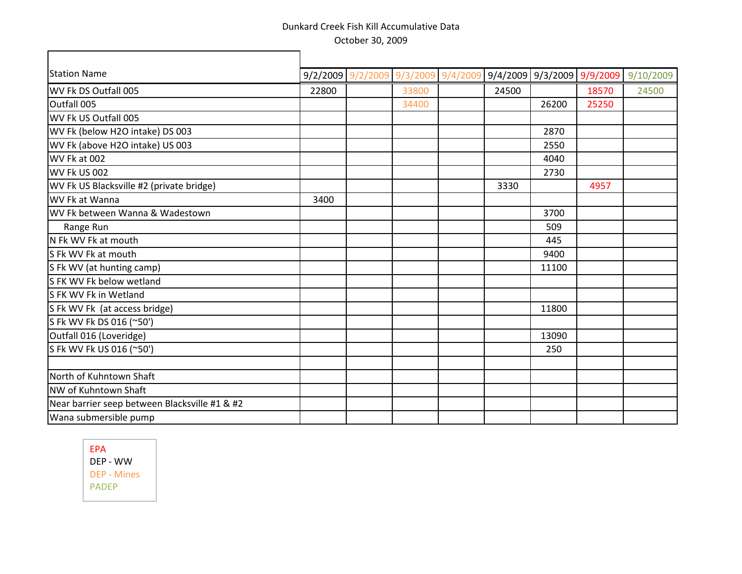Dunkard Creek Fish Kill Accumulative Data

October 30, 2009

| Station Name | 9/2/2009 | 9/2/2009 | 9/3/2009 | 9/4/2009 | 9/4/2009 | 9/3/2009 | 9/9/2009 | 9/10/2009 |
|---|---|---|---|---|---|---|---|---|
| WV Fk DS Outfall 005 | 22800 | | 33800 | | 24500 | | 18570 | 24500 |
| Outfall 005 | | | 34400 | | | 26200 | 25250 | |
| WV Fk US Outfall 005 | | | | | | | | |
| WV Fk (below H2O intake) DS 003 | | | | | | 2870 | | |
| WV Fk (above H2O intake) US 003 | | | | | | 2550 | | |
| WV Fk at 002 | | | | | | 4040 | | |
| WV Fk US 002 | | | | | | 2730 | | |
| WV Fk US Blacksville #2 (private bridge) | | | | | 3330 | | 4957 | |
| WV Fk at Wanna | 3400 | | | | | | | |
| WV Fk between Wanna & Wadestown | | | | | | 3700 | | |
| Range Run | | | | | | 509 | | |
| N Fk WV Fk at mouth | | | | | | 445 | | |
| S Fk WV Fk at mouth | | | | | | 9400 | | |
| S Fk WV (at hunting camp) | | | | | | 11100 | | |
| S FK WV Fk below wetland | | | | | | | | |
| S FK WV Fk in Wetland | | | | | | | | |
| S Fk WV Fk (at access bridge) | | | | | | 11800 | | |
| S Fk WV Fk DS 016 (~50') | | | | | | | | |
| Outfall 016 (Loveridge) | | | | | | 13090 | | |
| S Fk WV Fk US 016 (~50') | | | | | | 250 | | |
| | | | | | | | | |
| North of Kuhntown Shaft | | | | | | | | |
| NW of Kuhntown Shaft | | | | | | | | |
| Near barrier seep between Blacksville #1 & #2 | | | | | | | | |
| Wana submersible pump | | | | | | | | |

EPA
DEP - WW
DEP - Mines
PADEP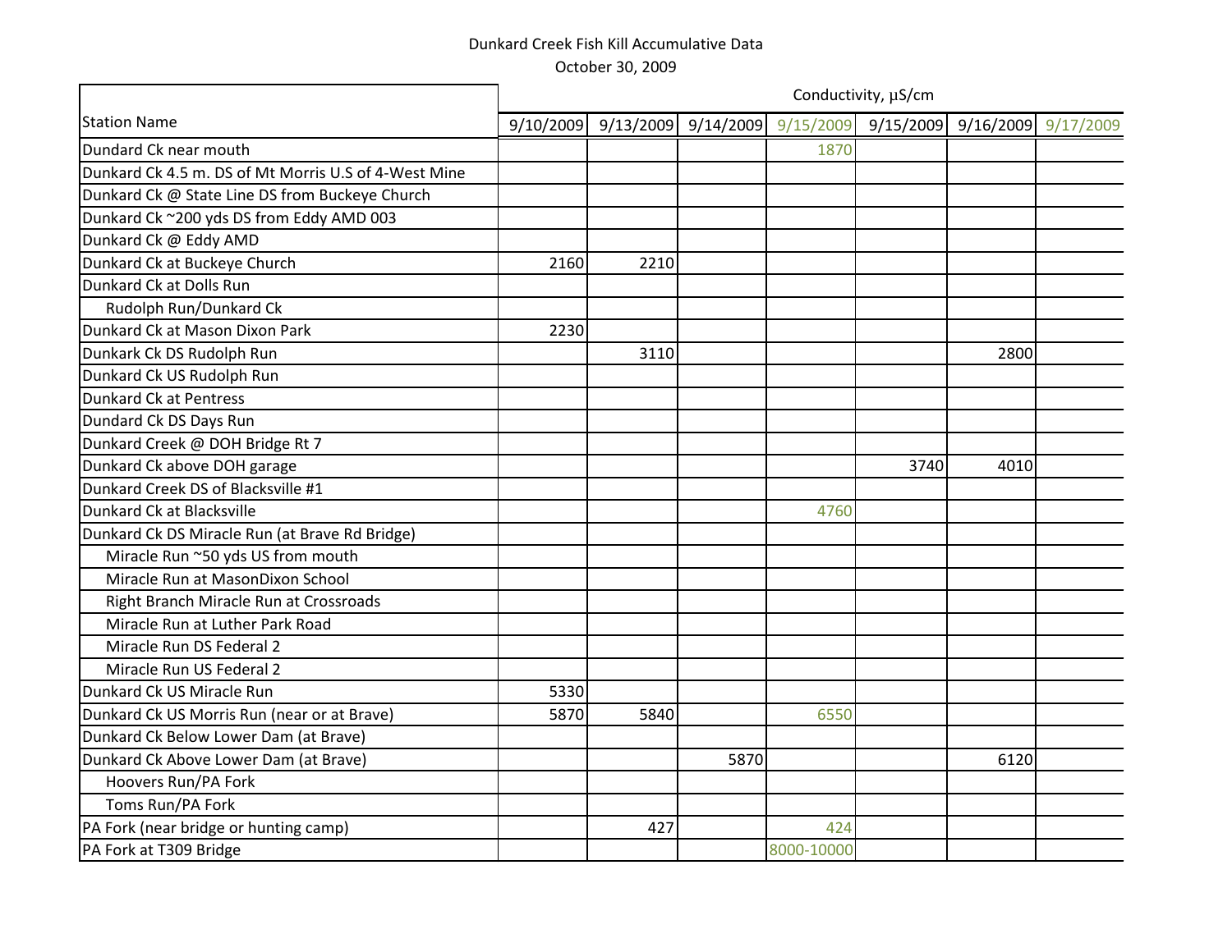Dunkard Creek Fish Kill Accumulative Data

October 30, 2009

| Station Name | Conductivity, µS/cm | | | | | | |
|---|---|---|---|---|---|---|---|
| | 9/10/2009 | 9/13/2009 | 9/14/2009 | 9/15/2009 | 9/15/2009 | 9/16/2009 | 9/17/2009 |
| Dundard Ck near mouth | | | | 1870 | | | |
| Dunkard Ck 4.5 m. DS of Mt Morris U.S of 4-West Mine | | | | | | | |
| Dunkard Ck @ State Line DS from Buckeye Church | | | | | | | |
| Dunkard Ck ~200 yds DS from Eddy AMD 003 | | | | | | | |
| Dunkard Ck @ Eddy AMD | | | | | | | |
| Dunkard Ck at Buckeye Church | 2160 | 2210 | | | | | |
| Dunkard Ck at Dolls Run | | | | | | | |
| Rudolph Run/Dunkard Ck | | | | | | | |
| Dunkard Ck at Mason Dixon Park | 2230 | | | | | | |
| Dunkark Ck DS Rudolph Run | | 3110 | | | | 2800 | |
| Dunkard Ck US Rudolph Run | | | | | | | |
| Dunkard Ck at Pentress | | | | | | | |
| Dundard Ck DS Days Run | | | | | | | |
| Dunkard Creek @ DOH Bridge Rt 7 | | | | | | | |
| Dunkard Ck above DOH garage | | | | | 3740 | 4010 | |
| Dunkard Creek DS of Blacksville #1 | | | | | | | |
| Dunkard Ck at Blacksville | | | | 4760 | | | |
| Dunkard Ck DS Miracle Run (at Brave Rd Bridge) | | | | | | | |
| Miracle Run ~50 yds US from mouth | | | | | | | |
| Miracle Run at MasonDixon School | | | | | | | |
| Right Branch Miracle Run at Crossroads | | | | | | | |
| Miracle Run at Luther Park Road | | | | | | | |
| Miracle Run DS Federal 2 | | | | | | | |
| Miracle Run US Federal 2 | | | | | | | |
| Dunkard Ck US Miracle Run | 5330 | | | | | | |
| Dunkard Ck US Morris Run (near or at Brave) | 5870 | 5840 | | 6550 | | | |
| Dunkard Ck Below Lower Dam (at Brave) | | | | | | | |
| Dunkard Ck Above Lower Dam (at Brave) | | | 5870 | | | 6120 | |
| Hoovers Run/PA Fork | | | | | | | |
| Toms Run/PA Fork | | | | | | | |
| PA Fork (near bridge or hunting camp) | | 427 | | 424 | | | |
| PA Fork at T309 Bridge | | | | 8000-10000 | | | |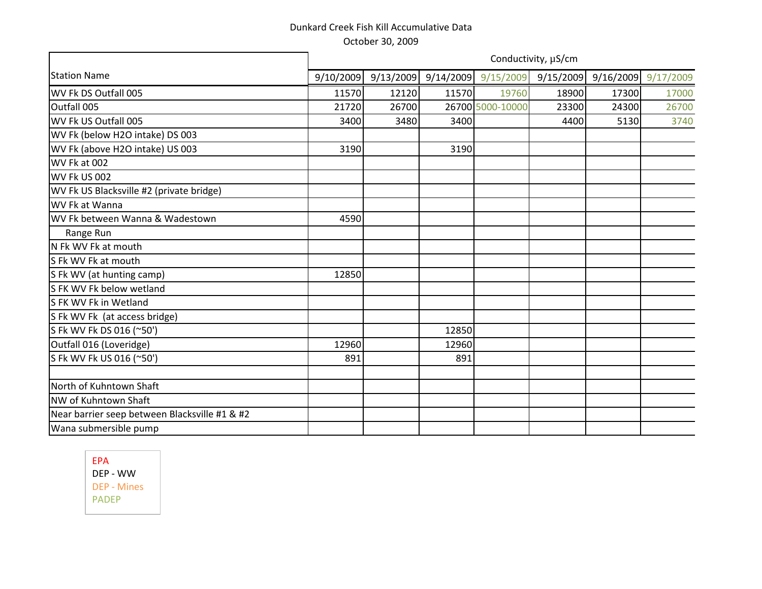Dunkard Creek Fish Kill Accumulative Data

October 30, 2009

| Station Name | Conductivity, µS/cm | | | | | | |
|---|---|---|---|---|---|---|---|
| | 9/10/2009 | 9/13/2009 | 9/14/2009 | 9/15/2009 | 9/15/2009 | 9/16/2009 | 9/17/2009 |
| WV Fk DS Outfall 005 | 11570 | 12120 | 11570 | 19760 | 18900 | 17300 | 17000 |
| Outfall 005 | 21720 | 26700 | 26700 | 5000-10000 | 23300 | 24300 | 26700 |
| WV Fk US Outfall 005 | 3400 | 3480 | 3400 | | 4400 | 5130 | 3740 |
| WV Fk (below H2O intake) DS 003 | | | | | | | |
| WV Fk (above H2O intake) US 003 | 3190 | | 3190 | | | | |
| WV Fk at 002 | | | | | | | |
| WV Fk US 002 | | | | | | | |
| WV Fk US Blacksville #2 (private bridge) | | | | | | | |
| WV Fk at Wanna | | | | | | | |
| WV Fk between Wanna & Wadestown | 4590 | | | | | | |
| Range Run | | | | | | | |
| N Fk WV Fk at mouth | | | | | | | |
| S Fk WV Fk at mouth | | | | | | | |
| S Fk WV (at hunting camp) | 12850 | | | | | | |
| S FK WV Fk below wetland | | | | | | | |
| S FK WV Fk in Wetland | | | | | | | |
| S Fk WV Fk (at access bridge) | | | | | | | |
| S Fk WV Fk DS 016 (~50') | | | 12850 | | | | |
| Outfall 016 (Loveridge) | 12960 | | 12960 | | | | |
| S Fk WV Fk US 016 (~50') | 891 | | 891 | | | | |
| | | | | | | | |
| North of Kuhntown Shaft | | | | | | | |
| NW of Kuhntown Shaft | | | | | | | |
| Near barrier seep between Blacksville #1 & #2 | | | | | | | |
| Wana submersible pump | | | | | | | |

EPA
DEP - WW
DEP - Mines
PADEP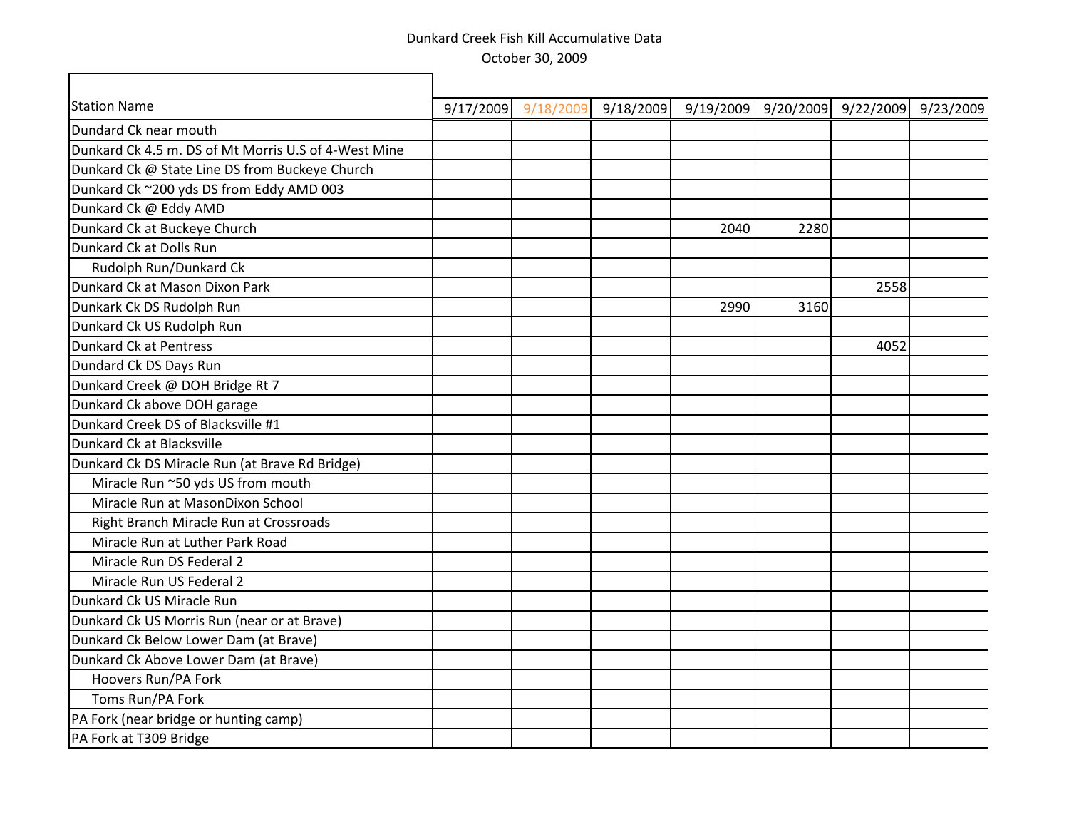Dunkard Creek Fish Kill Accumulative Data

October 30, 2009

| Station Name | 9/17/2009 | 9/18/2009 | 9/18/2009 | 9/19/2009 | 9/20/2009 | 9/22/2009 | 9/23/2009 |
|---|---|---|---|---|---|---|---|
| Dundard Ck near mouth | | | | | | | |
| Dunkard Ck 4.5 m. DS of Mt Morris U.S of 4-West Mine | | | | | | | |
| Dunkard Ck @ State Line DS from Buckeye Church | | | | | | | |
| Dunkard Ck ~200 yds DS from Eddy AMD 003 | | | | | | | |
| Dunkard Ck @ Eddy AMD | | | | | | | |
| Dunkard Ck at Buckeye Church | | | | 2040 | 2280 | | |
| Dunkard Ck at Dolls Run | | | | | | | |
| Rudolph Run/Dunkard Ck | | | | | | | |
| Dunkard Ck at Mason Dixon Park | | | | | | 2558 | |
| Dunkark Ck DS Rudolph Run | | | | 2990 | 3160 | | |
| Dunkard Ck US Rudolph Run | | | | | | | |
| Dunkard Ck at Pentress | | | | | | 4052 | |
| Dundard Ck DS Days Run | | | | | | | |
| Dunkard Creek @ DOH Bridge Rt 7 | | | | | | | |
| Dunkard Ck above DOH garage | | | | | | | |
| Dunkard Creek DS of Blacksville #1 | | | | | | | |
| Dunkard Ck at Blacksville | | | | | | | |
| Dunkard Ck DS Miracle Run (at Brave Rd Bridge) | | | | | | | |
| Miracle Run ~50 yds US from mouth | | | | | | | |
| Miracle Run at MasonDixon School | | | | | | | |
| Right Branch Miracle Run at Crossroads | | | | | | | |
| Miracle Run at Luther Park Road | | | | | | | |
| Miracle Run DS Federal 2 | | | | | | | |
| Miracle Run US Federal 2 | | | | | | | |
| Dunkard Ck US Miracle Run | | | | | | | |
| Dunkard Ck US Morris Run (near or at Brave) | | | | | | | |
| Dunkard Ck Below Lower Dam (at Brave) | | | | | | | |
| Dunkard Ck Above Lower Dam (at Brave) | | | | | | | |
| Hoovers Run/PA Fork | | | | | | | |
| Toms Run/PA Fork | | | | | | | |
| PA Fork (near bridge or hunting camp) | | | | | | | |
| PA Fork at T309 Bridge | | | | | | | |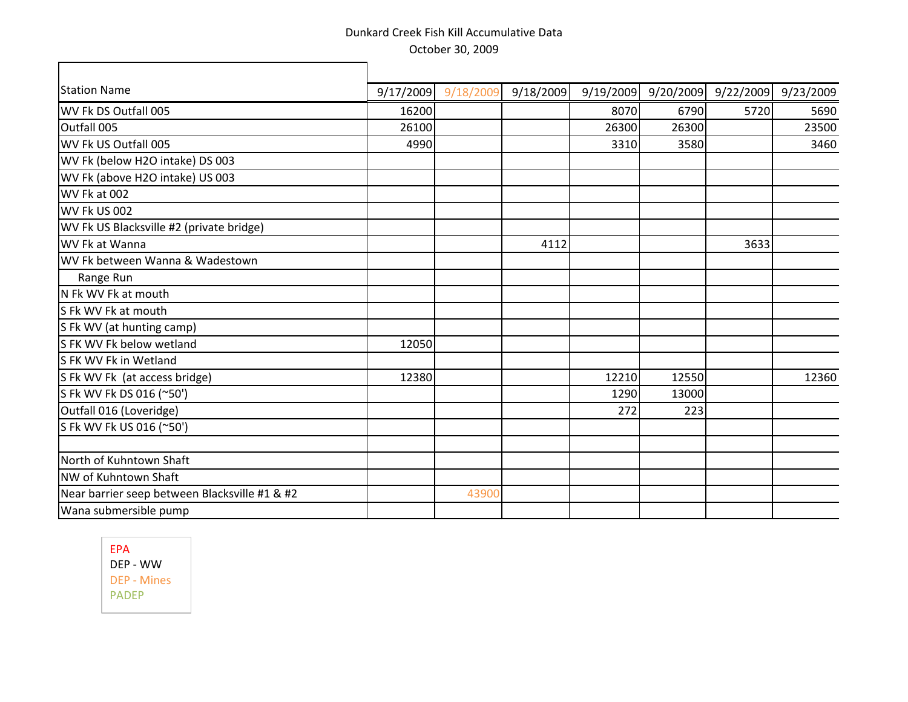Dunkard Creek Fish Kill Accumulative Data

October 30, 2009

| Station Name | 9/17/2009 | 9/18/2009 | 9/18/2009 | 9/19/2009 | 9/20/2009 | 9/22/2009 | 9/23/2009 |
|---|---|---|---|---|---|---|---|
| WV Fk DS Outfall 005 | 16200 | | | 8070 | 6790 | 5720 | 5690 |
| Outfall 005 | 26100 | | | 26300 | 26300 | | 23500 |
| WV Fk US Outfall 005 | 4990 | | | 3310 | 3580 | | 3460 |
| WV Fk (below H2O intake) DS 003 | | | | | | | |
| WV Fk (above H2O intake) US 003 | | | | | | | |
| WV Fk at 002 | | | | | | | |
| WV Fk US 002 | | | | | | | |
| WV Fk US Blacksville #2 (private bridge) | | | | | | | |
| WV Fk at Wanna | | | 4112 | | | 3633 | |
| WV Fk between Wanna & Wadestown | | | | | | | |
| Range Run | | | | | | | |
| N Fk WV Fk at mouth | | | | | | | |
| S Fk WV Fk at mouth | | | | | | | |
| S Fk WV (at hunting camp) | | | | | | | |
| S FK WV Fk below wetland | 12050 | | | | | | |
| S FK WV Fk in Wetland | | | | | | | |
| S Fk WV Fk (at access bridge) | 12380 | | | 12210 | 12550 | | 12360 |
| S Fk WV Fk DS 016 (~50') | | | | 1290 | 13000 | | |
| Outfall 016 (Loveridge) | | | | 272 | 223 | | |
| S Fk WV Fk US 016 (~50') | | | | | | | |
| | | | | | | | |
| North of Kuhntown Shaft | | | | | | | |
| NW of Kuhntown Shaft | | | | | | | |
| Near barrier seep between Blacksville #1 & #2 | | 43900 | | | | | |
| Wana submersible pump | | | | | | | |

EPA
DEP - WW
DEP - Mines
PADEP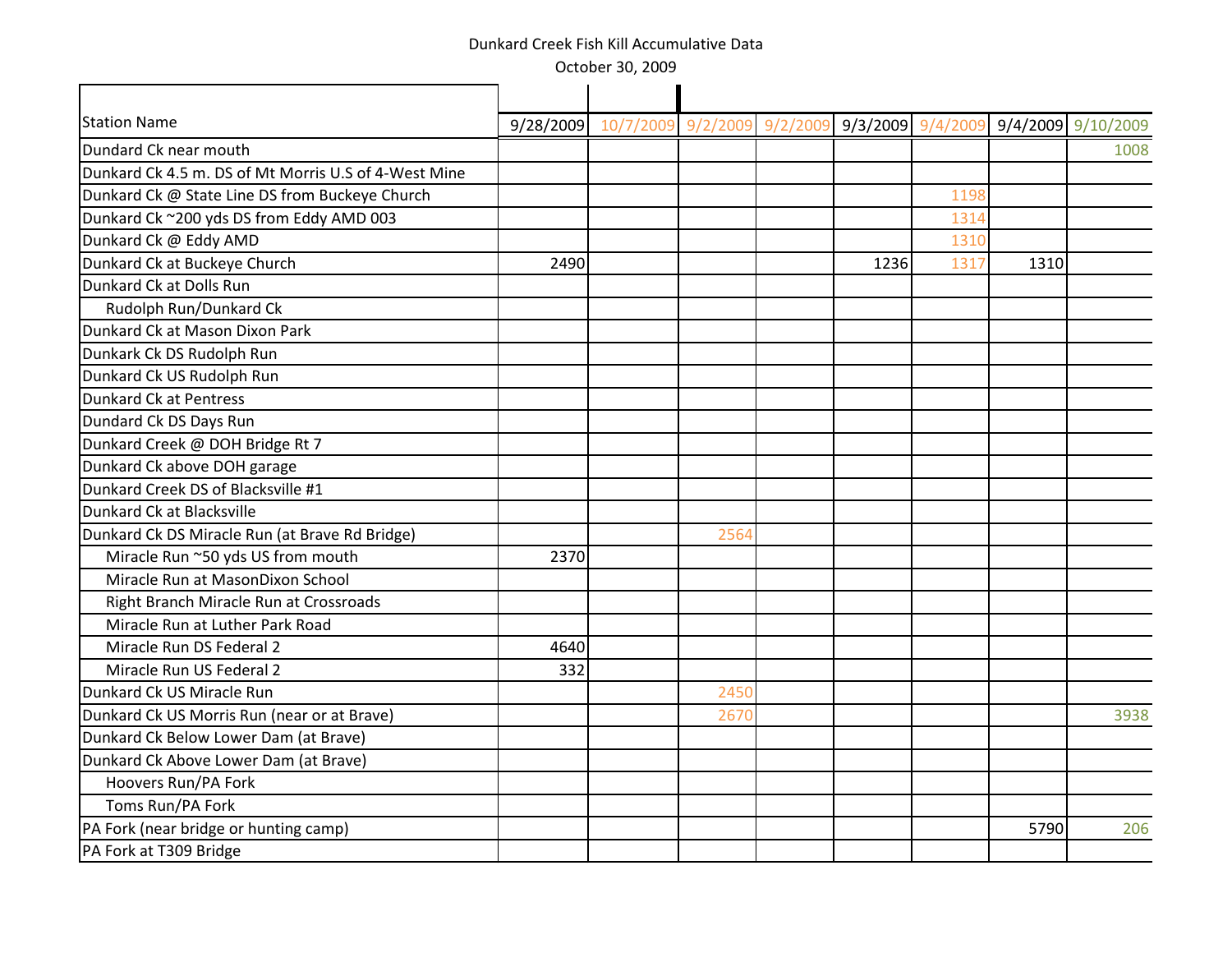# Dunkard Creek Fish Kill Accumulative Data

October 30, 2009

| Station Name | 9/28/2009 | 10/7/2009 | 9/2/2009 | 9/2/2009 | 9/3/2009 | 9/4/2009 | 9/4/2009 | 9/10/2009 |
|---|---|---|---|---|---|---|---|---|
| Dundard Ck near mouth | | | | | | | | 1008 |
| Dunkard Ck 4.5 m. DS of Mt Morris U.S of 4-West Mine | | | | | | | | |
| Dunkard Ck @ State Line DS from Buckeye Church | | | | | | 1198 | | |
| Dunkard Ck ~200 yds DS from Eddy AMD 003 | | | | | | 1314 | | |
| Dunkard Ck @ Eddy AMD | | | | | | 1310 | | |
| Dunkard Ck at Buckeye Church | 2490 | | | | 1236 | 1317 | 1310 | |
| Dunkard Ck at Dolls Run | | | | | | | | |
| Rudolph Run/Dunkard Ck | | | | | | | | |
| Dunkard Ck at Mason Dixon Park | | | | | | | | |
| Dunkark Ck DS Rudolph Run | | | | | | | | |
| Dunkard Ck US Rudolph Run | | | | | | | | |
| Dunkard Ck at Pentress | | | | | | | | |
| Dundard Ck DS Days Run | | | | | | | | |
| Dunkard Creek @ DOH Bridge Rt 7 | | | | | | | | |
| Dunkard Ck above DOH garage | | | | | | | | |
| Dunkard Creek DS of Blacksville #1 | | | | | | | | |
| Dunkard Ck at Blacksville | | | | | | | | |
| Dunkard Ck DS Miracle Run (at Brave Rd Bridge) | | | 2564 | | | | | |
| Miracle Run ~50 yds US from mouth | 2370 | | | | | | | |
| Miracle Run at MasonDixon School | | | | | | | | |
| Right Branch Miracle Run at Crossroads | | | | | | | | |
| Miracle Run at Luther Park Road | | | | | | | | |
| Miracle Run DS Federal 2 | 4640 | | | | | | | |
| Miracle Run US Federal 2 | 332 | | | | | | | |
| Dunkard Ck US Miracle Run | | | 2450 | | | | | |
| Dunkard Ck US Morris Run (near or at Brave) | | | 2670 | | | | | 3938 |
| Dunkard Ck Below Lower Dam (at Brave) | | | | | | | | |
| Dunkard Ck Above Lower Dam (at Brave) | | | | | | | | |
| Hoovers Run/PA Fork | | | | | | | | |
| Toms Run/PA Fork | | | | | | | | |
| PA Fork (near bridge or hunting camp) | | | | | | | 5790 | 206 |
| PA Fork at T309 Bridge | | | | | | | | |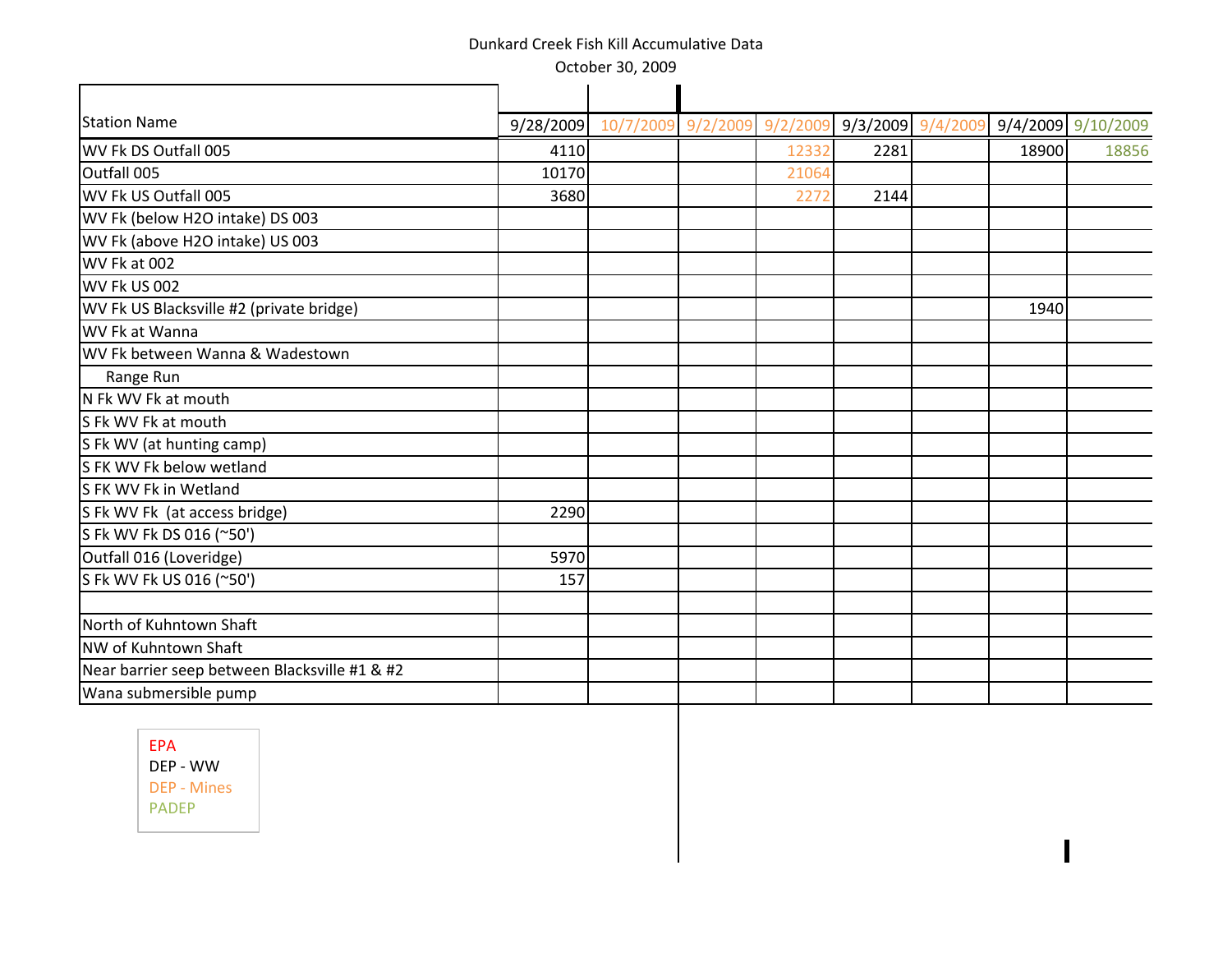Dunkard Creek Fish Kill Accumulative Data

October 30, 2009

| Station Name | 9/28/2009 | 10/7/2009 | 9/2/2009 | 9/2/2009 | 9/3/2009 | 9/4/2009 | 9/4/2009 | 9/10/2009 |
|---|---|---|---|---|---|---|---|---|
| WV Fk DS Outfall 005 | 4110 | | | 12332 | 2281 | | 18900 | 18856 |
| Outfall 005 | 10170 | | | 21064 | | | | |
| WV Fk US Outfall 005 | 3680 | | | 2272 | 2144 | | | |
| WV Fk (below H2O intake) DS 003 | | | | | | | | |
| WV Fk (above H2O intake) US 003 | | | | | | | | |
| WV Fk at 002 | | | | | | | | |
| WV Fk US 002 | | | | | | | | |
| WV Fk US Blacksville #2 (private bridge) | | | | | | | 1940 | |
| WV Fk at Wanna | | | | | | | | |
| WV Fk between Wanna & Wadestown | | | | | | | | |
| Range Run | | | | | | | | |
| N Fk WV Fk at mouth | | | | | | | | |
| S Fk WV Fk at mouth | | | | | | | | |
| S Fk WV (at hunting camp) | | | | | | | | |
| S FK WV Fk below wetland | | | | | | | | |
| S FK WV Fk in Wetland | | | | | | | | |
| S Fk WV Fk (at access bridge) | 2290 | | | | | | | |
| S Fk WV Fk DS 016 (~50') | | | | | | | | |
| Outfall 016 (Loveridge) | 5970 | | | | | | | |
| S Fk WV Fk US 016 (~50') | 157 | | | | | | | |
| | | | | | | | | |
| North of Kuhntown Shaft | | | | | | | | |
| NW of Kuhntown Shaft | | | | | | | | |
| Near barrier seep between Blacksville #1 & #2 | | | | | | | | |
| Wana submersible pump | | | | | | | | |

EPA
DEP - WW
DEP - Mines
PADEP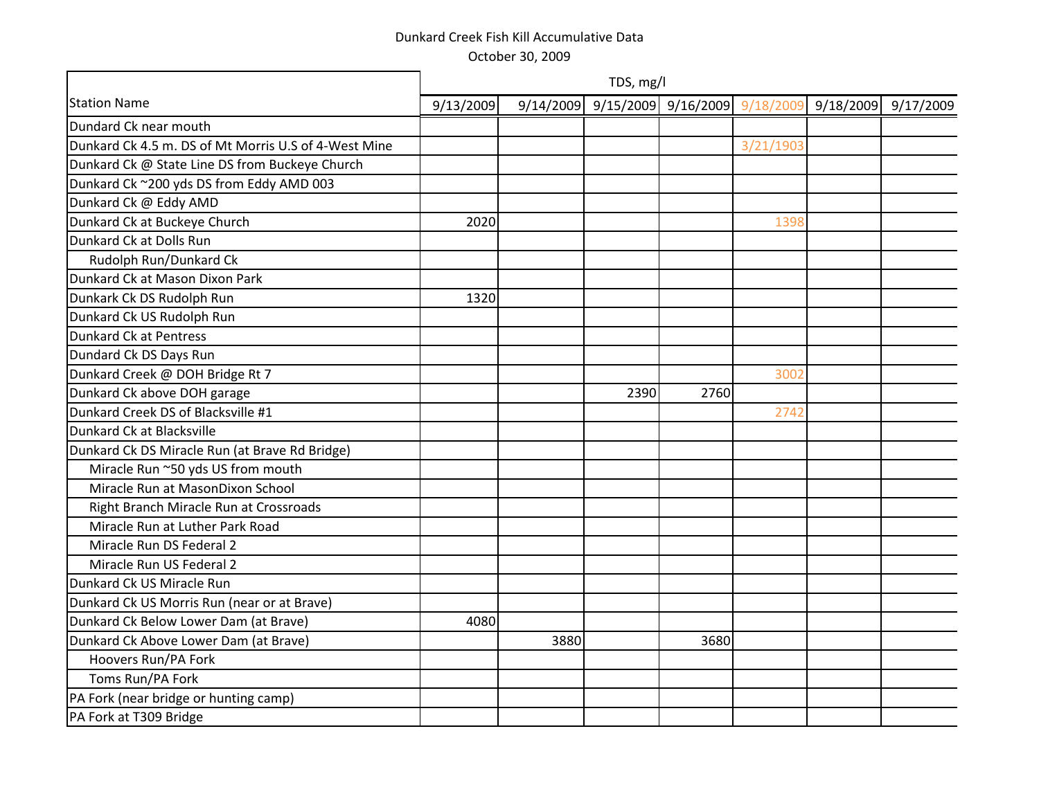Dunkard Creek Fish Kill Accumulative Data

October 30, 2009

| Station Name | TDS, mg/l | | | | | | |
|---|---|---|---|---|---|---|---|
| | 9/13/2009 | 9/14/2009 | 9/15/2009 | 9/16/2009 | 9/18/2009 | 9/18/2009 | 9/17/2009 |
| Dundard Ck near mouth | | | | | | | |
| Dunkard Ck 4.5 m. DS of Mt Morris U.S of 4-West Mine | | | | | 3/21/1903 | | |
| Dunkard Ck @ State Line DS from Buckeye Church | | | | | | | |
| Dunkard Ck ~200 yds DS from Eddy AMD 003 | | | | | | | |
| Dunkard Ck @ Eddy AMD | | | | | | | |
| Dunkard Ck at Buckeye Church | 2020 | | | | 1398 | | |
| Dunkard Ck at Dolls Run | | | | | | | |
| Rudolph Run/Dunkard Ck | | | | | | | |
| Dunkard Ck at Mason Dixon Park | | | | | | | |
| Dunkark Ck DS Rudolph Run | 1320 | | | | | | |
| Dunkard Ck US Rudolph Run | | | | | | | |
| Dunkard Ck at Pentress | | | | | | | |
| Dundard Ck DS Days Run | | | | | | | |
| Dunkard Creek @ DOH Bridge Rt 7 | | | | | 3002 | | |
| Dunkard Ck above DOH garage | | | 2390 | 2760 | | | |
| Dunkard Creek DS of Blacksville #1 | | | | | 2742 | | |
| Dunkard Ck at Blacksville | | | | | | | |
| Dunkard Ck DS Miracle Run (at Brave Rd Bridge) | | | | | | | |
| Miracle Run ~50 yds US from mouth | | | | | | | |
| Miracle Run at MasonDixon School | | | | | | | |
| Right Branch Miracle Run at Crossroads | | | | | | | |
| Miracle Run at Luther Park Road | | | | | | | |
| Miracle Run DS Federal 2 | | | | | | | |
| Miracle Run US Federal 2 | | | | | | | |
| Dunkard Ck US Miracle Run | | | | | | | |
| Dunkard Ck US Morris Run (near or at Brave) | | | | | | | |
| Dunkard Ck Below Lower Dam (at Brave) | 4080 | | | | | | |
| Dunkard Ck Above Lower Dam (at Brave) | | 3880 | | 3680 | | | |
| Hoovers Run/PA Fork | | | | | | | |
| Toms Run/PA Fork | | | | | | | |
| PA Fork (near bridge or hunting camp) | | | | | | | |
| PA Fork at T309 Bridge | | | | | | | |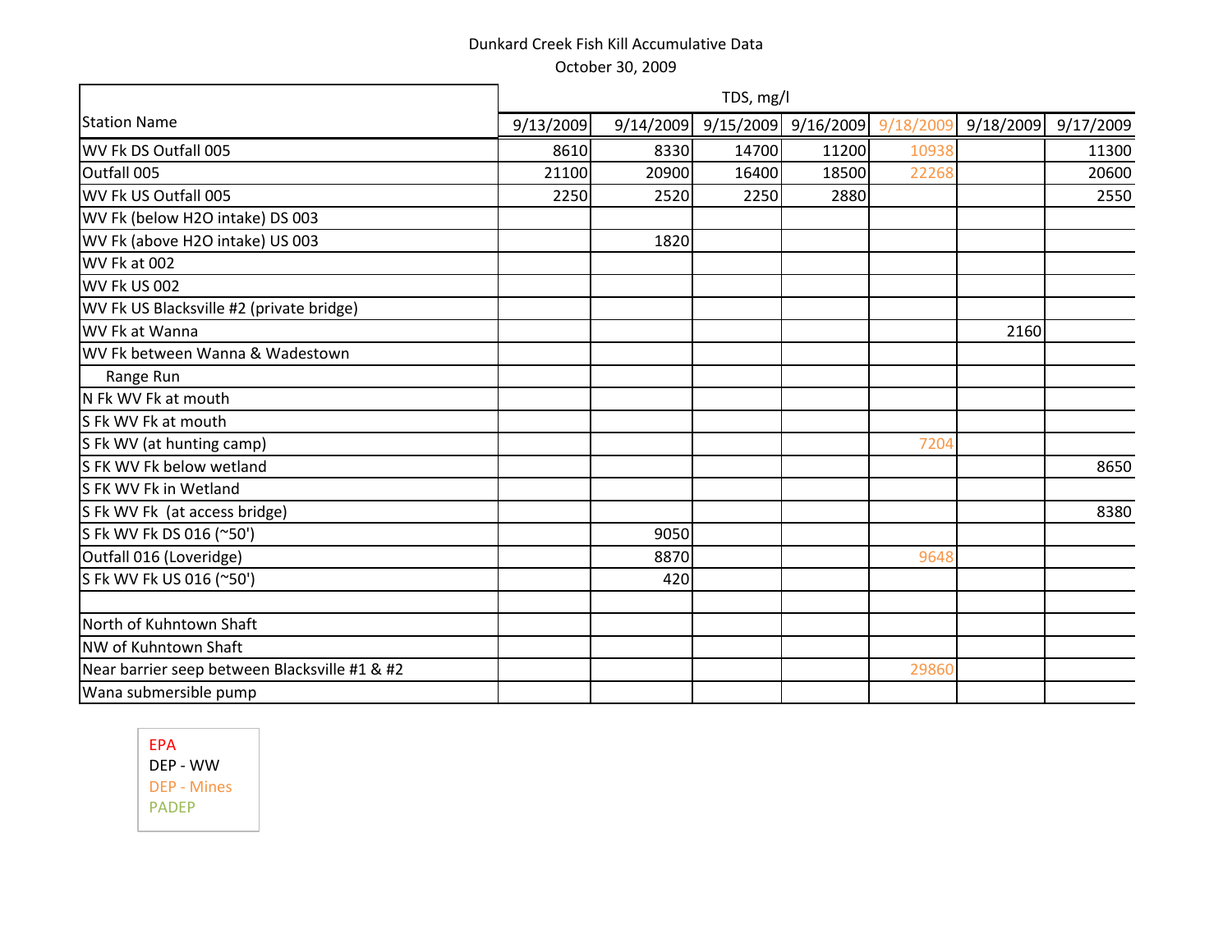Dunkard Creek Fish Kill Accumulative Data

October 30, 2009

| Station Name | TDS, mg/l | | | | | | |
|---|---|---|---|---|---|---|---|
| | 9/13/2009 | 9/14/2009 | 9/15/2009 | 9/16/2009 | 9/18/2009 | 9/18/2009 | 9/17/2009 |
| WV Fk DS Outfall 005 | 8610 | 8330 | 14700 | 11200 | 10938 | | 11300 |
| Outfall 005 | 21100 | 20900 | 16400 | 18500 | 22268 | | 20600 |
| WV Fk US Outfall 005 | 2250 | 2520 | 2250 | 2880 | | | 2550 |
| WV Fk (below H2O intake) DS 003 | | | | | | | |
| WV Fk (above H2O intake) US 003 | | 1820 | | | | | |
| WV Fk at 002 | | | | | | | |
| WV Fk US 002 | | | | | | | |
| WV Fk US Blacksville #2 (private bridge) | | | | | | | |
| WV Fk at Wanna | | | | | | 2160 | |
| WV Fk between Wanna & Wadestown | | | | | | | |
| Range Run | | | | | | | |
| N Fk WV Fk at mouth | | | | | | | |
| S Fk WV Fk at mouth | | | | | | | |
| S Fk WV (at hunting camp) | | | | | 7204 | | |
| S FK WV Fk below wetland | | | | | | | 8650 |
| S FK WV Fk in Wetland | | | | | | | |
| S Fk WV Fk (at access bridge) | | | | | | | 8380 |
| S Fk WV Fk DS 016 (~50') | | 9050 | | | | | |
| Outfall 016 (Loveridge) | | 8870 | | | 9648 | | |
| S Fk WV Fk US 016 (~50') | | 420 | | | | | |
| | | | | | | | |
| North of Kuhntown Shaft | | | | | | | |
| NW of Kuhntown Shaft | | | | | | | |
| Near barrier seep between Blacksville #1 & #2 | | | | | 29860 | | |
| Wana submersible pump | | | | | | | |

EPA
DEP - WW
DEP - Mines
PADEP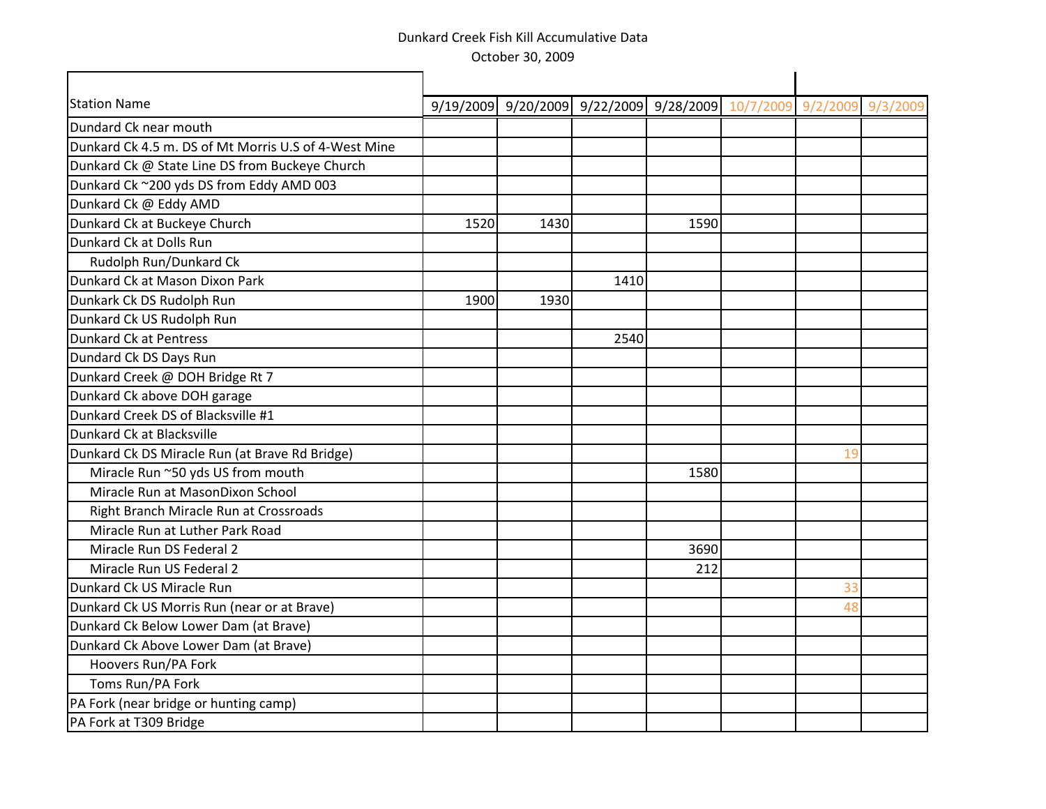Dunkard Creek Fish Kill Accumulative Data

October 30, 2009

| Station Name | 9/19/2009 | 9/20/2009 | 9/22/2009 | 9/28/2009 | 10/7/2009 | 9/2/2009 | 9/3/2009 |
|---|---|---|---|---|---|---|---|
| Dundard Ck near mouth | | | | | | | |
| Dunkard Ck 4.5 m. DS of Mt Morris U.S of 4-West Mine | | | | | | | |
| Dunkard Ck @ State Line DS from Buckeye Church | | | | | | | |
| Dunkard Ck ~200 yds DS from Eddy AMD 003 | | | | | | | |
| Dunkard Ck @ Eddy AMD | | | | | | | |
| Dunkard Ck at Buckeye Church | 1520 | 1430 | | 1590 | | | |
| Dunkard Ck at Dolls Run | | | | | | | |
| Rudolph Run/Dunkard Ck | | | | | | | |
| Dunkard Ck at Mason Dixon Park | | | 1410 | | | | |
| Dunkark Ck DS Rudolph Run | 1900 | 1930 | | | | | |
| Dunkard Ck US Rudolph Run | | | | | | | |
| Dunkard Ck at Pentress | | | 2540 | | | | |
| Dundard Ck DS Days Run | | | | | | | |
| Dunkard Creek @ DOH Bridge Rt 7 | | | | | | | |
| Dunkard Ck above DOH garage | | | | | | | |
| Dunkard Creek DS of Blacksville #1 | | | | | | | |
| Dunkard Ck at Blacksville | | | | | | | |
| Dunkard Ck DS Miracle Run (at Brave Rd Bridge) | | | | | | 19 | |
| Miracle Run ~50 yds US from mouth | | | | 1580 | | | |
| Miracle Run at MasonDixon School | | | | | | | |
| Right Branch Miracle Run at Crossroads | | | | | | | |
| Miracle Run at Luther Park Road | | | | | | | |
| Miracle Run DS Federal 2 | | | | 3690 | | | |
| Miracle Run US Federal 2 | | | | 212 | | | |
| Dunkard Ck US Miracle Run | | | | | | 33 | |
| Dunkard Ck US Morris Run (near or at Brave) | | | | | | 48 | |
| Dunkard Ck Below Lower Dam (at Brave) | | | | | | | |
| Dunkard Ck Above Lower Dam (at Brave) | | | | | | | |
| Hoovers Run/PA Fork | | | | | | | |
| Toms Run/PA Fork | | | | | | | |
| PA Fork (near bridge or hunting camp) | | | | | | | |
| PA Fork at T309 Bridge | | | | | | | |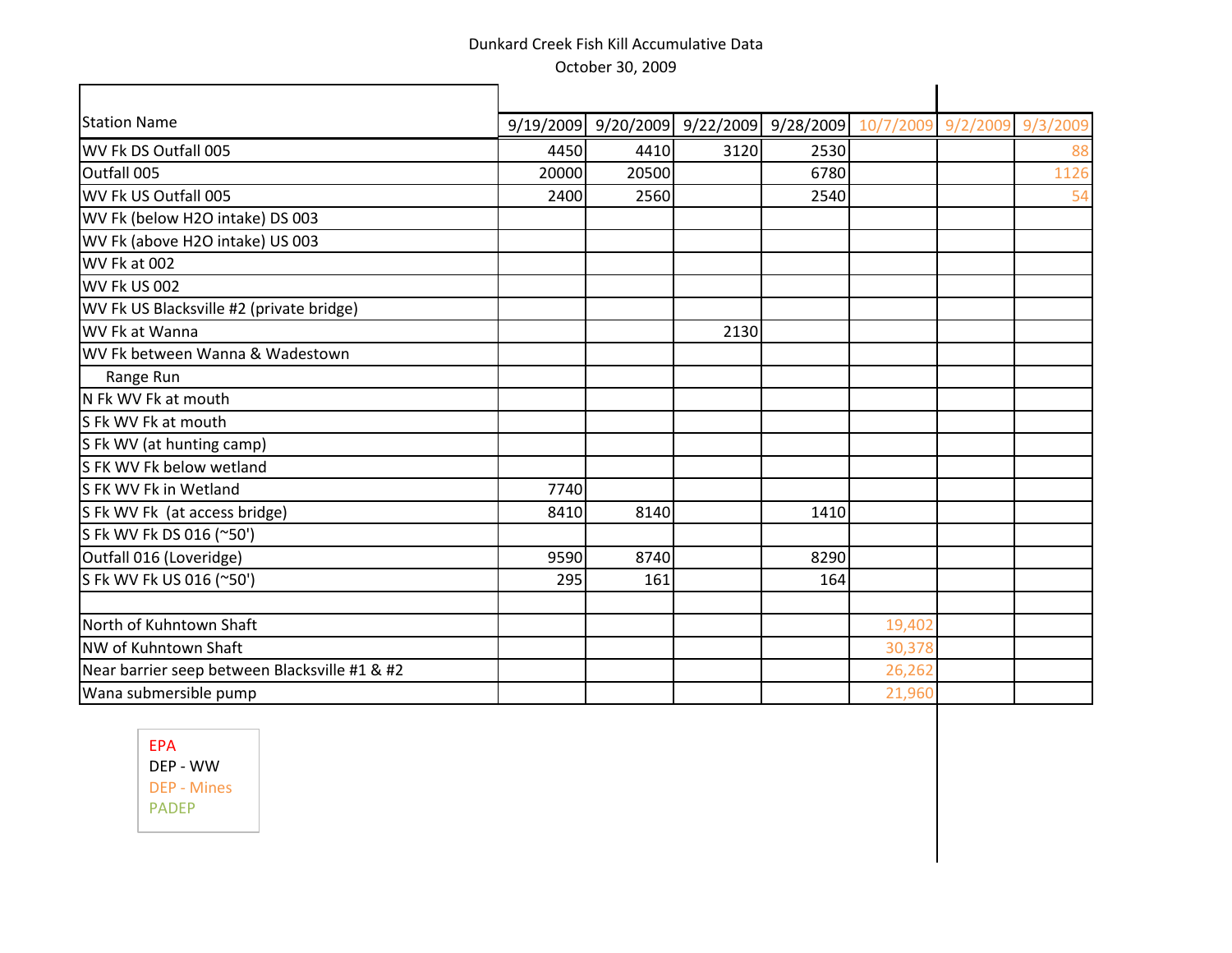Dunkard Creek Fish Kill Accumulative Data

October 30, 2009

| Station Name | 9/19/2009 | 9/20/2009 | 9/22/2009 | 9/28/2009 | 10/7/2009 | 9/2/2009 | 9/3/2009 |
|---|---|---|---|---|---|---|---|
| WV Fk DS Outfall 005 | 4450 | 4410 | 3120 | 2530 | | | 88 |
| Outfall 005 | 20000 | 20500 | | 6780 | | | 1126 |
| WV Fk US Outfall 005 | 2400 | 2560 | | 2540 | | | 54 |
| WV Fk (below H2O intake) DS 003 | | | | | | | |
| WV Fk (above H2O intake) US 003 | | | | | | | |
| WV Fk at 002 | | | | | | | |
| WV Fk US 002 | | | | | | | |
| WV Fk US Blacksville #2 (private bridge) | | | | | | | |
| WV Fk at Wanna | | | 2130 | | | | |
| WV Fk between Wanna & Wadestown | | | | | | | |
| Range Run | | | | | | | |
| N Fk WV Fk at mouth | | | | | | | |
| S Fk WV Fk at mouth | | | | | | | |
| S Fk WV (at hunting camp) | | | | | | | |
| S FK WV Fk below wetland | | | | | | | |
| S FK WV Fk in Wetland | 7740 | | | | | | |
| S Fk WV Fk (at access bridge) | 8410 | 8140 | | 1410 | | | |
| S Fk WV Fk DS 016 (~50') | | | | | | | |
| Outfall 016 (Loveridge) | 9590 | 8740 | | 8290 | | | |
| S Fk WV Fk US 016 (~50') | 295 | 161 | | 164 | | | |
| | | | | | | | |
| North of Kuhntown Shaft | | | | | 19,402 | | |
| NW of Kuhntown Shaft | | | | | 30,378 | | |
| Near barrier seep between Blacksville #1 & #2 | | | | | 26,262 | | |
| Wana submersible pump | | | | | 21,960 | | |

EPA
DEP - WW
DEP - Mines
PADEP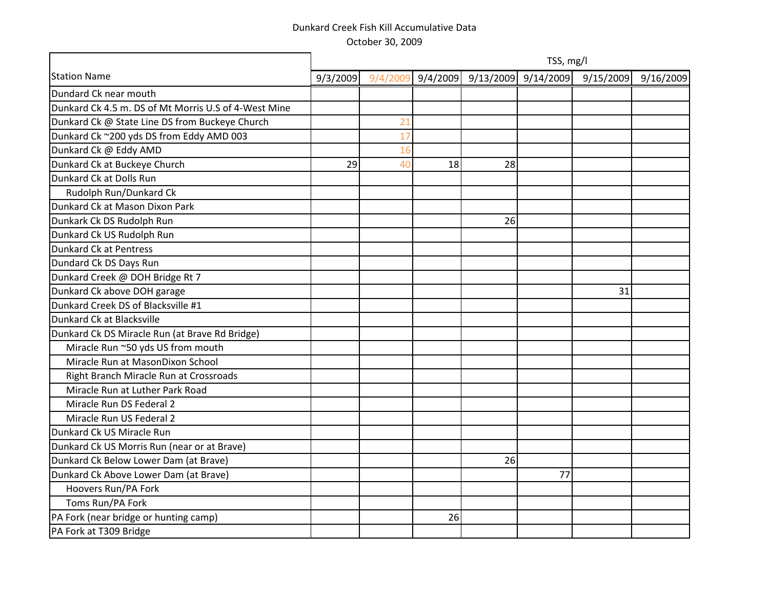Dunkard Creek Fish Kill Accumulative Data

October 30, 2009

| Station Name | TSS, mg/l | | | | | | |
|---|---|---|---|---|---|---|---|
| | 9/3/2009 | 9/4/2009 | 9/4/2009 | 9/13/2009 | 9/14/2009 | 9/15/2009 | 9/16/2009 |
| Dundard Ck near mouth | | | | | | | |
| Dunkard Ck 4.5 m. DS of Mt Morris U.S of 4-West Mine | | | | | | | |
| Dunkard Ck @ State Line DS from Buckeye Church | | 21 | | | | | |
| Dunkard Ck ~200 yds DS from Eddy AMD 003 | | 17 | | | | | |
| Dunkard Ck @ Eddy AMD | | 16 | | | | | |
| Dunkard Ck at Buckeye Church | 29 | 40 | 18 | 28 | | | |
| Dunkard Ck at Dolls Run | | | | | | | |
| Rudolph Run/Dunkard Ck | | | | | | | |
| Dunkard Ck at Mason Dixon Park | | | | | | | |
| Dunkark Ck DS Rudolph Run | | | | 26 | | | |
| Dunkard Ck US Rudolph Run | | | | | | | |
| Dunkard Ck at Pentress | | | | | | | |
| Dundard Ck DS Days Run | | | | | | | |
| Dunkard Creek @ DOH Bridge Rt 7 | | | | | | | |
| Dunkard Ck above DOH garage | | | | | | 31 | |
| Dunkard Creek DS of Blacksville #1 | | | | | | | |
| Dunkard Ck at Blacksville | | | | | | | |
| Dunkard Ck DS Miracle Run (at Brave Rd Bridge) | | | | | | | |
| Miracle Run ~50 yds US from mouth | | | | | | | |
| Miracle Run at MasonDixon School | | | | | | | |
| Right Branch Miracle Run at Crossroads | | | | | | | |
| Miracle Run at Luther Park Road | | | | | | | |
| Miracle Run DS Federal 2 | | | | | | | |
| Miracle Run US Federal 2 | | | | | | | |
| Dunkard Ck US Miracle Run | | | | | | | |
| Dunkard Ck US Morris Run (near or at Brave) | | | | | | | |
| Dunkard Ck Below Lower Dam (at Brave) | | | | 26 | | | |
| Dunkard Ck Above Lower Dam (at Brave) | | | | | 77 | | |
| Hoovers Run/PA Fork | | | | | | | |
| Toms Run/PA Fork | | | | | | | |
| PA Fork (near bridge or hunting camp) | | | 26 | | | | |
| PA Fork at T309 Bridge | | | | | | | |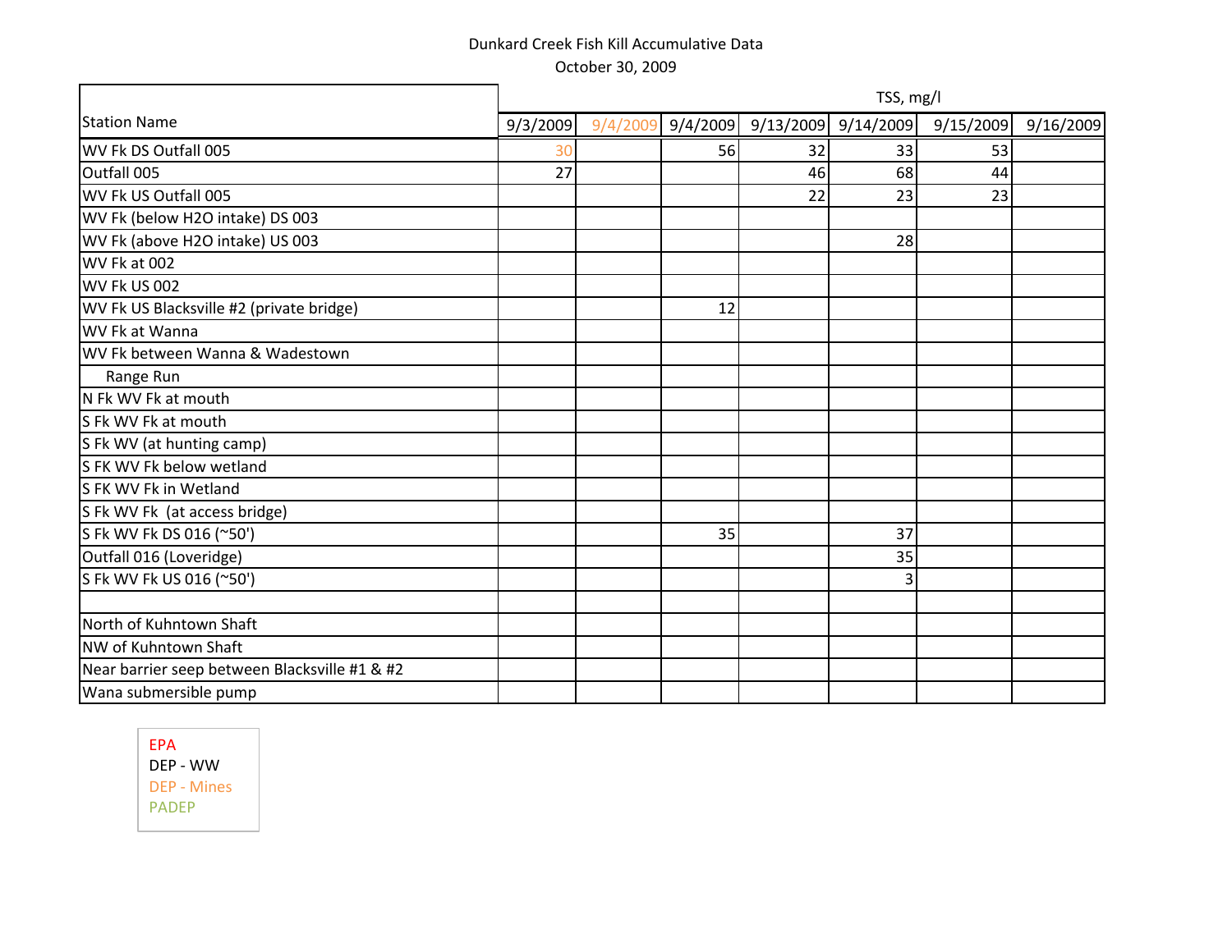Dunkard Creek Fish Kill Accumulative Data

October 30, 2009

| Station Name | TSS, mg/l | | | | | | |
|---|---|---|---|---|---|---|---|
| | 9/3/2009 | 9/4/2009 | 9/4/2009 | 9/13/2009 | 9/14/2009 | 9/15/2009 | 9/16/2009 |
| WV Fk DS Outfall 005 | 30 | | 56 | 32 | 33 | 53 | |
| Outfall 005 | 27 | | | 46 | 68 | 44 | |
| WV Fk US Outfall 005 | | | | 22 | 23 | 23 | |
| WV Fk (below H2O intake) DS 003 | | | | | | | |
| WV Fk (above H2O intake) US 003 | | | | | 28 | | |
| WV Fk at 002 | | | | | | | |
| WV Fk US 002 | | | | | | | |
| WV Fk US Blacksville #2 (private bridge) | | | 12 | | | | |
| WV Fk at Wanna | | | | | | | |
| WV Fk between Wanna & Wadestown | | | | | | | |
| Range Run | | | | | | | |
| N Fk WV Fk at mouth | | | | | | | |
| S Fk WV Fk at mouth | | | | | | | |
| S Fk WV (at hunting camp) | | | | | | | |
| S FK WV Fk below wetland | | | | | | | |
| S FK WV Fk in Wetland | | | | | | | |
| S Fk WV Fk (at access bridge) | | | | | | | |
| S Fk WV Fk DS 016 (~50') | | | 35 | | 37 | | |
| Outfall 016 (Loveridge) | | | | | 35 | | |
| S Fk WV Fk US 016 (~50') | | | | | 3 | | |
| | | | | | | | |
| North of Kuhntown Shaft | | | | | | | |
| NW of Kuhntown Shaft | | | | | | | |
| Near barrier seep between Blacksville #1 & #2 | | | | | | | |
| Wana submersible pump | | | | | | | |

EPA
DEP - WW
DEP - Mines
PADEP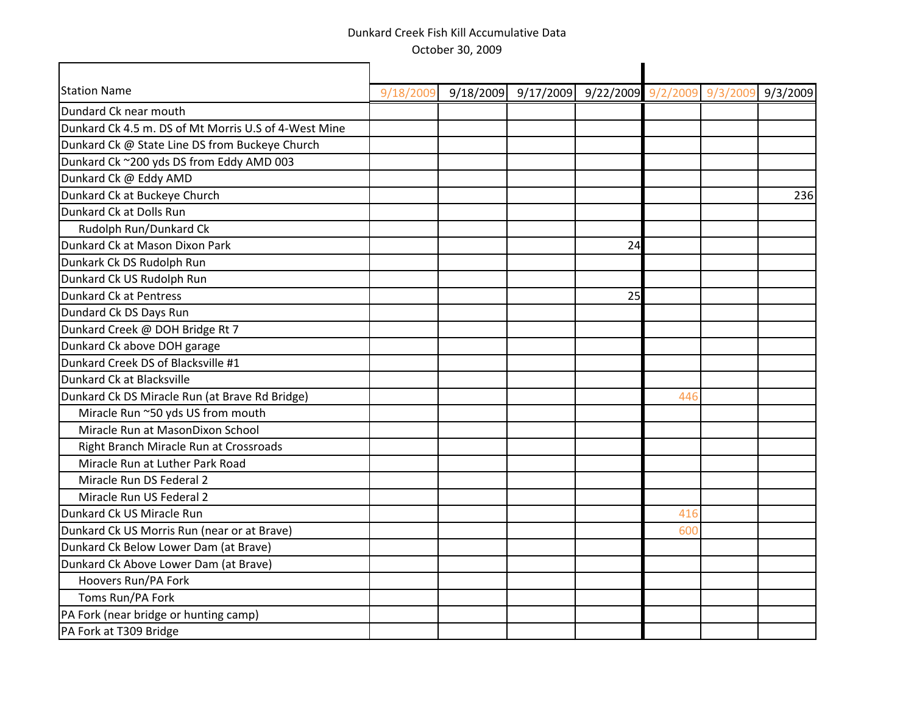Dunkard Creek Fish Kill Accumulative Data

October 30, 2009

| Station Name | 9/18/2009 | 9/18/2009 | 9/17/2009 | 9/22/2009 | 9/2/2009 | 9/3/2009 | 9/3/2009 |
|---|---|---|---|---|---|---|---|
| Dundard Ck near mouth | | | | | | | |
| Dunkard Ck 4.5 m. DS of Mt Morris U.S of 4-West Mine | | | | | | | |
| Dunkard Ck @ State Line DS from Buckeye Church | | | | | | | |
| Dunkard Ck ~200 yds DS from Eddy AMD 003 | | | | | | | |
| Dunkard Ck @ Eddy AMD | | | | | | | |
| Dunkard Ck at Buckeye Church | | | | | | | 236 |
| Dunkard Ck at Dolls Run | | | | | | | |
| Rudolph Run/Dunkard Ck | | | | | | | |
| Dunkard Ck at Mason Dixon Park | | | | 24 | | | |
| Dunkark Ck DS Rudolph Run | | | | | | | |
| Dunkard Ck US Rudolph Run | | | | | | | |
| Dunkard Ck at Pentress | | | | 25 | | | |
| Dundard Ck DS Days Run | | | | | | | |
| Dunkard Creek @ DOH Bridge Rt 7 | | | | | | | |
| Dunkard Ck above DOH garage | | | | | | | |
| Dunkard Creek DS of Blacksville #1 | | | | | | | |
| Dunkard Ck at Blacksville | | | | | | | |
| Dunkard Ck DS Miracle Run (at Brave Rd Bridge) | | | | | 446 | | |
| Miracle Run ~50 yds US from mouth | | | | | | | |
| Miracle Run at MasonDixon School | | | | | | | |
| Right Branch Miracle Run at Crossroads | | | | | | | |
| Miracle Run at Luther Park Road | | | | | | | |
| Miracle Run DS Federal 2 | | | | | | | |
| Miracle Run US Federal 2 | | | | | | | |
| Dunkard Ck US Miracle Run | | | | | 416 | | |
| Dunkard Ck US Morris Run (near or at Brave) | | | | | 600 | | |
| Dunkard Ck Below Lower Dam (at Brave) | | | | | | | |
| Dunkard Ck Above Lower Dam (at Brave) | | | | | | | |
| Hoovers Run/PA Fork | | | | | | | |
| Toms Run/PA Fork | | | | | | | |
| PA Fork (near bridge or hunting camp) | | | | | | | |
| PA Fork at T309 Bridge | | | | | | | |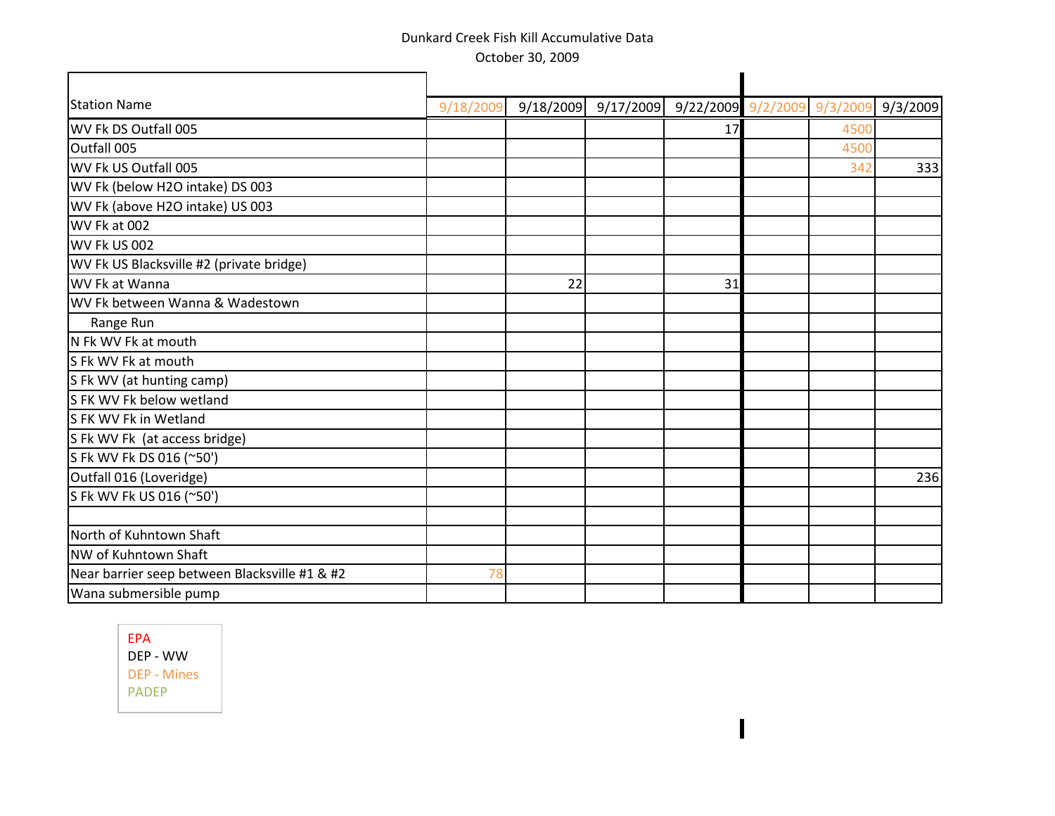Dunkard Creek Fish Kill Accumulative Data

October 30, 2009

| Station Name | 9/18/2009 | 9/18/2009 | 9/17/2009 | 9/22/2009 | 9/2/2009 | 9/3/2009 | 9/3/2009 |
|---|---|---|---|---|---|---|---|
| WV Fk DS Outfall 005 | | | | 17 | | 4500 | |
| Outfall 005 | | | | | | 4500 | |
| WV Fk US Outfall 005 | | | | | | 342 | 333 |
| WV Fk (below H2O intake) DS 003 | | | | | | | |
| WV Fk (above H2O intake) US 003 | | | | | | | |
| WV Fk at 002 | | | | | | | |
| WV Fk US 002 | | | | | | | |
| WV Fk US Blacksville #2 (private bridge) | | | | | | | |
| WV Fk at Wanna | | 22 | | 31 | | | |
| WV Fk between Wanna & Wadestown | | | | | | | |
| Range Run | | | | | | | |
| N Fk WV Fk at mouth | | | | | | | |
| S Fk WV Fk at mouth | | | | | | | |
| S Fk WV (at hunting camp) | | | | | | | |
| S FK WV Fk below wetland | | | | | | | |
| S FK WV Fk in Wetland | | | | | | | |
| S Fk WV Fk (at access bridge) | | | | | | | |
| S Fk WV Fk DS 016 (~50') | | | | | | | |
| Outfall 016 (Loveridge) | | | | | | | 236 |
| S Fk WV Fk US 016 (~50') | | | | | | | |
| | | | | | | | |
| North of Kuhntown Shaft | | | | | | | |
| NW of Kuhntown Shaft | | | | | | | |
| Near barrier seep between Blacksville #1 & #2 | 78 | | | | | | |
| Wana submersible pump | | | | | | | |

EPA
DEP - WW
DEP - Mines
PADEP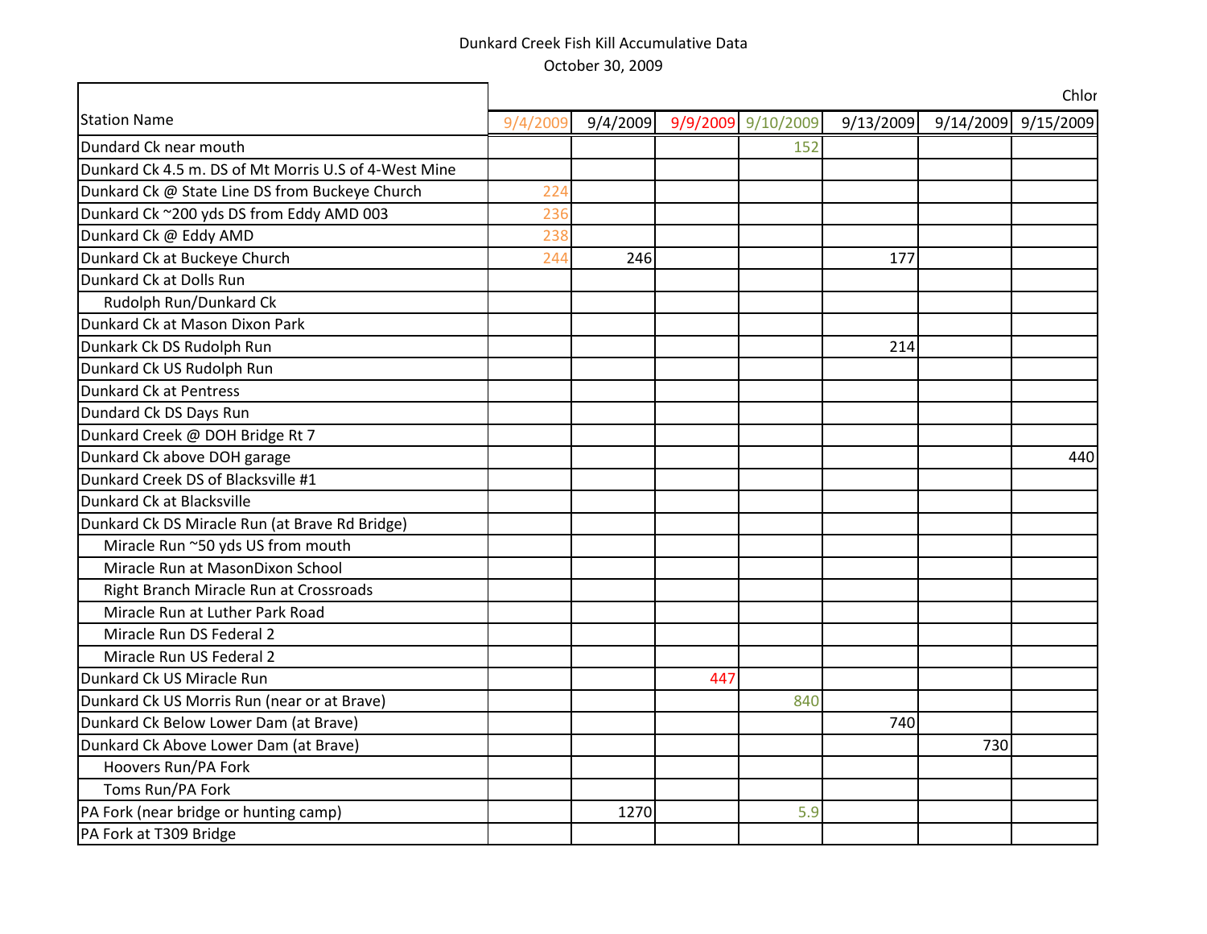Dunkard Creek Fish Kill Accumulative Data

October 30, 2009

| Station Name | Chlor | | | | | | |
|---|---|---|---|---|---|---|---|
| | 9/4/2009 | 9/4/2009 | 9/9/2009 | 9/10/2009 | 9/13/2009 | 9/14/2009 | 9/15/2009 |
| Dundard Ck near mouth | | | | 152 | | | |
| Dunkard Ck 4.5 m. DS of Mt Morris U.S of 4-West Mine | | | | | | | |
| Dunkard Ck @ State Line DS from Buckeye Church | 224 | | | | | | |
| Dunkard Ck ~200 yds DS from Eddy AMD 003 | 236 | | | | | | |
| Dunkard Ck @ Eddy AMD | 238 | | | | | | |
| Dunkard Ck at Buckeye Church | 244 | 246 | | | 177 | | |
| Dunkard Ck at Dolls Run | | | | | | | |
| Rudolph Run/Dunkard Ck | | | | | | | |
| Dunkard Ck at Mason Dixon Park | | | | | | | |
| Dunkark Ck DS Rudolph Run | | | | | 214 | | |
| Dunkard Ck US Rudolph Run | | | | | | | |
| Dunkard Ck at Pentress | | | | | | | |
| Dundard Ck DS Days Run | | | | | | | |
| Dunkard Creek @ DOH Bridge Rt 7 | | | | | | | |
| Dunkard Ck above DOH garage | | | | | | | 440 |
| Dunkard Creek DS of Blacksville #1 | | | | | | | |
| Dunkard Ck at Blacksville | | | | | | | |
| Dunkard Ck DS Miracle Run (at Brave Rd Bridge) | | | | | | | |
| Miracle Run ~50 yds US from mouth | | | | | | | |
| Miracle Run at MasonDixon School | | | | | | | |
| Right Branch Miracle Run at Crossroads | | | | | | | |
| Miracle Run at Luther Park Road | | | | | | | |
| Miracle Run DS Federal 2 | | | | | | | |
| Miracle Run US Federal 2 | | | | | | | |
| Dunkard Ck US Miracle Run | | | 447 | | | | |
| Dunkard Ck US Morris Run (near or at Brave) | | | | 840 | | | |
| Dunkard Ck Below Lower Dam (at Brave) | | | | | 740 | | |
| Dunkard Ck Above Lower Dam (at Brave) | | | | | | 730 | |
| Hoovers Run/PA Fork | | | | | | | |
| Toms Run/PA Fork | | | | | | | |
| PA Fork (near bridge or hunting camp) | | 1270 | | 5.9 | | | |
| PA Fork at T309 Bridge | | | | | | | |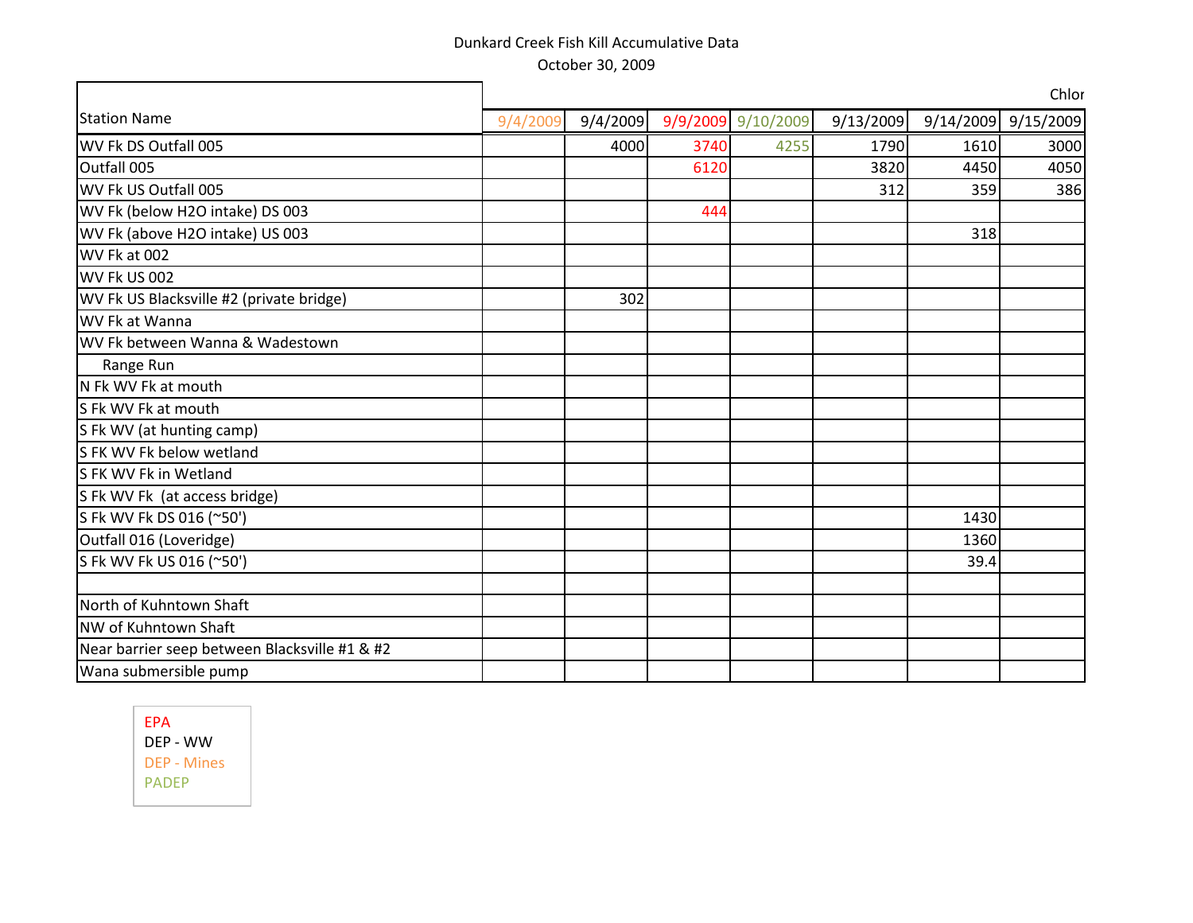Dunkard Creek Fish Kill Accumulative Data

October 30, 2009

| Station Name | 9/4/2009 | 9/4/2009 | 9/9/2009 | 9/10/2009 | 9/13/2009 | 9/14/2009 | 9/15/2009 |
|---|---|---|---|---|---|---|---|
| | | | | | | | Chlor |
| WV Fk DS Outfall 005 | | 4000 | 3740 | 4255 | 1790 | 1610 | 3000 |
| Outfall 005 | | | 6120 | | 3820 | 4450 | 4050 |
| WV Fk US Outfall 005 | | | | | 312 | 359 | 386 |
| WV Fk (below H2O intake) DS 003 | | | 444 | | | | |
| WV Fk (above H2O intake) US 003 | | | | | | 318 | |
| WV Fk at 002 | | | | | | | |
| WV Fk US 002 | | | | | | | |
| WV Fk US Blacksville #2 (private bridge) | | 302 | | | | | |
| WV Fk at Wanna | | | | | | | |
| WV Fk between Wanna & Wadestown | | | | | | | |
| Range Run | | | | | | | |
| N Fk WV Fk at mouth | | | | | | | |
| S Fk WV Fk at mouth | | | | | | | |
| S Fk WV (at hunting camp) | | | | | | | |
| S FK WV Fk below wetland | | | | | | | |
| S FK WV Fk in Wetland | | | | | | | |
| S Fk WV Fk (at access bridge) | | | | | | | |
| S Fk WV Fk DS 016 (~50') | | | | | | 1430 | |
| Outfall 016 (Loveridge) | | | | | | 1360 | |
| S Fk WV Fk US 016 (~50') | | | | | | 39.4 | |
| | | | | | | | |
| North of Kuhntown Shaft | | | | | | | |
| NW of Kuhntown Shaft | | | | | | | |
| Near barrier seep between Blacksville #1 & #2 | | | | | | | |
| Wana submersible pump | | | | | | | |

EPA
DEP - WW
DEP - Mines
PADEP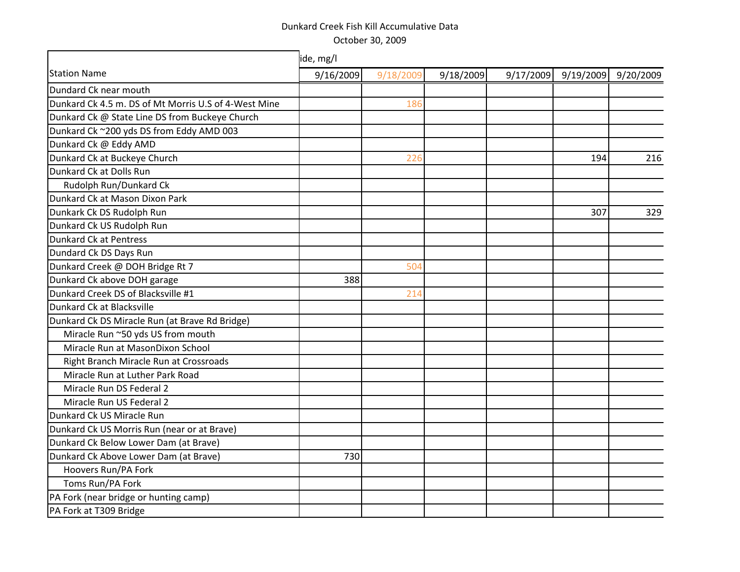Dunkard Creek Fish Kill Accumulative Data

October 30, 2009

| | ide, mg/l | | | | | |
|---|---|---|---|---|---|---|
| Station Name | 9/16/2009 | 9/18/2009 | 9/18/2009 | 9/17/2009 | 9/19/2009 | 9/20/2009 |
| Dundard Ck near mouth | | | | | | |
| Dunkard Ck 4.5 m. DS of Mt Morris U.S of 4-West Mine | | 186 | | | | |
| Dunkard Ck @ State Line DS from Buckeye Church | | | | | | |
| Dunkard Ck ~200 yds DS from Eddy AMD 003 | | | | | | |
| Dunkard Ck @ Eddy AMD | | | | | | |
| Dunkard Ck at Buckeye Church | | 226 | | | 194 | 216 |
| Dunkard Ck at Dolls Run | | | | | | |
| Rudolph Run/Dunkard Ck | | | | | | |
| Dunkard Ck at Mason Dixon Park | | | | | | |
| Dunkark Ck DS Rudolph Run | | | | | 307 | 329 |
| Dunkard Ck US Rudolph Run | | | | | | |
| Dunkard Ck at Pentress | | | | | | |
| Dundard Ck DS Days Run | | | | | | |
| Dunkard Creek @ DOH Bridge Rt 7 | | 504 | | | | |
| Dunkard Ck above DOH garage | 388 | | | | | |
| Dunkard Creek DS of Blacksville #1 | | 214 | | | | |
| Dunkard Ck at Blacksville | | | | | | |
| Dunkard Ck DS Miracle Run (at Brave Rd Bridge) | | | | | | |
| Miracle Run ~50 yds US from mouth | | | | | | |
| Miracle Run at MasonDixon School | | | | | | |
| Right Branch Miracle Run at Crossroads | | | | | | |
| Miracle Run at Luther Park Road | | | | | | |
| Miracle Run DS Federal 2 | | | | | | |
| Miracle Run US Federal 2 | | | | | | |
| Dunkard Ck US Miracle Run | | | | | | |
| Dunkard Ck US Morris Run (near or at Brave) | | | | | | |
| Dunkard Ck Below Lower Dam (at Brave) | | | | | | |
| Dunkard Ck Above Lower Dam (at Brave) | 730 | | | | | |
| Hoovers Run/PA Fork | | | | | | |
| Toms Run/PA Fork | | | | | | |
| PA Fork (near bridge or hunting camp) | | | | | | |
| PA Fork at T309 Bridge | | | | | | |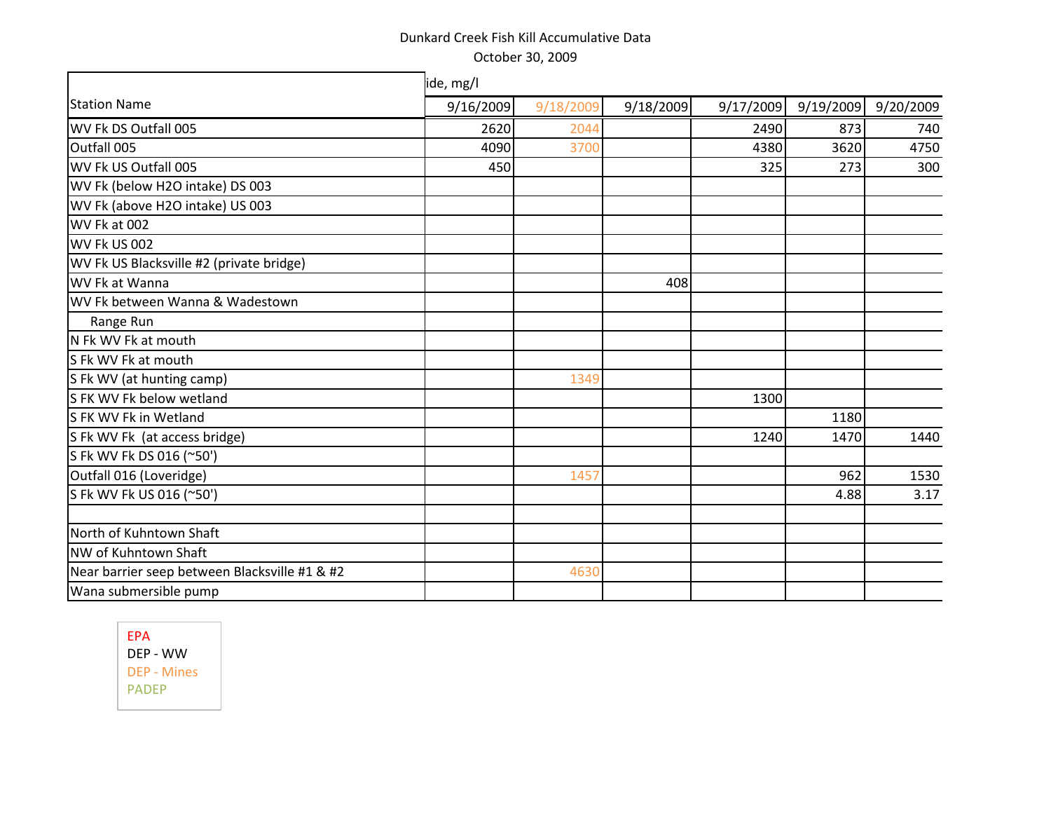Dunkard Creek Fish Kill Accumulative Data

October 30, 2009

| Station Name | ide, mg/l | | | | | |
|---|---|---|---|---|---|---|
| | 9/16/2009 | 9/18/2009 | 9/18/2009 | 9/17/2009 | 9/19/2009 | 9/20/2009 |
| WV Fk DS Outfall 005 | 2620 | 2044 | | 2490 | 873 | 740 |
| Outfall 005 | 4090 | 3700 | | 4380 | 3620 | 4750 |
| WV Fk US Outfall 005 | 450 | | | 325 | 273 | 300 |
| WV Fk (below H2O intake) DS 003 | | | | | | |
| WV Fk (above H2O intake) US 003 | | | | | | |
| WV Fk at 002 | | | | | | |
| WV Fk US 002 | | | | | | |
| WV Fk US Blacksville #2 (private bridge) | | | | | | |
| WV Fk at Wanna | | | 408 | | | |
| WV Fk between Wanna & Wadestown | | | | | | |
| Range Run | | | | | | |
| N Fk WV Fk at mouth | | | | | | |
| S Fk WV Fk at mouth | | | | | | |
| S Fk WV (at hunting camp) | | 1349 | | | | |
| S FK WV Fk below wetland | | | | 1300 | | |
| S FK WV Fk in Wetland | | | | | 1180 | |
| S Fk WV Fk (at access bridge) | | | | 1240 | 1470 | 1440 |
| S Fk WV Fk DS 016 (~50') | | | | | | |
| Outfall 016 (Loveridge) | | 1457 | | | 962 | 1530 |
| S Fk WV Fk US 016 (~50') | | | | | 4.88 | 3.17 |
| | | | | | | |
| North of Kuhntown Shaft | | | | | | |
| NW of Kuhntown Shaft | | | | | | |
| Near barrier seep between Blacksville #1 & #2 | | 4630 | | | | |
| Wana submersible pump | | | | | | |

EPA
DEP - WW
DEP - Mines
PADEP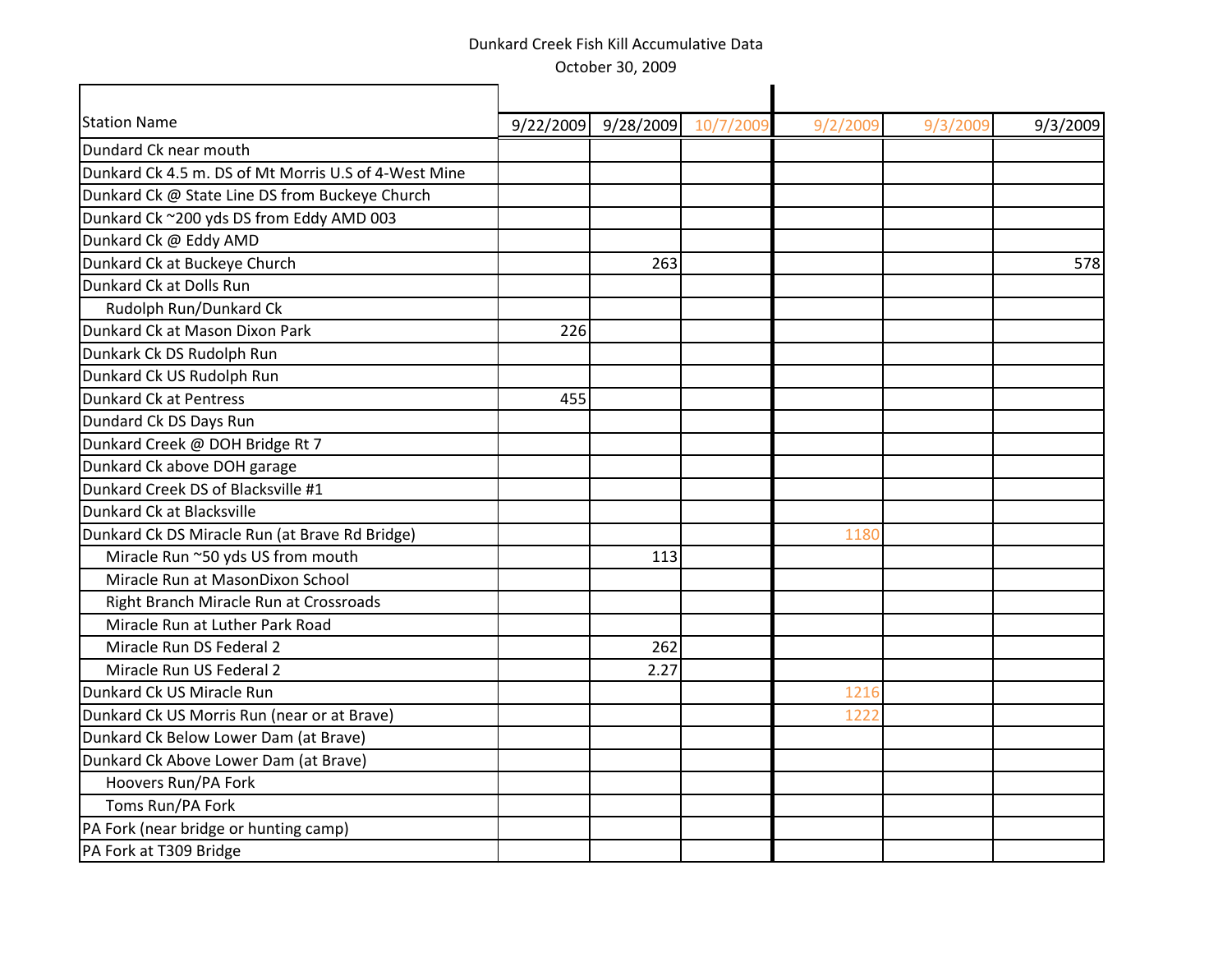Dunkard Creek Fish Kill Accumulative Data

October 30, 2009

| Station Name | 9/22/2009 | 9/28/2009 | 10/7/2009 | 9/2/2009 | 9/3/2009 | 9/3/2009 |
|---|---|---|---|---|---|---|
| Dundard Ck near mouth | | | | | | |
| Dunkard Ck 4.5 m. DS of Mt Morris U.S of 4-West Mine | | | | | | |
| Dunkard Ck @ State Line DS from Buckeye Church | | | | | | |
| Dunkard Ck ~200 yds DS from Eddy AMD 003 | | | | | | |
| Dunkard Ck @ Eddy AMD | | | | | | |
| Dunkard Ck at Buckeye Church | | 263 | | | | 578 |
| Dunkard Ck at Dolls Run | | | | | | |
| Rudolph Run/Dunkard Ck | | | | | | |
| Dunkard Ck at Mason Dixon Park | 226 | | | | | |
| Dunkark Ck DS Rudolph Run | | | | | | |
| Dunkard Ck US Rudolph Run | | | | | | |
| Dunkard Ck at Pentress | 455 | | | | | |
| Dundard Ck DS Days Run | | | | | | |
| Dunkard Creek @ DOH Bridge Rt 7 | | | | | | |
| Dunkard Ck above DOH garage | | | | | | |
| Dunkard Creek DS of Blacksville #1 | | | | | | |
| Dunkard Ck at Blacksville | | | | | | |
| Dunkard Ck DS Miracle Run (at Brave Rd Bridge) | | | | 1180 | | |
| Miracle Run ~50 yds US from mouth | | 113 | | | | |
| Miracle Run at MasonDixon School | | | | | | |
| Right Branch Miracle Run at Crossroads | | | | | | |
| Miracle Run at Luther Park Road | | | | | | |
| Miracle Run DS Federal 2 | | 262 | | | | |
| Miracle Run US Federal 2 | | 2.27 | | | | |
| Dunkard Ck US Miracle Run | | | | 1216 | | |
| Dunkard Ck US Morris Run (near or at Brave) | | | | 1222 | | |
| Dunkard Ck Below Lower Dam (at Brave) | | | | | | |
| Dunkard Ck Above Lower Dam (at Brave) | | | | | | |
| Hoovers Run/PA Fork | | | | | | |
| Toms Run/PA Fork | | | | | | |
| PA Fork (near bridge or hunting camp) | | | | | | |
| PA Fork at T309 Bridge | | | | | | |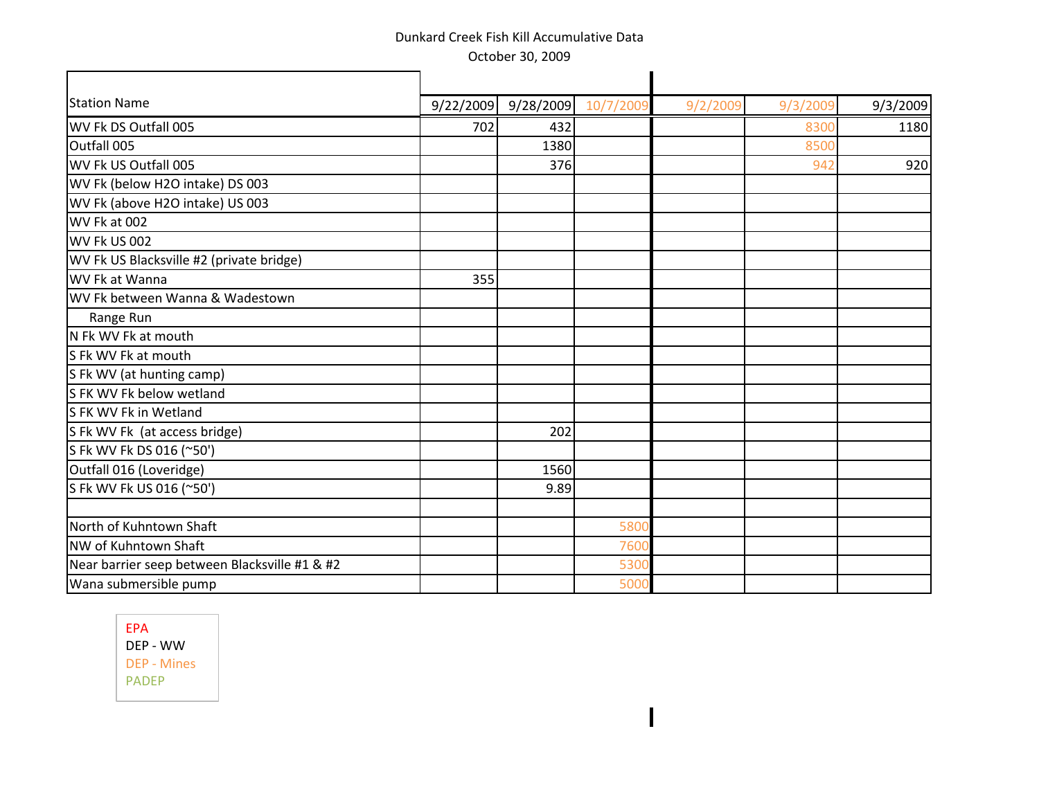Dunkard Creek Fish Kill Accumulative Data

October 30, 2009

| Station Name | 9/22/2009 | 9/28/2009 | 10/7/2009 | 9/2/2009 | 9/3/2009 | 9/3/2009 |
|---|---|---|---|---|---|---|
| WV Fk DS Outfall 005 | 702 | 432 | | | 8300 | 1180 |
| Outfall 005 | | 1380 | | | 8500 | |
| WV Fk US Outfall 005 | | 376 | | | 942 | 920 |
| WV Fk (below H2O intake) DS 003 | | | | | | |
| WV Fk (above H2O intake) US 003 | | | | | | |
| WV Fk at 002 | | | | | | |
| WV Fk US 002 | | | | | | |
| WV Fk US Blacksville #2 (private bridge) | | | | | | |
| WV Fk at Wanna | 355 | | | | | |
| WV Fk between Wanna & Wadestown | | | | | | |
| Range Run | | | | | | |
| N Fk WV Fk at mouth | | | | | | |
| S Fk WV Fk at mouth | | | | | | |
| S Fk WV (at hunting camp) | | | | | | |
| S FK WV Fk below wetland | | | | | | |
| S FK WV Fk in Wetland | | | | | | |
| S Fk WV Fk (at access bridge) | | 202 | | | | |
| S Fk WV Fk DS 016 (~50') | | | | | | |
| Outfall 016 (Loveridge) | | 1560 | | | | |
| S Fk WV Fk US 016 (~50') | | 9.89 | | | | |
| | | | | | | |
| North of Kuhntown Shaft | | | 5800 | | | |
| NW of Kuhntown Shaft | | | 7600 | | | |
| Near barrier seep between Blacksville #1 & #2 | | | 5300 | | | |
| Wana submersible pump | | | 5000 | | | |

EPA
DEP - WW
DEP - Mines
PADEP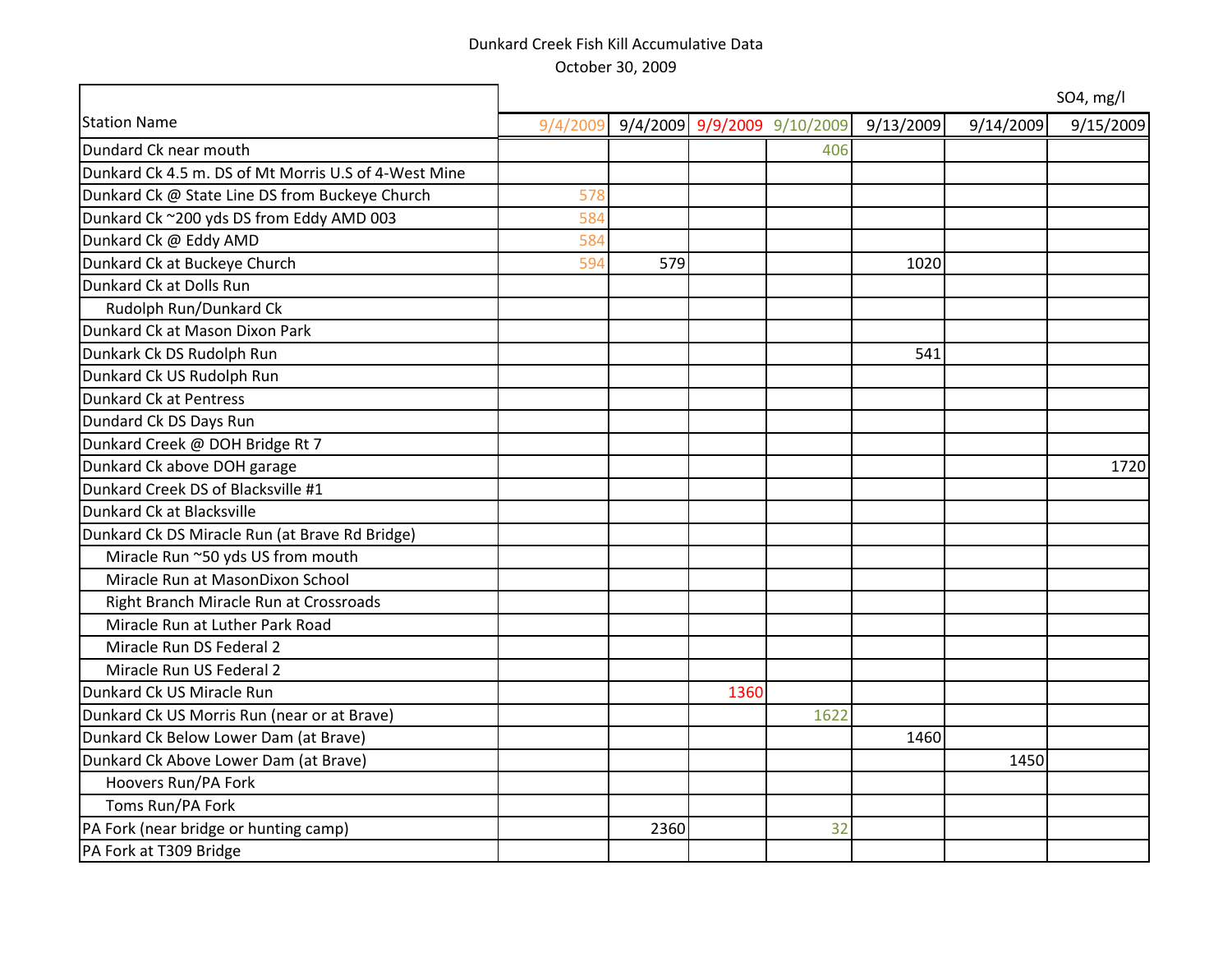Dunkard Creek Fish Kill Accumulative Data

October 30, 2009

| Station Name | 9/4/2009 | 9/4/2009 | 9/9/2009 | 9/10/2009 | 9/13/2009 | 9/14/2009 | 9/15/2009 |
|---|---|---|---|---|---|---|---|
| | | | | | | | SO4, mg/l |
| Dundard Ck near mouth | | | | 406 | | | |
| Dunkard Ck 4.5 m. DS of Mt Morris U.S of 4-West Mine | | | | | | | |
| Dunkard Ck @ State Line DS from Buckeye Church | 578 | | | | | | |
| Dunkard Ck ~200 yds DS from Eddy AMD 003 | 584 | | | | | | |
| Dunkard Ck @ Eddy AMD | 584 | | | | | | |
| Dunkard Ck at Buckeye Church | 594 | 579 | | | 1020 | | |
| Dunkard Ck at Dolls Run | | | | | | | |
| Rudolph Run/Dunkard Ck | | | | | | | |
| Dunkard Ck at Mason Dixon Park | | | | | | | |
| Dunkark Ck DS Rudolph Run | | | | | 541 | | |
| Dunkard Ck US Rudolph Run | | | | | | | |
| Dunkard Ck at Pentress | | | | | | | |
| Dundard Ck DS Days Run | | | | | | | |
| Dunkard Creek @ DOH Bridge Rt 7 | | | | | | | |
| Dunkard Ck above DOH garage | | | | | | | 1720 |
| Dunkard Creek DS of Blacksville #1 | | | | | | | |
| Dunkard Ck at Blacksville | | | | | | | |
| Dunkard Ck DS Miracle Run (at Brave Rd Bridge) | | | | | | | |
| Miracle Run ~50 yds US from mouth | | | | | | | |
| Miracle Run at MasonDixon School | | | | | | | |
| Right Branch Miracle Run at Crossroads | | | | | | | |
| Miracle Run at Luther Park Road | | | | | | | |
| Miracle Run DS Federal 2 | | | | | | | |
| Miracle Run US Federal 2 | | | | | | | |
| Dunkard Ck US Miracle Run | | | 1360 | | | | |
| Dunkard Ck US Morris Run (near or at Brave) | | | | 1622 | | | |
| Dunkard Ck Below Lower Dam (at Brave) | | | | | 1460 | | |
| Dunkard Ck Above Lower Dam (at Brave) | | | | | | 1450 | |
| Hoovers Run/PA Fork | | | | | | | |
| Toms Run/PA Fork | | | | | | | |
| PA Fork (near bridge or hunting camp) | | 2360 | | 32 | | | |
| PA Fork at T309 Bridge | | | | | | | |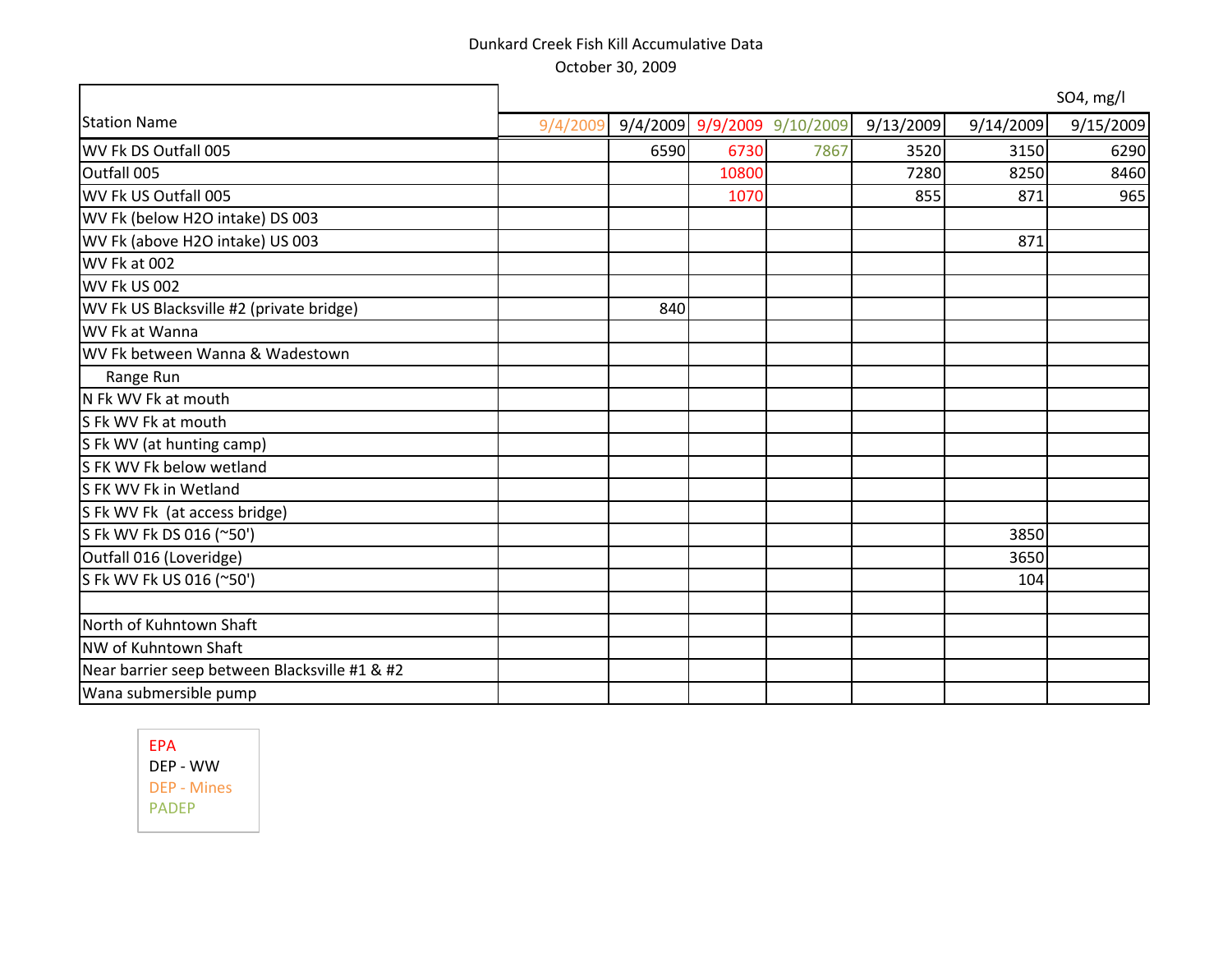Dunkard Creek Fish Kill Accumulative Data

October 30, 2009

| Station Name | 9/4/2009 | 9/4/2009 | 9/9/2009 | 9/10/2009 | 9/13/2009 | 9/14/2009 | 9/15/2009 |
|---|---|---|---|---|---|---|---|
| | | | | | | | SO4, mg/l |
| WV Fk DS Outfall 005 | | 6590 | 6730 | 7867 | 3520 | 3150 | 6290 |
| Outfall 005 | | | 10800 | | 7280 | 8250 | 8460 |
| WV Fk US Outfall 005 | | | 1070 | | 855 | 871 | 965 |
| WV Fk (below H2O intake) DS 003 | | | | | | | |
| WV Fk (above H2O intake) US 003 | | | | | | 871 | |
| WV Fk at 002 | | | | | | | |
| WV Fk US 002 | | | | | | | |
| WV Fk US Blacksville #2 (private bridge) | | 840 | | | | | |
| WV Fk at Wanna | | | | | | | |
| WV Fk between Wanna & Wadestown | | | | | | | |
| Range Run | | | | | | | |
| N Fk WV Fk at mouth | | | | | | | |
| S Fk WV Fk at mouth | | | | | | | |
| S Fk WV (at hunting camp) | | | | | | | |
| S FK WV Fk below wetland | | | | | | | |
| S FK WV Fk in Wetland | | | | | | | |
| S Fk WV Fk (at access bridge) | | | | | | | |
| S Fk WV Fk DS 016 (~50') | | | | | | 3850 | |
| Outfall 016 (Loveridge) | | | | | | 3650 | |
| S Fk WV Fk US 016 (~50') | | | | | | 104 | |
| | | | | | | | |
| North of Kuhntown Shaft | | | | | | | |
| NW of Kuhntown Shaft | | | | | | | |
| Near barrier seep between Blacksville #1 & #2 | | | | | | | |
| Wana submersible pump | | | | | | | |

EPA
DEP - WW
DEP - Mines
PADEP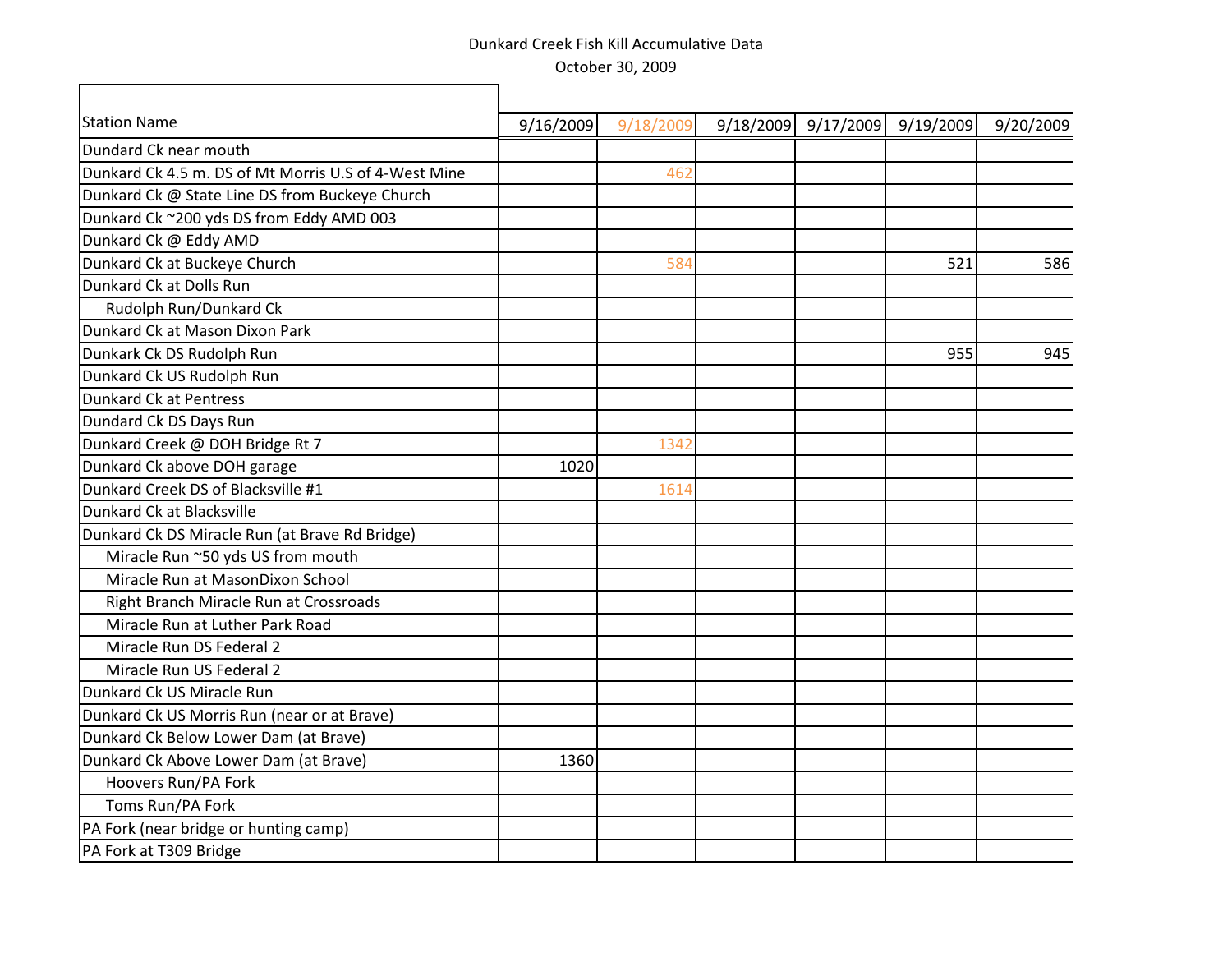Dunkard Creek Fish Kill Accumulative Data

October 30, 2009

| Station Name | 9/16/2009 | 9/18/2009 | 9/18/2009 | 9/17/2009 | 9/19/2009 | 9/20/2009 |
|---|---|---|---|---|---|---|
| Dundard Ck near mouth | | | | | | |
| Dunkard Ck 4.5 m. DS of Mt Morris U.S of 4-West Mine | | 462 | | | | |
| Dunkard Ck @ State Line DS from Buckeye Church | | | | | | |
| Dunkard Ck ~200 yds DS from Eddy AMD 003 | | | | | | |
| Dunkard Ck @ Eddy AMD | | | | | | |
| Dunkard Ck at Buckeye Church | | 584 | | | 521 | 586 |
| Dunkard Ck at Dolls Run | | | | | | |
| Rudolph Run/Dunkard Ck | | | | | | |
| Dunkard Ck at Mason Dixon Park | | | | | | |
| Dunkark Ck DS Rudolph Run | | | | | 955 | 945 |
| Dunkard Ck US Rudolph Run | | | | | | |
| Dunkard Ck at Pentress | | | | | | |
| Dundard Ck DS Days Run | | | | | | |
| Dunkard Creek @ DOH Bridge Rt 7 | | 1342 | | | | |
| Dunkard Ck above DOH garage | 1020 | | | | | |
| Dunkard Creek DS of Blacksville #1 | | 1614 | | | | |
| Dunkard Ck at Blacksville | | | | | | |
| Dunkard Ck DS Miracle Run (at Brave Rd Bridge) | | | | | | |
| Miracle Run ~50 yds US from mouth | | | | | | |
| Miracle Run at MasonDixon School | | | | | | |
| Right Branch Miracle Run at Crossroads | | | | | | |
| Miracle Run at Luther Park Road | | | | | | |
| Miracle Run DS Federal 2 | | | | | | |
| Miracle Run US Federal 2 | | | | | | |
| Dunkard Ck US Miracle Run | | | | | | |
| Dunkard Ck US Morris Run (near or at Brave) | | | | | | |
| Dunkard Ck Below Lower Dam (at Brave) | | | | | | |
| Dunkard Ck Above Lower Dam (at Brave) | 1360 | | | | | |
| Hoovers Run/PA Fork | | | | | | |
| Toms Run/PA Fork | | | | | | |
| PA Fork (near bridge or hunting camp) | | | | | | |
| PA Fork at T309 Bridge | | | | | | |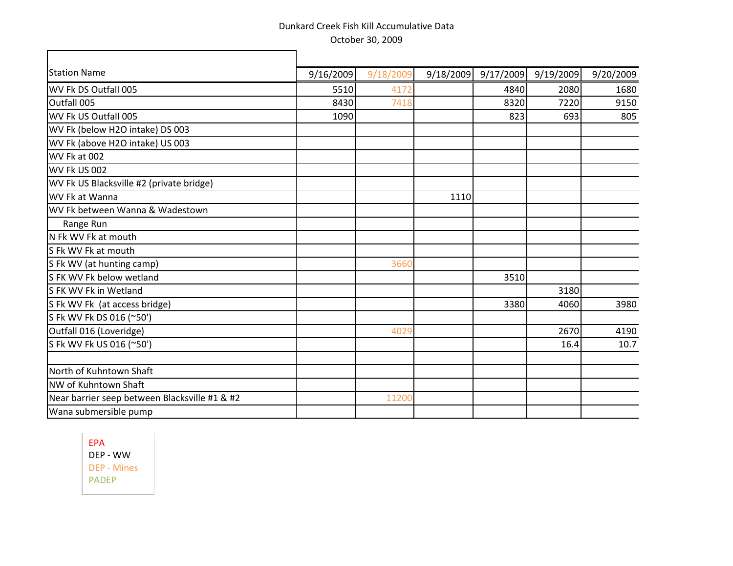Dunkard Creek Fish Kill Accumulative Data

October 30, 2009

| Station Name | 9/16/2009 | 9/18/2009 | 9/18/2009 | 9/17/2009 | 9/19/2009 | 9/20/2009 |
|---|---|---|---|---|---|---|
| WV Fk DS Outfall 005 | 5510 | 4172 | | 4840 | 2080 | 1680 |
| Outfall 005 | 8430 | 7418 | | 8320 | 7220 | 9150 |
| WV Fk US Outfall 005 | 1090 | | | 823 | 693 | 805 |
| WV Fk (below H2O intake) DS 003 | | | | | | |
| WV Fk (above H2O intake) US 003 | | | | | | |
| WV Fk at 002 | | | | | | |
| WV Fk US 002 | | | | | | |
| WV Fk US Blacksville #2 (private bridge) | | | | | | |
| WV Fk at Wanna | | | 1110 | | | |
| WV Fk between Wanna & Wadestown | | | | | | |
| Range Run | | | | | | |
| N Fk WV Fk at mouth | | | | | | |
| S Fk WV Fk at mouth | | | | | | |
| S Fk WV (at hunting camp) | | 3660 | | | | |
| S FK WV Fk below wetland | | | | 3510 | | |
| S FK WV Fk in Wetland | | | | | 3180 | |
| S Fk WV Fk (at access bridge) | | | | 3380 | 4060 | 3980 |
| S Fk WV Fk DS 016 (~50') | | | | | | |
| Outfall 016 (Loveridge) | | 4029 | | | 2670 | 4190 |
| S Fk WV Fk US 016 (~50') | | | | | 16.4 | 10.7 |
| | | | | | | |
| North of Kuhntown Shaft | | | | | | |
| NW of Kuhntown Shaft | | | | | | |
| Near barrier seep between Blacksville #1 & #2 | | 11200 | | | | |
| Wana submersible pump | | | | | | |

EPA

DEP - WW

DEP - Mines

PADEP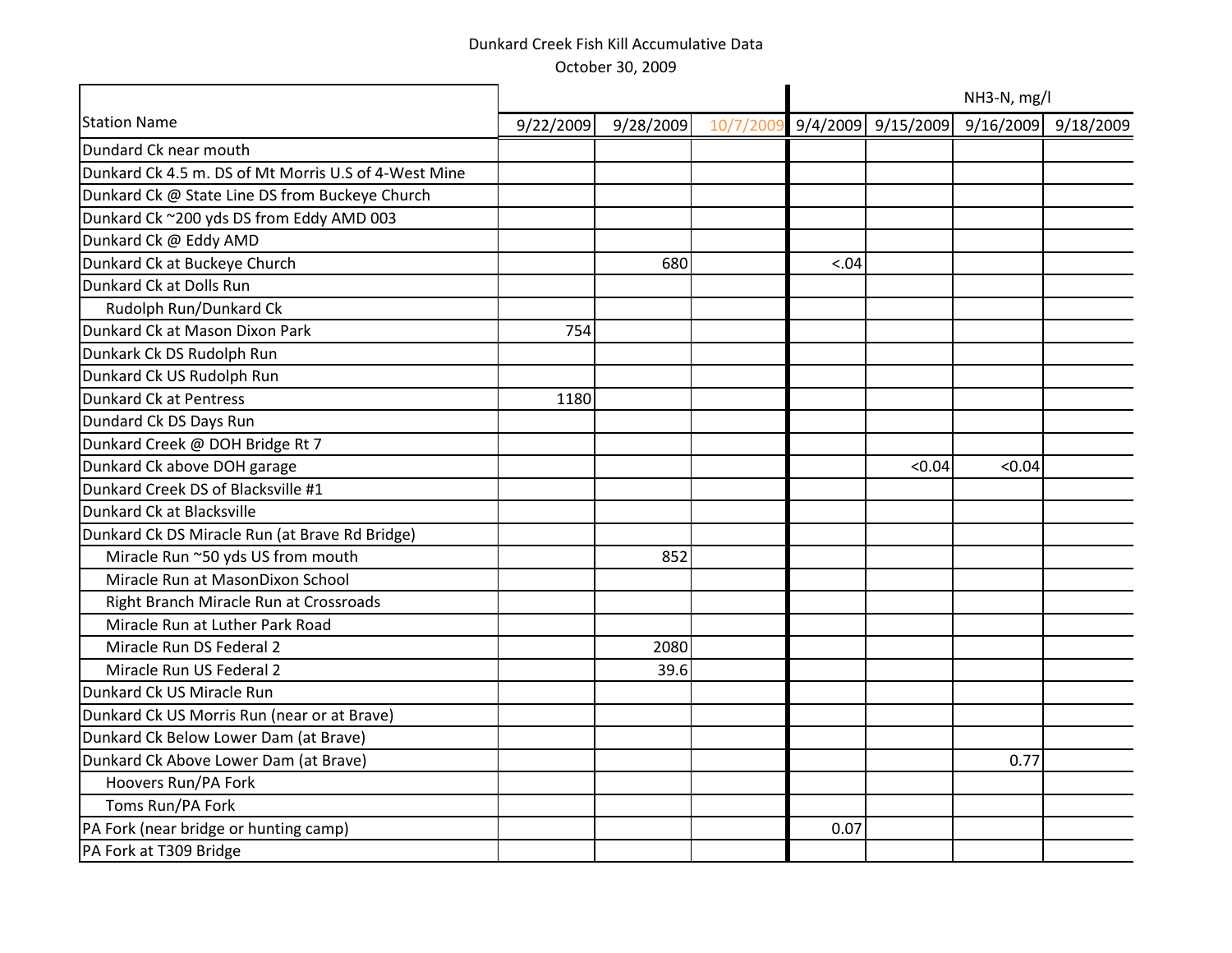Dunkard Creek Fish Kill Accumulative Data

October 30, 2009

| Station Name | 9/22/2009 | 9/28/2009 | 10/7/2009 | NH3-N, mg/l 9/4/2009 | 9/15/2009 | 9/16/2009 | 9/18/2009 |
|---|---|---|---|---|---|---|---|
| Dundard Ck near mouth | | | | | | | |
| Dunkard Ck 4.5 m. DS of Mt Morris U.S of 4-West Mine | | | | | | | |
| Dunkard Ck @ State Line DS from Buckeye Church | | | | | | | |
| Dunkard Ck ~200 yds DS from Eddy AMD 003 | | | | | | | |
| Dunkard Ck @ Eddy AMD | | | | | | | |
| Dunkard Ck at Buckeye Church | | 680 | | <.04 | | | |
| Dunkard Ck at Dolls Run | | | | | | | |
| Rudolph Run/Dunkard Ck | | | | | | | |
| Dunkard Ck at Mason Dixon Park | 754 | | | | | | |
| Dunkark Ck DS Rudolph Run | | | | | | | |
| Dunkard Ck US Rudolph Run | | | | | | | |
| Dunkard Ck at Pentress | 1180 | | | | | | |
| Dundard Ck DS Days Run | | | | | | | |
| Dunkard Creek @ DOH Bridge Rt 7 | | | | | | | |
| Dunkard Ck above DOH garage | | | | | <0.04 | <0.04 | |
| Dunkard Creek DS of Blacksville #1 | | | | | | | |
| Dunkard Ck at Blacksville | | | | | | | |
| Dunkard Ck DS Miracle Run (at Brave Rd Bridge) | | | | | | | |
| Miracle Run ~50 yds US from mouth | | 852 | | | | | |
| Miracle Run at MasonDixon School | | | | | | | |
| Right Branch Miracle Run at Crossroads | | | | | | | |
| Miracle Run at Luther Park Road | | | | | | | |
| Miracle Run DS Federal 2 | | 2080 | | | | | |
| Miracle Run US Federal 2 | | 39.6 | | | | | |
| Dunkard Ck US Miracle Run | | | | | | | |
| Dunkard Ck US Morris Run (near or at Brave) | | | | | | | |
| Dunkard Ck Below Lower Dam (at Brave) | | | | | | | |
| Dunkard Ck Above Lower Dam (at Brave) | | | | | | 0.77 | |
| Hoovers Run/PA Fork | | | | | | | |
| Toms Run/PA Fork | | | | | | | |
| PA Fork (near bridge or hunting camp) | | | | 0.07 | | | |
| PA Fork at T309 Bridge | | | | | | | |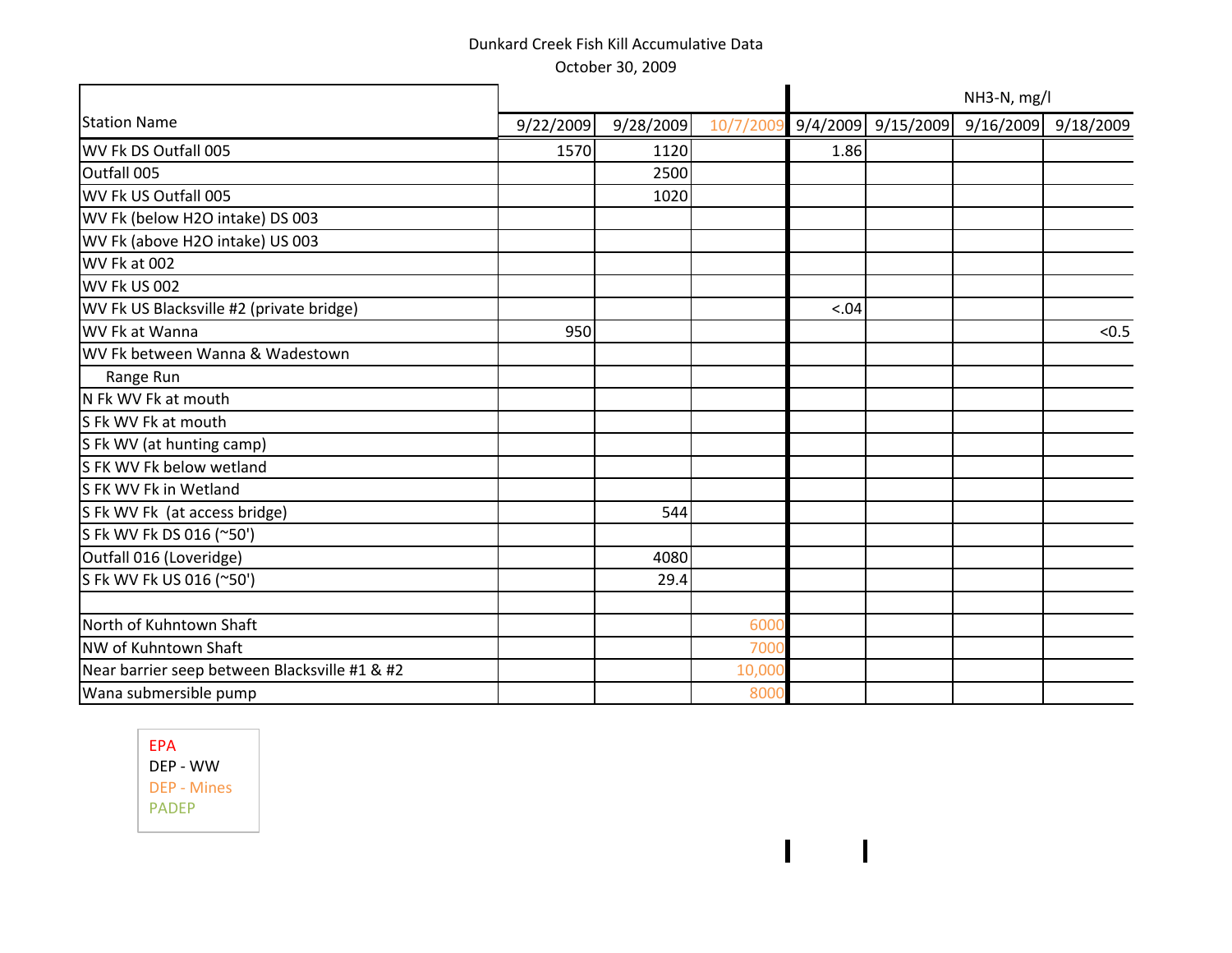Dunkard Creek Fish Kill Accumulative Data

October 30, 2009

| Station Name | 9/22/2009 | 9/28/2009 | 10/7/2009 | NH3-N, mg/l 9/4/2009 | 9/15/2009 | 9/16/2009 | 9/18/2009 |
|---|---|---|---|---|---|---|---|
| WV Fk DS Outfall 005 | 1570 | 1120 | | 1.86 | | | |
| Outfall 005 | | 2500 | | | | | |
| WV Fk US Outfall 005 | | 1020 | | | | | |
| WV Fk (below H2O intake) DS 003 | | | | | | | |
| WV Fk (above H2O intake) US 003 | | | | | | | |
| WV Fk at 002 | | | | | | | |
| WV Fk US 002 | | | | | | | |
| WV Fk US Blacksville #2 (private bridge) | | | | <.04 | | | |
| WV Fk at Wanna | 950 | | | | | | <0.5 |
| WV Fk between Wanna & Wadestown | | | | | | | |
| Range Run | | | | | | | |
| N Fk WV Fk at mouth | | | | | | | |
| S Fk WV Fk at mouth | | | | | | | |
| S Fk WV (at hunting camp) | | | | | | | |
| S FK WV Fk below wetland | | | | | | | |
| S FK WV Fk in Wetland | | | | | | | |
| S Fk WV Fk (at access bridge) | | 544 | | | | | |
| S Fk WV Fk DS 016 (~50') | | | | | | | |
| Outfall 016 (Loveridge) | | 4080 | | | | | |
| S Fk WV Fk US 016 (~50') | | 29.4 | | | | | |
| | | | | | | | |
| North of Kuhntown Shaft | | | 6000 | | | | |
| NW of Kuhntown Shaft | | | 7000 | | | | |
| Near barrier seep between Blacksville #1 & #2 | | | 10,000 | | | | |
| Wana submersible pump | | | 8000 | | | | |

EPA
DEP - WW
DEP - Mines
PADEP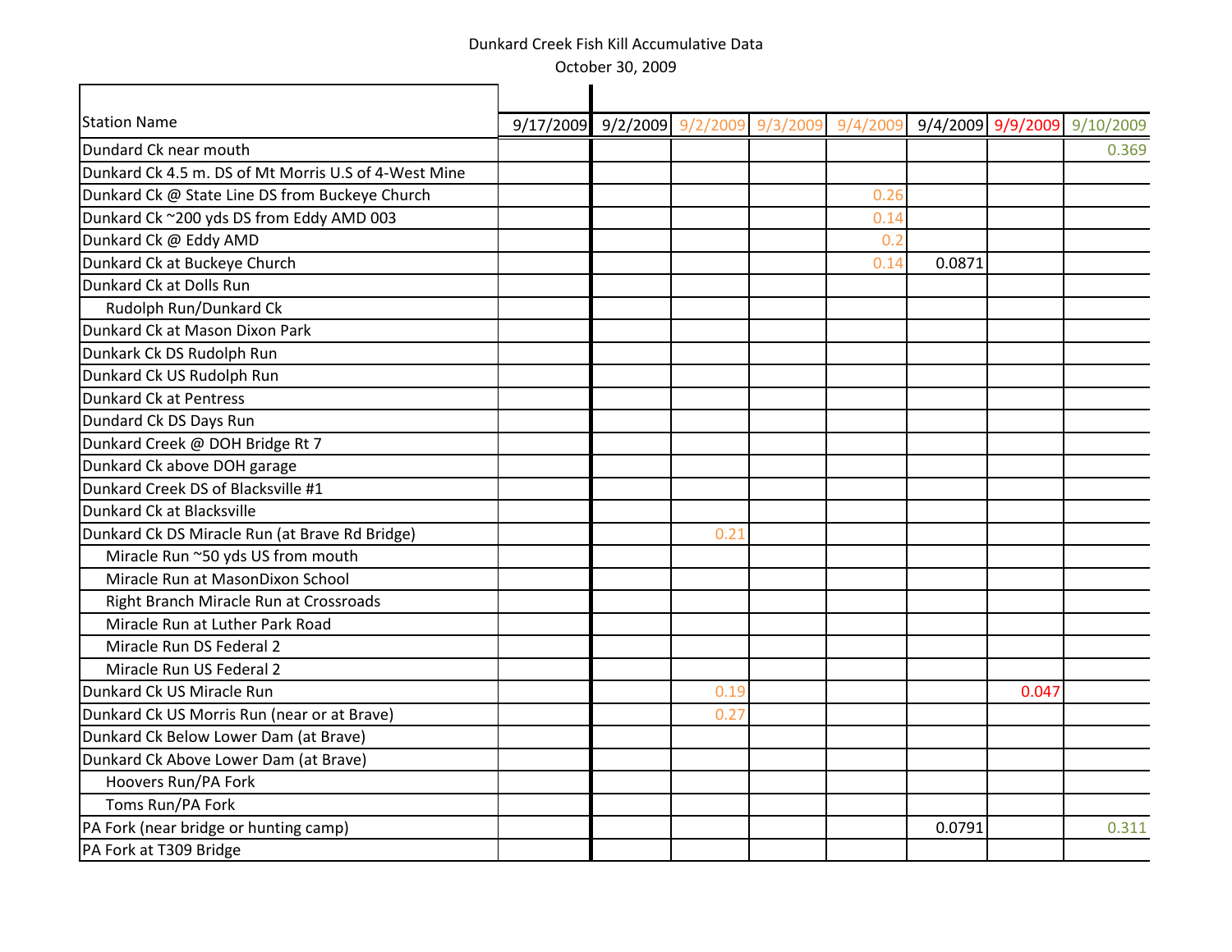Dunkard Creek Fish Kill Accumulative Data

October 30, 2009

| Station Name | 9/17/2009 | 9/2/2009 | 9/2/2009 | 9/3/2009 | 9/4/2009 | 9/4/2009 | 9/9/2009 | 9/10/2009 |
|---|---|---|---|---|---|---|---|---|
| Dundard Ck near mouth | | | | | | | | 0.369 |
| Dunkard Ck 4.5 m. DS of Mt Morris U.S of 4-West Mine | | | | | | | | |
| Dunkard Ck @ State Line DS from Buckeye Church | | | | | 0.26 | | | |
| Dunkard Ck ~200 yds DS from Eddy AMD 003 | | | | | 0.14 | | | |
| Dunkard Ck @ Eddy AMD | | | | | 0.2 | | | |
| Dunkard Ck at Buckeye Church | | | | | 0.14 | 0.0871 | | |
| Dunkard Ck at Dolls Run | | | | | | | | |
| Rudolph Run/Dunkard Ck | | | | | | | | |
| Dunkard Ck at Mason Dixon Park | | | | | | | | |
| Dunkark Ck DS Rudolph Run | | | | | | | | |
| Dunkard Ck US Rudolph Run | | | | | | | | |
| Dunkard Ck at Pentress | | | | | | | | |
| Dundard Ck DS Days Run | | | | | | | | |
| Dunkard Creek @ DOH Bridge Rt 7 | | | | | | | | |
| Dunkard Ck above DOH garage | | | | | | | | |
| Dunkard Creek DS of Blacksville #1 | | | | | | | | |
| Dunkard Ck at Blacksville | | | | | | | | |
| Dunkard Ck DS Miracle Run (at Brave Rd Bridge) | | | 0.21 | | | | | |
| Miracle Run ~50 yds US from mouth | | | | | | | | |
| Miracle Run at MasonDixon School | | | | | | | | |
| Right Branch Miracle Run at Crossroads | | | | | | | | |
| Miracle Run at Luther Park Road | | | | | | | | |
| Miracle Run DS Federal 2 | | | | | | | | |
| Miracle Run US Federal 2 | | | | | | | | |
| Dunkard Ck US Miracle Run | | | 0.19 | | | | 0.047 | |
| Dunkard Ck US Morris Run (near or at Brave) | | | 0.27 | | | | | |
| Dunkard Ck Below Lower Dam (at Brave) | | | | | | | | |
| Dunkard Ck Above Lower Dam (at Brave) | | | | | | | | |
| Hoovers Run/PA Fork | | | | | | | | |
| Toms Run/PA Fork | | | | | | | | |
| PA Fork (near bridge or hunting camp) | | | | | | 0.0791 | | 0.311 |
| PA Fork at T309 Bridge | | | | | | | | |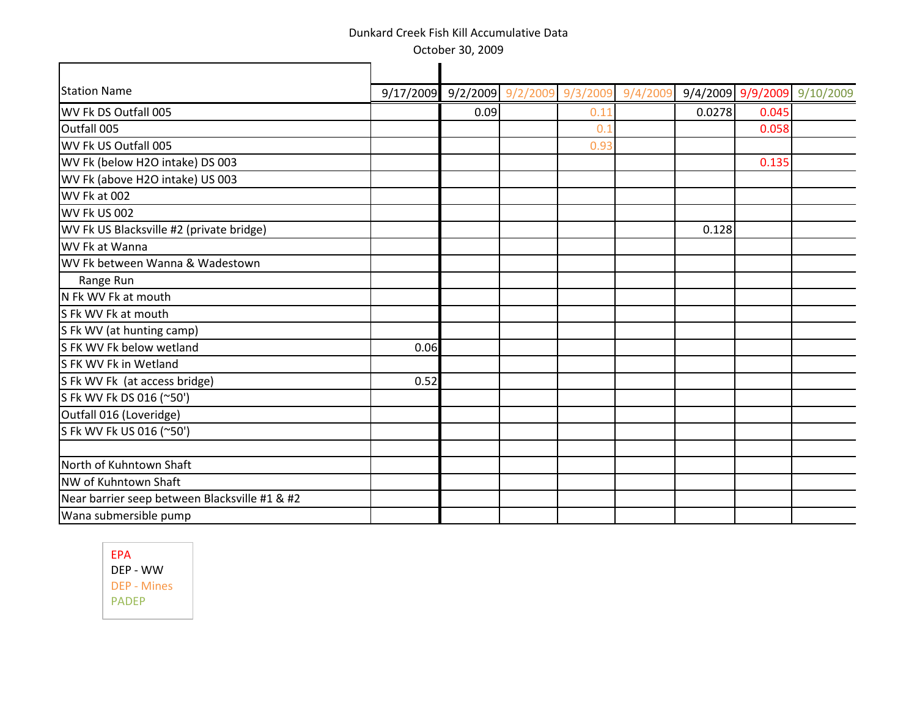Dunkard Creek Fish Kill Accumulative Data

October 30, 2009

| Station Name | 9/17/2009 | 9/2/2009 | 9/2/2009 | 9/3/2009 | 9/4/2009 | 9/4/2009 | 9/9/2009 | 9/10/2009 |
|---|---|---|---|---|---|---|---|---|
| WV Fk DS Outfall 005 | | 0.09 | | 0.11 | | 0.0278 | 0.045 | |
| Outfall 005 | | | | 0.1 | | | 0.058 | |
| WV Fk US Outfall 005 | | | | 0.93 | | | | |
| WV Fk (below H2O intake) DS 003 | | | | | | | 0.135 | |
| WV Fk (above H2O intake) US 003 | | | | | | | | |
| WV Fk at 002 | | | | | | | | |
| WV Fk US 002 | | | | | | | | |
| WV Fk US Blacksville #2 (private bridge) | | | | | | 0.128 | | |
| WV Fk at Wanna | | | | | | | | |
| WV Fk between Wanna & Wadestown | | | | | | | | |
| Range Run | | | | | | | | |
| N Fk WV Fk at mouth | | | | | | | | |
| S Fk WV Fk at mouth | | | | | | | | |
| S Fk WV (at hunting camp) | | | | | | | | |
| S FK WV Fk below wetland | 0.06 | | | | | | | |
| S FK WV Fk in Wetland | | | | | | | | |
| S Fk WV Fk (at access bridge) | 0.52 | | | | | | | |
| S Fk WV Fk DS 016 (~50') | | | | | | | | |
| Outfall 016 (Loveridge) | | | | | | | | |
| S Fk WV Fk US 016 (~50') | | | | | | | | |
| | | | | | | | | |
| North of Kuhntown Shaft | | | | | | | | |
| NW of Kuhntown Shaft | | | | | | | | |
| Near barrier seep between Blacksville #1 & #2 | | | | | | | | |
| Wana submersible pump | | | | | | | | |

Legend:
- EPA
- DEP - WW
- DEP - Mines
- PADEP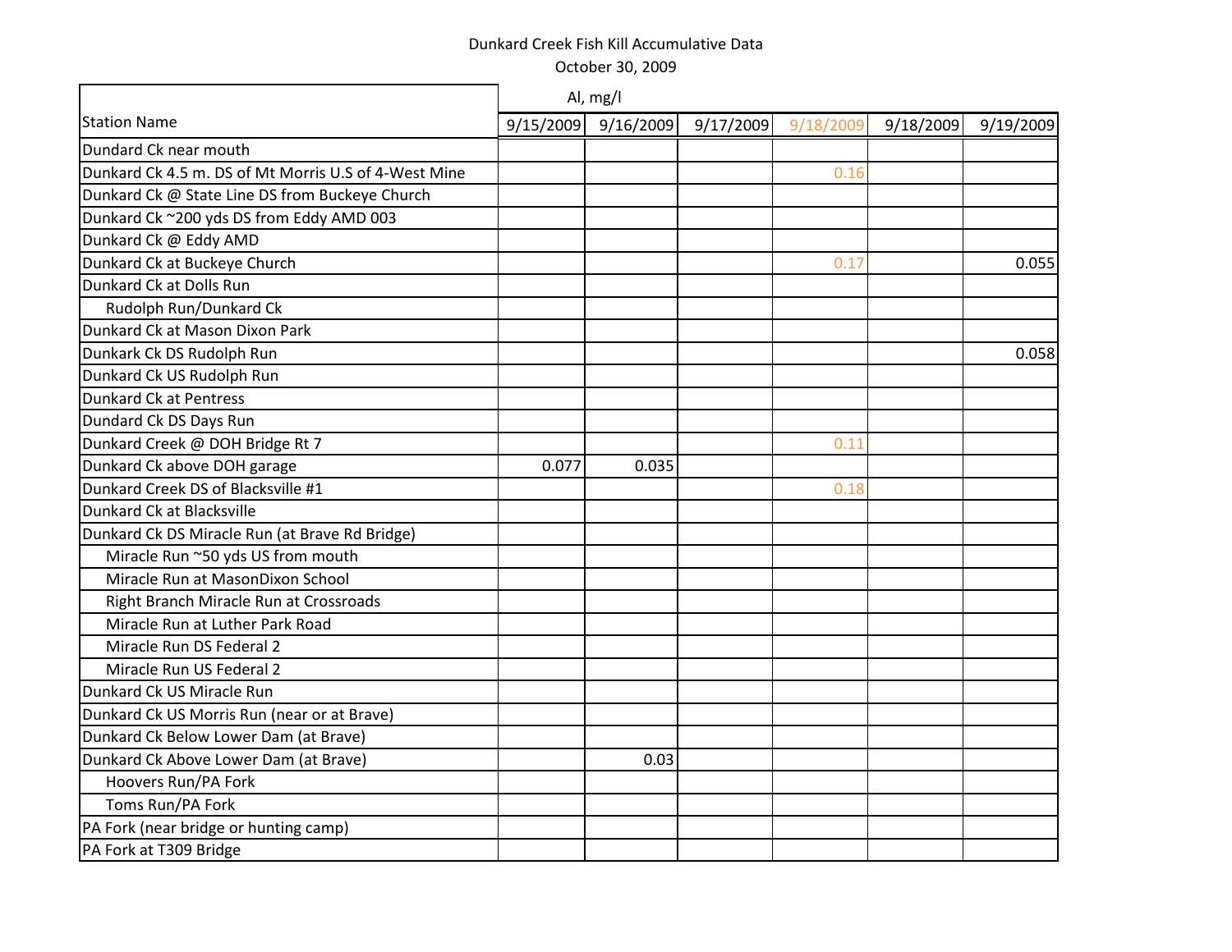Dunkard Creek Fish Kill Accumulative Data

October 30, 2009

| Station Name | Al, mg/l | | | | | |
|---|---|---|---|---|---|---|
| | 9/15/2009 | 9/16/2009 | 9/17/2009 | 9/18/2009 | 9/18/2009 | 9/19/2009 |
| Dundard Ck near mouth | | | | | | |
| Dunkard Ck 4.5 m. DS of Mt Morris U.S of 4-West Mine | | | | 0.16 | | |
| Dunkard Ck @ State Line DS from Buckeye Church | | | | | | |
| Dunkard Ck ~200 yds DS from Eddy AMD 003 | | | | | | |
| Dunkard Ck @ Eddy AMD | | | | | | |
| Dunkard Ck at Buckeye Church | | | | 0.17 | | 0.055 |
| Dunkard Ck at Dolls Run | | | | | | |
| Rudolph Run/Dunkard Ck | | | | | | |
| Dunkard Ck at Mason Dixon Park | | | | | | |
| Dunkark Ck DS Rudolph Run | | | | | | 0.058 |
| Dunkard Ck US Rudolph Run | | | | | | |
| Dunkard Ck at Pentress | | | | | | |
| Dundard Ck DS Days Run | | | | | | |
| Dunkard Creek @ DOH Bridge Rt 7 | | | | 0.11 | | |
| Dunkard Ck above DOH garage | 0.077 | 0.035 | | | | |
| Dunkard Creek DS of Blacksville #1 | | | | 0.18 | | |
| Dunkard Ck at Blacksville | | | | | | |
| Dunkard Ck DS Miracle Run (at Brave Rd Bridge) | | | | | | |
| Miracle Run ~50 yds US from mouth | | | | | | |
| Miracle Run at MasonDixon School | | | | | | |
| Right Branch Miracle Run at Crossroads | | | | | | |
| Miracle Run at Luther Park Road | | | | | | |
| Miracle Run DS Federal 2 | | | | | | |
| Miracle Run US Federal 2 | | | | | | |
| Dunkard Ck US Miracle Run | | | | | | |
| Dunkard Ck US Morris Run (near or at Brave) | | | | | | |
| Dunkard Ck Below Lower Dam (at Brave) | | | | | | |
| Dunkard Ck Above Lower Dam (at Brave) | | 0.03 | | | | |
| Hoovers Run/PA Fork | | | | | | |
| Toms Run/PA Fork | | | | | | |
| PA Fork (near bridge or hunting camp) | | | | | | |
| PA Fork at T309 Bridge | | | | | | |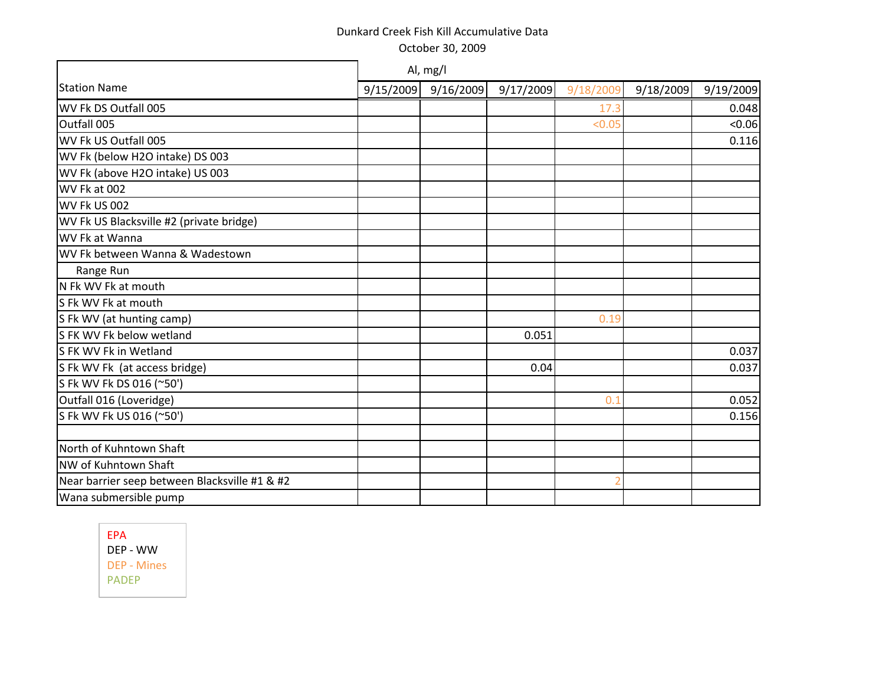Dunkard Creek Fish Kill Accumulative Data

October 30, 2009

| Station Name | Al, mg/l | | | | | |
|---|---|---|---|---|---|---|
| | 9/15/2009 | 9/16/2009 | 9/17/2009 | 9/18/2009 | 9/18/2009 | 9/19/2009 |
| WV Fk DS Outfall 005 | | | | 17.3 | | 0.048 |
| Outfall 005 | | | | <0.05 | | <0.06 |
| WV Fk US Outfall 005 | | | | | | 0.116 |
| WV Fk (below H2O intake) DS 003 | | | | | | |
| WV Fk (above H2O intake) US 003 | | | | | | |
| WV Fk at 002 | | | | | | |
| WV Fk US 002 | | | | | | |
| WV Fk US Blacksville #2 (private bridge) | | | | | | |
| WV Fk at Wanna | | | | | | |
| WV Fk between Wanna & Wadestown | | | | | | |
| Range Run | | | | | | |
| N Fk WV Fk at mouth | | | | | | |
| S Fk WV Fk at mouth | | | | | | |
| S Fk WV (at hunting camp) | | | | 0.19 | | |
| S FK WV Fk below wetland | | | 0.051 | | | |
| S FK WV Fk in Wetland | | | | | | 0.037 |
| S Fk WV Fk (at access bridge) | | | 0.04 | | | 0.037 |
| S Fk WV Fk DS 016 (~50') | | | | | | |
| Outfall 016 (Loveridge) | | | | 0.1 | | 0.052 |
| S Fk WV Fk US 016 (~50') | | | | | | 0.156 |
| | | | | | | |
| North of Kuhntown Shaft | | | | | | |
| NW of Kuhntown Shaft | | | | | | |
| Near barrier seep between Blacksville #1 & #2 | | | | 2 | | |
| Wana submersible pump | | | | | | |

EPA
DEP - WW
DEP - Mines
PADEP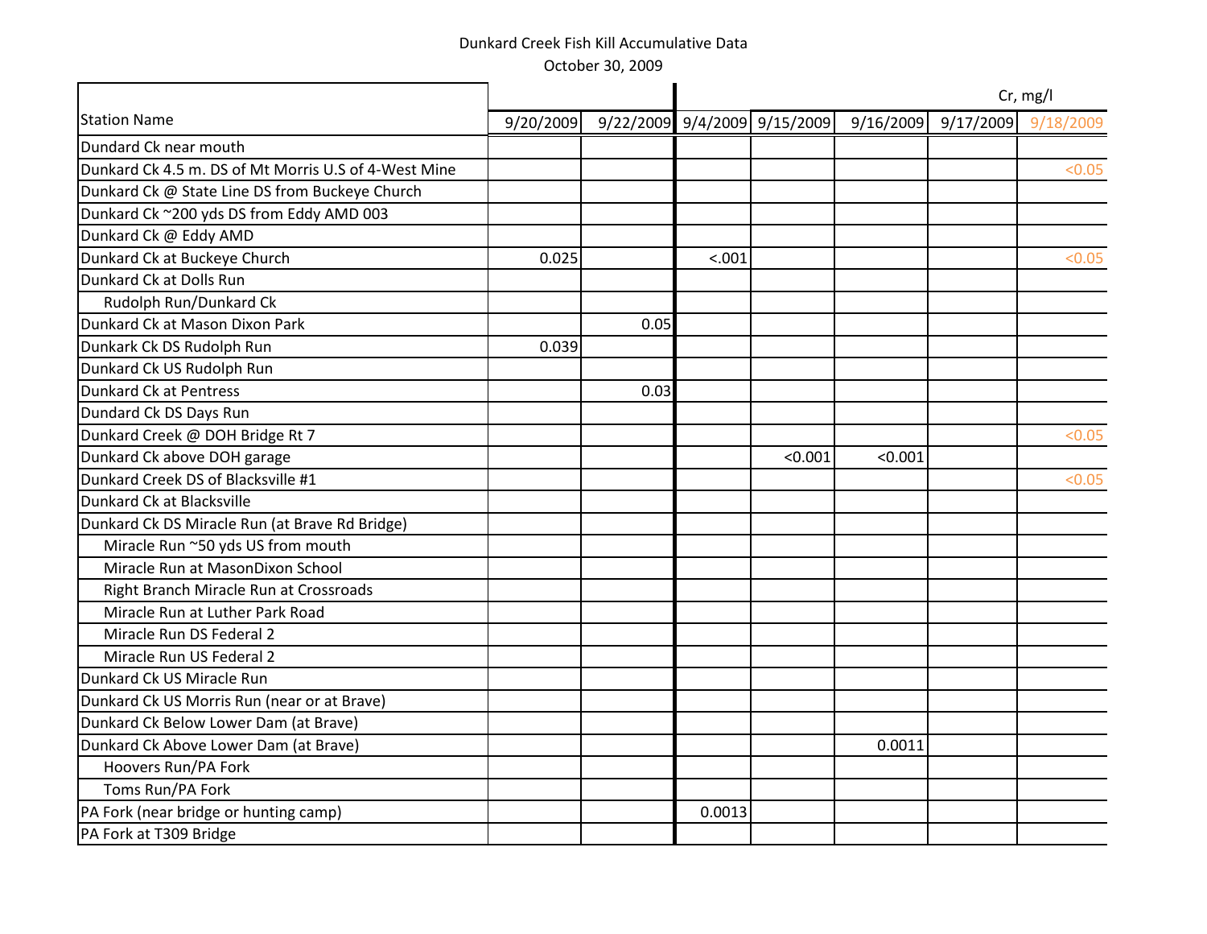Dunkard Creek Fish Kill Accumulative Data

October 30, 2009

| Station Name | 9/20/2009 | 9/22/2009 | 9/4/2009 | 9/15/2009 | 9/16/2009 | 9/17/2009 | 9/18/2009 |
|---|---|---|---|---|---|---|---|
| | | | | | | | Cr, mg/l |
| Dundard Ck near mouth | | | | | | | |
| Dunkard Ck 4.5 m. DS of Mt Morris U.S of 4-West Mine | | | | | | | <0.05 |
| Dunkard Ck @ State Line DS from Buckeye Church | | | | | | | |
| Dunkard Ck ~200 yds DS from Eddy AMD 003 | | | | | | | |
| Dunkard Ck @ Eddy AMD | | | | | | | |
| Dunkard Ck at Buckeye Church | 0.025 | | <.001 | | | | <0.05 |
| Dunkard Ck at Dolls Run | | | | | | | |
| Rudolph Run/Dunkard Ck | | | | | | | |
| Dunkard Ck at Mason Dixon Park | | 0.05 | | | | | |
| Dunkark Ck DS Rudolph Run | 0.039 | | | | | | |
| Dunkard Ck US Rudolph Run | | | | | | | |
| Dunkard Ck at Pentress | | 0.03 | | | | | |
| Dundard Ck DS Days Run | | | | | | | |
| Dunkard Creek @ DOH Bridge Rt 7 | | | | | | | <0.05 |
| Dunkard Ck above DOH garage | | | | <0.001 | <0.001 | | |
| Dunkard Creek DS of Blacksville #1 | | | | | | | <0.05 |
| Dunkard Ck at Blacksville | | | | | | | |
| Dunkard Ck DS Miracle Run (at Brave Rd Bridge) | | | | | | | |
| Miracle Run ~50 yds US from mouth | | | | | | | |
| Miracle Run at MasonDixon School | | | | | | | |
| Right Branch Miracle Run at Crossroads | | | | | | | |
| Miracle Run at Luther Park Road | | | | | | | |
| Miracle Run DS Federal 2 | | | | | | | |
| Miracle Run US Federal 2 | | | | | | | |
| Dunkard Ck US Miracle Run | | | | | | | |
| Dunkard Ck US Morris Run (near or at Brave) | | | | | | | |
| Dunkard Ck Below Lower Dam (at Brave) | | | | | | | |
| Dunkard Ck Above Lower Dam (at Brave) | | | | | 0.0011 | | |
| Hoovers Run/PA Fork | | | | | | | |
| Toms Run/PA Fork | | | | | | | |
| PA Fork (near bridge or hunting camp) | | | 0.0013 | | | | |
| PA Fork at T309 Bridge | | | | | | | |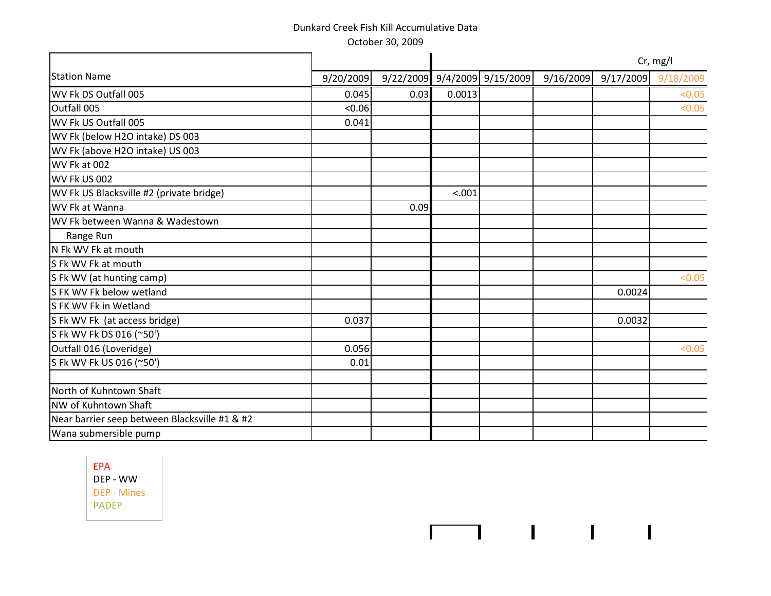Dunkard Creek Fish Kill Accumulative Data

October 30, 2009

| Station Name | 9/20/2009 | 9/22/2009 | 9/4/2009 | 9/15/2009 | 9/16/2009 | 9/17/2009 | 9/18/2009 |
|---|---|---|---|---|---|---|---|
| | | | Cr, mg/l | | | | |
| WV Fk DS Outfall 005 | 0.045 | 0.03 | 0.0013 | | | | <0.05 |
| Outfall 005 | <0.06 | | | | | | <0.05 |
| WV Fk US Outfall 005 | 0.041 | | | | | | |
| WV Fk (below H2O intake) DS 003 | | | | | | | |
| WV Fk (above H2O intake) US 003 | | | | | | | |
| WV Fk at 002 | | | | | | | |
| WV Fk US 002 | | | | | | | |
| WV Fk US Blacksville #2 (private bridge) | | | <.001 | | | | |
| WV Fk at Wanna | | 0.09 | | | | | |
| WV Fk between Wanna & Wadestown | | | | | | | |
| Range Run | | | | | | | |
| N Fk WV Fk at mouth | | | | | | | |
| S Fk WV Fk at mouth | | | | | | | |
| S Fk WV (at hunting camp) | | | | | | | <0.05 |
| S FK WV Fk below wetland | | | | | | 0.0024 | |
| S FK WV Fk in Wetland | | | | | | | |
| S Fk WV Fk (at access bridge) | 0.037 | | | | | 0.0032 | |
| S Fk WV Fk DS 016 (~50') | | | | | | | |
| Outfall 016 (Loveridge) | 0.056 | | | | | | <0.05 |
| S Fk WV Fk US 016 (~50') | 0.01 | | | | | | |
| | | | | | | | |
| North of Kuhntown Shaft | | | | | | | |
| NW of Kuhntown Shaft | | | | | | | |
| Near barrier seep between Blacksville #1 & #2 | | | | | | | |
| Wana submersible pump | | | | | | | |

EPA
DEP - WW
DEP - Mines
PADEP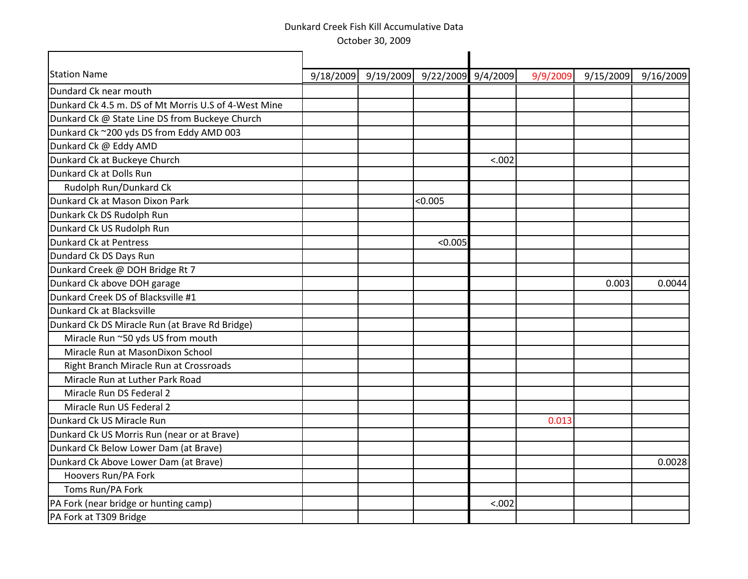Dunkard Creek Fish Kill Accumulative Data

October 30, 2009

| Station Name | 9/18/2009 | 9/19/2009 | 9/22/2009 | 9/4/2009 | 9/9/2009 | 9/15/2009 | 9/16/2009 |
|---|---|---|---|---|---|---|---|
| Dundard Ck near mouth | | | | | | | |
| Dunkard Ck 4.5 m. DS of Mt Morris U.S of 4-West Mine | | | | | | | |
| Dunkard Ck @ State Line DS from Buckeye Church | | | | | | | |
| Dunkard Ck ~200 yds DS from Eddy AMD 003 | | | | | | | |
| Dunkard Ck @ Eddy AMD | | | | | | | |
| Dunkard Ck at Buckeye Church | | | | <.002 | | | |
| Dunkard Ck at Dolls Run | | | | | | | |
| Rudolph Run/Dunkard Ck | | | | | | | |
| Dunkard Ck at Mason Dixon Park | | | <0.005 | | | | |
| Dunkark Ck DS Rudolph Run | | | | | | | |
| Dunkard Ck US Rudolph Run | | | | | | | |
| Dunkard Ck at Pentress | | | <0.005 | | | | |
| Dundard Ck DS Days Run | | | | | | | |
| Dunkard Creek @ DOH Bridge Rt 7 | | | | | | | |
| Dunkard Ck above DOH garage | | | | | | 0.003 | 0.0044 |
| Dunkard Creek DS of Blacksville #1 | | | | | | | |
| Dunkard Ck at Blacksville | | | | | | | |
| Dunkard Ck DS Miracle Run (at Brave Rd Bridge) | | | | | | | |
| Miracle Run ~50 yds US from mouth | | | | | | | |
| Miracle Run at MasonDixon School | | | | | | | |
| Right Branch Miracle Run at Crossroads | | | | | | | |
| Miracle Run at Luther Park Road | | | | | | | |
| Miracle Run DS Federal 2 | | | | | | | |
| Miracle Run US Federal 2 | | | | | | | |
| Dunkard Ck US Miracle Run | | | | | 0.013 | | |
| Dunkard Ck US Morris Run (near or at Brave) | | | | | | | |
| Dunkard Ck Below Lower Dam (at Brave) | | | | | | | |
| Dunkard Ck Above Lower Dam (at Brave) | | | | | | | 0.0028 |
| Hoovers Run/PA Fork | | | | | | | |
| Toms Run/PA Fork | | | | | | | |
| PA Fork (near bridge or hunting camp) | | | | <.002 | | | |
| PA Fork at T309 Bridge | | | | | | | |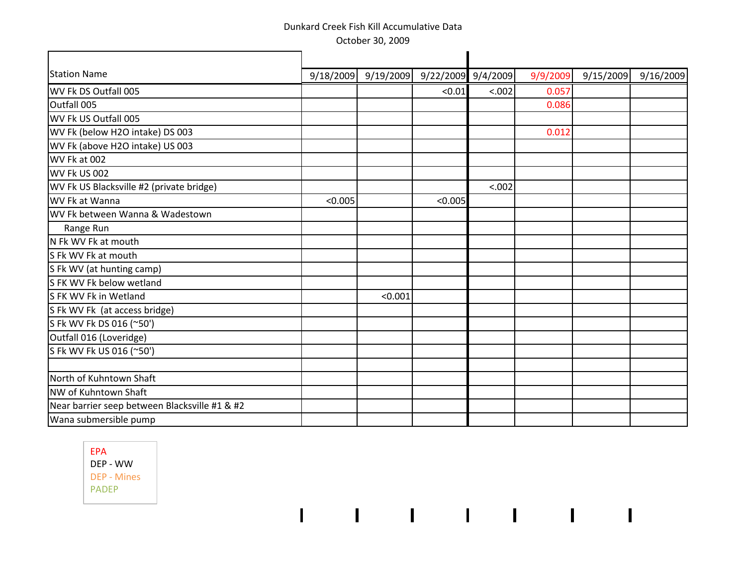Dunkard Creek Fish Kill Accumulative Data

October 30, 2009

| Station Name | 9/18/2009 | 9/19/2009 | 9/22/2009 | 9/4/2009 | 9/9/2009 | 9/15/2009 | 9/16/2009 |
|---|---|---|---|---|---|---|---|
| WV Fk DS Outfall 005 | | | <0.01 | <.002 | 0.057 | | |
| Outfall 005 | | | | | 0.086 | | |
| WV Fk US Outfall 005 | | | | | | | |
| WV Fk (below H2O intake) DS 003 | | | | | 0.012 | | |
| WV Fk (above H2O intake) US 003 | | | | | | | |
| WV Fk at 002 | | | | | | | |
| WV Fk US 002 | | | | | | | |
| WV Fk US Blacksville #2 (private bridge) | | | | <.002 | | | |
| WV Fk at Wanna | <0.005 | | <0.005 | | | | |
| WV Fk between Wanna & Wadestown | | | | | | | |
| Range Run | | | | | | | |
| N Fk WV Fk at mouth | | | | | | | |
| S Fk WV Fk at mouth | | | | | | | |
| S Fk WV (at hunting camp) | | | | | | | |
| S FK WV Fk below wetland | | | | | | | |
| S FK WV Fk in Wetland | | <0.001 | | | | | |
| S Fk WV Fk (at access bridge) | | | | | | | |
| S Fk WV Fk DS 016 (~50') | | | | | | | |
| Outfall 016 (Loveridge) | | | | | | | |
| S Fk WV Fk US 016 (~50') | | | | | | | |
| | | | | | | | |
| North of Kuhntown Shaft | | | | | | | |
| NW of Kuhntown Shaft | | | | | | | |
| Near barrier seep between Blacksville #1 & #2 | | | | | | | |
| Wana submersible pump | | | | | | | |

EPA
DEP - WW
DEP - Mines
PADEP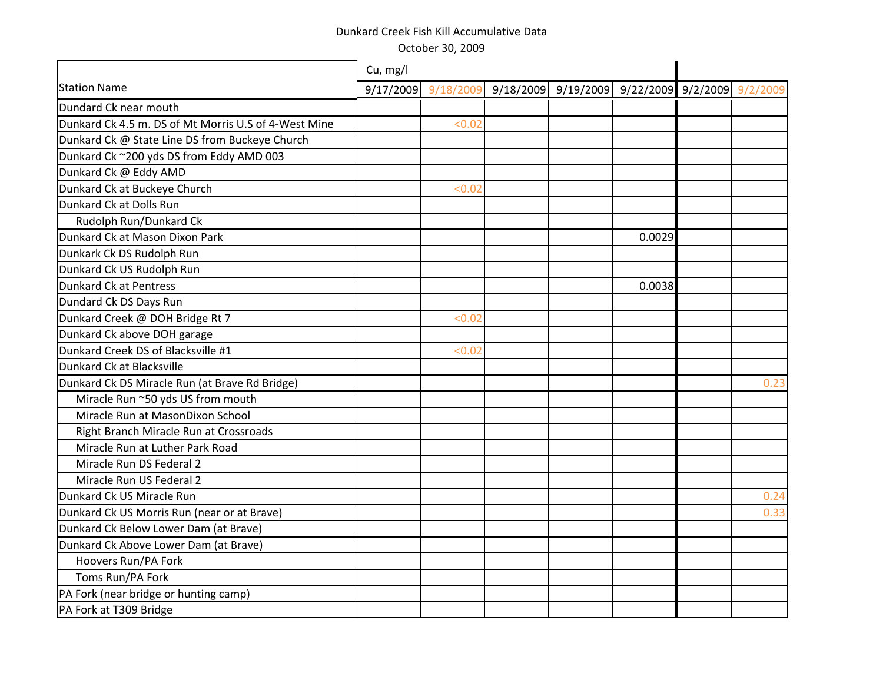Dunkard Creek Fish Kill Accumulative Data

October 30, 2009

| Station Name | Cu, mg/l | | | | | | |
|---|---|---|---|---|---|---|---|
| | 9/17/2009 | 9/18/2009 | 9/18/2009 | 9/19/2009 | 9/22/2009 | 9/2/2009 | 9/2/2009 |
| Dundard Ck near mouth | | | | | | | |
| Dunkard Ck 4.5 m. DS of Mt Morris U.S of 4-West Mine | | <0.02 | | | | | |
| Dunkard Ck @ State Line DS from Buckeye Church | | | | | | | |
| Dunkard Ck ~200 yds DS from Eddy AMD 003 | | | | | | | |
| Dunkard Ck @ Eddy AMD | | | | | | | |
| Dunkard Ck at Buckeye Church | | <0.02 | | | | | |
| Dunkard Ck at Dolls Run | | | | | | | |
| Rudolph Run/Dunkard Ck | | | | | | | |
| Dunkard Ck at Mason Dixon Park | | | | | 0.0029 | | |
| Dunkark Ck DS Rudolph Run | | | | | | | |
| Dunkard Ck US Rudolph Run | | | | | | | |
| Dunkard Ck at Pentress | | | | | 0.0038 | | |
| Dundard Ck DS Days Run | | | | | | | |
| Dunkard Creek @ DOH Bridge Rt 7 | | <0.02 | | | | | |
| Dunkard Ck above DOH garage | | | | | | | |
| Dunkard Creek DS of Blacksville #1 | | <0.02 | | | | | |
| Dunkard Ck at Blacksville | | | | | | | |
| Dunkard Ck DS Miracle Run (at Brave Rd Bridge) | | | | | | | 0.23 |
| Miracle Run ~50 yds US from mouth | | | | | | | |
| Miracle Run at MasonDixon School | | | | | | | |
| Right Branch Miracle Run at Crossroads | | | | | | | |
| Miracle Run at Luther Park Road | | | | | | | |
| Miracle Run DS Federal 2 | | | | | | | |
| Miracle Run US Federal 2 | | | | | | | |
| Dunkard Ck US Miracle Run | | | | | | | 0.24 |
| Dunkard Ck US Morris Run (near or at Brave) | | | | | | | 0.33 |
| Dunkard Ck Below Lower Dam (at Brave) | | | | | | | |
| Dunkard Ck Above Lower Dam (at Brave) | | | | | | | |
| Hoovers Run/PA Fork | | | | | | | |
| Toms Run/PA Fork | | | | | | | |
| PA Fork (near bridge or hunting camp) | | | | | | | |
| PA Fork at T309 Bridge | | | | | | | |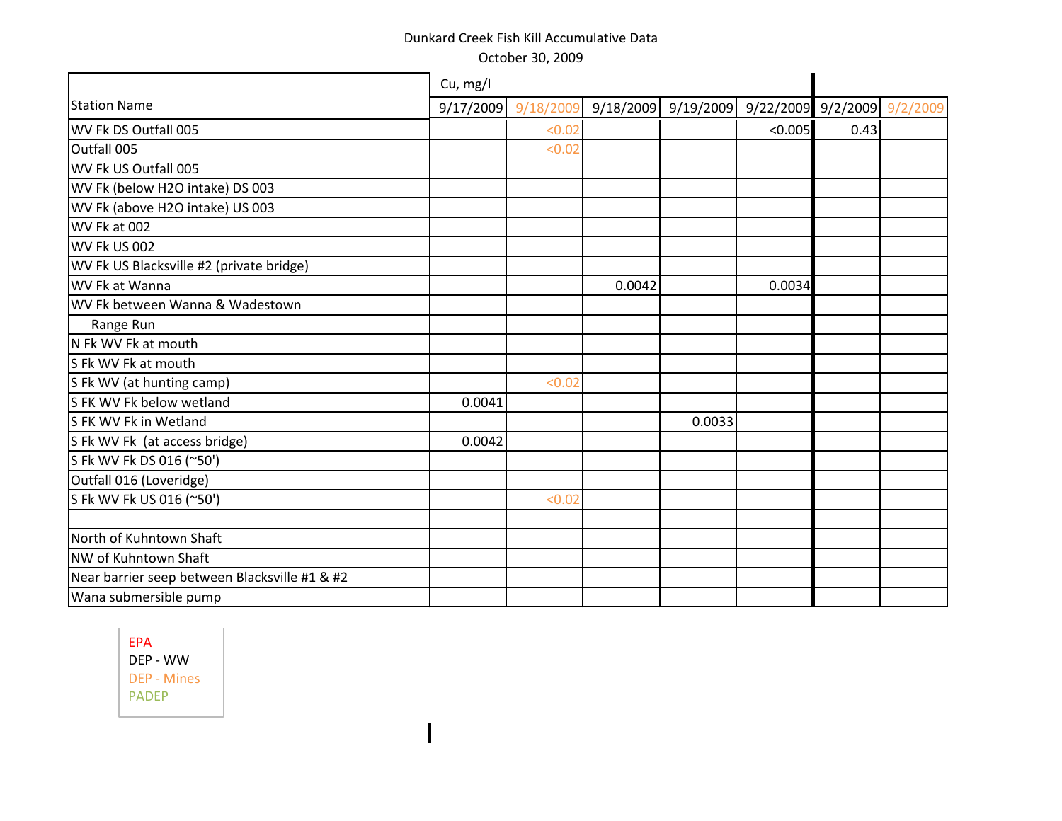Dunkard Creek Fish Kill Accumulative Data

October 30, 2009

| Station Name | Cu, mg/l | | | | | | |
|---|---|---|---|---|---|---|---|
| | 9/17/2009 | 9/18/2009 | 9/18/2009 | 9/19/2009 | 9/22/2009 | 9/2/2009 | 9/2/2009 |
| WV Fk DS Outfall 005 | | <0.02 | | | <0.005 | 0.43 | |
| Outfall 005 | | <0.02 | | | | | |
| WV Fk US Outfall 005 | | | | | | | |
| WV Fk (below H2O intake) DS 003 | | | | | | | |
| WV Fk (above H2O intake) US 003 | | | | | | | |
| WV Fk at 002 | | | | | | | |
| WV Fk US 002 | | | | | | | |
| WV Fk US Blacksville #2 (private bridge) | | | | | | | |
| WV Fk at Wanna | | | 0.0042 | | 0.0034 | | |
| WV Fk between Wanna & Wadestown | | | | | | | |
| Range Run | | | | | | | |
| N Fk WV Fk at mouth | | | | | | | |
| S Fk WV Fk at mouth | | | | | | | |
| S Fk WV (at hunting camp) | | <0.02 | | | | | |
| S FK WV Fk below wetland | 0.0041 | | | | | | |
| S FK WV Fk in Wetland | | | | 0.0033 | | | |
| S Fk WV Fk (at access bridge) | 0.0042 | | | | | | |
| S Fk WV Fk DS 016 (~50') | | | | | | | |
| Outfall 016 (Loveridge) | | | | | | | |
| S Fk WV Fk US 016 (~50') | | <0.02 | | | | | |
| | | | | | | | |
| North of Kuhntown Shaft | | | | | | | |
| NW of Kuhntown Shaft | | | | | | | |
| Near barrier seep between Blacksville #1 & #2 | | | | | | | |
| Wana submersible pump | | | | | | | |

EPA
DEP - WW
DEP - Mines
PADEP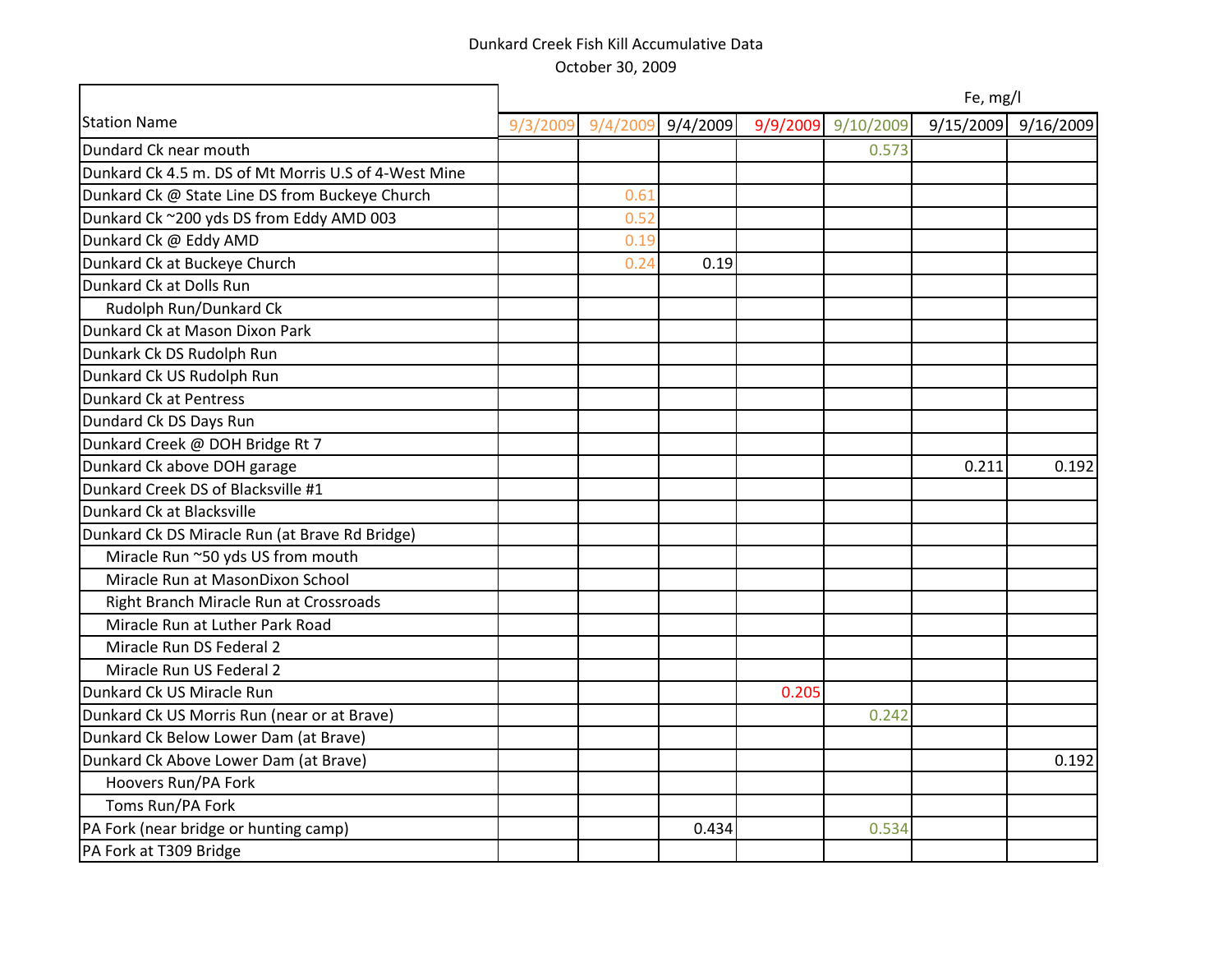Dunkard Creek Fish Kill Accumulative Data

October 30, 2009

| Station Name | Fe, mg/l | | | | | | |
|---|---|---|---|---|---|---|---|
| | 9/3/2009 | 9/4/2009 | 9/4/2009 | 9/9/2009 | 9/10/2009 | 9/15/2009 | 9/16/2009 |
| Dundard Ck near mouth | | | | | 0.573 | | |
| Dunkard Ck 4.5 m. DS of Mt Morris U.S of 4-West Mine | | | | | | | |
| Dunkard Ck @ State Line DS from Buckeye Church | | 0.61 | | | | | |
| Dunkard Ck ~200 yds DS from Eddy AMD 003 | | 0.52 | | | | | |
| Dunkard Ck @ Eddy AMD | | 0.19 | | | | | |
| Dunkard Ck at Buckeye Church | | 0.24 | 0.19 | | | | |
| Dunkard Ck at Dolls Run | | | | | | | |
| Rudolph Run/Dunkard Ck | | | | | | | |
| Dunkard Ck at Mason Dixon Park | | | | | | | |
| Dunkark Ck DS Rudolph Run | | | | | | | |
| Dunkard Ck US Rudolph Run | | | | | | | |
| Dunkard Ck at Pentress | | | | | | | |
| Dundard Ck DS Days Run | | | | | | | |
| Dunkard Creek @ DOH Bridge Rt 7 | | | | | | | |
| Dunkard Ck above DOH garage | | | | | | 0.211 | 0.192 |
| Dunkard Creek DS of Blacksville #1 | | | | | | | |
| Dunkard Ck at Blacksville | | | | | | | |
| Dunkard Ck DS Miracle Run (at Brave Rd Bridge) | | | | | | | |
| Miracle Run ~50 yds US from mouth | | | | | | | |
| Miracle Run at MasonDixon School | | | | | | | |
| Right Branch Miracle Run at Crossroads | | | | | | | |
| Miracle Run at Luther Park Road | | | | | | | |
| Miracle Run DS Federal 2 | | | | | | | |
| Miracle Run US Federal 2 | | | | | | | |
| Dunkard Ck US Miracle Run | | | | 0.205 | | | |
| Dunkard Ck US Morris Run (near or at Brave) | | | | | 0.242 | | |
| Dunkard Ck Below Lower Dam (at Brave) | | | | | | | |
| Dunkard Ck Above Lower Dam (at Brave) | | | | | | | 0.192 |
| Hoovers Run/PA Fork | | | | | | | |
| Toms Run/PA Fork | | | | | | | |
| PA Fork (near bridge or hunting camp) | | | 0.434 | | 0.534 | | |
| PA Fork at T309 Bridge | | | | | | | |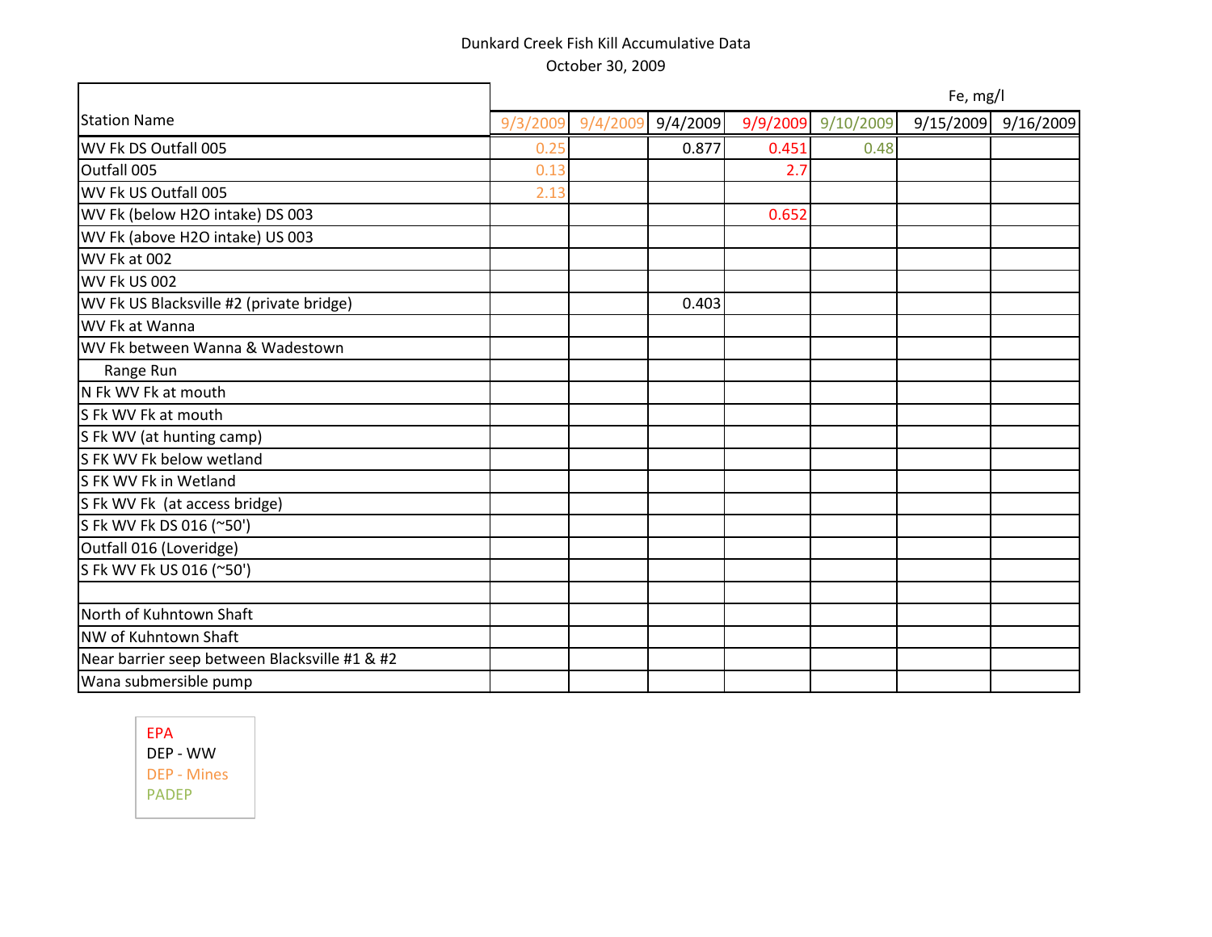Dunkard Creek Fish Kill Accumulative Data
October 30, 2009

| Station Name | Fe, mg/l | | | | | | |
|---|---|---|---|---|---|---|---|
| | 9/3/2009 | 9/4/2009 | 9/4/2009 | 9/9/2009 | 9/10/2009 | 9/15/2009 | 9/16/2009 |
| WV Fk DS Outfall 005 | 0.25 | | 0.877 | 0.451 | 0.48 | | |
| Outfall 005 | 0.13 | | | 2.7 | | | |
| WV Fk US Outfall 005 | 2.13 | | | | | | |
| WV Fk (below H2O intake) DS 003 | | | | 0.652 | | | |
| WV Fk (above H2O intake) US 003 | | | | | | | |
| WV Fk at 002 | | | | | | | |
| WV Fk US 002 | | | | | | | |
| WV Fk US Blacksville #2 (private bridge) | | | 0.403 | | | | |
| WV Fk at Wanna | | | | | | | |
| WV Fk between Wanna & Wadestown | | | | | | | |
| Range Run | | | | | | | |
| N Fk WV Fk at mouth | | | | | | | |
| S Fk WV Fk at mouth | | | | | | | |
| S Fk WV (at hunting camp) | | | | | | | |
| S FK WV Fk below wetland | | | | | | | |
| S FK WV Fk in Wetland | | | | | | | |
| S Fk WV Fk (at access bridge) | | | | | | | |
| S Fk WV Fk DS 016 (~50') | | | | | | | |
| Outfall 016 (Loveridge) | | | | | | | |
| S Fk WV Fk US 016 (~50') | | | | | | | |
| | | | | | | | |
| North of Kuhntown Shaft | | | | | | | |
| NW of Kuhntown Shaft | | | | | | | |
| Near barrier seep between Blacksville #1 & #2 | | | | | | | |
| Wana submersible pump | | | | | | | |

EPA
DEP - WW
DEP - Mines
PADEP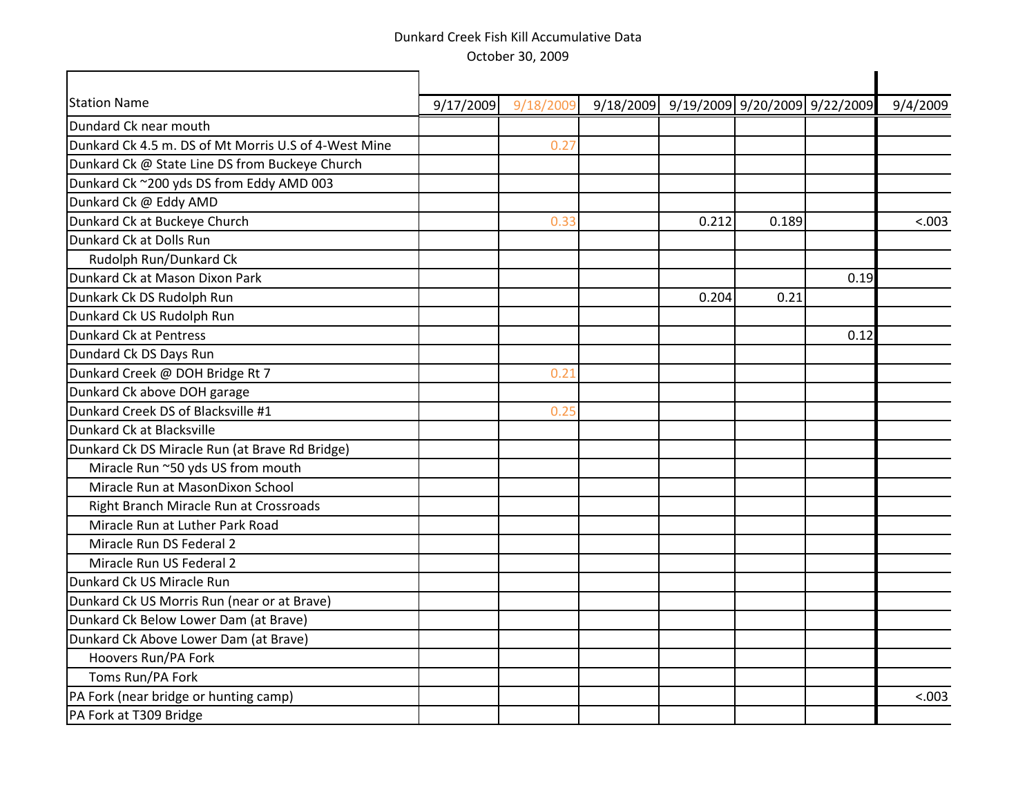Dunkard Creek Fish Kill Accumulative Data

October 30, 2009

| Station Name | 9/17/2009 | 9/18/2009 | 9/18/2009 | 9/19/2009 | 9/20/2009 | 9/22/2009 | 9/4/2009 |
|---|---|---|---|---|---|---|---|
| Dundard Ck near mouth | | | | | | | |
| Dunkard Ck 4.5 m. DS of Mt Morris U.S of 4-West Mine | | 0.27 | | | | | |
| Dunkard Ck @ State Line DS from Buckeye Church | | | | | | | |
| Dunkard Ck ~200 yds DS from Eddy AMD 003 | | | | | | | |
| Dunkard Ck @ Eddy AMD | | | | | | | |
| Dunkard Ck at Buckeye Church | | 0.33 | | 0.212 | 0.189 | | <.003 |
| Dunkard Ck at Dolls Run | | | | | | | |
| Rudolph Run/Dunkard Ck | | | | | | | |
| Dunkard Ck at Mason Dixon Park | | | | | | 0.19 | |
| Dunkark Ck DS Rudolph Run | | | | 0.204 | 0.21 | | |
| Dunkard Ck US Rudolph Run | | | | | | | |
| Dunkard Ck at Pentress | | | | | | 0.12 | |
| Dundard Ck DS Days Run | | | | | | | |
| Dunkard Creek @ DOH Bridge Rt 7 | | 0.21 | | | | | |
| Dunkard Ck above DOH garage | | | | | | | |
| Dunkard Creek DS of Blacksville #1 | | 0.25 | | | | | |
| Dunkard Ck at Blacksville | | | | | | | |
| Dunkard Ck DS Miracle Run (at Brave Rd Bridge) | | | | | | | |
| Miracle Run ~50 yds US from mouth | | | | | | | |
| Miracle Run at MasonDixon School | | | | | | | |
| Right Branch Miracle Run at Crossroads | | | | | | | |
| Miracle Run at Luther Park Road | | | | | | | |
| Miracle Run DS Federal 2 | | | | | | | |
| Miracle Run US Federal 2 | | | | | | | |
| Dunkard Ck US Miracle Run | | | | | | | |
| Dunkard Ck US Morris Run (near or at Brave) | | | | | | | |
| Dunkard Ck Below Lower Dam (at Brave) | | | | | | | |
| Dunkard Ck Above Lower Dam (at Brave) | | | | | | | |
| Hoovers Run/PA Fork | | | | | | | |
| Toms Run/PA Fork | | | | | | | |
| PA Fork (near bridge or hunting camp) | | | | | | | <.003 |
| PA Fork at T309 Bridge | | | | | | | |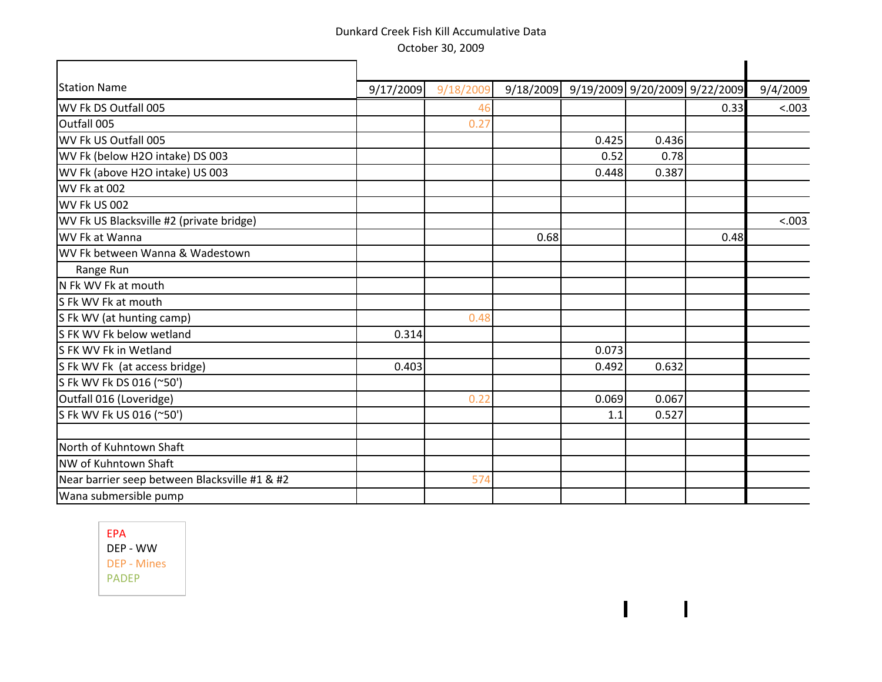Dunkard Creek Fish Kill Accumulative Data

October 30, 2009

| Station Name | 9/17/2009 | 9/18/2009 | 9/18/2009 | 9/19/2009 | 9/20/2009 | 9/22/2009 | 9/4/2009 |
|---|---|---|---|---|---|---|---|
| WV Fk DS Outfall 005 | | 46 | | | | 0.33 | <.003 |
| Outfall 005 | | 0.27 | | | | | |
| WV Fk US Outfall 005 | | | | 0.425 | 0.436 | | |
| WV Fk (below H2O intake) DS 003 | | | | 0.52 | 0.78 | | |
| WV Fk (above H2O intake) US 003 | | | | 0.448 | 0.387 | | |
| WV Fk at 002 | | | | | | | |
| WV Fk US 002 | | | | | | | |
| WV Fk US Blacksville #2 (private bridge) | | | | | | | <.003 |
| WV Fk at Wanna | | | 0.68 | | | 0.48 | |
| WV Fk between Wanna & Wadestown | | | | | | | |
| Range Run | | | | | | | |
| N Fk WV Fk at mouth | | | | | | | |
| S Fk WV Fk at mouth | | | | | | | |
| S Fk WV (at hunting camp) | | 0.48 | | | | | |
| S FK WV Fk below wetland | 0.314 | | | | | | |
| S FK WV Fk in Wetland | | | | 0.073 | | | |
| S Fk WV Fk (at access bridge) | 0.403 | | | 0.492 | 0.632 | | |
| S Fk WV Fk DS 016 (~50') | | | | | | | |
| Outfall 016 (Loveridge) | | 0.22 | | 0.069 | 0.067 | | |
| S Fk WV Fk US 016 (~50') | | | | 1.1 | 0.527 | | |
| | | | | | | | |
| North of Kuhntown Shaft | | | | | | | |
| NW of Kuhntown Shaft | | | | | | | |
| Near barrier seep between Blacksville #1 & #2 | | 574 | | | | | |
| Wana submersible pump | | | | | | | |

EPA
DEP - WW
DEP - Mines
PADEP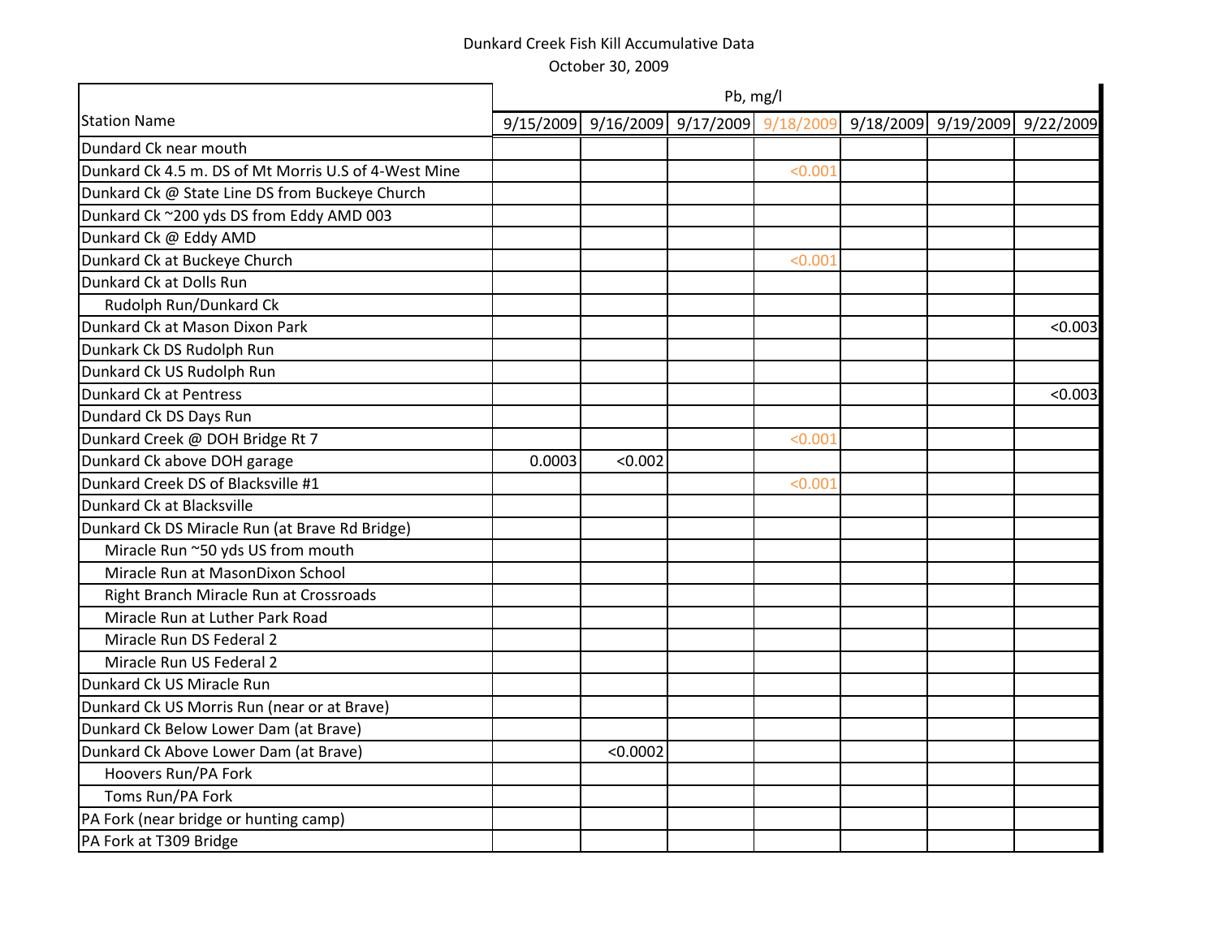Dunkard Creek Fish Kill Accumulative Data

October 30, 2009

| Station Name | Pb, mg/l | | | | | | |
|---|---|---|---|---|---|---|---|
| | 9/15/2009 | 9/16/2009 | 9/17/2009 | 9/18/2009 | 9/18/2009 | 9/19/2009 | 9/22/2009 |
| Dundard Ck near mouth | | | | | | | |
| Dunkard Ck 4.5 m. DS of Mt Morris U.S of 4-West Mine | | | | <0.001 | | | |
| Dunkard Ck @ State Line DS from Buckeye Church | | | | | | | |
| Dunkard Ck ~200 yds DS from Eddy AMD 003 | | | | | | | |
| Dunkard Ck @ Eddy AMD | | | | | | | |
| Dunkard Ck at Buckeye Church | | | | <0.001 | | | |
| Dunkard Ck at Dolls Run | | | | | | | |
| Rudolph Run/Dunkard Ck | | | | | | | |
| Dunkard Ck at Mason Dixon Park | | | | | | | <0.003 |
| Dunkark Ck DS Rudolph Run | | | | | | | |
| Dunkard Ck US Rudolph Run | | | | | | | |
| Dunkard Ck at Pentress | | | | | | | <0.003 |
| Dundard Ck DS Days Run | | | | | | | |
| Dunkard Creek @ DOH Bridge Rt 7 | | | | <0.001 | | | |
| Dunkard Ck above DOH garage | 0.0003 | <0.002 | | | | | |
| Dunkard Creek DS of Blacksville #1 | | | | <0.001 | | | |
| Dunkard Ck at Blacksville | | | | | | | |
| Dunkard Ck DS Miracle Run (at Brave Rd Bridge) | | | | | | | |
| Miracle Run ~50 yds US from mouth | | | | | | | |
| Miracle Run at MasonDixon School | | | | | | | |
| Right Branch Miracle Run at Crossroads | | | | | | | |
| Miracle Run at Luther Park Road | | | | | | | |
| Miracle Run DS Federal 2 | | | | | | | |
| Miracle Run US Federal 2 | | | | | | | |
| Dunkard Ck US Miracle Run | | | | | | | |
| Dunkard Ck US Morris Run (near or at Brave) | | | | | | | |
| Dunkard Ck Below Lower Dam (at Brave) | | | | | | | |
| Dunkard Ck Above Lower Dam (at Brave) | | <0.0002 | | | | | |
| Hoovers Run/PA Fork | | | | | | | |
| Toms Run/PA Fork | | | | | | | |
| PA Fork (near bridge or hunting camp) | | | | | | | |
| PA Fork at T309 Bridge | | | | | | | |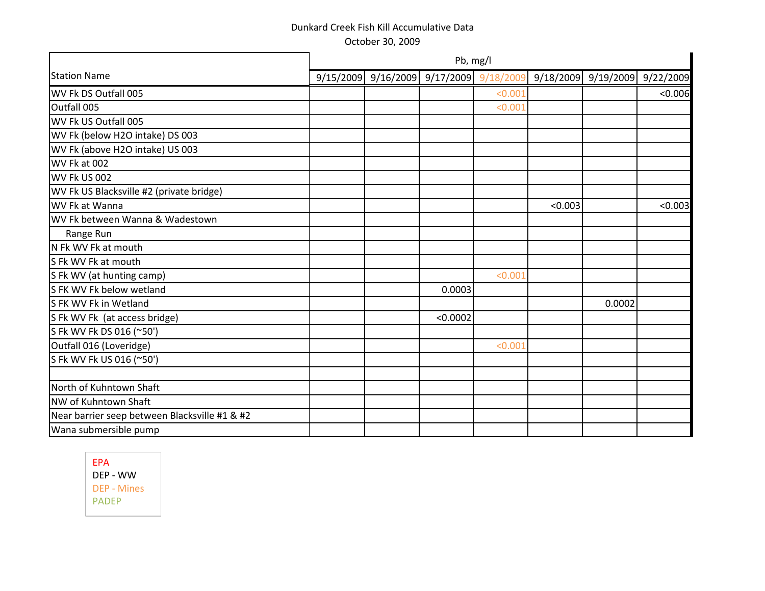Dunkard Creek Fish Kill Accumulative Data

October 30, 2009

| Station Name | Pb, mg/l | | | | | | |
|---|---|---|---|---|---|---|---|
| | 9/15/2009 | 9/16/2009 | 9/17/2009 | 9/18/2009 | 9/18/2009 | 9/19/2009 | 9/22/2009 |
| WV Fk DS Outfall 005 | | | | <0.001 | | | <0.006 |
| Outfall 005 | | | | <0.001 | | | |
| WV Fk US Outfall 005 | | | | | | | |
| WV Fk (below H2O intake) DS 003 | | | | | | | |
| WV Fk (above H2O intake) US 003 | | | | | | | |
| WV Fk at 002 | | | | | | | |
| WV Fk US 002 | | | | | | | |
| WV Fk US Blacksville #2 (private bridge) | | | | | | | |
| WV Fk at Wanna | | | | | <0.003 | | <0.003 |
| WV Fk between Wanna & Wadestown | | | | | | | |
| Range Run | | | | | | | |
| N Fk WV Fk at mouth | | | | | | | |
| S Fk WV Fk at mouth | | | | | | | |
| S Fk WV (at hunting camp) | | | | <0.001 | | | |
| S FK WV Fk below wetland | | | 0.0003 | | | | |
| S FK WV Fk in Wetland | | | | | | 0.0002 | |
| S Fk WV Fk (at access bridge) | | | <0.0002 | | | | |
| S Fk WV Fk DS 016 (~50') | | | | | | | |
| Outfall 016 (Loveridge) | | | | <0.001 | | | |
| S Fk WV Fk US 016 (~50') | | | | | | | |
| | | | | | | | |
| North of Kuhntown Shaft | | | | | | | |
| NW of Kuhntown Shaft | | | | | | | |
| Near barrier seep between Blacksville #1 & #2 | | | | | | | |
| Wana submersible pump | | | | | | | |

EPA
DEP - WW
DEP - Mines
PADEP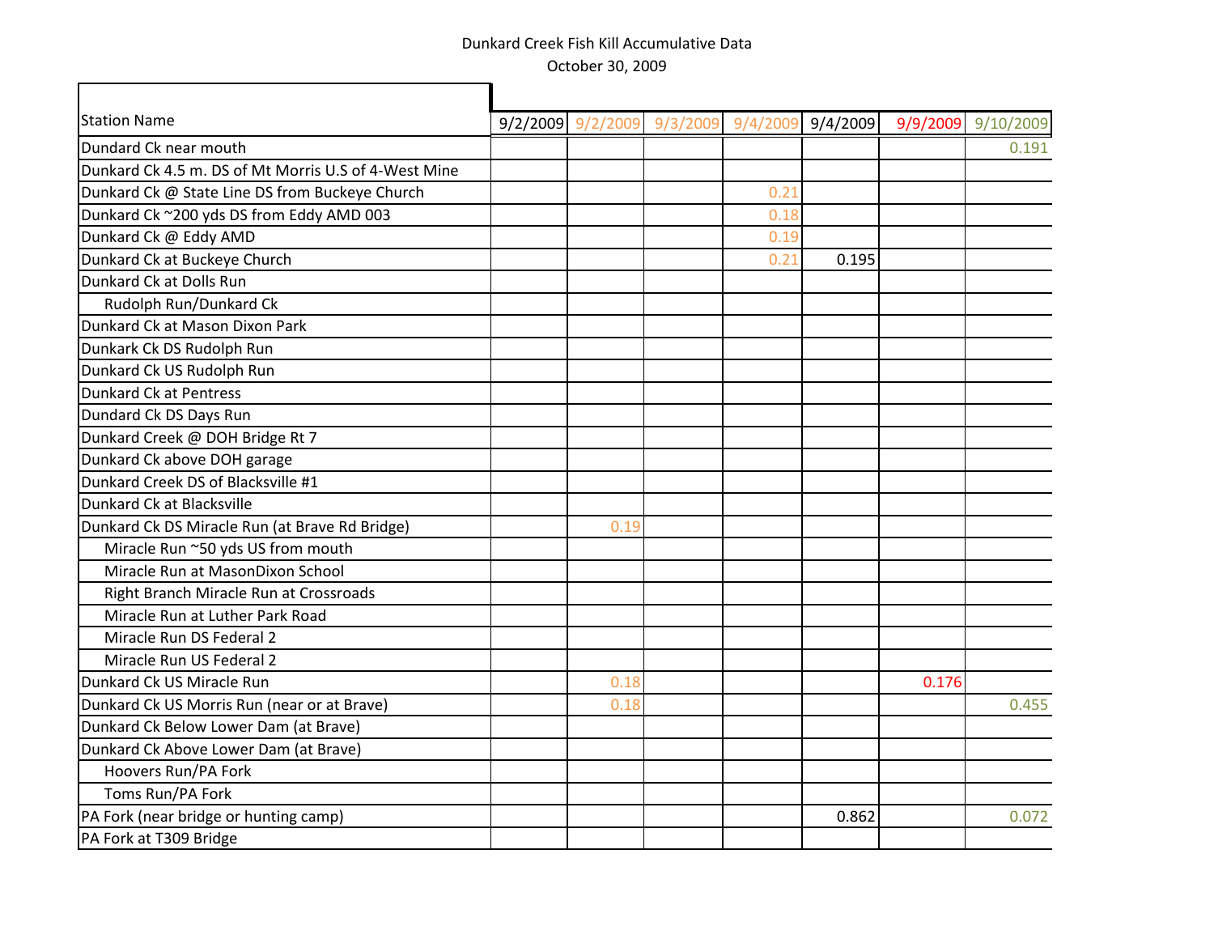Dunkard Creek Fish Kill Accumulative Data

October 30, 2009

| Station Name | 9/2/2009 | 9/2/2009 | 9/3/2009 | 9/4/2009 | 9/4/2009 | 9/9/2009 | 9/10/2009 |
|---|---|---|---|---|---|---|---|
| Dundard Ck near mouth | | | | | | | 0.191 |
| Dunkard Ck 4.5 m. DS of Mt Morris U.S of 4-West Mine | | | | | | | |
| Dunkard Ck @ State Line DS from Buckeye Church | | | | 0.21 | | | |
| Dunkard Ck ~200 yds DS from Eddy AMD 003 | | | | 0.18 | | | |
| Dunkard Ck @ Eddy AMD | | | | 0.19 | | | |
| Dunkard Ck at Buckeye Church | | | | 0.21 | 0.195 | | |
| Dunkard Ck at Dolls Run | | | | | | | |
| Rudolph Run/Dunkard Ck | | | | | | | |
| Dunkard Ck at Mason Dixon Park | | | | | | | |
| Dunkark Ck DS Rudolph Run | | | | | | | |
| Dunkard Ck US Rudolph Run | | | | | | | |
| Dunkard Ck at Pentress | | | | | | | |
| Dundard Ck DS Days Run | | | | | | | |
| Dunkard Creek @ DOH Bridge Rt 7 | | | | | | | |
| Dunkard Ck above DOH garage | | | | | | | |
| Dunkard Creek DS of Blacksville #1 | | | | | | | |
| Dunkard Ck at Blacksville | | | | | | | |
| Dunkard Ck DS Miracle Run (at Brave Rd Bridge) | | 0.19 | | | | | |
| Miracle Run ~50 yds US from mouth | | | | | | | |
| Miracle Run at MasonDixon School | | | | | | | |
| Right Branch Miracle Run at Crossroads | | | | | | | |
| Miracle Run at Luther Park Road | | | | | | | |
| Miracle Run DS Federal 2 | | | | | | | |
| Miracle Run US Federal 2 | | | | | | | |
| Dunkard Ck US Miracle Run | | 0.18 | | | | 0.176 | |
| Dunkard Ck US Morris Run (near or at Brave) | | 0.18 | | | | | 0.455 |
| Dunkard Ck Below Lower Dam (at Brave) | | | | | | | |
| Dunkard Ck Above Lower Dam (at Brave) | | | | | | | |
| Hoovers Run/PA Fork | | | | | | | |
| Toms Run/PA Fork | | | | | | | |
| PA Fork (near bridge or hunting camp) | | | | | 0.862 | | 0.072 |
| PA Fork at T309 Bridge | | | | | | | |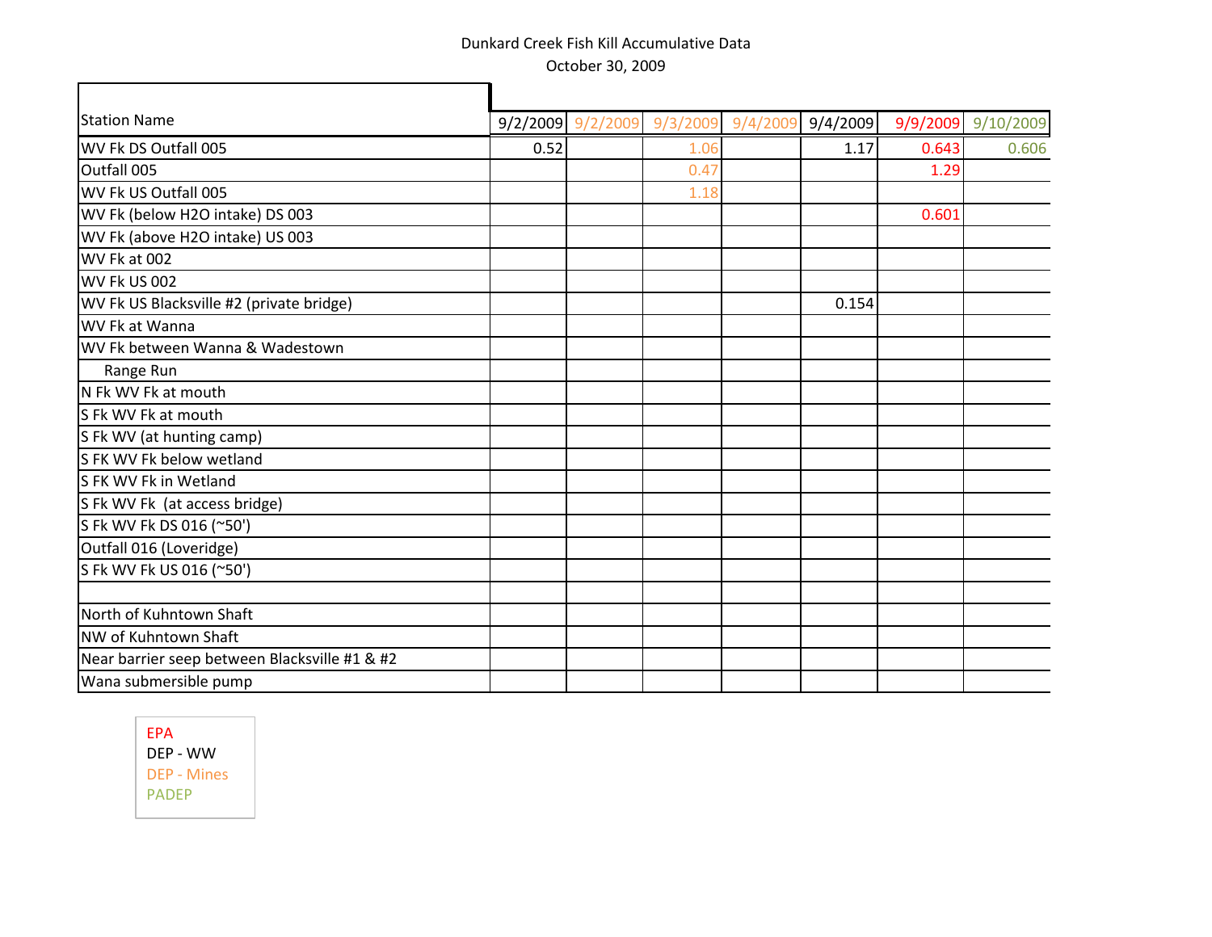Dunkard Creek Fish Kill Accumulative Data

October 30, 2009

| Station Name | 9/2/2009 | 9/2/2009 | 9/3/2009 | 9/4/2009 | 9/4/2009 | 9/9/2009 | 9/10/2009 |
|---|---|---|---|---|---|---|---|
| WV Fk DS Outfall 005 | 0.52 | | 1.06 | | 1.17 | 0.643 | 0.606 |
| Outfall 005 | | | 0.47 | | | 1.29 | |
| WV Fk US Outfall 005 | | | 1.18 | | | | |
| WV Fk (below H2O intake) DS 003 | | | | | | 0.601 | |
| WV Fk (above H2O intake) US 003 | | | | | | | |
| WV Fk at 002 | | | | | | | |
| WV Fk US 002 | | | | | | | |
| WV Fk US Blacksville #2 (private bridge) | | | | | 0.154 | | |
| WV Fk at Wanna | | | | | | | |
| WV Fk between Wanna & Wadestown | | | | | | | |
| Range Run | | | | | | | |
| N Fk WV Fk at mouth | | | | | | | |
| S Fk WV Fk at mouth | | | | | | | |
| S Fk WV (at hunting camp) | | | | | | | |
| S FK WV Fk below wetland | | | | | | | |
| S FK WV Fk in Wetland | | | | | | | |
| S Fk WV Fk (at access bridge) | | | | | | | |
| S Fk WV Fk DS 016 (~50') | | | | | | | |
| Outfall 016 (Loveridge) | | | | | | | |
| S Fk WV Fk US 016 (~50') | | | | | | | |
| | | | | | | | |
| North of Kuhntown Shaft | | | | | | | |
| NW of Kuhntown Shaft | | | | | | | |
| Near barrier seep between Blacksville #1 & #2 | | | | | | | |
| Wana submersible pump | | | | | | | |

EPA
DEP - WW
DEP - Mines
PADEP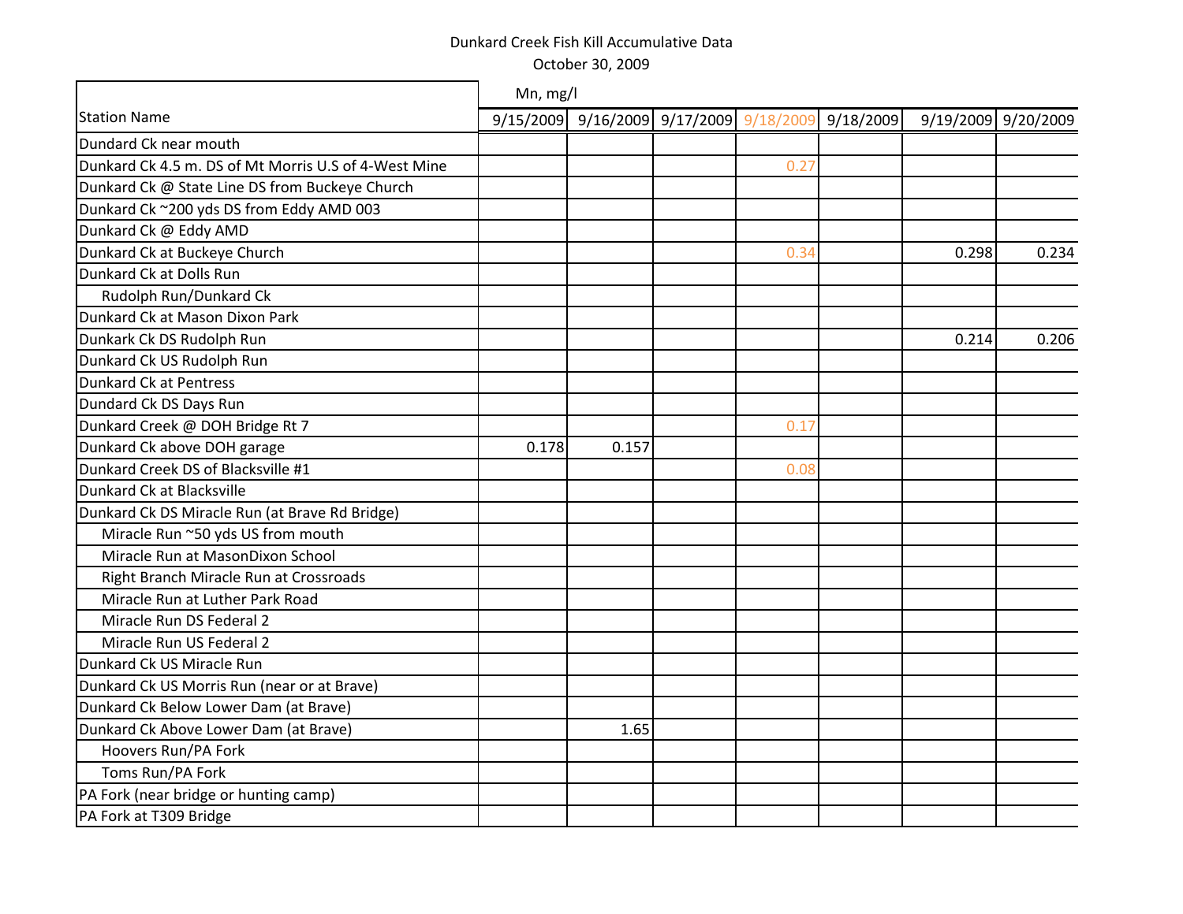Dunkard Creek Fish Kill Accumulative Data

October 30, 2009

| Station Name | Mn, mg/l 9/15/2009 | 9/16/2009 | 9/17/2009 | 9/18/2009 | 9/18/2009 | 9/19/2009 | 9/20/2009 |
|---|---|---|---|---|---|---|---|
| Dundard Ck near mouth | | | | | | | |
| Dunkard Ck 4.5 m. DS of Mt Morris U.S of 4-West Mine | | | | 0.27 | | | |
| Dunkard Ck @ State Line DS from Buckeye Church | | | | | | | |
| Dunkard Ck ~200 yds DS from Eddy AMD 003 | | | | | | | |
| Dunkard Ck @ Eddy AMD | | | | | | | |
| Dunkard Ck at Buckeye Church | | | | 0.34 | | 0.298 | 0.234 |
| Dunkard Ck at Dolls Run | | | | | | | |
| Rudolph Run/Dunkard Ck | | | | | | | |
| Dunkard Ck at Mason Dixon Park | | | | | | | |
| Dunkark Ck DS Rudolph Run | | | | | | 0.214 | 0.206 |
| Dunkard Ck US Rudolph Run | | | | | | | |
| Dunkard Ck at Pentress | | | | | | | |
| Dundard Ck DS Days Run | | | | | | | |
| Dunkard Creek @ DOH Bridge Rt 7 | | | | 0.17 | | | |
| Dunkard Ck above DOH garage | 0.178 | 0.157 | | | | | |
| Dunkard Creek DS of Blacksville #1 | | | | 0.08 | | | |
| Dunkard Ck at Blacksville | | | | | | | |
| Dunkard Ck DS Miracle Run (at Brave Rd Bridge) | | | | | | | |
| Miracle Run ~50 yds US from mouth | | | | | | | |
| Miracle Run at MasonDixon School | | | | | | | |
| Right Branch Miracle Run at Crossroads | | | | | | | |
| Miracle Run at Luther Park Road | | | | | | | |
| Miracle Run DS Federal 2 | | | | | | | |
| Miracle Run US Federal 2 | | | | | | | |
| Dunkard Ck US Miracle Run | | | | | | | |
| Dunkard Ck US Morris Run (near or at Brave) | | | | | | | |
| Dunkard Ck Below Lower Dam (at Brave) | | | | | | | |
| Dunkard Ck Above Lower Dam (at Brave) | | 1.65 | | | | | |
| Hoovers Run/PA Fork | | | | | | | |
| Toms Run/PA Fork | | | | | | | |
| PA Fork (near bridge or hunting camp) | | | | | | | |
| PA Fork at T309 Bridge | | | | | | | |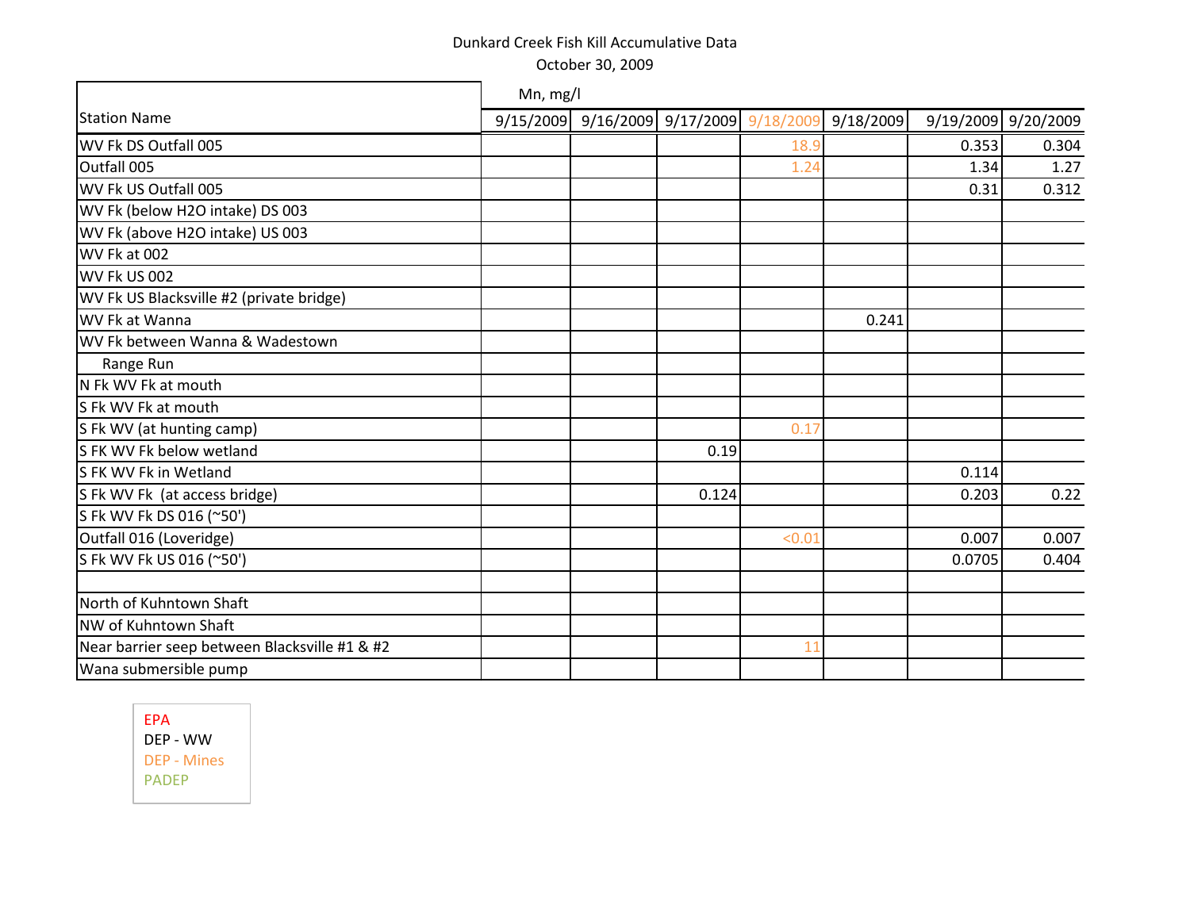Dunkard Creek Fish Kill Accumulative Data

October 30, 2009

| Station Name | Mn, mg/l 9/15/2009 | 9/16/2009 | 9/17/2009 | 9/18/2009 | 9/18/2009 | 9/19/2009 | 9/20/2009 |
|---|---|---|---|---|---|---|---|
| WV Fk DS Outfall 005 | | | | 18.9 | | 0.353 | 0.304 |
| Outfall 005 | | | | 1.24 | | 1.34 | 1.27 |
| WV Fk US Outfall 005 | | | | | | 0.31 | 0.312 |
| WV Fk (below H2O intake) DS 003 | | | | | | | |
| WV Fk (above H2O intake) US 003 | | | | | | | |
| WV Fk at 002 | | | | | | | |
| WV Fk US 002 | | | | | | | |
| WV Fk US Blacksville #2 (private bridge) | | | | | | | |
| WV Fk at Wanna | | | | | 0.241 | | |
| WV Fk between Wanna & Wadestown | | | | | | | |
| Range Run | | | | | | | |
| N Fk WV Fk at mouth | | | | | | | |
| S Fk WV Fk at mouth | | | | | | | |
| S Fk WV (at hunting camp) | | | | 0.17 | | | |
| S FK WV Fk below wetland | | | 0.19 | | | | |
| S FK WV Fk in Wetland | | | | | | 0.114 | |
| S Fk WV Fk (at access bridge) | | | 0.124 | | | 0.203 | 0.22 |
| S Fk WV Fk DS 016 (~50') | | | | | | | |
| Outfall 016 (Loveridge) | | | | <0.01 | | 0.007 | 0.007 |
| S Fk WV Fk US 016 (~50') | | | | | | 0.0705 | 0.404 |
| | | | | | | | |
| North of Kuhntown Shaft | | | | | | | |
| NW of Kuhntown Shaft | | | | | | | |
| Near barrier seep between Blacksville #1 & #2 | | | | 11 | | | |
| Wana submersible pump | | | | | | | |

EPA
DEP - WW
DEP - Mines
PADEP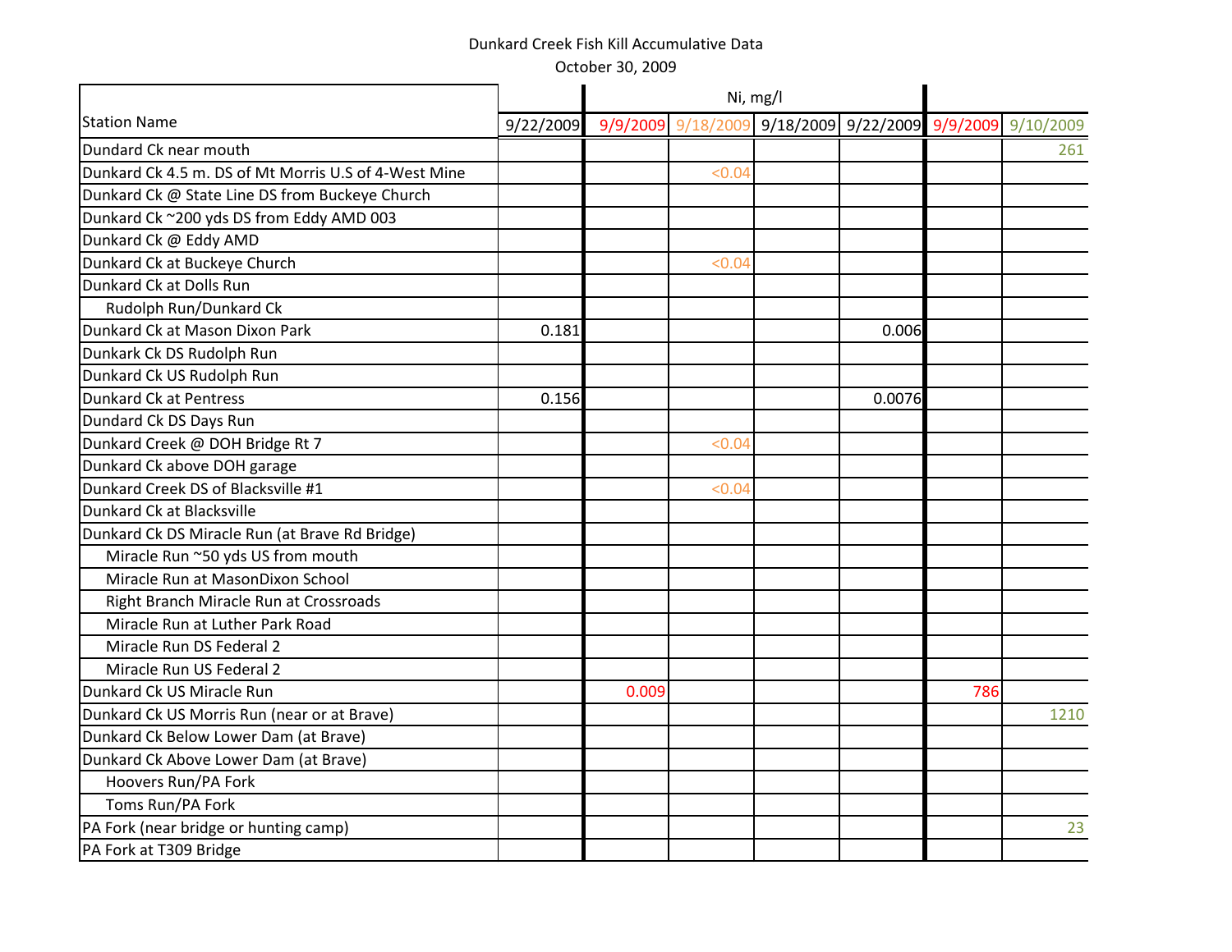Dunkard Creek Fish Kill Accumulative Data

October 30, 2009

| Station Name | | Ni, mg/l | | | | | |
|---|---|---|---|---|---|---|---|
| | 9/22/2009 | 9/9/2009 | 9/18/2009 | 9/18/2009 | 9/22/2009 | 9/9/2009 | 9/10/2009 |
| Dundard Ck near mouth | | | | | | | 261 |
| Dunkard Ck 4.5 m. DS of Mt Morris U.S of 4-West Mine | | | <0.04 | | | | |
| Dunkard Ck @ State Line DS from Buckeye Church | | | | | | | |
| Dunkard Ck ~200 yds DS from Eddy AMD 003 | | | | | | | |
| Dunkard Ck @ Eddy AMD | | | | | | | |
| Dunkard Ck at Buckeye Church | | | <0.04 | | | | |
| Dunkard Ck at Dolls Run | | | | | | | |
| Rudolph Run/Dunkard Ck | | | | | | | |
| Dunkard Ck at Mason Dixon Park | 0.181 | | | | 0.006 | | |
| Dunkark Ck DS Rudolph Run | | | | | | | |
| Dunkard Ck US Rudolph Run | | | | | | | |
| Dunkard Ck at Pentress | 0.156 | | | | 0.0076 | | |
| Dundard Ck DS Days Run | | | | | | | |
| Dunkard Creek @ DOH Bridge Rt 7 | | | <0.04 | | | | |
| Dunkard Ck above DOH garage | | | | | | | |
| Dunkard Creek DS of Blacksville #1 | | | <0.04 | | | | |
| Dunkard Ck at Blacksville | | | | | | | |
| Dunkard Ck DS Miracle Run (at Brave Rd Bridge) | | | | | | | |
| Miracle Run ~50 yds US from mouth | | | | | | | |
| Miracle Run at MasonDixon School | | | | | | | |
| Right Branch Miracle Run at Crossroads | | | | | | | |
| Miracle Run at Luther Park Road | | | | | | | |
| Miracle Run DS Federal 2 | | | | | | | |
| Miracle Run US Federal 2 | | | | | | | |
| Dunkard Ck US Miracle Run | | 0.009 | | | | 786 | |
| Dunkard Ck US Morris Run (near or at Brave) | | | | | | | 1210 |
| Dunkard Ck Below Lower Dam (at Brave) | | | | | | | |
| Dunkard Ck Above Lower Dam (at Brave) | | | | | | | |
| Hoovers Run/PA Fork | | | | | | | |
| Toms Run/PA Fork | | | | | | | |
| PA Fork (near bridge or hunting camp) | | | | | | | 23 |
| PA Fork at T309 Bridge | | | | | | | |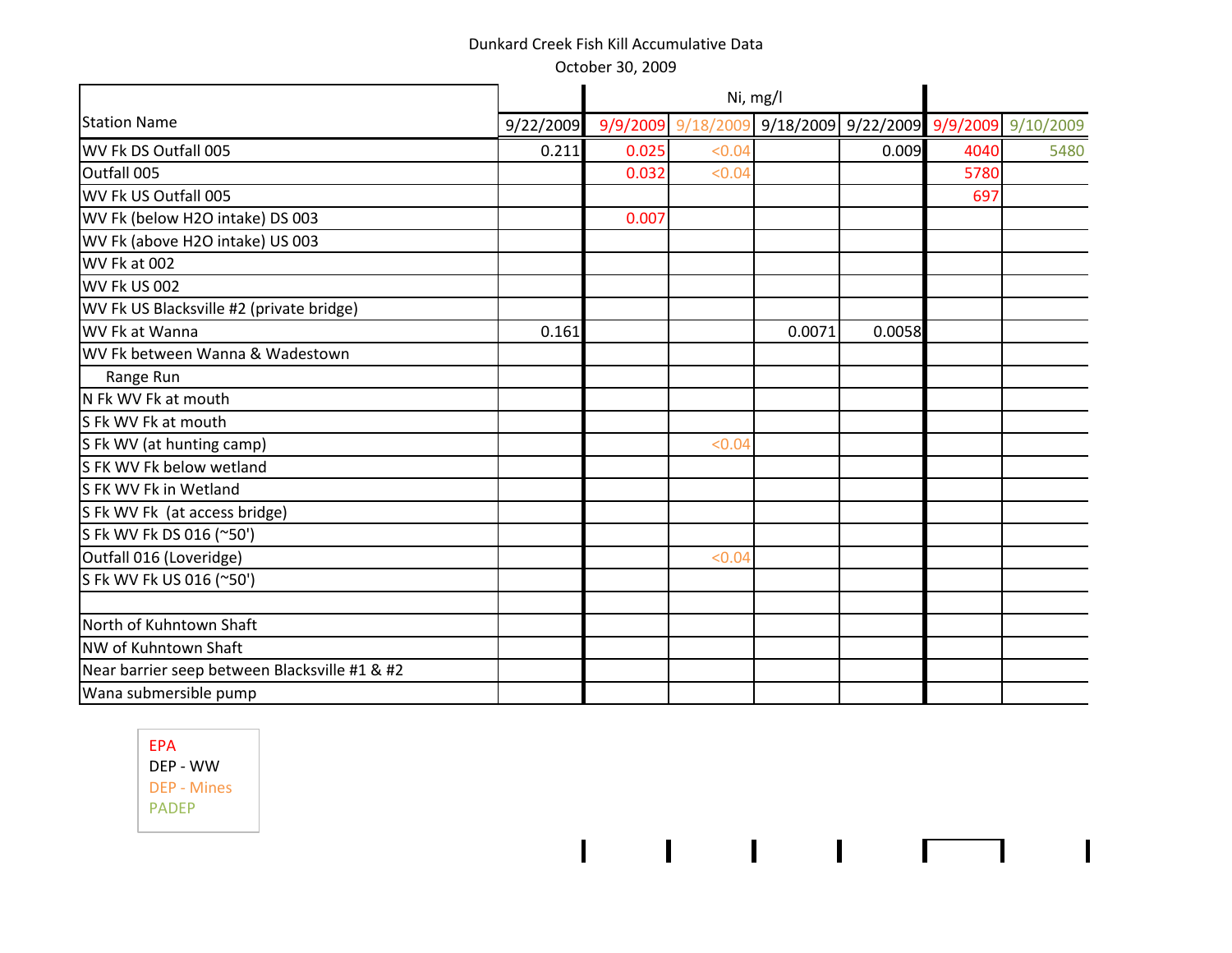Dunkard Creek Fish Kill Accumulative Data

October 30, 2009

| Station Name | | Ni, mg/l | | | | | |
|---|---|---|---|---|---|---|---|
| | 9/22/2009 | 9/9/2009 | 9/18/2009 | 9/18/2009 | 9/22/2009 | 9/9/2009 | 9/10/2009 |
| WV Fk DS Outfall 005 | 0.211 | 0.025 | <0.04 | | 0.009 | 4040 | 5480 |
| Outfall 005 | | 0.032 | <0.04 | | | 5780 | |
| WV Fk US Outfall 005 | | | | | | 697 | |
| WV Fk (below H2O intake) DS 003 | | 0.007 | | | | | |
| WV Fk (above H2O intake) US 003 | | | | | | | |
| WV Fk at 002 | | | | | | | |
| WV Fk US 002 | | | | | | | |
| WV Fk US Blacksville #2 (private bridge) | | | | | | | |
| WV Fk at Wanna | 0.161 | | | 0.0071 | 0.0058 | | |
| WV Fk between Wanna & Wadestown | | | | | | | |
| Range Run | | | | | | | |
| N Fk WV Fk at mouth | | | | | | | |
| S Fk WV Fk at mouth | | | | | | | |
| S Fk WV (at hunting camp) | | | <0.04 | | | | |
| S FK WV Fk below wetland | | | | | | | |
| S FK WV Fk in Wetland | | | | | | | |
| S Fk WV Fk (at access bridge) | | | | | | | |
| S Fk WV Fk DS 016 (~50') | | | | | | | |
| Outfall 016 (Loveridge) | | | <0.04 | | | | |
| S Fk WV Fk US 016 (~50') | | | | | | | |
| | | | | | | | |
| North of Kuhntown Shaft | | | | | | | |
| NW of Kuhntown Shaft | | | | | | | |
| Near barrier seep between Blacksville #1 & #2 | | | | | | | |
| Wana submersible pump | | | | | | | |

EPA
DEP - WW
DEP - Mines
PADEP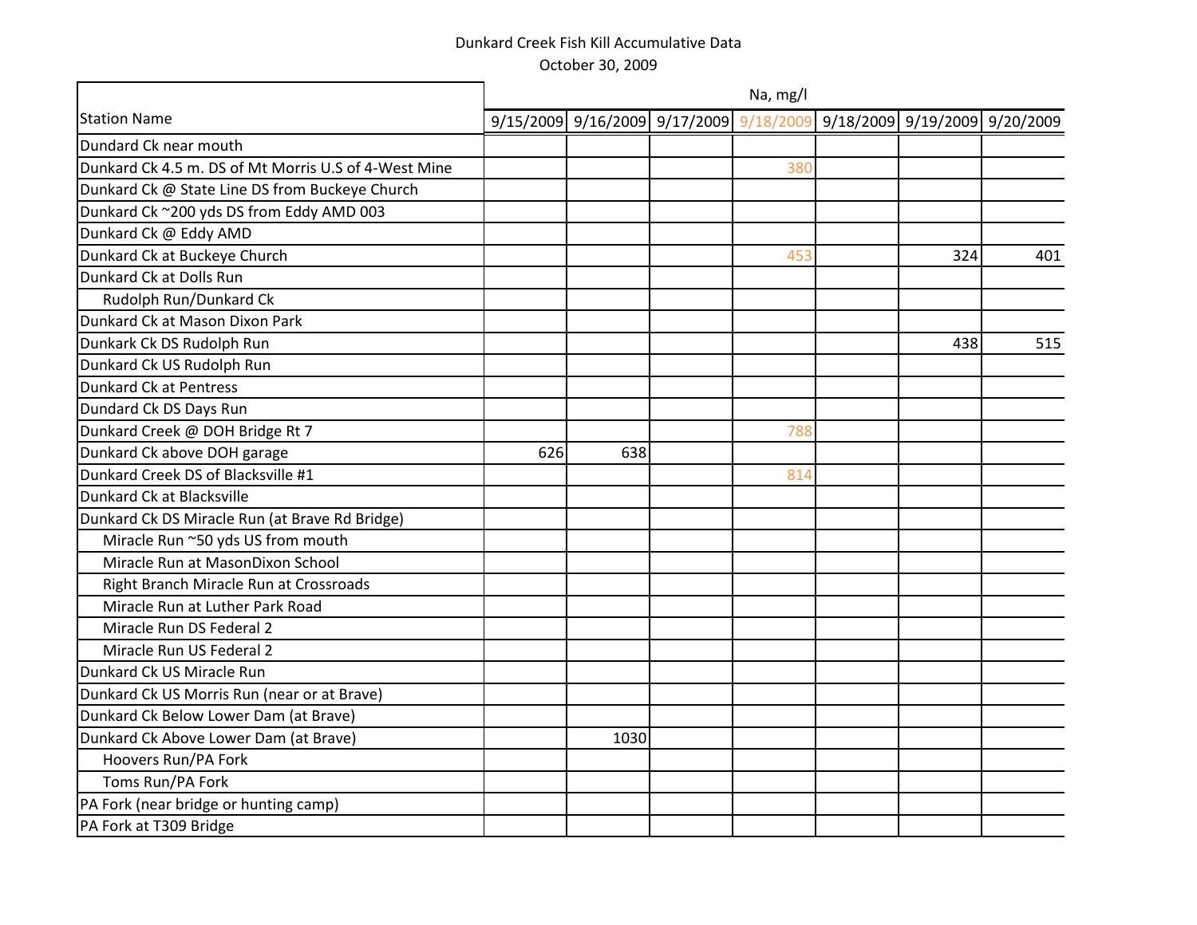Dunkard Creek Fish Kill Accumulative Data

October 30, 2009

| Station Name | Na, mg/l | | | | | | |
|---|---|---|---|---|---|---|---|
| | 9/15/2009 | 9/16/2009 | 9/17/2009 | 9/18/2009 | 9/18/2009 | 9/19/2009 | 9/20/2009 |
| Dundard Ck near mouth | | | | | | | |
| Dunkard Ck 4.5 m. DS of Mt Morris U.S of 4-West Mine | | | | 380 | | | |
| Dunkard Ck @ State Line DS from Buckeye Church | | | | | | | |
| Dunkard Ck ~200 yds DS from Eddy AMD 003 | | | | | | | |
| Dunkard Ck @ Eddy AMD | | | | | | | |
| Dunkard Ck at Buckeye Church | | | | 453 | | 324 | 401 |
| Dunkard Ck at Dolls Run | | | | | | | |
| Rudolph Run/Dunkard Ck | | | | | | | |
| Dunkard Ck at Mason Dixon Park | | | | | | | |
| Dunkark Ck DS Rudolph Run | | | | | | 438 | 515 |
| Dunkard Ck US Rudolph Run | | | | | | | |
| Dunkard Ck at Pentress | | | | | | | |
| Dundard Ck DS Days Run | | | | | | | |
| Dunkard Creek @ DOH Bridge Rt 7 | | | | 788 | | | |
| Dunkard Ck above DOH garage | 626 | 638 | | | | | |
| Dunkard Creek DS of Blacksville #1 | | | | 814 | | | |
| Dunkard Ck at Blacksville | | | | | | | |
| Dunkard Ck DS Miracle Run (at Brave Rd Bridge) | | | | | | | |
| Miracle Run ~50 yds US from mouth | | | | | | | |
| Miracle Run at MasonDixon School | | | | | | | |
| Right Branch Miracle Run at Crossroads | | | | | | | |
| Miracle Run at Luther Park Road | | | | | | | |
| Miracle Run DS Federal 2 | | | | | | | |
| Miracle Run US Federal 2 | | | | | | | |
| Dunkard Ck US Miracle Run | | | | | | | |
| Dunkard Ck US Morris Run (near or at Brave) | | | | | | | |
| Dunkard Ck Below Lower Dam (at Brave) | | | | | | | |
| Dunkard Ck Above Lower Dam (at Brave) | | 1030 | | | | | |
| Hoovers Run/PA Fork | | | | | | | |
| Toms Run/PA Fork | | | | | | | |
| PA Fork (near bridge or hunting camp) | | | | | | | |
| PA Fork at T309 Bridge | | | | | | | |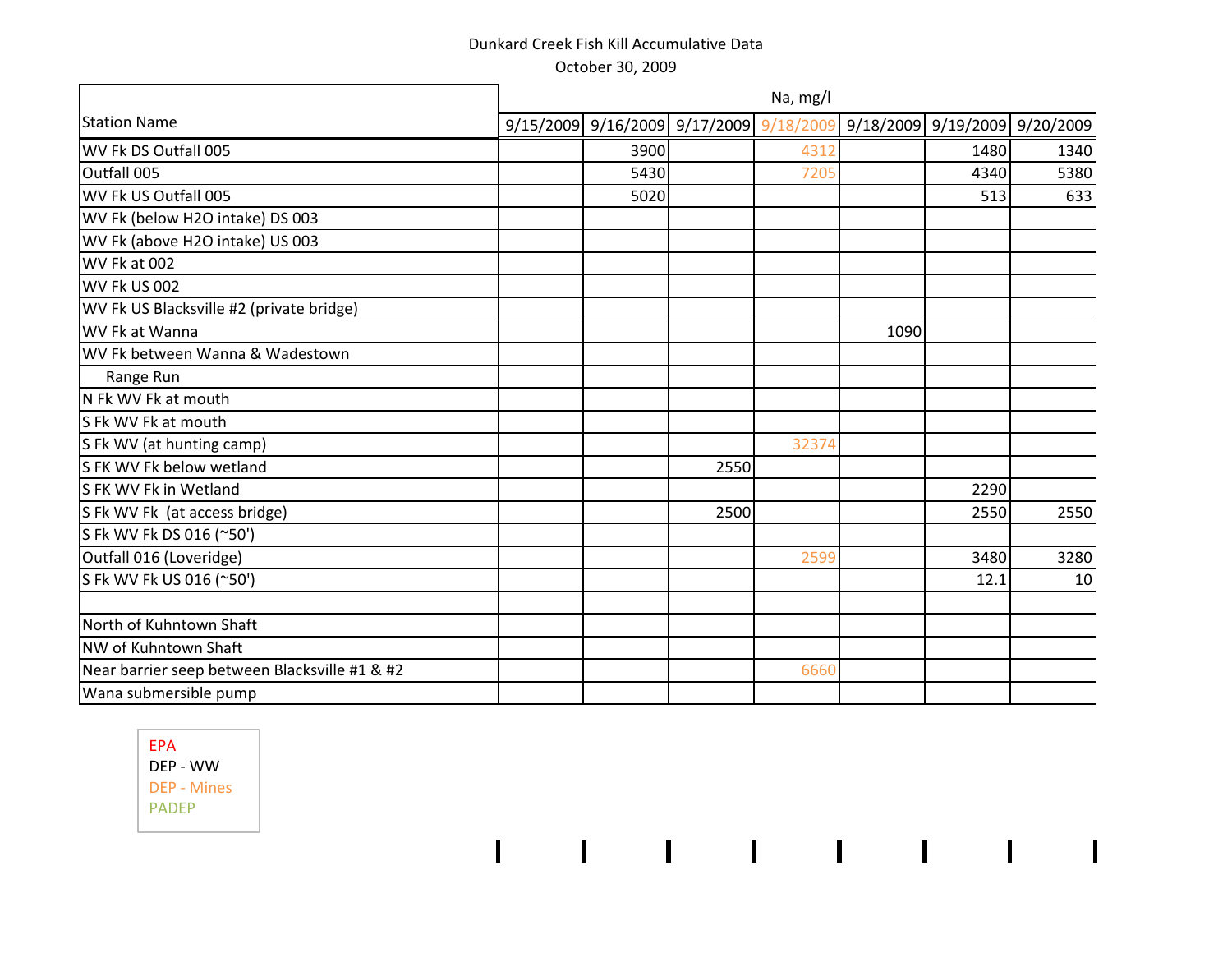Dunkard Creek Fish Kill Accumulative Data

October 30, 2009

| Station Name | Na, mg/l | | | | | | |
|---|---|---|---|---|---|---|---|
| | 9/15/2009 | 9/16/2009 | 9/17/2009 | 9/18/2009 | 9/18/2009 | 9/19/2009 | 9/20/2009 |
| WV Fk DS Outfall 005 | | 3900 | | 4312 | | 1480 | 1340 |
| Outfall 005 | | 5430 | | 7205 | | 4340 | 5380 |
| WV Fk US Outfall 005 | | 5020 | | | | 513 | 633 |
| WV Fk (below H2O intake) DS 003 | | | | | | | |
| WV Fk (above H2O intake) US 003 | | | | | | | |
| WV Fk at 002 | | | | | | | |
| WV Fk US 002 | | | | | | | |
| WV Fk US Blacksville #2 (private bridge) | | | | | | | |
| WV Fk at Wanna | | | | | 1090 | | |
| WV Fk between Wanna & Wadestown | | | | | | | |
| Range Run | | | | | | | |
| N Fk WV Fk at mouth | | | | | | | |
| S Fk WV Fk at mouth | | | | | | | |
| S Fk WV (at hunting camp) | | | | 32374 | | | |
| S FK WV Fk below wetland | | | 2550 | | | | |
| S FK WV Fk in Wetland | | | | | | 2290 | |
| S Fk WV Fk (at access bridge) | | | 2500 | | | 2550 | 2550 |
| S Fk WV Fk DS 016 (~50') | | | | | | | |
| Outfall 016 (Loveridge) | | | | 2599 | | 3480 | 3280 |
| S Fk WV Fk US 016 (~50') | | | | | | 12.1 | 10 |
| | | | | | | | |
| North of Kuhntown Shaft | | | | | | | |
| NW of Kuhntown Shaft | | | | | | | |
| Near barrier seep between Blacksville #1 & #2 | | | | 6660 | | | |
| Wana submersible pump | | | | | | | |

EPA
DEP - WW
DEP - Mines
PADEP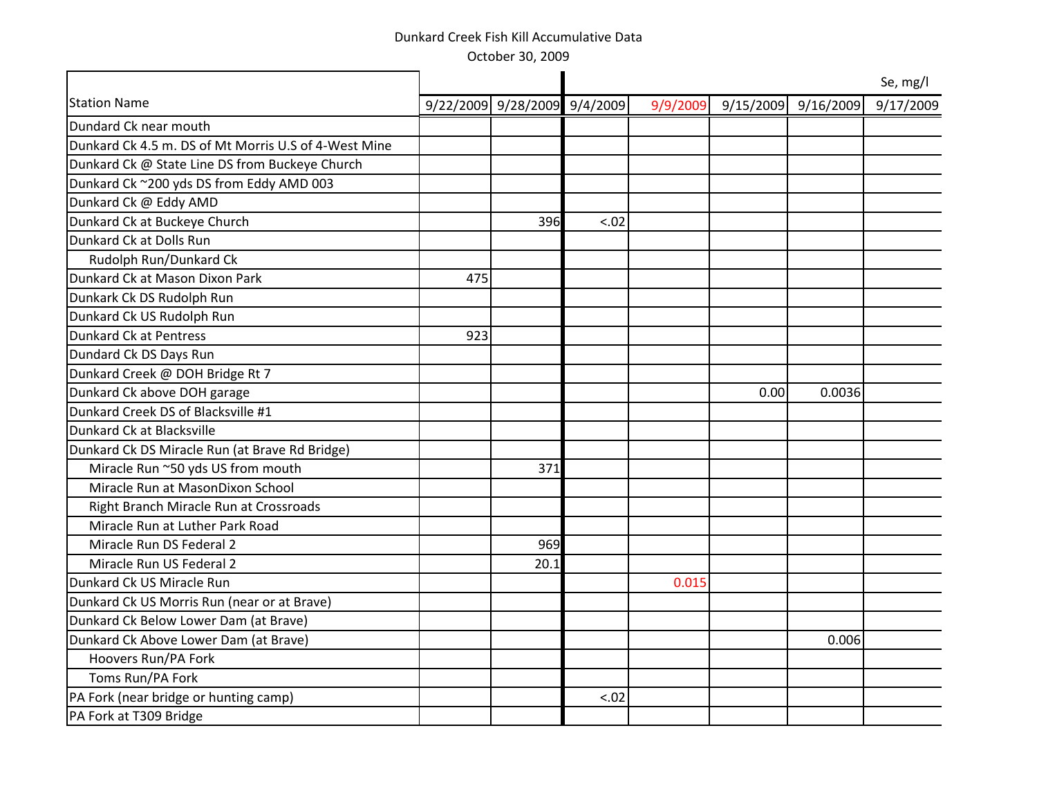Dunkard Creek Fish Kill Accumulative Data

October 30, 2009

| Station Name | 9/22/2009 | 9/28/2009 | 9/4/2009 | 9/9/2009 | 9/15/2009 | 9/16/2009 | 9/17/2009 |
|---|---|---|---|---|---|---|---|
| | | | | | | | Se, mg/l |
| Dundard Ck near mouth | | | | | | | |
| Dunkard Ck 4.5 m. DS of Mt Morris U.S of 4-West Mine | | | | | | | |
| Dunkard Ck @ State Line DS from Buckeye Church | | | | | | | |
| Dunkard Ck ~200 yds DS from Eddy AMD 003 | | | | | | | |
| Dunkard Ck @ Eddy AMD | | | | | | | |
| Dunkard Ck at Buckeye Church | | 396 | <.02 | | | | |
| Dunkard Ck at Dolls Run | | | | | | | |
| Rudolph Run/Dunkard Ck | | | | | | | |
| Dunkard Ck at Mason Dixon Park | 475 | | | | | | |
| Dunkark Ck DS Rudolph Run | | | | | | | |
| Dunkard Ck US Rudolph Run | | | | | | | |
| Dunkard Ck at Pentress | 923 | | | | | | |
| Dundard Ck DS Days Run | | | | | | | |
| Dunkard Creek @ DOH Bridge Rt 7 | | | | | | | |
| Dunkard Ck above DOH garage | | | | | 0.00 | 0.0036 | |
| Dunkard Creek DS of Blacksville #1 | | | | | | | |
| Dunkard Ck at Blacksville | | | | | | | |
| Dunkard Ck DS Miracle Run (at Brave Rd Bridge) | | | | | | | |
| Miracle Run ~50 yds US from mouth | | 371 | | | | | |
| Miracle Run at MasonDixon School | | | | | | | |
| Right Branch Miracle Run at Crossroads | | | | | | | |
| Miracle Run at Luther Park Road | | | | | | | |
| Miracle Run DS Federal 2 | | 969 | | | | | |
| Miracle Run US Federal 2 | | 20.1 | | | | | |
| Dunkard Ck US Miracle Run | | | | 0.015 | | | |
| Dunkard Ck US Morris Run (near or at Brave) | | | | | | | |
| Dunkard Ck Below Lower Dam (at Brave) | | | | | | | |
| Dunkard Ck Above Lower Dam (at Brave) | | | | | | 0.006 | |
| Hoovers Run/PA Fork | | | | | | | |
| Toms Run/PA Fork | | | | | | | |
| PA Fork (near bridge or hunting camp) | | | <.02 | | | | |
| PA Fork at T309 Bridge | | | | | | | |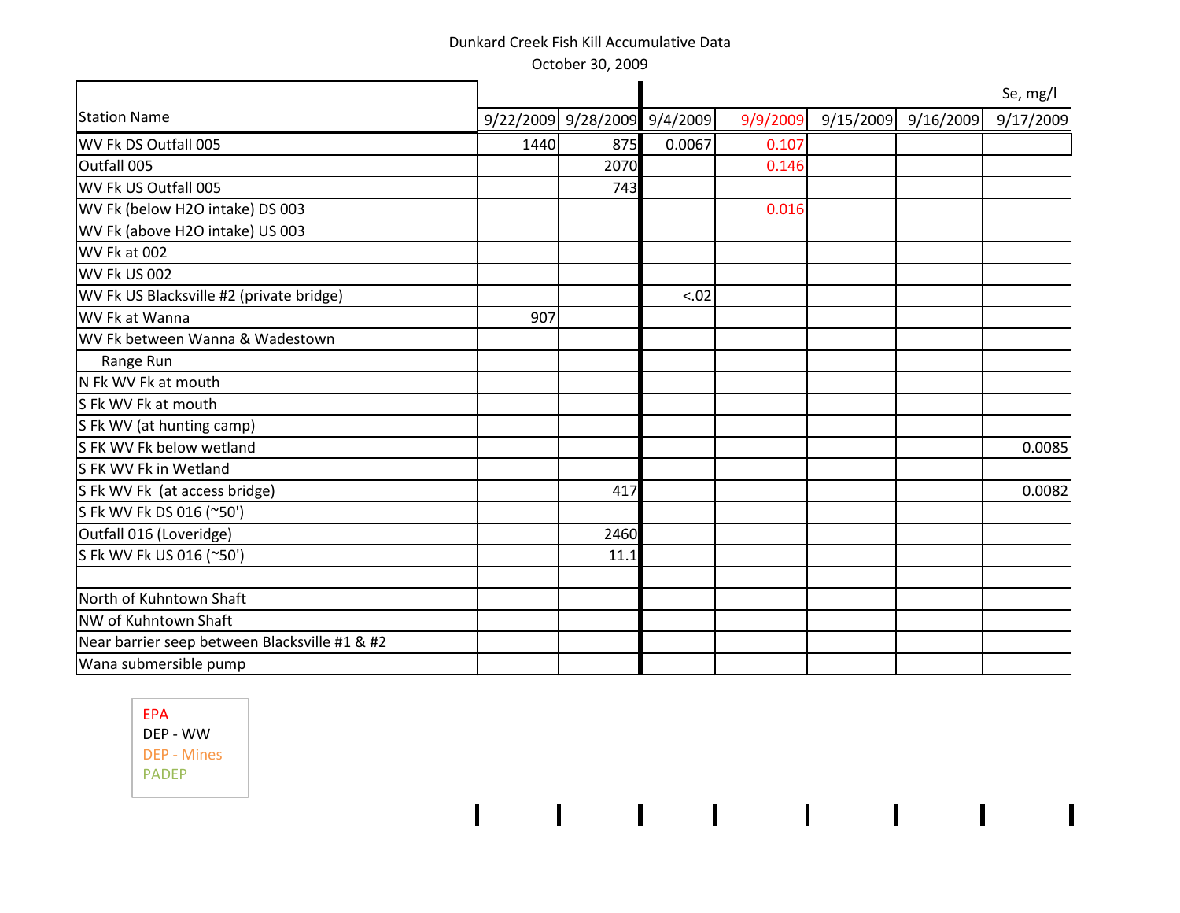Dunkard Creek Fish Kill Accumulative Data

October 30, 2009

| Station Name | 9/22/2009 | 9/28/2009 | 9/4/2009 | 9/9/2009 | 9/15/2009 | 9/16/2009 | 9/17/2009 |
|---|---|---|---|---|---|---|---|
| | | | | | | | Se, mg/l |
| WV Fk DS Outfall 005 | 1440 | 875 | 0.0067 | 0.107 | | | |
| Outfall 005 | | 2070 | | 0.146 | | | |
| WV Fk US Outfall 005 | | 743 | | | | | |
| WV Fk (below H2O intake) DS 003 | | | | 0.016 | | | |
| WV Fk (above H2O intake) US 003 | | | | | | | |
| WV Fk at 002 | | | | | | | |
| WV Fk US 002 | | | | | | | |
| WV Fk US Blacksville #2 (private bridge) | | | <.02 | | | | |
| WV Fk at Wanna | 907 | | | | | | |
| WV Fk between Wanna & Wadestown | | | | | | | |
| Range Run | | | | | | | |
| N Fk WV Fk at mouth | | | | | | | |
| S Fk WV Fk at mouth | | | | | | | |
| S Fk WV (at hunting camp) | | | | | | | |
| S FK WV Fk below wetland | | | | | | | 0.0085 |
| S FK WV Fk in Wetland | | | | | | | |
| S Fk WV Fk (at access bridge) | | 417 | | | | | 0.0082 |
| S Fk WV Fk DS 016 (~50') | | | | | | | |
| Outfall 016 (Loveridge) | | 2460 | | | | | |
| S Fk WV Fk US 016 (~50') | | 11.1 | | | | | |
| | | | | | | | |
| North of Kuhntown Shaft | | | | | | | |
| NW of Kuhntown Shaft | | | | | | | |
| Near barrier seep between Blacksville #1 & #2 | | | | | | | |
| Wana submersible pump | | | | | | | |

EPA
DEP - WW
DEP - Mines
PADEP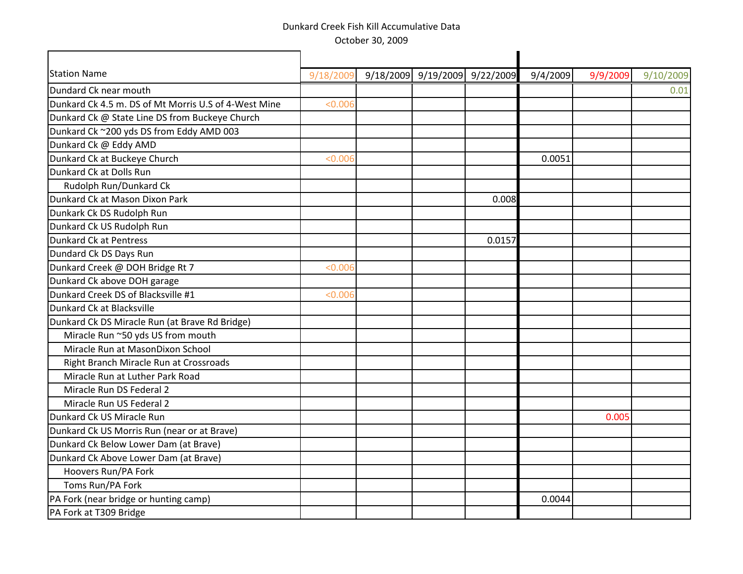Dunkard Creek Fish Kill Accumulative Data

October 30, 2009

| Station Name | 9/18/2009 | 9/18/2009 | 9/19/2009 | 9/22/2009 | 9/4/2009 | 9/9/2009 | 9/10/2009 |
|---|---|---|---|---|---|---|---|
| Dundard Ck near mouth | | | | | | | 0.01 |
| Dunkard Ck 4.5 m. DS of Mt Morris U.S of 4-West Mine | <0.006 | | | | | | |
| Dunkard Ck @ State Line DS from Buckeye Church | | | | | | | |
| Dunkard Ck ~200 yds DS from Eddy AMD 003 | | | | | | | |
| Dunkard Ck @ Eddy AMD | | | | | | | |
| Dunkard Ck at Buckeye Church | <0.006 | | | | 0.0051 | | |
| Dunkard Ck at Dolls Run | | | | | | | |
| Rudolph Run/Dunkard Ck | | | | | | | |
| Dunkard Ck at Mason Dixon Park | | | | 0.008 | | | |
| Dunkark Ck DS Rudolph Run | | | | | | | |
| Dunkard Ck US Rudolph Run | | | | | | | |
| Dunkard Ck at Pentress | | | | 0.0157 | | | |
| Dundard Ck DS Days Run | | | | | | | |
| Dunkard Creek @ DOH Bridge Rt 7 | <0.006 | | | | | | |
| Dunkard Ck above DOH garage | | | | | | | |
| Dunkard Creek DS of Blacksville #1 | <0.006 | | | | | | |
| Dunkard Ck at Blacksville | | | | | | | |
| Dunkard Ck DS Miracle Run (at Brave Rd Bridge) | | | | | | | |
| Miracle Run ~50 yds US from mouth | | | | | | | |
| Miracle Run at MasonDixon School | | | | | | | |
| Right Branch Miracle Run at Crossroads | | | | | | | |
| Miracle Run at Luther Park Road | | | | | | | |
| Miracle Run DS Federal 2 | | | | | | | |
| Miracle Run US Federal 2 | | | | | | | |
| Dunkard Ck US Miracle Run | | | | | | 0.005 | |
| Dunkard Ck US Morris Run (near or at Brave) | | | | | | | |
| Dunkard Ck Below Lower Dam (at Brave) | | | | | | | |
| Dunkard Ck Above Lower Dam (at Brave) | | | | | | | |
| Hoovers Run/PA Fork | | | | | | | |
| Toms Run/PA Fork | | | | | | | |
| PA Fork (near bridge or hunting camp) | | | | | 0.0044 | | |
| PA Fork at T309 Bridge | | | | | | | |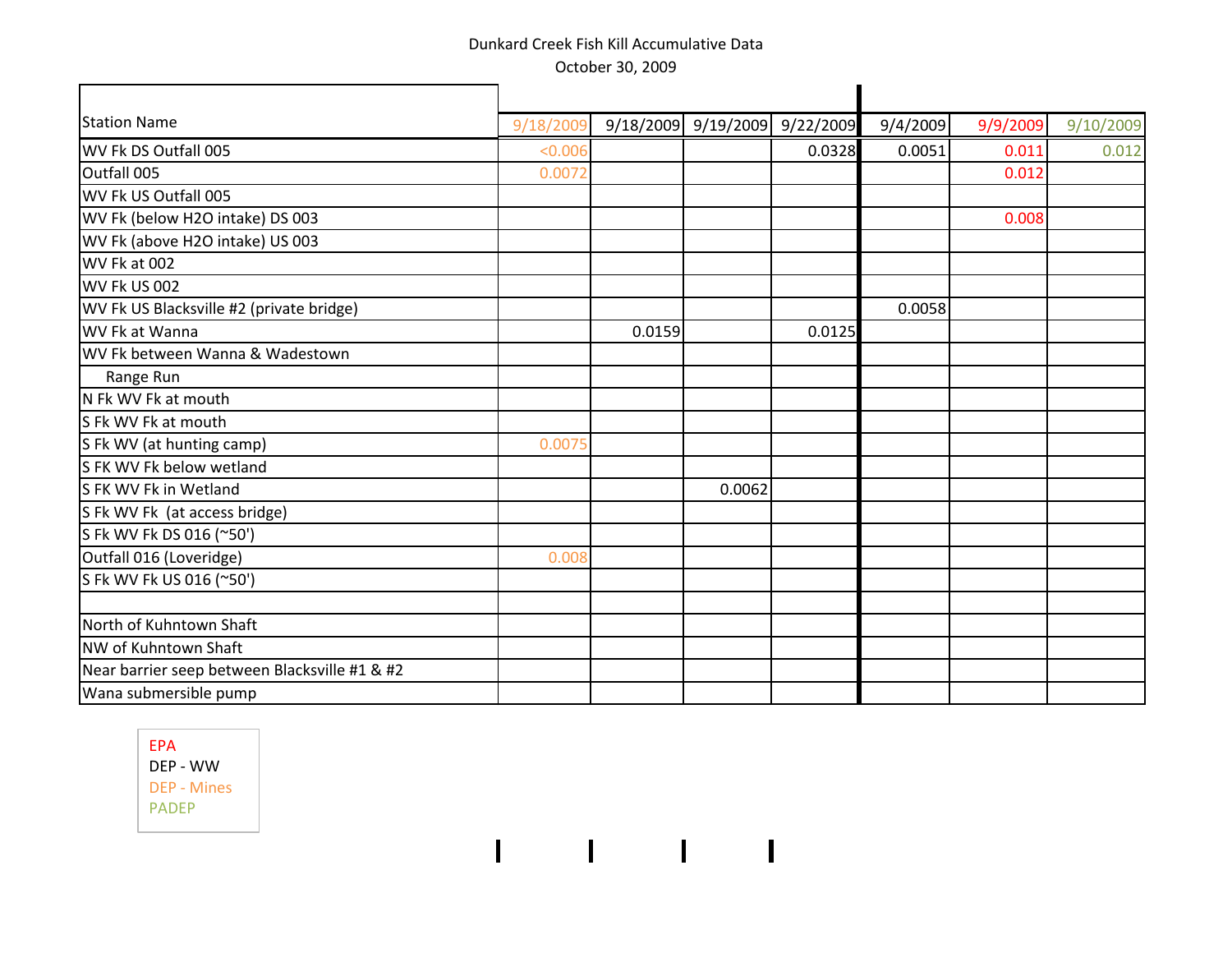Dunkard Creek Fish Kill Accumulative Data

October 30, 2009

| Station Name | 9/18/2009 | 9/18/2009 | 9/19/2009 | 9/22/2009 | 9/4/2009 | 9/9/2009 | 9/10/2009 |
|---|---|---|---|---|---|---|---|
| WV Fk DS Outfall 005 | <0.006 | | | 0.0328 | 0.0051 | 0.011 | 0.012 |
| Outfall 005 | 0.0072 | | | | | 0.012 | |
| WV Fk US Outfall 005 | | | | | | | |
| WV Fk (below H2O intake) DS 003 | | | | | | 0.008 | |
| WV Fk (above H2O intake) US 003 | | | | | | | |
| WV Fk at 002 | | | | | | | |
| WV Fk US 002 | | | | | | | |
| WV Fk US Blacksville #2 (private bridge) | | | | | 0.0058 | | |
| WV Fk at Wanna | | 0.0159 | | 0.0125 | | | |
| WV Fk between Wanna & Wadestown | | | | | | | |
| Range Run | | | | | | | |
| N Fk WV Fk at mouth | | | | | | | |
| S Fk WV Fk at mouth | | | | | | | |
| S Fk WV (at hunting camp) | 0.0075 | | | | | | |
| S FK WV Fk below wetland | | | | | | | |
| S FK WV Fk in Wetland | | | 0.0062 | | | | |
| S Fk WV Fk (at access bridge) | | | | | | | |
| S Fk WV Fk DS 016 (~50') | | | | | | | |
| Outfall 016 (Loveridge) | 0.008 | | | | | | |
| S Fk WV Fk US 016 (~50') | | | | | | | |
| | | | | | | | |
| North of Kuhntown Shaft | | | | | | | |
| NW of Kuhntown Shaft | | | | | | | |
| Near barrier seep between Blacksville #1 & #2 | | | | | | | |
| Wana submersible pump | | | | | | | |

EPA
DEP - WW
DEP - Mines
PADEP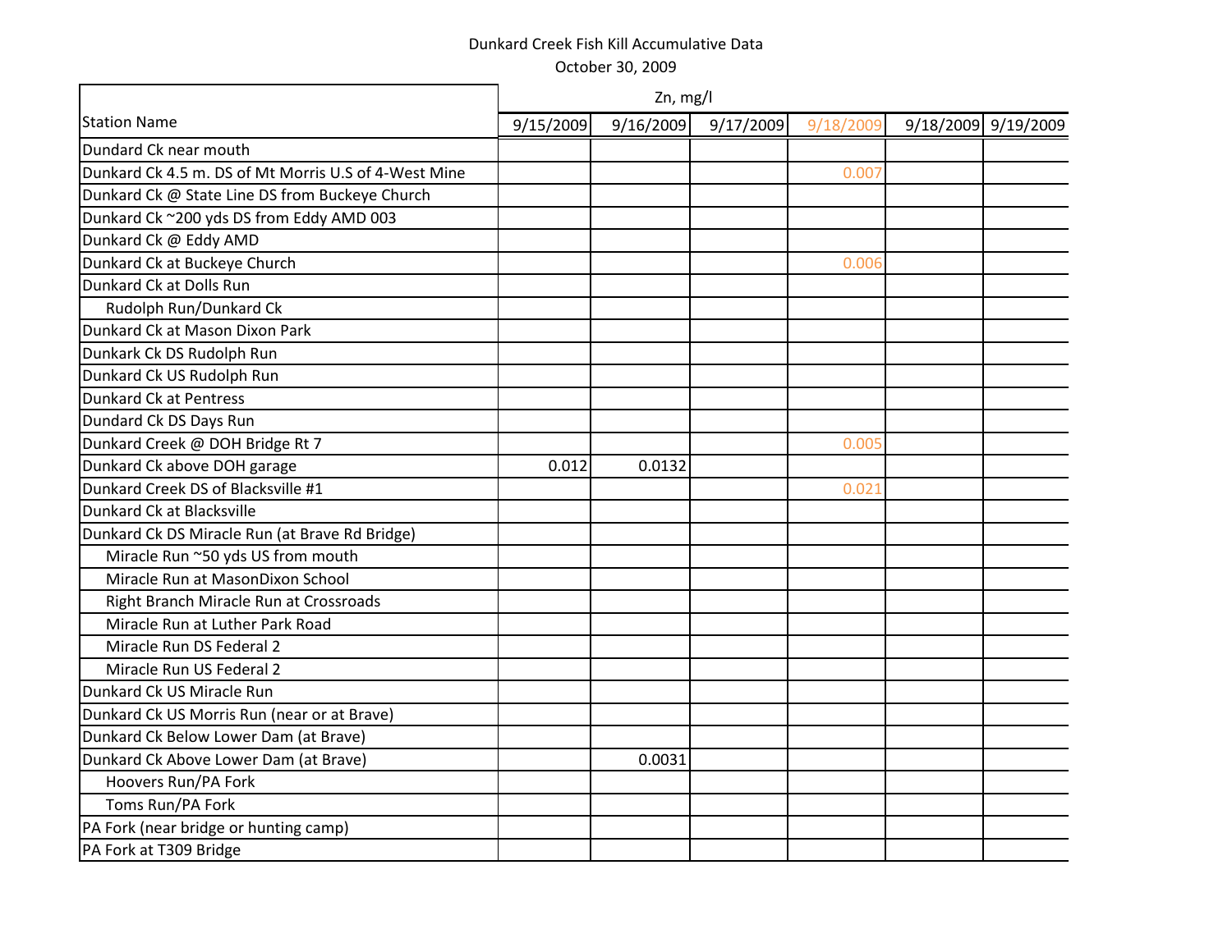Dunkard Creek Fish Kill Accumulative Data

October 30, 2009

| Station Name | Zn, mg/l | | | | | |
|---|---|---|---|---|---|---|
| | 9/15/2009 | 9/16/2009 | 9/17/2009 | 9/18/2009 | 9/18/2009 | 9/19/2009 |
| Dundard Ck near mouth | | | | | | |
| Dunkard Ck 4.5 m. DS of Mt Morris U.S of 4-West Mine | | | | 0.007 | | |
| Dunkard Ck @ State Line DS from Buckeye Church | | | | | | |
| Dunkard Ck ~200 yds DS from Eddy AMD 003 | | | | | | |
| Dunkard Ck @ Eddy AMD | | | | | | |
| Dunkard Ck at Buckeye Church | | | | 0.006 | | |
| Dunkard Ck at Dolls Run | | | | | | |
| Rudolph Run/Dunkard Ck | | | | | | |
| Dunkard Ck at Mason Dixon Park | | | | | | |
| Dunkark Ck DS Rudolph Run | | | | | | |
| Dunkard Ck US Rudolph Run | | | | | | |
| Dunkard Ck at Pentress | | | | | | |
| Dundard Ck DS Days Run | | | | | | |
| Dunkard Creek @ DOH Bridge Rt 7 | | | | 0.005 | | |
| Dunkard Ck above DOH garage | 0.012 | 0.0132 | | | | |
| Dunkard Creek DS of Blacksville #1 | | | | 0.021 | | |
| Dunkard Ck at Blacksville | | | | | | |
| Dunkard Ck DS Miracle Run (at Brave Rd Bridge) | | | | | | |
| Miracle Run ~50 yds US from mouth | | | | | | |
| Miracle Run at MasonDixon School | | | | | | |
| Right Branch Miracle Run at Crossroads | | | | | | |
| Miracle Run at Luther Park Road | | | | | | |
| Miracle Run DS Federal 2 | | | | | | |
| Miracle Run US Federal 2 | | | | | | |
| Dunkard Ck US Miracle Run | | | | | | |
| Dunkard Ck US Morris Run (near or at Brave) | | | | | | |
| Dunkard Ck Below Lower Dam (at Brave) | | | | | | |
| Dunkard Ck Above Lower Dam (at Brave) | | 0.0031 | | | | |
| Hoovers Run/PA Fork | | | | | | |
| Toms Run/PA Fork | | | | | | |
| PA Fork (near bridge or hunting camp) | | | | | | |
| PA Fork at T309 Bridge | | | | | | |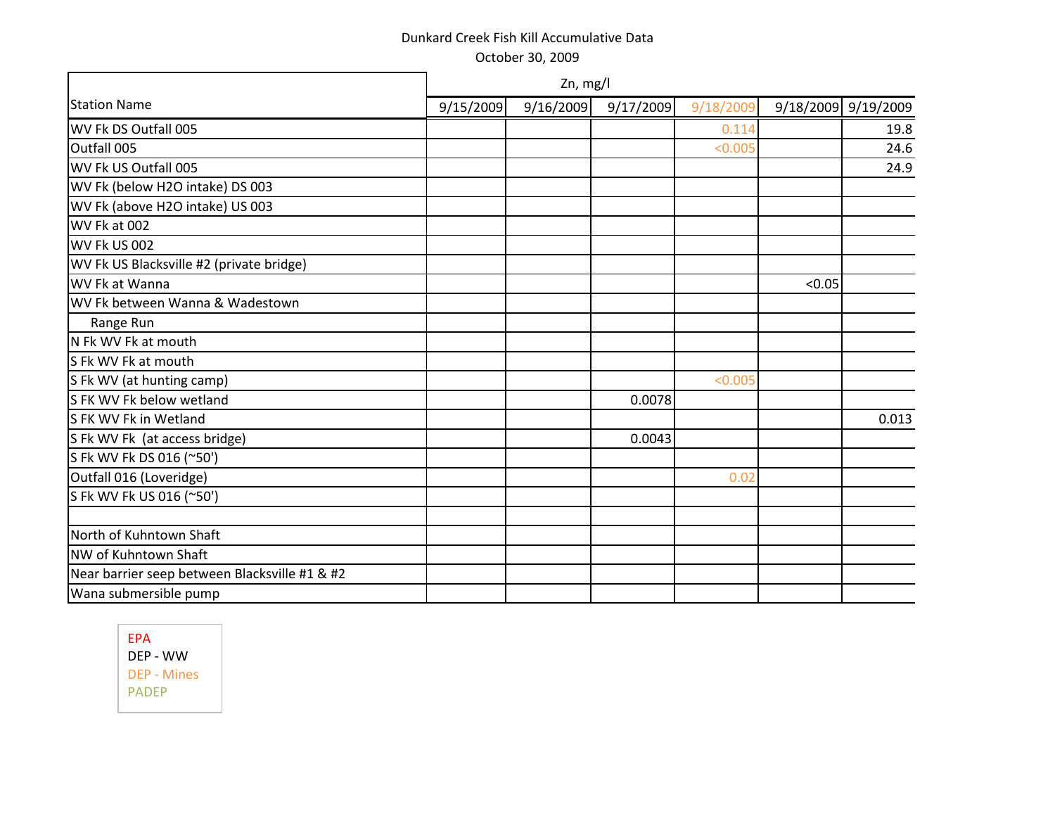Dunkard Creek Fish Kill Accumulative Data

October 30, 2009

| Station Name | Zn, mg/l | | | | | |
|---|---|---|---|---|---|---|
| | 9/15/2009 | 9/16/2009 | 9/17/2009 | 9/18/2009 | 9/18/2009 | 9/19/2009 |
| WV Fk DS Outfall 005 | | | | 0.114 | | 19.8 |
| Outfall 005 | | | | <0.005 | | 24.6 |
| WV Fk US Outfall 005 | | | | | | 24.9 |
| WV Fk (below H2O intake) DS 003 | | | | | | |
| WV Fk (above H2O intake) US 003 | | | | | | |
| WV Fk at 002 | | | | | | |
| WV Fk US 002 | | | | | | |
| WV Fk US Blacksville #2 (private bridge) | | | | | | |
| WV Fk at Wanna | | | | | <0.05 | |
| WV Fk between Wanna & Wadestown | | | | | | |
| Range Run | | | | | | |
| N Fk WV Fk at mouth | | | | | | |
| S Fk WV Fk at mouth | | | | | | |
| S Fk WV (at hunting camp) | | | | <0.005 | | |
| S FK WV Fk below wetland | | | 0.0078 | | | |
| S FK WV Fk in Wetland | | | | | | 0.013 |
| S Fk WV Fk (at access bridge) | | | 0.0043 | | | |
| S Fk WV Fk DS 016 (~50') | | | | | | |
| Outfall 016 (Loveridge) | | | | 0.02 | | |
| S Fk WV Fk US 016 (~50') | | | | | | |
| | | | | | | |
| North of Kuhntown Shaft | | | | | | |
| NW of Kuhntown Shaft | | | | | | |
| Near barrier seep between Blacksville #1 & #2 | | | | | | |
| Wana submersible pump | | | | | | |

EPA
DEP - WW
DEP - Mines
PADEP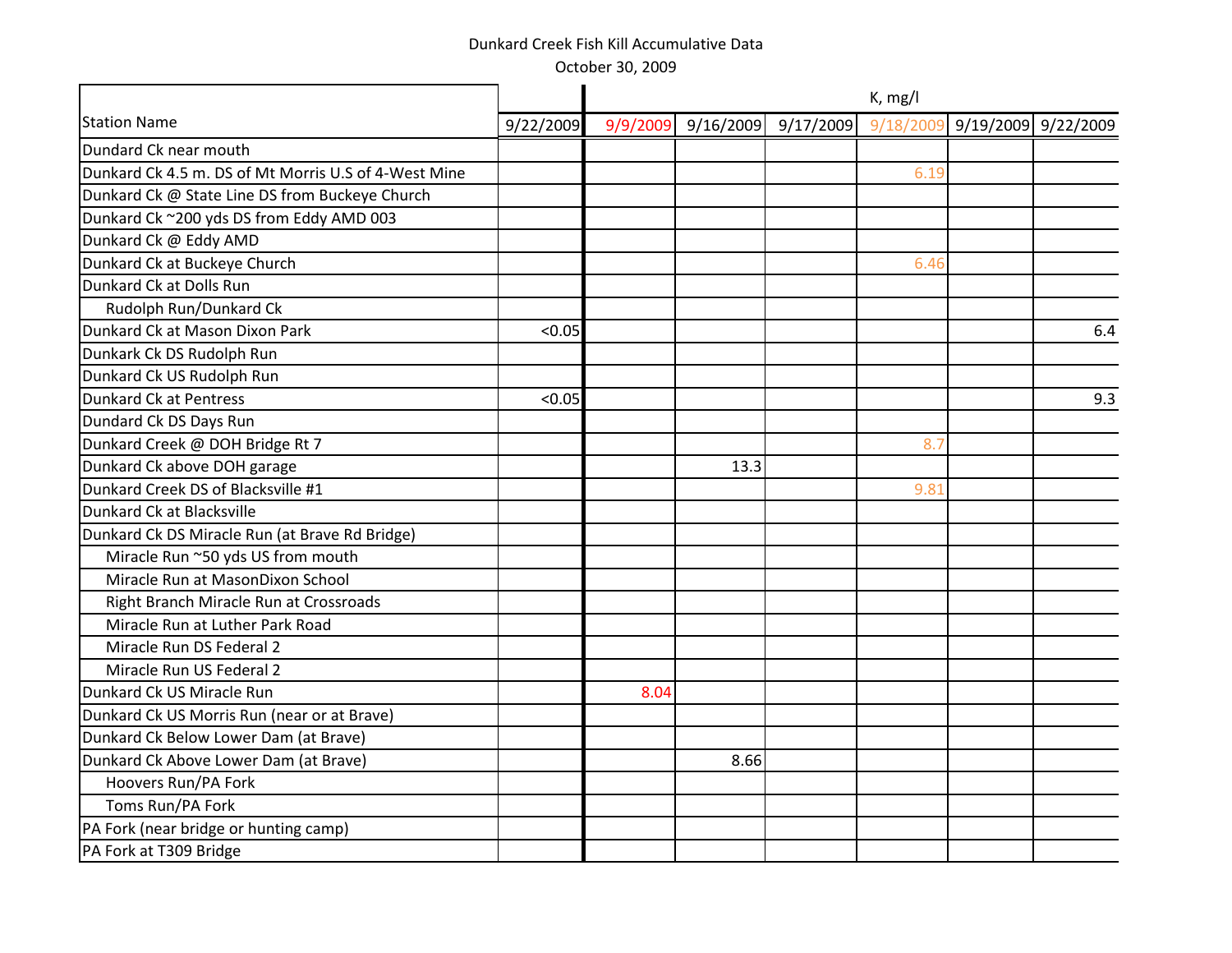Dunkard Creek Fish Kill Accumulative Data

October 30, 2009

| Station Name | 9/22/2009 | K, mg/l | | | | | |
|---|---|---|---|---|---|---|---|
| | | 9/9/2009 | 9/16/2009 | 9/17/2009 | 9/18/2009 | 9/19/2009 | 9/22/2009 |
| Dundard Ck near mouth | | | | | | | |
| Dunkard Ck 4.5 m. DS of Mt Morris U.S of 4-West Mine | | | | | 6.19 | | |
| Dunkard Ck @ State Line DS from Buckeye Church | | | | | | | |
| Dunkard Ck ~200 yds DS from Eddy AMD 003 | | | | | | | |
| Dunkard Ck @ Eddy AMD | | | | | | | |
| Dunkard Ck at Buckeye Church | | | | | 6.46 | | |
| Dunkard Ck at Dolls Run | | | | | | | |
| Rudolph Run/Dunkard Ck | | | | | | | |
| Dunkard Ck at Mason Dixon Park | <0.05 | | | | | | 6.4 |
| Dunkark Ck DS Rudolph Run | | | | | | | |
| Dunkard Ck US Rudolph Run | | | | | | | |
| Dunkard Ck at Pentress | <0.05 | | | | | | 9.3 |
| Dundard Ck DS Days Run | | | | | | | |
| Dunkard Creek @ DOH Bridge Rt 7 | | | | | 8.7 | | |
| Dunkard Ck above DOH garage | | | 13.3 | | | | |
| Dunkard Creek DS of Blacksville #1 | | | | | 9.81 | | |
| Dunkard Ck at Blacksville | | | | | | | |
| Dunkard Ck DS Miracle Run (at Brave Rd Bridge) | | | | | | | |
| Miracle Run ~50 yds US from mouth | | | | | | | |
| Miracle Run at MasonDixon School | | | | | | | |
| Right Branch Miracle Run at Crossroads | | | | | | | |
| Miracle Run at Luther Park Road | | | | | | | |
| Miracle Run DS Federal 2 | | | | | | | |
| Miracle Run US Federal 2 | | | | | | | |
| Dunkard Ck US Miracle Run | | 8.04 | | | | | |
| Dunkard Ck US Morris Run (near or at Brave) | | | | | | | |
| Dunkard Ck Below Lower Dam (at Brave) | | | | | | | |
| Dunkard Ck Above Lower Dam (at Brave) | | | 8.66 | | | | |
| Hoovers Run/PA Fork | | | | | | | |
| Toms Run/PA Fork | | | | | | | |
| PA Fork (near bridge or hunting camp) | | | | | | | |
| PA Fork at T309 Bridge | | | | | | | |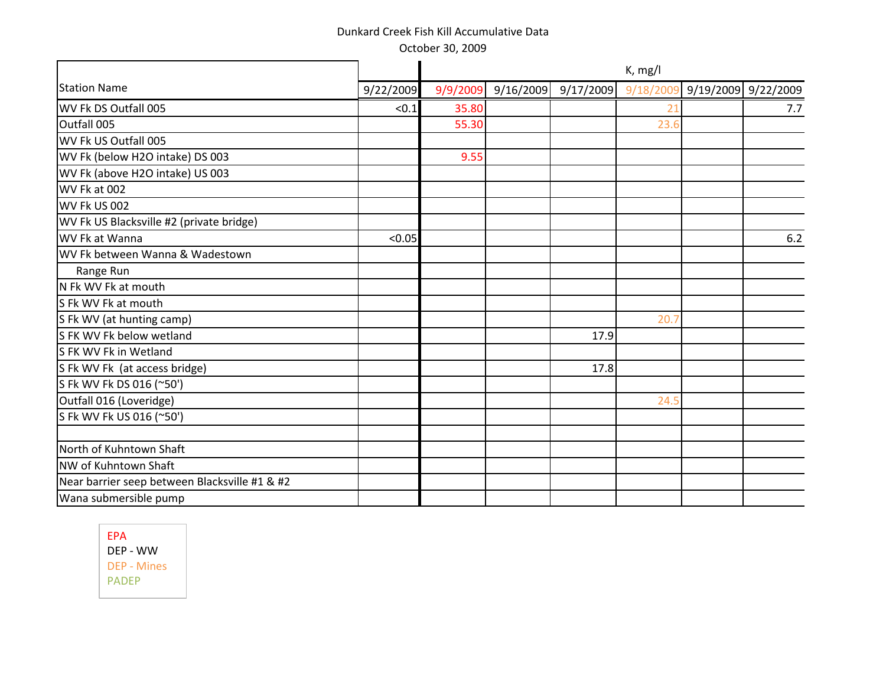Dunkard Creek Fish Kill Accumulative Data

October 30, 2009

| Station Name | | K, mg/l | | | | | |
|---|---|---|---|---|---|---|---|
| | 9/22/2009 | 9/9/2009 | 9/16/2009 | 9/17/2009 | 9/18/2009 | 9/19/2009 | 9/22/2009 |
| WV Fk DS Outfall 005 | <0.1 | 35.80 | | | 21 | | 7.7 |
| Outfall 005 | | 55.30 | | | 23.6 | | |
| WV Fk US Outfall 005 | | | | | | | |
| WV Fk (below H2O intake) DS 003 | | 9.55 | | | | | |
| WV Fk (above H2O intake) US 003 | | | | | | | |
| WV Fk at 002 | | | | | | | |
| WV Fk US 002 | | | | | | | |
| WV Fk US Blacksville #2 (private bridge) | | | | | | | |
| WV Fk at Wanna | <0.05 | | | | | | 6.2 |
| WV Fk between Wanna & Wadestown | | | | | | | |
| Range Run | | | | | | | |
| N Fk WV Fk at mouth | | | | | | | |
| S Fk WV Fk at mouth | | | | | | | |
| S Fk WV (at hunting camp) | | | | | 20.7 | | |
| S FK WV Fk below wetland | | | | 17.9 | | | |
| S FK WV Fk in Wetland | | | | | | | |
| S Fk WV Fk (at access bridge) | | | | 17.8 | | | |
| S Fk WV Fk DS 016 (~50') | | | | | | | |
| Outfall 016 (Loveridge) | | | | | 24.5 | | |
| S Fk WV Fk US 016 (~50') | | | | | | | |
| | | | | | | | |
| North of Kuhntown Shaft | | | | | | | |
| NW of Kuhntown Shaft | | | | | | | |
| Near barrier seep between Blacksville #1 & #2 | | | | | | | |
| Wana submersible pump | | | | | | | |

EPA
DEP - WW
DEP - Mines
PADEP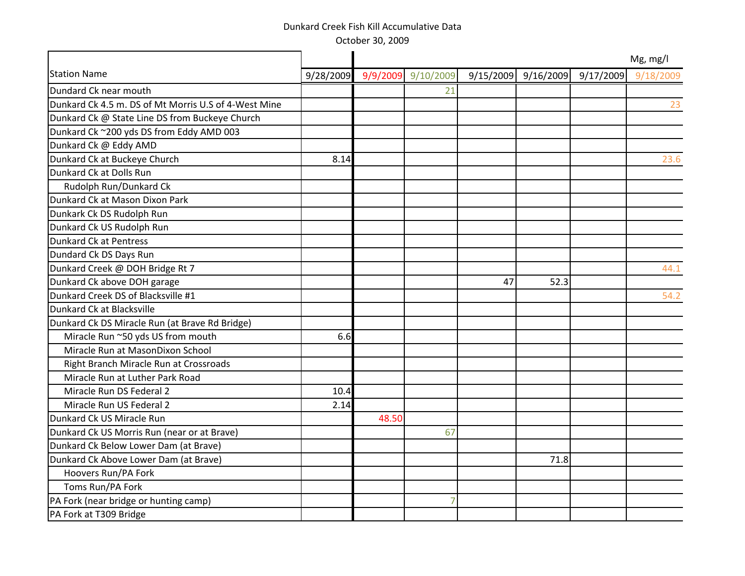Dunkard Creek Fish Kill Accumulative Data

October 30, 2009

| Station Name | 9/28/2009 | 9/9/2009 | 9/10/2009 | 9/15/2009 | 9/16/2009 | 9/17/2009 | Mg, mg/l 9/18/2009 |
|---|---|---|---|---|---|---|---|
| Dundard Ck near mouth | | | 21 | | | | |
| Dunkard Ck 4.5 m. DS of Mt Morris U.S of 4-West Mine | | | | | | | 23 |
| Dunkard Ck @ State Line DS from Buckeye Church | | | | | | | |
| Dunkard Ck ~200 yds DS from Eddy AMD 003 | | | | | | | |
| Dunkard Ck @ Eddy AMD | | | | | | | |
| Dunkard Ck at Buckeye Church | 8.14 | | | | | | 23.6 |
| Dunkard Ck at Dolls Run | | | | | | | |
| Rudolph Run/Dunkard Ck | | | | | | | |
| Dunkard Ck at Mason Dixon Park | | | | | | | |
| Dunkark Ck DS Rudolph Run | | | | | | | |
| Dunkard Ck US Rudolph Run | | | | | | | |
| Dunkard Ck at Pentress | | | | | | | |
| Dundard Ck DS Days Run | | | | | | | |
| Dunkard Creek @ DOH Bridge Rt 7 | | | | | | | 44.1 |
| Dunkard Ck above DOH garage | | | | 47 | 52.3 | | |
| Dunkard Creek DS of Blacksville #1 | | | | | | | 54.2 |
| Dunkard Ck at Blacksville | | | | | | | |
| Dunkard Ck DS Miracle Run (at Brave Rd Bridge) | | | | | | | |
| Miracle Run ~50 yds US from mouth | 6.6 | | | | | | |
| Miracle Run at MasonDixon School | | | | | | | |
| Right Branch Miracle Run at Crossroads | | | | | | | |
| Miracle Run at Luther Park Road | | | | | | | |
| Miracle Run DS Federal 2 | 10.4 | | | | | | |
| Miracle Run US Federal 2 | 2.14 | | | | | | |
| Dunkard Ck US Miracle Run | | 48.50 | | | | | |
| Dunkard Ck US Morris Run (near or at Brave) | | | 67 | | | | |
| Dunkard Ck Below Lower Dam (at Brave) | | | | | | | |
| Dunkard Ck Above Lower Dam (at Brave) | | | | | 71.8 | | |
| Hoovers Run/PA Fork | | | | | | | |
| Toms Run/PA Fork | | | | | | | |
| PA Fork (near bridge or hunting camp) | | | 7 | | | | |
| PA Fork at T309 Bridge | | | | | | | |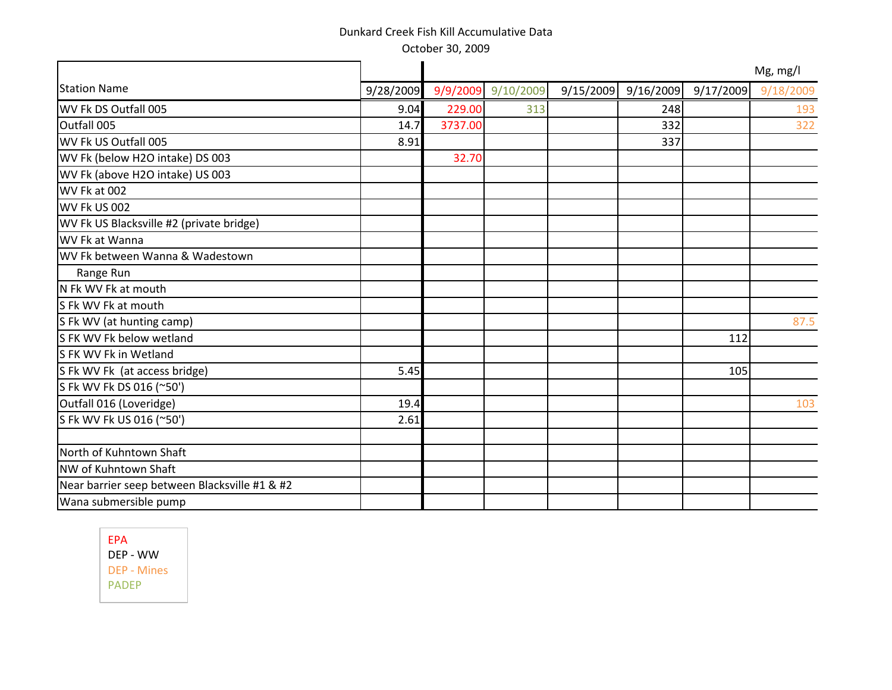Dunkard Creek Fish Kill Accumulative Data

October 30, 2009

| Station Name | 9/28/2009 | 9/9/2009 | 9/10/2009 | 9/15/2009 | 9/16/2009 | 9/17/2009 | 9/18/2009 |
|---|---|---|---|---|---|---|---|
| | | | | | | | Mg, mg/l |
| WV Fk DS Outfall 005 | 9.04 | 229.00 | 313 | | 248 | | 193 |
| Outfall 005 | 14.7 | 3737.00 | | | 332 | | 322 |
| WV Fk US Outfall 005 | 8.91 | | | | 337 | | |
| WV Fk (below H2O intake) DS 003 | | 32.70 | | | | | |
| WV Fk (above H2O intake) US 003 | | | | | | | |
| WV Fk at 002 | | | | | | | |
| WV Fk US 002 | | | | | | | |
| WV Fk US Blacksville #2 (private bridge) | | | | | | | |
| WV Fk at Wanna | | | | | | | |
| WV Fk between Wanna & Wadestown | | | | | | | |
| Range Run | | | | | | | |
| N Fk WV Fk at mouth | | | | | | | |
| S Fk WV Fk at mouth | | | | | | | |
| S Fk WV (at hunting camp) | | | | | | | 87.5 |
| S FK WV Fk below wetland | | | | | | 112 | |
| S FK WV Fk in Wetland | | | | | | | |
| S Fk WV Fk (at access bridge) | 5.45 | | | | | 105 | |
| S Fk WV Fk DS 016 (~50') | | | | | | | |
| Outfall 016 (Loveridge) | 19.4 | | | | | | 103 |
| S Fk WV Fk US 016 (~50') | 2.61 | | | | | | |
| | | | | | | | |
| North of Kuhntown Shaft | | | | | | | |
| NW of Kuhntown Shaft | | | | | | | |
| Near barrier seep between Blacksville #1 & #2 | | | | | | | |
| Wana submersible pump | | | | | | | |

EPA
DEP - WW
DEP - Mines
PADEP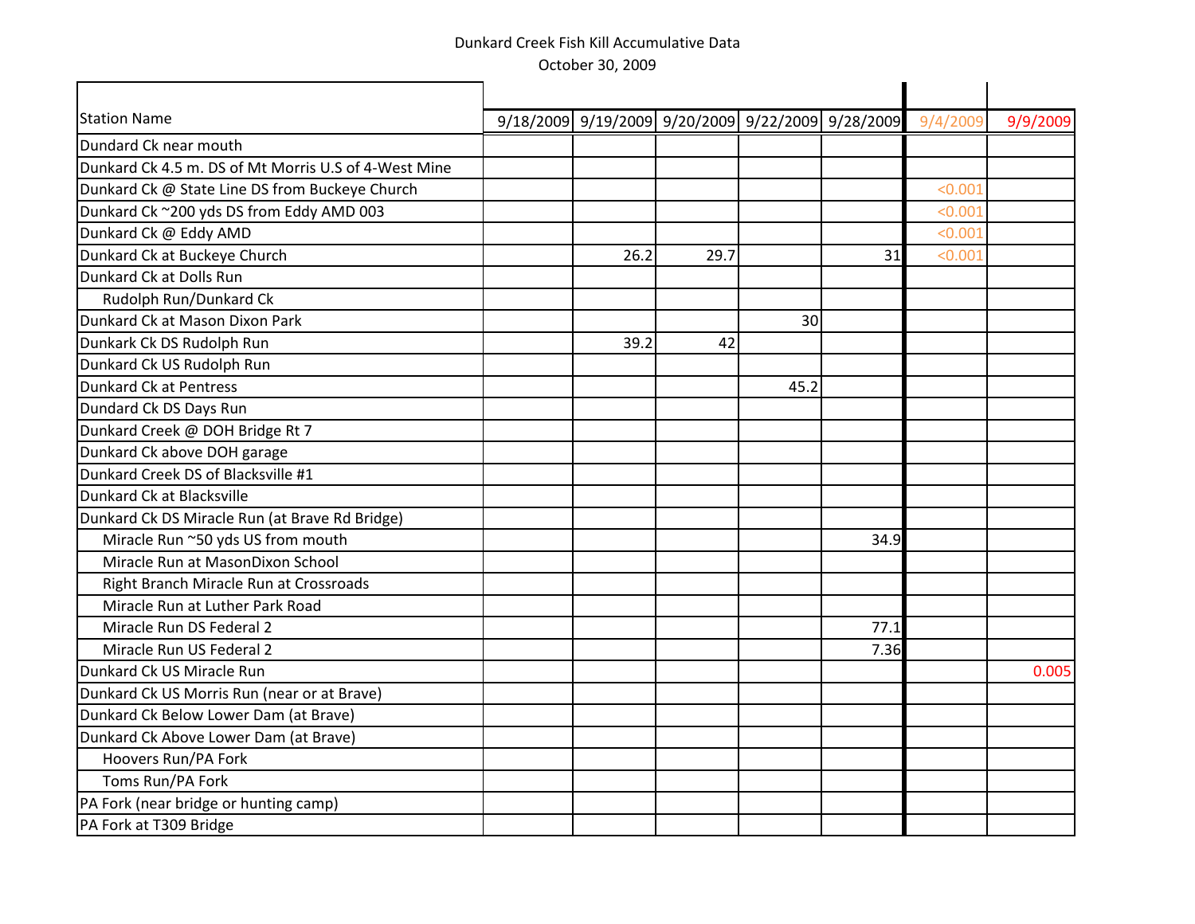Dunkard Creek Fish Kill Accumulative Data

October 30, 2009

| Station Name | 9/18/2009 | 9/19/2009 | 9/20/2009 | 9/22/2009 | 9/28/2009 | 9/4/2009 | 9/9/2009 |
|---|---|---|---|---|---|---|---|
| Dundard Ck near mouth | | | | | | | |
| Dunkard Ck 4.5 m. DS of Mt Morris U.S of 4-West Mine | | | | | | | |
| Dunkard Ck @ State Line DS from Buckeye Church | | | | | | <0.001 | |
| Dunkard Ck ~200 yds DS from Eddy AMD 003 | | | | | | <0.001 | |
| Dunkard Ck @ Eddy AMD | | | | | | <0.001 | |
| Dunkard Ck at Buckeye Church | | 26.2 | 29.7 | | 31 | <0.001 | |
| Dunkard Ck at Dolls Run | | | | | | | |
| Rudolph Run/Dunkard Ck | | | | | | | |
| Dunkard Ck at Mason Dixon Park | | | | 30 | | | |
| Dunkark Ck DS Rudolph Run | | 39.2 | 42 | | | | |
| Dunkard Ck US Rudolph Run | | | | | | | |
| Dunkard Ck at Pentress | | | | 45.2 | | | |
| Dundard Ck DS Days Run | | | | | | | |
| Dunkard Creek @ DOH Bridge Rt 7 | | | | | | | |
| Dunkard Ck above DOH garage | | | | | | | |
| Dunkard Creek DS of Blacksville #1 | | | | | | | |
| Dunkard Ck at Blacksville | | | | | | | |
| Dunkard Ck DS Miracle Run (at Brave Rd Bridge) | | | | | | | |
| Miracle Run ~50 yds US from mouth | | | | | 34.9 | | |
| Miracle Run at MasonDixon School | | | | | | | |
| Right Branch Miracle Run at Crossroads | | | | | | | |
| Miracle Run at Luther Park Road | | | | | | | |
| Miracle Run DS Federal 2 | | | | | 77.1 | | |
| Miracle Run US Federal 2 | | | | | 7.36 | | |
| Dunkard Ck US Miracle Run | | | | | | | 0.005 |
| Dunkard Ck US Morris Run (near or at Brave) | | | | | | | |
| Dunkard Ck Below Lower Dam (at Brave) | | | | | | | |
| Dunkard Ck Above Lower Dam (at Brave) | | | | | | | |
| Hoovers Run/PA Fork | | | | | | | |
| Toms Run/PA Fork | | | | | | | |
| PA Fork (near bridge or hunting camp) | | | | | | | |
| PA Fork at T309 Bridge | | | | | | | |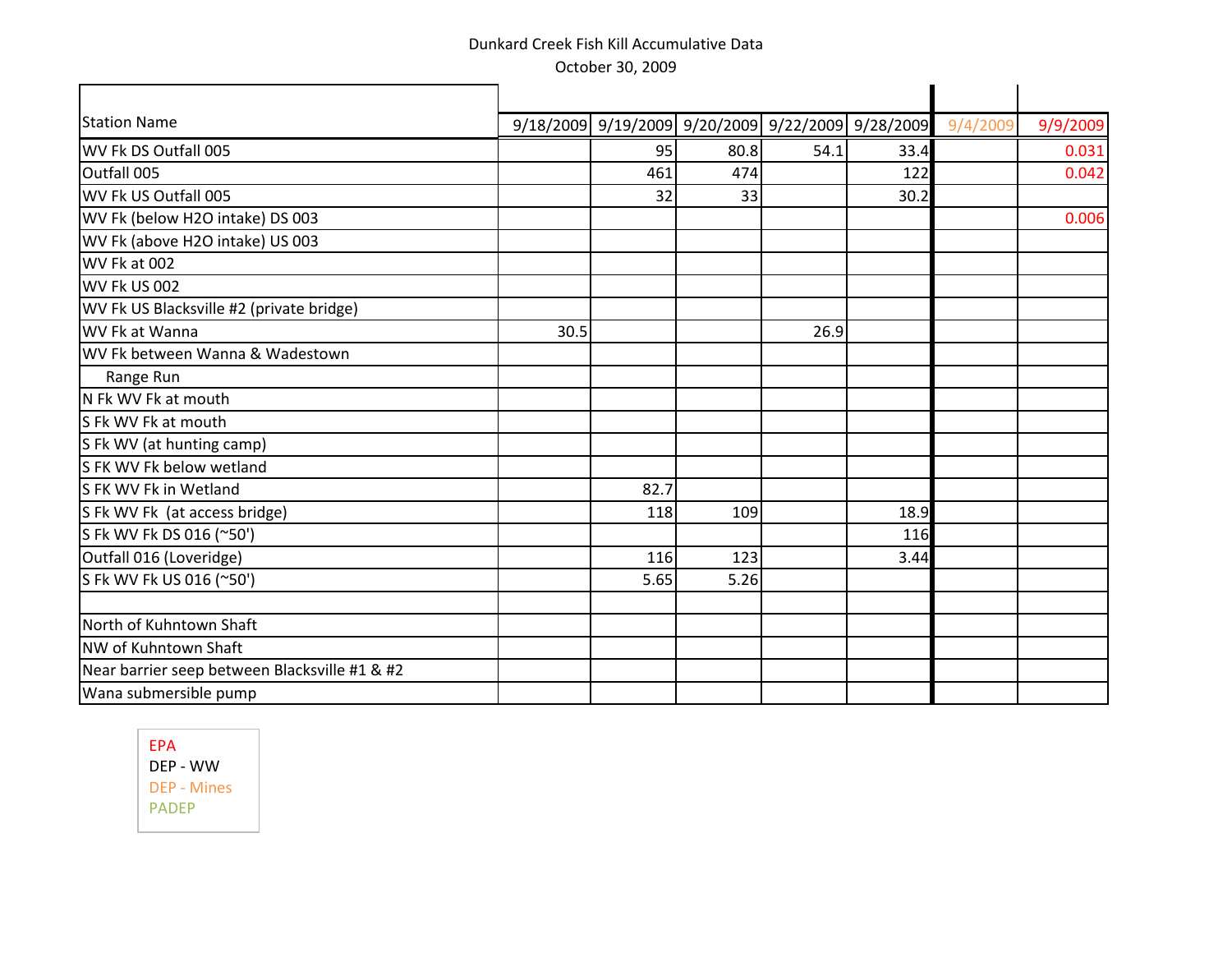Dunkard Creek Fish Kill Accumulative Data

October 30, 2009

| Station Name | 9/18/2009 | 9/19/2009 | 9/20/2009 | 9/22/2009 | 9/28/2009 | 9/4/2009 | 9/9/2009 |
|---|---|---|---|---|---|---|---|
| WV Fk DS Outfall 005 | | 95 | 80.8 | 54.1 | 33.4 | | 0.031 |
| Outfall 005 | | 461 | 474 | | 122 | | 0.042 |
| WV Fk US Outfall 005 | | 32 | 33 | | 30.2 | | |
| WV Fk (below H2O intake) DS 003 | | | | | | | 0.006 |
| WV Fk (above H2O intake) US 003 | | | | | | | |
| WV Fk at 002 | | | | | | | |
| WV Fk US 002 | | | | | | | |
| WV Fk US Blacksville #2 (private bridge) | | | | | | | |
| WV Fk at Wanna | 30.5 | | | 26.9 | | | |
| WV Fk between Wanna & Wadestown | | | | | | | |
| Range Run | | | | | | | |
| N Fk WV Fk at mouth | | | | | | | |
| S Fk WV Fk at mouth | | | | | | | |
| S Fk WV (at hunting camp) | | | | | | | |
| S FK WV Fk below wetland | | | | | | | |
| S FK WV Fk in Wetland | | 82.7 | | | | | |
| S Fk WV Fk (at access bridge) | | 118 | 109 | | 18.9 | | |
| S Fk WV Fk DS 016 (~50') | | | | | 116 | | |
| Outfall 016 (Loveridge) | | 116 | 123 | | 3.44 | | |
| S Fk WV Fk US 016 (~50') | | 5.65 | 5.26 | | | | |
| | | | | | | | |
| North of Kuhntown Shaft | | | | | | | |
| NW of Kuhntown Shaft | | | | | | | |
| Near barrier seep between Blacksville #1 & #2 | | | | | | | |
| Wana submersible pump | | | | | | | |

EPA
DEP - WW
DEP - Mines
PADEP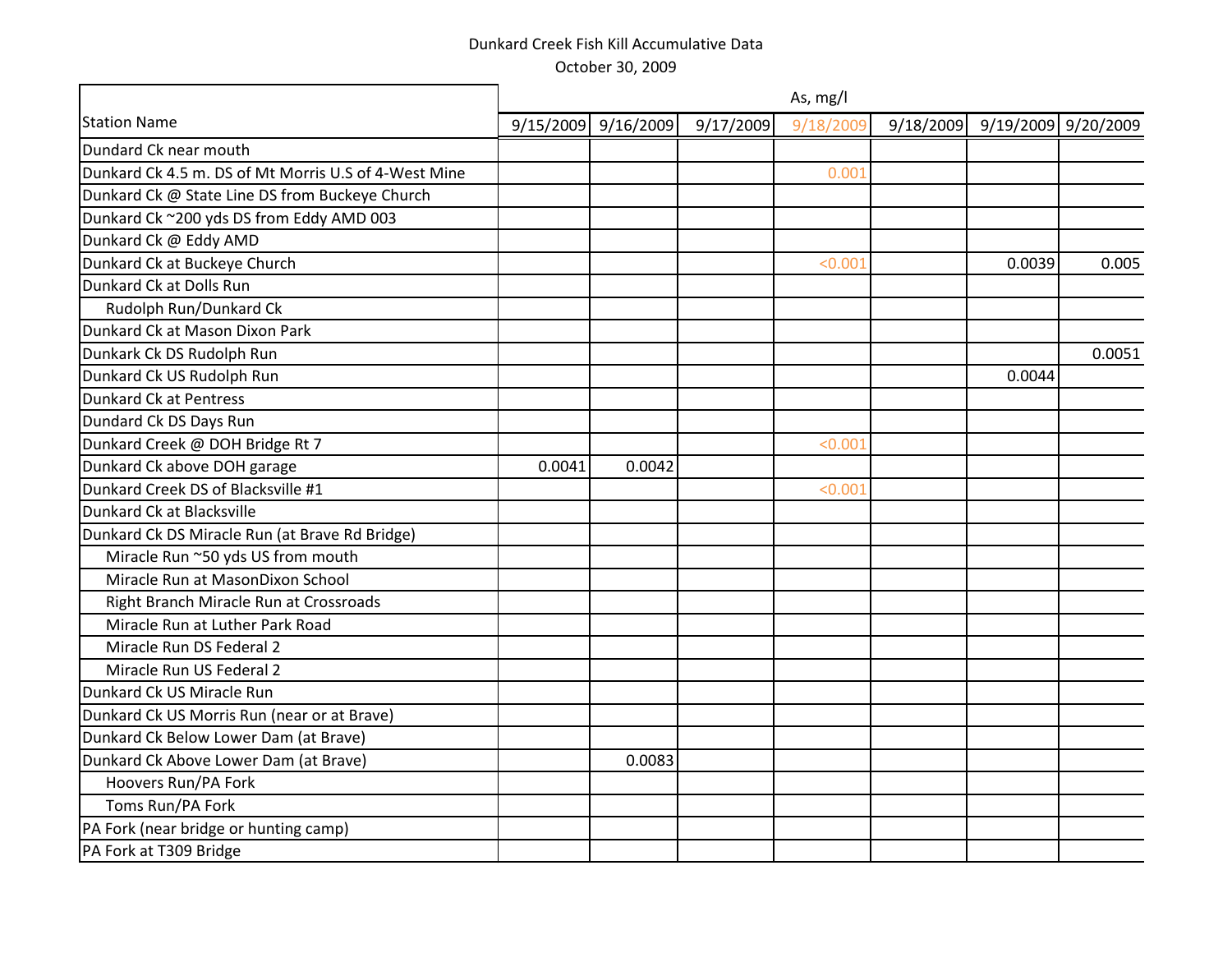Dunkard Creek Fish Kill Accumulative Data

October 30, 2009

| Station Name | As, mg/l | | | | | | |
|---|---|---|---|---|---|---|---|
| | 9/15/2009 | 9/16/2009 | 9/17/2009 | 9/18/2009 | 9/18/2009 | 9/19/2009 | 9/20/2009 |
| Dundard Ck near mouth | | | | | | | |
| Dunkard Ck 4.5 m. DS of Mt Morris U.S of 4-West Mine | | | | 0.001 | | | |
| Dunkard Ck @ State Line DS from Buckeye Church | | | | | | | |
| Dunkard Ck ~200 yds DS from Eddy AMD 003 | | | | | | | |
| Dunkard Ck @ Eddy AMD | | | | | | | |
| Dunkard Ck at Buckeye Church | | | | <0.001 | | 0.0039 | 0.005 |
| Dunkard Ck at Dolls Run | | | | | | | |
| Rudolph Run/Dunkard Ck | | | | | | | |
| Dunkard Ck at Mason Dixon Park | | | | | | | |
| Dunkark Ck DS Rudolph Run | | | | | | | 0.0051 |
| Dunkard Ck US Rudolph Run | | | | | | 0.0044 | |
| Dunkard Ck at Pentress | | | | | | | |
| Dundard Ck DS Days Run | | | | | | | |
| Dunkard Creek @ DOH Bridge Rt 7 | | | | <0.001 | | | |
| Dunkard Ck above DOH garage | 0.0041 | 0.0042 | | | | | |
| Dunkard Creek DS of Blacksville #1 | | | | <0.001 | | | |
| Dunkard Ck at Blacksville | | | | | | | |
| Dunkard Ck DS Miracle Run (at Brave Rd Bridge) | | | | | | | |
| Miracle Run ~50 yds US from mouth | | | | | | | |
| Miracle Run at MasonDixon School | | | | | | | |
| Right Branch Miracle Run at Crossroads | | | | | | | |
| Miracle Run at Luther Park Road | | | | | | | |
| Miracle Run DS Federal 2 | | | | | | | |
| Miracle Run US Federal 2 | | | | | | | |
| Dunkard Ck US Miracle Run | | | | | | | |
| Dunkard Ck US Morris Run (near or at Brave) | | | | | | | |
| Dunkard Ck Below Lower Dam (at Brave) | | | | | | | |
| Dunkard Ck Above Lower Dam (at Brave) | | 0.0083 | | | | | |
| Hoovers Run/PA Fork | | | | | | | |
| Toms Run/PA Fork | | | | | | | |
| PA Fork (near bridge or hunting camp) | | | | | | | |
| PA Fork at T309 Bridge | | | | | | | |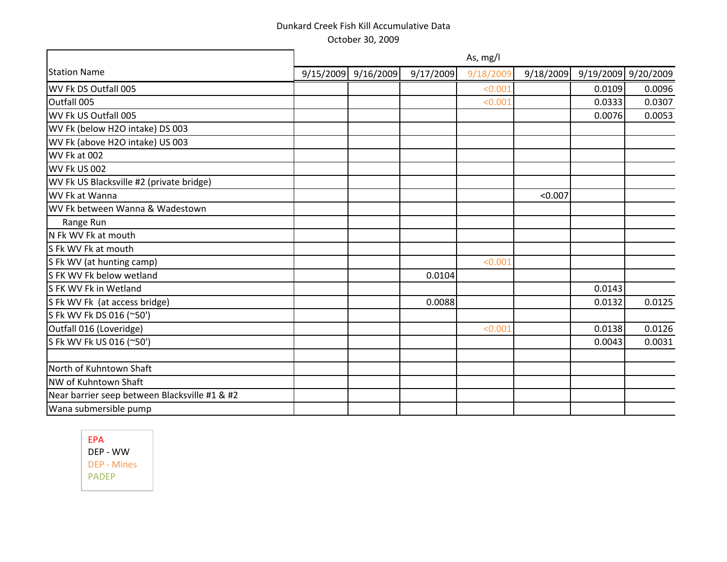Dunkard Creek Fish Kill Accumulative Data

October 30, 2009

| Station Name | As, mg/l | | | | | | |
|---|---|---|---|---|---|---|---|
| | 9/15/2009 | 9/16/2009 | 9/17/2009 | 9/18/2009 | 9/18/2009 | 9/19/2009 | 9/20/2009 |
| WV Fk DS Outfall 005 | | | | <0.001 | | 0.0109 | 0.0096 |
| Outfall 005 | | | | <0.001 | | 0.0333 | 0.0307 |
| WV Fk US Outfall 005 | | | | | | 0.0076 | 0.0053 |
| WV Fk (below H2O intake) DS 003 | | | | | | | |
| WV Fk (above H2O intake) US 003 | | | | | | | |
| WV Fk at 002 | | | | | | | |
| WV Fk US 002 | | | | | | | |
| WV Fk US Blacksville #2 (private bridge) | | | | | | | |
| WV Fk at Wanna | | | | | <0.007 | | |
| WV Fk between Wanna & Wadestown | | | | | | | |
| Range Run | | | | | | | |
| N Fk WV Fk at mouth | | | | | | | |
| S Fk WV Fk at mouth | | | | | | | |
| S Fk WV (at hunting camp) | | | | <0.001 | | | |
| S FK WV Fk below wetland | | | 0.0104 | | | | |
| S FK WV Fk in Wetland | | | | | | 0.0143 | |
| S Fk WV Fk (at access bridge) | | | 0.0088 | | | 0.0132 | 0.0125 |
| S Fk WV Fk DS 016 (~50') | | | | | | | |
| Outfall 016 (Loveridge) | | | | <0.001 | | 0.0138 | 0.0126 |
| S Fk WV Fk US 016 (~50') | | | | | | 0.0043 | 0.0031 |
| | | | | | | | |
| North of Kuhntown Shaft | | | | | | | |
| NW of Kuhntown Shaft | | | | | | | |
| Near barrier seep between Blacksville #1 & #2 | | | | | | | |
| Wana submersible pump | | | | | | | |

EPA
DEP - WW
DEP - Mines
PADEP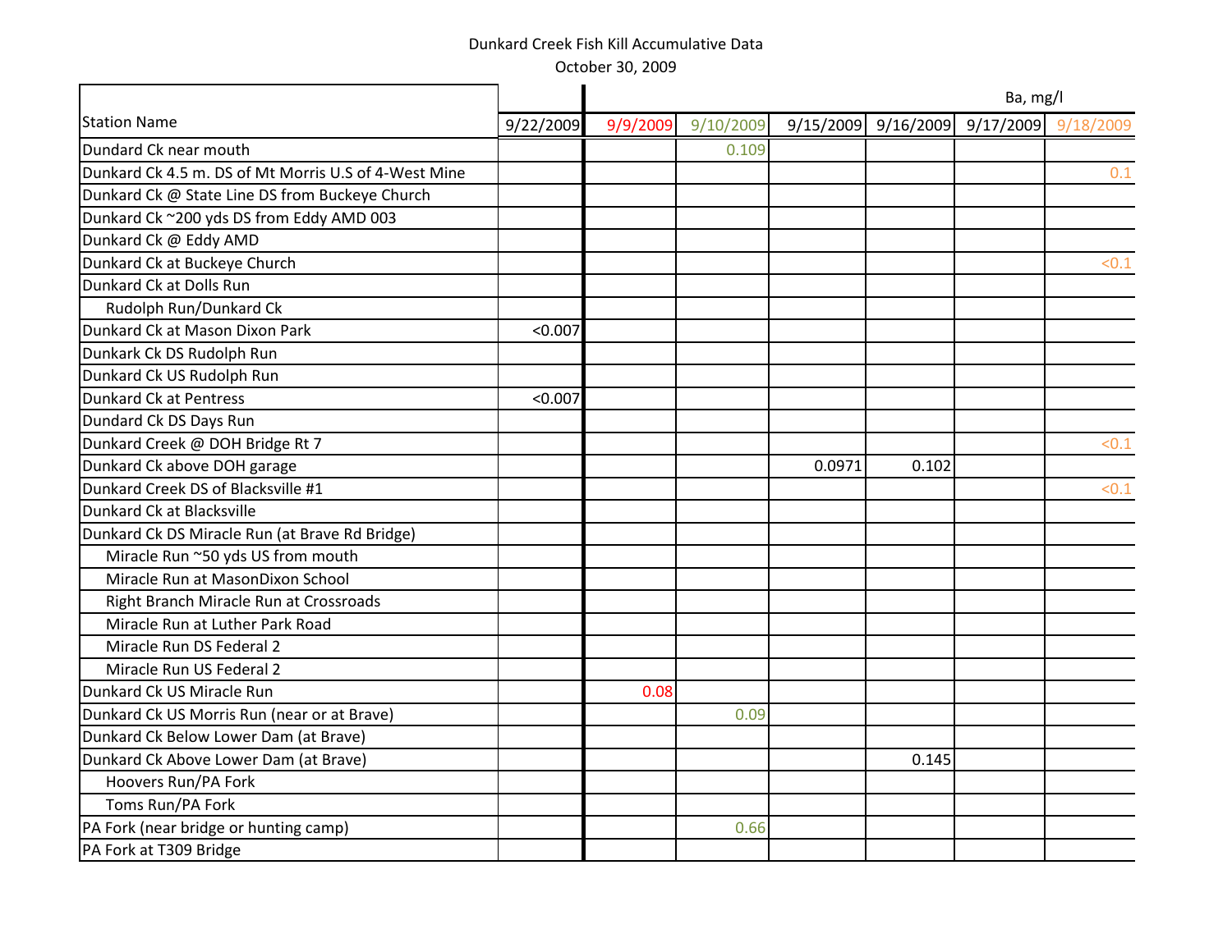Dunkard Creek Fish Kill Accumulative Data

October 30, 2009

| Station Name | 9/22/2009 | Ba, mg/l | | | | | |
|---|---|---|---|---|---|---|---|
| | | 9/9/2009 | 9/10/2009 | 9/15/2009 | 9/16/2009 | 9/17/2009 | 9/18/2009 |
| Dundard Ck near mouth | | | 0.109 | | | | |
| Dunkard Ck 4.5 m. DS of Mt Morris U.S of 4-West Mine | | | | | | | 0.1 |
| Dunkard Ck @ State Line DS from Buckeye Church | | | | | | | |
| Dunkard Ck ~200 yds DS from Eddy AMD 003 | | | | | | | |
| Dunkard Ck @ Eddy AMD | | | | | | | |
| Dunkard Ck at Buckeye Church | | | | | | | <0.1 |
| Dunkard Ck at Dolls Run | | | | | | | |
| Rudolph Run/Dunkard Ck | | | | | | | |
| Dunkard Ck at Mason Dixon Park | <0.007 | | | | | | |
| Dunkark Ck DS Rudolph Run | | | | | | | |
| Dunkard Ck US Rudolph Run | | | | | | | |
| Dunkard Ck at Pentress | <0.007 | | | | | | |
| Dundard Ck DS Days Run | | | | | | | |
| Dunkard Creek @ DOH Bridge Rt 7 | | | | | | | <0.1 |
| Dunkard Ck above DOH garage | | | | 0.0971 | 0.102 | | |
| Dunkard Creek DS of Blacksville #1 | | | | | | | <0.1 |
| Dunkard Ck at Blacksville | | | | | | | |
| Dunkard Ck DS Miracle Run (at Brave Rd Bridge) | | | | | | | |
| Miracle Run ~50 yds US from mouth | | | | | | | |
| Miracle Run at MasonDixon School | | | | | | | |
| Right Branch Miracle Run at Crossroads | | | | | | | |
| Miracle Run at Luther Park Road | | | | | | | |
| Miracle Run DS Federal 2 | | | | | | | |
| Miracle Run US Federal 2 | | | | | | | |
| Dunkard Ck US Miracle Run | | 0.08 | | | | | |
| Dunkard Ck US Morris Run (near or at Brave) | | | 0.09 | | | | |
| Dunkard Ck Below Lower Dam (at Brave) | | | | | | | |
| Dunkard Ck Above Lower Dam (at Brave) | | | | | 0.145 | | |
| Hoovers Run/PA Fork | | | | | | | |
| Toms Run/PA Fork | | | | | | | |
| PA Fork (near bridge or hunting camp) | | | 0.66 | | | | |
| PA Fork at T309 Bridge | | | | | | | |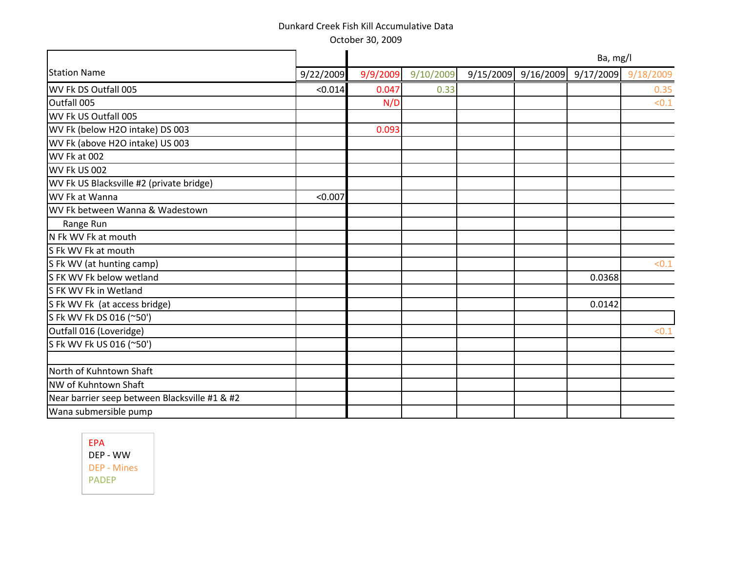Dunkard Creek Fish Kill Accumulative Data

October 30, 2009

| Station Name | | Ba, mg/l | | | | | |
|---|---|---|---|---|---|---|---|
| | 9/22/2009 | 9/9/2009 | 9/10/2009 | 9/15/2009 | 9/16/2009 | 9/17/2009 | 9/18/2009 |
| WV Fk DS Outfall 005 | <0.014 | 0.047 | 0.33 | | | | 0.35 |
| Outfall 005 | | N/D | | | | | <0.1 |
| WV Fk US Outfall 005 | | | | | | | |
| WV Fk (below H2O intake) DS 003 | | 0.093 | | | | | |
| WV Fk (above H2O intake) US 003 | | | | | | | |
| WV Fk at 002 | | | | | | | |
| WV Fk US 002 | | | | | | | |
| WV Fk US Blacksville #2 (private bridge) | | | | | | | |
| WV Fk at Wanna | <0.007 | | | | | | |
| WV Fk between Wanna & Wadestown | | | | | | | |
| Range Run | | | | | | | |
| N Fk WV Fk at mouth | | | | | | | |
| S Fk WV Fk at mouth | | | | | | | |
| S Fk WV (at hunting camp) | | | | | | | <0.1 |
| S FK WV Fk below wetland | | | | | | 0.0368 | |
| S FK WV Fk in Wetland | | | | | | | |
| S Fk WV Fk (at access bridge) | | | | | | 0.0142 | |
| S Fk WV Fk DS 016 (~50') | | | | | | | |
| Outfall 016 (Loveridge) | | | | | | | <0.1 |
| S Fk WV Fk US 016 (~50') | | | | | | | |
| | | | | | | | |
| North of Kuhntown Shaft | | | | | | | |
| NW of Kuhntown Shaft | | | | | | | |
| Near barrier seep between Blacksville #1 & #2 | | | | | | | |
| Wana submersible pump | | | | | | | |

EPA
DEP - WW
DEP - Mines
PADEP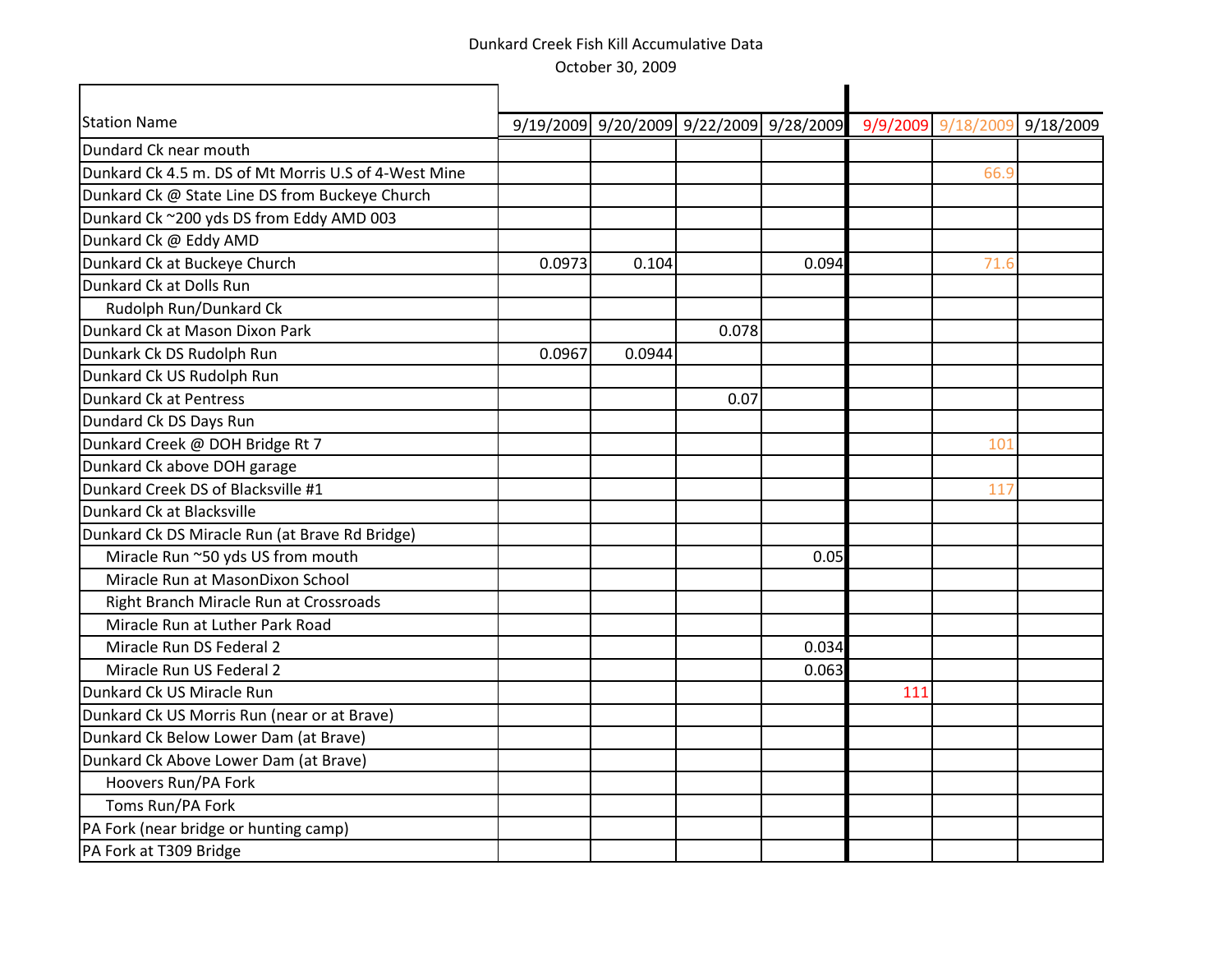Dunkard Creek Fish Kill Accumulative Data

October 30, 2009

| Station Name | 9/19/2009 | 9/20/2009 | 9/22/2009 | 9/28/2009 | 9/9/2009 | 9/18/2009 | 9/18/2009 |
|---|---|---|---|---|---|---|---|
| Dundard Ck near mouth | | | | | | | |
| Dunkard Ck 4.5 m. DS of Mt Morris U.S of 4-West Mine | | | | | | 66.9 | |
| Dunkard Ck @ State Line DS from Buckeye Church | | | | | | | |
| Dunkard Ck ~200 yds DS from Eddy AMD 003 | | | | | | | |
| Dunkard Ck @ Eddy AMD | | | | | | | |
| Dunkard Ck at Buckeye Church | 0.0973 | 0.104 | | 0.094 | | 71.6 | |
| Dunkard Ck at Dolls Run | | | | | | | |
| Rudolph Run/Dunkard Ck | | | | | | | |
| Dunkard Ck at Mason Dixon Park | | | 0.078 | | | | |
| Dunkark Ck DS Rudolph Run | 0.0967 | 0.0944 | | | | | |
| Dunkard Ck US Rudolph Run | | | | | | | |
| Dunkard Ck at Pentress | | | 0.07 | | | | |
| Dundard Ck DS Days Run | | | | | | | |
| Dunkard Creek @ DOH Bridge Rt 7 | | | | | | 101 | |
| Dunkard Ck above DOH garage | | | | | | | |
| Dunkard Creek DS of Blacksville #1 | | | | | | 117 | |
| Dunkard Ck at Blacksville | | | | | | | |
| Dunkard Ck DS Miracle Run (at Brave Rd Bridge) | | | | | | | |
| Miracle Run ~50 yds US from mouth | | | | 0.05 | | | |
| Miracle Run at MasonDixon School | | | | | | | |
| Right Branch Miracle Run at Crossroads | | | | | | | |
| Miracle Run at Luther Park Road | | | | | | | |
| Miracle Run DS Federal 2 | | | | 0.034 | | | |
| Miracle Run US Federal 2 | | | | 0.063 | | | |
| Dunkard Ck US Miracle Run | | | | | 111 | | |
| Dunkard Ck US Morris Run (near or at Brave) | | | | | | | |
| Dunkard Ck Below Lower Dam (at Brave) | | | | | | | |
| Dunkard Ck Above Lower Dam (at Brave) | | | | | | | |
| Hoovers Run/PA Fork | | | | | | | |
| Toms Run/PA Fork | | | | | | | |
| PA Fork (near bridge or hunting camp) | | | | | | | |
| PA Fork at T309 Bridge | | | | | | | |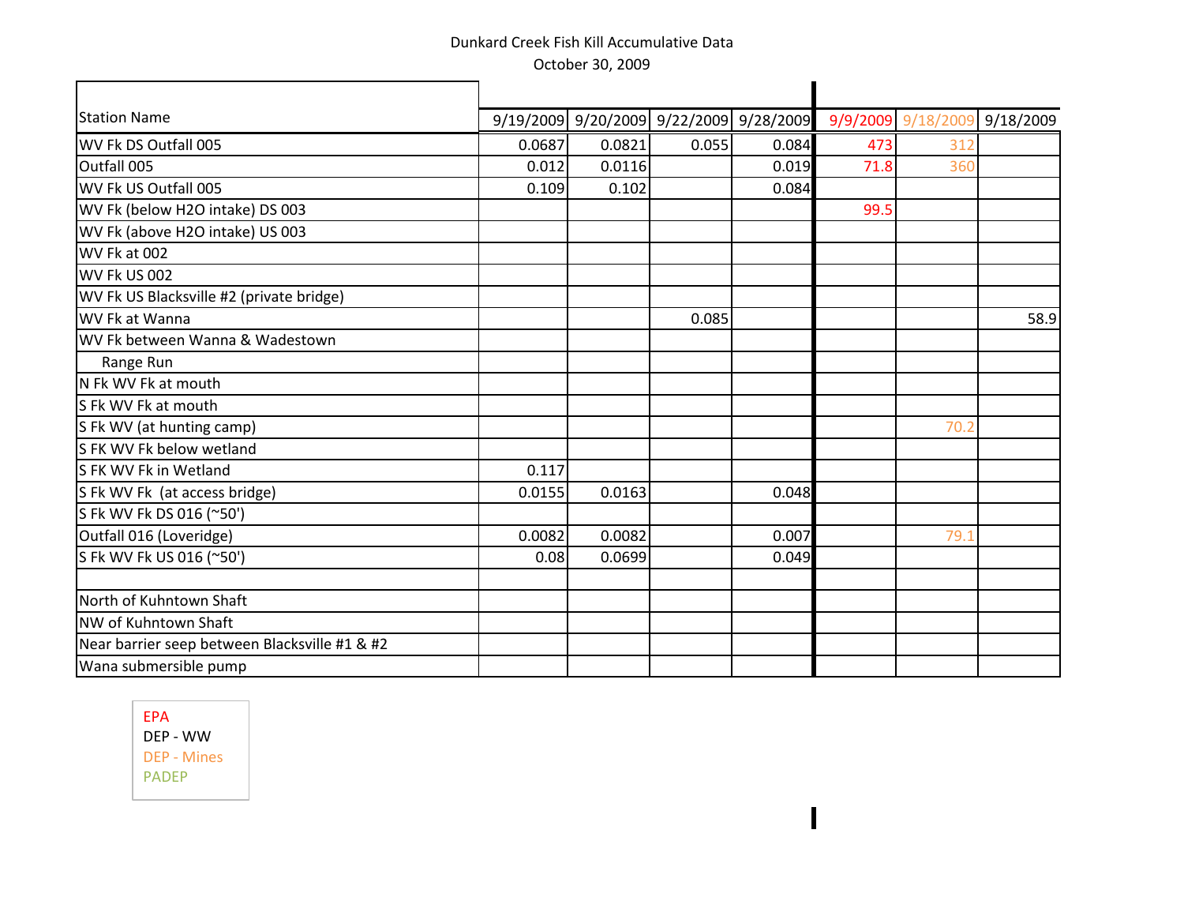Dunkard Creek Fish Kill Accumulative Data

October 30, 2009

| Station Name | 9/19/2009 | 9/20/2009 | 9/22/2009 | 9/28/2009 | 9/9/2009 | 9/18/2009 | 9/18/2009 |
|---|---|---|---|---|---|---|---|
| WV Fk DS Outfall 005 | 0.0687 | 0.0821 | 0.055 | 0.084 | 473 | 312 | |
| Outfall 005 | 0.012 | 0.0116 | | 0.019 | 71.8 | 360 | |
| WV Fk US Outfall 005 | 0.109 | 0.102 | | 0.084 | | | |
| WV Fk (below H2O intake) DS 003 | | | | | 99.5 | | |
| WV Fk (above H2O intake) US 003 | | | | | | | |
| WV Fk at 002 | | | | | | | |
| WV Fk US 002 | | | | | | | |
| WV Fk US Blacksville #2 (private bridge) | | | | | | | |
| WV Fk at Wanna | | | 0.085 | | | | 58.9 |
| WV Fk between Wanna & Wadestown | | | | | | | |
| Range Run | | | | | | | |
| N Fk WV Fk at mouth | | | | | | | |
| S Fk WV Fk at mouth | | | | | | | |
| S Fk WV (at hunting camp) | | | | | | 70.2 | |
| S FK WV Fk below wetland | | | | | | | |
| S FK WV Fk in Wetland | 0.117 | | | | | | |
| S Fk WV Fk (at access bridge) | 0.0155 | 0.0163 | | 0.048 | | | |
| S Fk WV Fk DS 016 (~50') | | | | | | | |
| Outfall 016 (Loveridge) | 0.0082 | 0.0082 | | 0.007 | | 79.1 | |
| S Fk WV Fk US 016 (~50') | 0.08 | 0.0699 | | 0.049 | | | |
| | | | | | | | |
| North of Kuhntown Shaft | | | | | | | |
| NW of Kuhntown Shaft | | | | | | | |
| Near barrier seep between Blacksville #1 & #2 | | | | | | | |
| Wana submersible pump | | | | | | | |

EPA
DEP - WW
DEP - Mines
PADEP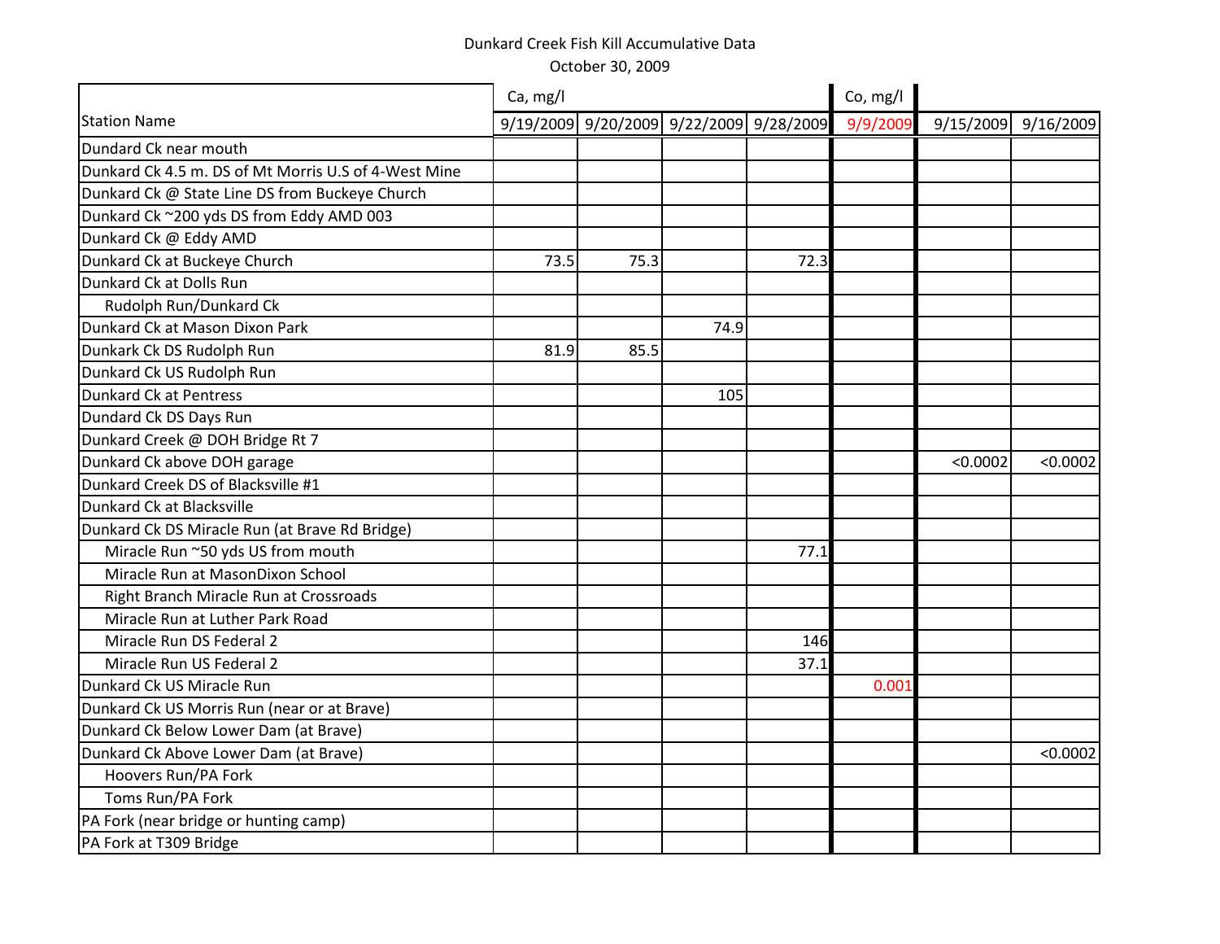# Dunkard Creek Fish Kill Accumulative Data

October 30, 2009

| Station Name | Ca, mg/l | | | | Co, mg/l | | |
|---|---|---|---|---|---|---|---|
| | 9/19/2009 | 9/20/2009 | 9/22/2009 | 9/28/2009 | 9/9/2009 | 9/15/2009 | 9/16/2009 |
| Dundard Ck near mouth | | | | | | | |
| Dunkard Ck 4.5 m. DS of Mt Morris U.S of 4-West Mine | | | | | | | |
| Dunkard Ck @ State Line DS from Buckeye Church | | | | | | | |
| Dunkard Ck ~200 yds DS from Eddy AMD 003 | | | | | | | |
| Dunkard Ck @ Eddy AMD | | | | | | | |
| Dunkard Ck at Buckeye Church | 73.5 | 75.3 | | 72.3 | | | |
| Dunkard Ck at Dolls Run | | | | | | | |
| Rudolph Run/Dunkard Ck | | | | | | | |
| Dunkard Ck at Mason Dixon Park | | | 74.9 | | | | |
| Dunkark Ck DS Rudolph Run | 81.9 | 85.5 | | | | | |
| Dunkard Ck US Rudolph Run | | | | | | | |
| Dunkard Ck at Pentress | | | 105 | | | | |
| Dundard Ck DS Days Run | | | | | | | |
| Dunkard Creek @ DOH Bridge Rt 7 | | | | | | | |
| Dunkard Ck above DOH garage | | | | | | <0.0002 | <0.0002 |
| Dunkard Creek DS of Blacksville #1 | | | | | | | |
| Dunkard Ck at Blacksville | | | | | | | |
| Dunkard Ck DS Miracle Run (at Brave Rd Bridge) | | | | | | | |
| Miracle Run ~50 yds US from mouth | | | | 77.1 | | | |
| Miracle Run at MasonDixon School | | | | | | | |
| Right Branch Miracle Run at Crossroads | | | | | | | |
| Miracle Run at Luther Park Road | | | | | | | |
| Miracle Run DS Federal 2 | | | | 146 | | | |
| Miracle Run US Federal 2 | | | | 37.1 | | | |
| Dunkard Ck US Miracle Run | | | | | 0.001 | | |
| Dunkard Ck US Morris Run (near or at Brave) | | | | | | | |
| Dunkard Ck Below Lower Dam (at Brave) | | | | | | | |
| Dunkard Ck Above Lower Dam (at Brave) | | | | | | | <0.0002 |
| Hoovers Run/PA Fork | | | | | | | |
| Toms Run/PA Fork | | | | | | | |
| PA Fork (near bridge or hunting camp) | | | | | | | |
| PA Fork at T309 Bridge | | | | | | | |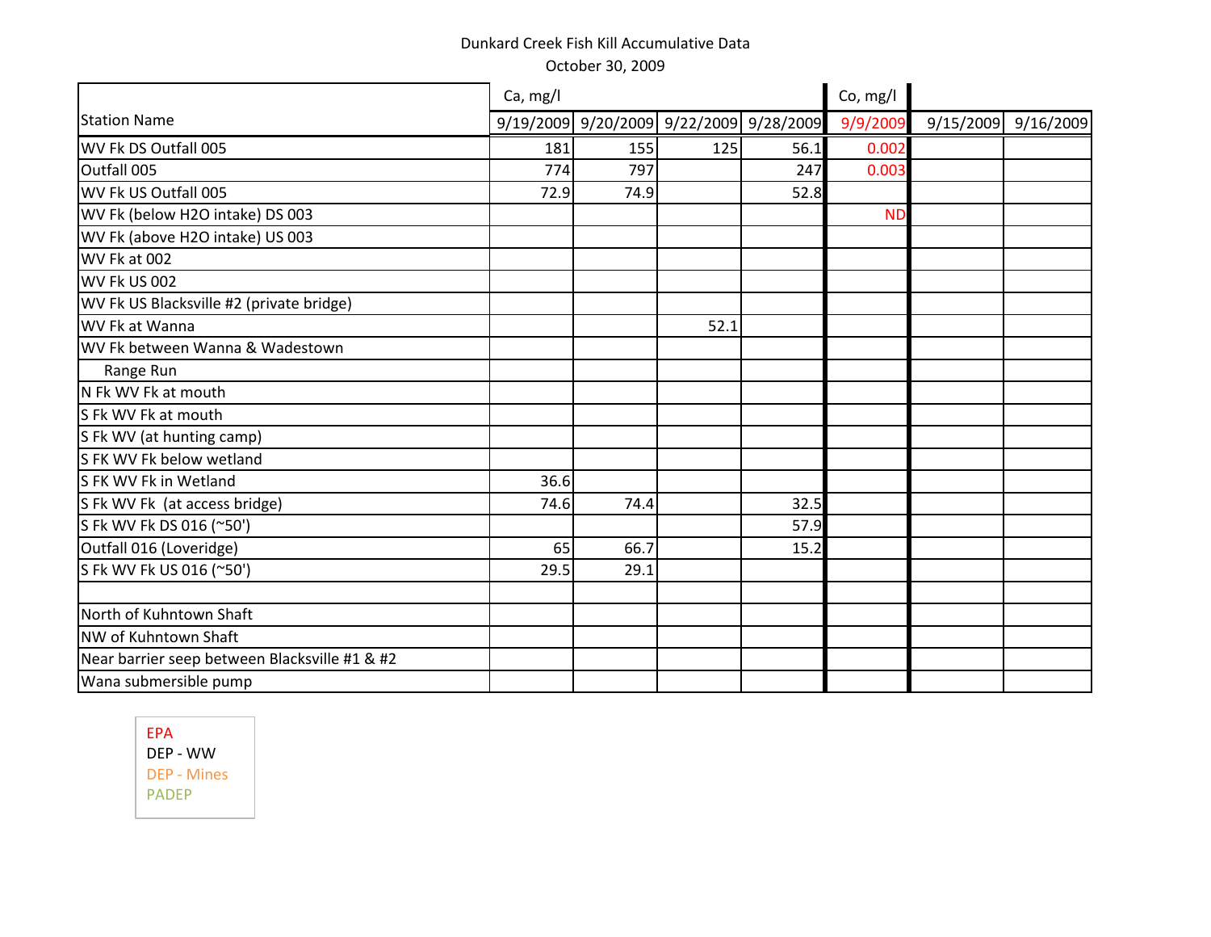Dunkard Creek Fish Kill Accumulative Data

October 30, 2009

| Station Name | Ca, mg/l | | | | Co, mg/l | | |
|---|---|---|---|---|---|---|---|
| | 9/19/2009 | 9/20/2009 | 9/22/2009 | 9/28/2009 | 9/9/2009 | 9/15/2009 | 9/16/2009 |
| WV Fk DS Outfall 005 | 181 | 155 | 125 | 56.1 | 0.002 | | |
| Outfall 005 | 774 | 797 | | 247 | 0.003 | | |
| WV Fk US Outfall 005 | 72.9 | 74.9 | | 52.8 | | | |
| WV Fk (below H2O intake) DS 003 | | | | | ND | | |
| WV Fk (above H2O intake) US 003 | | | | | | | |
| WV Fk at 002 | | | | | | | |
| WV Fk US 002 | | | | | | | |
| WV Fk US Blacksville #2 (private bridge) | | | | | | | |
| WV Fk at Wanna | | | 52.1 | | | | |
| WV Fk between Wanna & Wadestown | | | | | | | |
| Range Run | | | | | | | |
| N Fk WV Fk at mouth | | | | | | | |
| S Fk WV Fk at mouth | | | | | | | |
| S Fk WV (at hunting camp) | | | | | | | |
| S FK WV Fk below wetland | | | | | | | |
| S FK WV Fk in Wetland | 36.6 | | | | | | |
| S Fk WV Fk (at access bridge) | 74.6 | 74.4 | | 32.5 | | | |
| S Fk WV Fk DS 016 (~50') | | | | 57.9 | | | |
| Outfall 016 (Loveridge) | 65 | 66.7 | | 15.2 | | | |
| S Fk WV Fk US 016 (~50') | 29.5 | 29.1 | | | | | |
| | | | | | | | |
| North of Kuhntown Shaft | | | | | | | |
| NW of Kuhntown Shaft | | | | | | | |
| Near barrier seep between Blacksville #1 & #2 | | | | | | | |
| Wana submersible pump | | | | | | | |

EPA
DEP - WW
DEP - Mines
PADEP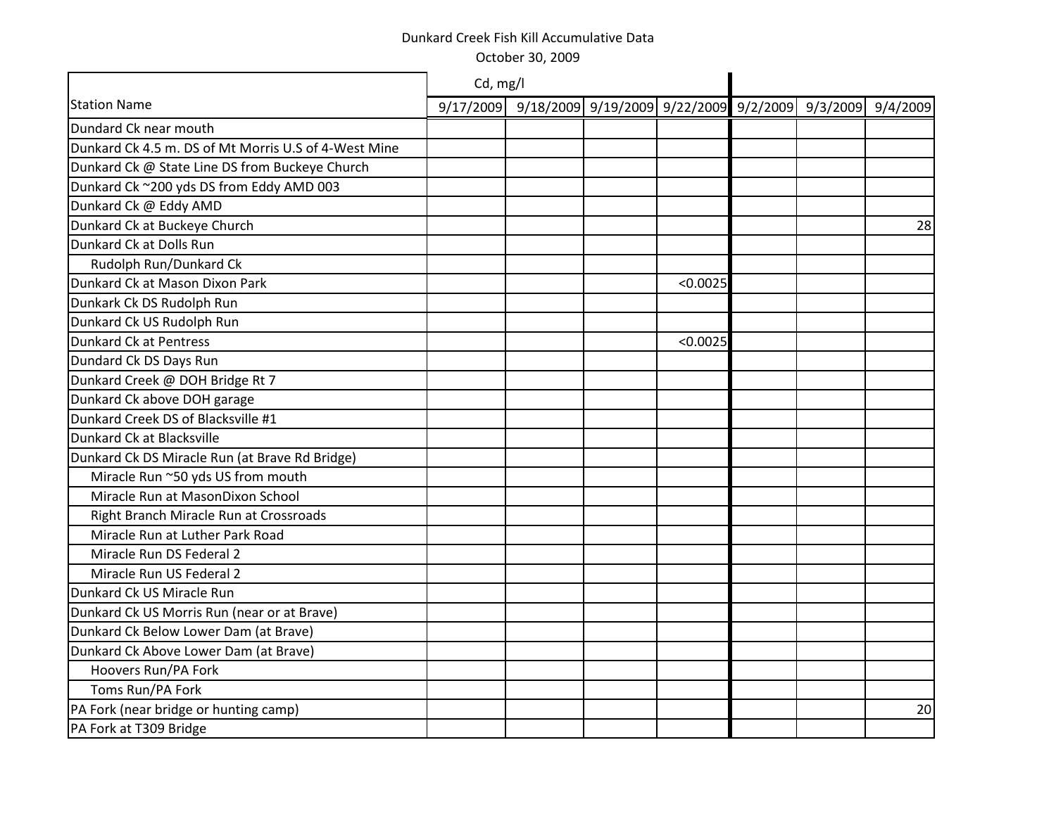Dunkard Creek Fish Kill Accumulative Data

October 30, 2009

| | Cd, mg/l | | | | | | |
|---|---|---|---|---|---|---|---|
| Station Name | 9/17/2009 | 9/18/2009 | 9/19/2009 | 9/22/2009 | 9/2/2009 | 9/3/2009 | 9/4/2009 |
| Dundard Ck near mouth | | | | | | | |
| Dunkard Ck 4.5 m. DS of Mt Morris U.S of 4-West Mine | | | | | | | |
| Dunkard Ck @ State Line DS from Buckeye Church | | | | | | | |
| Dunkard Ck ~200 yds DS from Eddy AMD 003 | | | | | | | |
| Dunkard Ck @ Eddy AMD | | | | | | | |
| Dunkard Ck at Buckeye Church | | | | | | | 28 |
| Dunkard Ck at Dolls Run | | | | | | | |
| Rudolph Run/Dunkard Ck | | | | | | | |
| Dunkard Ck at Mason Dixon Park | | | | <0.0025 | | | |
| Dunkark Ck DS Rudolph Run | | | | | | | |
| Dunkard Ck US Rudolph Run | | | | | | | |
| Dunkard Ck at Pentress | | | | <0.0025 | | | |
| Dundard Ck DS Days Run | | | | | | | |
| Dunkard Creek @ DOH Bridge Rt 7 | | | | | | | |
| Dunkard Ck above DOH garage | | | | | | | |
| Dunkard Creek DS of Blacksville #1 | | | | | | | |
| Dunkard Ck at Blacksville | | | | | | | |
| Dunkard Ck DS Miracle Run (at Brave Rd Bridge) | | | | | | | |
| Miracle Run ~50 yds US from mouth | | | | | | | |
| Miracle Run at MasonDixon School | | | | | | | |
| Right Branch Miracle Run at Crossroads | | | | | | | |
| Miracle Run at Luther Park Road | | | | | | | |
| Miracle Run DS Federal 2 | | | | | | | |
| Miracle Run US Federal 2 | | | | | | | |
| Dunkard Ck US Miracle Run | | | | | | | |
| Dunkard Ck US Morris Run (near or at Brave) | | | | | | | |
| Dunkard Ck Below Lower Dam (at Brave) | | | | | | | |
| Dunkard Ck Above Lower Dam (at Brave) | | | | | | | |
| Hoovers Run/PA Fork | | | | | | | |
| Toms Run/PA Fork | | | | | | | |
| PA Fork (near bridge or hunting camp) | | | | | | | 20 |
| PA Fork at T309 Bridge | | | | | | | |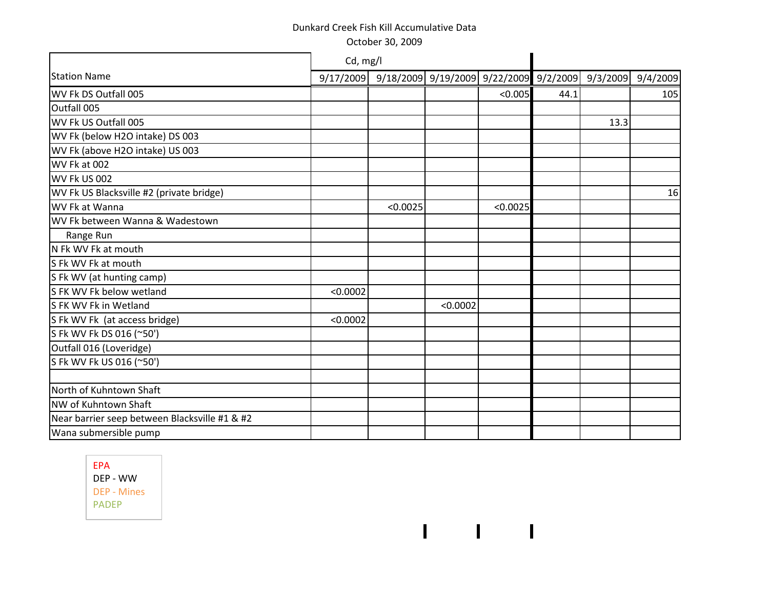Dunkard Creek Fish Kill Accumulative Data

October 30, 2009

| Station Name | Cd, mg/l | | | | | | |
|---|---|---|---|---|---|---|---|
| | 9/17/2009 | 9/18/2009 | 9/19/2009 | 9/22/2009 | 9/2/2009 | 9/3/2009 | 9/4/2009 |
| WV Fk DS Outfall 005 | | | | <0.005 | 44.1 | | 105 |
| Outfall 005 | | | | | | | |
| WV Fk US Outfall 005 | | | | | | 13.3 | |
| WV Fk (below H2O intake) DS 003 | | | | | | | |
| WV Fk (above H2O intake) US 003 | | | | | | | |
| WV Fk at 002 | | | | | | | |
| WV Fk US 002 | | | | | | | |
| WV Fk US Blacksville #2 (private bridge) | | | | | | | 16 |
| WV Fk at Wanna | | <0.0025 | | <0.0025 | | | |
| WV Fk between Wanna & Wadestown | | | | | | | |
| Range Run | | | | | | | |
| N Fk WV Fk at mouth | | | | | | | |
| S Fk WV Fk at mouth | | | | | | | |
| S Fk WV (at hunting camp) | | | | | | | |
| S FK WV Fk below wetland | <0.0002 | | | | | | |
| S FK WV Fk in Wetland | | | <0.0002 | | | | |
| S Fk WV Fk (at access bridge) | <0.0002 | | | | | | |
| S Fk WV Fk DS 016 (~50') | | | | | | | |
| Outfall 016 (Loveridge) | | | | | | | |
| S Fk WV Fk US 016 (~50') | | | | | | | |
| | | | | | | | |
| North of Kuhntown Shaft | | | | | | | |
| NW of Kuhntown Shaft | | | | | | | |
| Near barrier seep between Blacksville #1 & #2 | | | | | | | |
| Wana submersible pump | | | | | | | |

EPA
DEP - WW
DEP - Mines
PADEP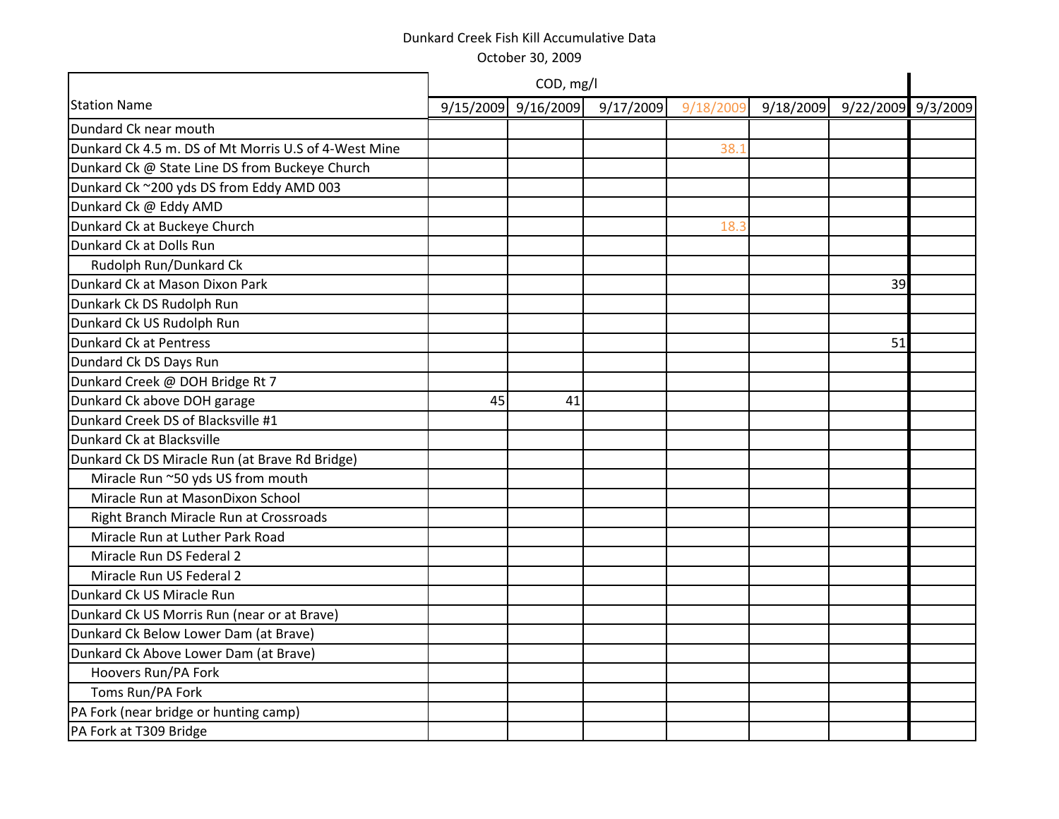Dunkard Creek Fish Kill Accumulative Data

October 30, 2009

| Station Name | COD, mg/l | | | | | | |
|---|---|---|---|---|---|---|---|
| | 9/15/2009 | 9/16/2009 | 9/17/2009 | 9/18/2009 | 9/18/2009 | 9/22/2009 | 9/3/2009 |
| Dundard Ck near mouth | | | | | | | |
| Dunkard Ck 4.5 m. DS of Mt Morris U.S of 4-West Mine | | | | 38.1 | | | |
| Dunkard Ck @ State Line DS from Buckeye Church | | | | | | | |
| Dunkard Ck ~200 yds DS from Eddy AMD 003 | | | | | | | |
| Dunkard Ck @ Eddy AMD | | | | | | | |
| Dunkard Ck at Buckeye Church | | | | 18.3 | | | |
| Dunkard Ck at Dolls Run | | | | | | | |
| Rudolph Run/Dunkard Ck | | | | | | | |
| Dunkard Ck at Mason Dixon Park | | | | | | 39 | |
| Dunkark Ck DS Rudolph Run | | | | | | | |
| Dunkard Ck US Rudolph Run | | | | | | | |
| Dunkard Ck at Pentress | | | | | | 51 | |
| Dundard Ck DS Days Run | | | | | | | |
| Dunkard Creek @ DOH Bridge Rt 7 | | | | | | | |
| Dunkard Ck above DOH garage | 45 | 41 | | | | | |
| Dunkard Creek DS of Blacksville #1 | | | | | | | |
| Dunkard Ck at Blacksville | | | | | | | |
| Dunkard Ck DS Miracle Run (at Brave Rd Bridge) | | | | | | | |
| Miracle Run ~50 yds US from mouth | | | | | | | |
| Miracle Run at MasonDixon School | | | | | | | |
| Right Branch Miracle Run at Crossroads | | | | | | | |
| Miracle Run at Luther Park Road | | | | | | | |
| Miracle Run DS Federal 2 | | | | | | | |
| Miracle Run US Federal 2 | | | | | | | |
| Dunkard Ck US Miracle Run | | | | | | | |
| Dunkard Ck US Morris Run (near or at Brave) | | | | | | | |
| Dunkard Ck Below Lower Dam (at Brave) | | | | | | | |
| Dunkard Ck Above Lower Dam (at Brave) | | | | | | | |
| Hoovers Run/PA Fork | | | | | | | |
| Toms Run/PA Fork | | | | | | | |
| PA Fork (near bridge or hunting camp) | | | | | | | |
| PA Fork at T309 Bridge | | | | | | | |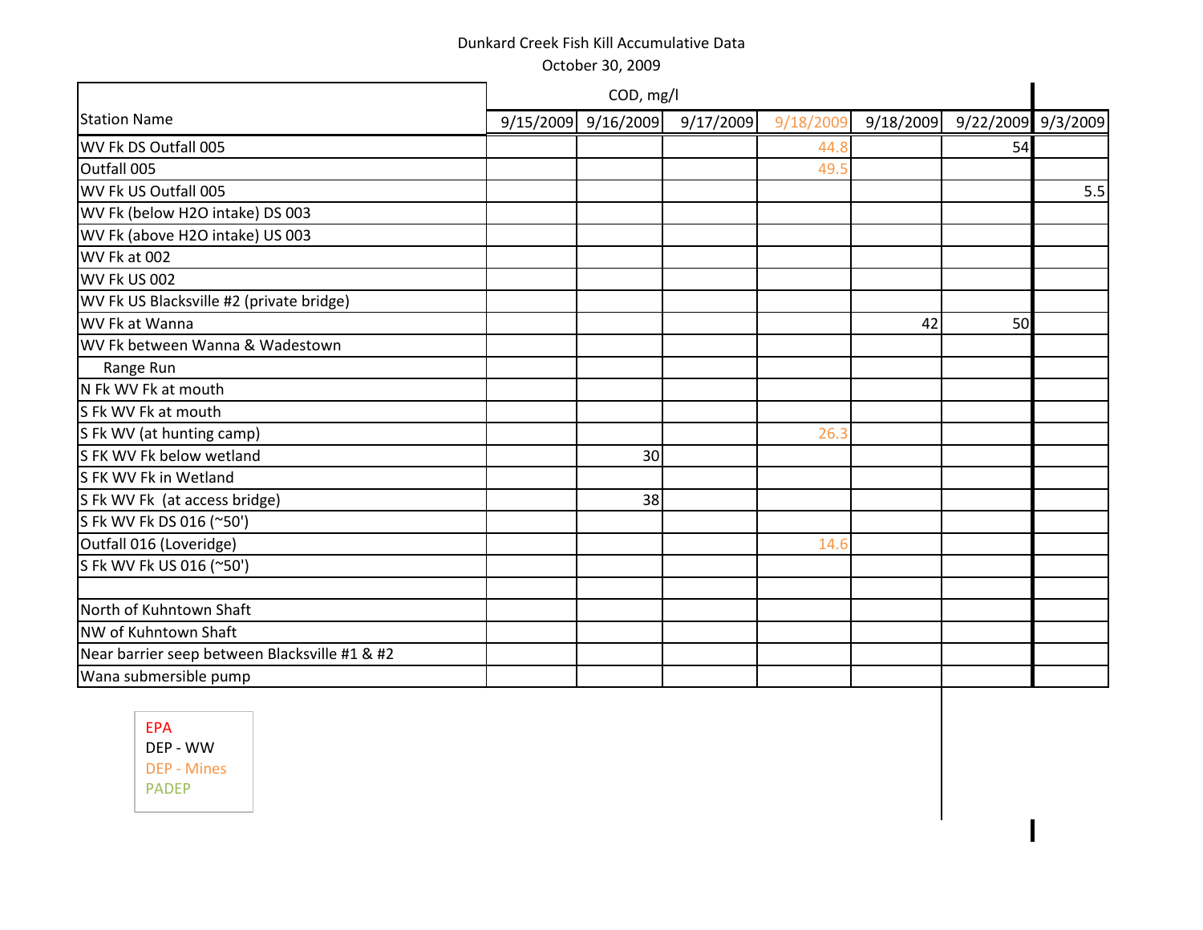Dunkard Creek Fish Kill Accumulative Data

October 30, 2009

| Station Name | COD, mg/l | | | | | | |
|---|---|---|---|---|---|---|---|
| | 9/15/2009 | 9/16/2009 | 9/17/2009 | 9/18/2009 | 9/18/2009 | 9/22/2009 | 9/3/2009 |
| WV Fk DS Outfall 005 | | | | 44.8 | | 54 | |
| Outfall 005 | | | | 49.5 | | | |
| WV Fk US Outfall 005 | | | | | | | 5.5 |
| WV Fk (below H2O intake) DS 003 | | | | | | | |
| WV Fk (above H2O intake) US 003 | | | | | | | |
| WV Fk at 002 | | | | | | | |
| WV Fk US 002 | | | | | | | |
| WV Fk US Blacksville #2 (private bridge) | | | | | | | |
| WV Fk at Wanna | | | | | 42 | 50 | |
| WV Fk between Wanna & Wadestown | | | | | | | |
| Range Run | | | | | | | |
| N Fk WV Fk at mouth | | | | | | | |
| S Fk WV Fk at mouth | | | | | | | |
| S Fk WV (at hunting camp) | | | | 26.3 | | | |
| S FK WV Fk below wetland | | 30 | | | | | |
| S FK WV Fk in Wetland | | | | | | | |
| S Fk WV Fk (at access bridge) | | 38 | | | | | |
| S Fk WV Fk DS 016 (~50') | | | | | | | |
| Outfall 016 (Loveridge) | | | | 14.6 | | | |
| S Fk WV Fk US 016 (~50') | | | | | | | |
| | | | | | | | |
| North of Kuhntown Shaft | | | | | | | |
| NW of Kuhntown Shaft | | | | | | | |
| Near barrier seep between Blacksville #1 & #2 | | | | | | | |
| Wana submersible pump | | | | | | | |

EPA
DEP - WW
DEP - Mines
PADEP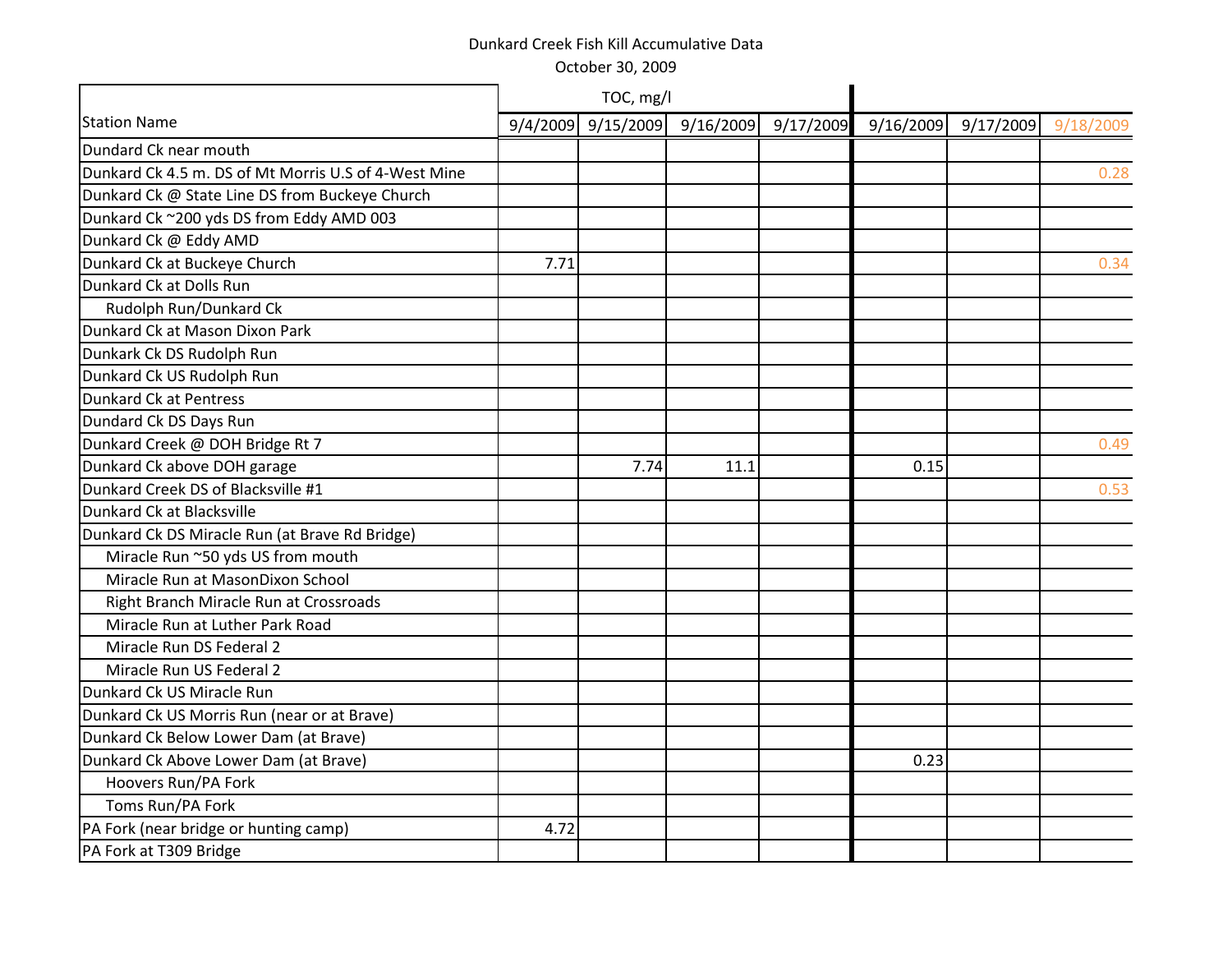Dunkard Creek Fish Kill Accumulative Data

October 30, 2009

| Station Name | TOC, mg/l | | | | | | |
|---|---|---|---|---|---|---|---|
| | 9/4/2009 | 9/15/2009 | 9/16/2009 | 9/17/2009 | 9/16/2009 | 9/17/2009 | 9/18/2009 |
| Dundard Ck near mouth | | | | | | | |
| Dunkard Ck 4.5 m. DS of Mt Morris U.S of 4-West Mine | | | | | | | 0.28 |
| Dunkard Ck @ State Line DS from Buckeye Church | | | | | | | |
| Dunkard Ck ~200 yds DS from Eddy AMD 003 | | | | | | | |
| Dunkard Ck @ Eddy AMD | | | | | | | |
| Dunkard Ck at Buckeye Church | 7.71 | | | | | | 0.34 |
| Dunkard Ck at Dolls Run | | | | | | | |
| Rudolph Run/Dunkard Ck | | | | | | | |
| Dunkard Ck at Mason Dixon Park | | | | | | | |
| Dunkark Ck DS Rudolph Run | | | | | | | |
| Dunkard Ck US Rudolph Run | | | | | | | |
| Dunkard Ck at Pentress | | | | | | | |
| Dundard Ck DS Days Run | | | | | | | |
| Dunkard Creek @ DOH Bridge Rt 7 | | | | | | | 0.49 |
| Dunkard Ck above DOH garage | | 7.74 | 11.1 | | 0.15 | | |
| Dunkard Creek DS of Blacksville #1 | | | | | | | 0.53 |
| Dunkard Ck at Blacksville | | | | | | | |
| Dunkard Ck DS Miracle Run (at Brave Rd Bridge) | | | | | | | |
| Miracle Run ~50 yds US from mouth | | | | | | | |
| Miracle Run at MasonDixon School | | | | | | | |
| Right Branch Miracle Run at Crossroads | | | | | | | |
| Miracle Run at Luther Park Road | | | | | | | |
| Miracle Run DS Federal 2 | | | | | | | |
| Miracle Run US Federal 2 | | | | | | | |
| Dunkard Ck US Miracle Run | | | | | | | |
| Dunkard Ck US Morris Run (near or at Brave) | | | | | | | |
| Dunkard Ck Below Lower Dam (at Brave) | | | | | | | |
| Dunkard Ck Above Lower Dam (at Brave) | | | | | 0.23 | | |
| Hoovers Run/PA Fork | | | | | | | |
| Toms Run/PA Fork | | | | | | | |
| PA Fork (near bridge or hunting camp) | 4.72 | | | | | | |
| PA Fork at T309 Bridge | | | | | | | |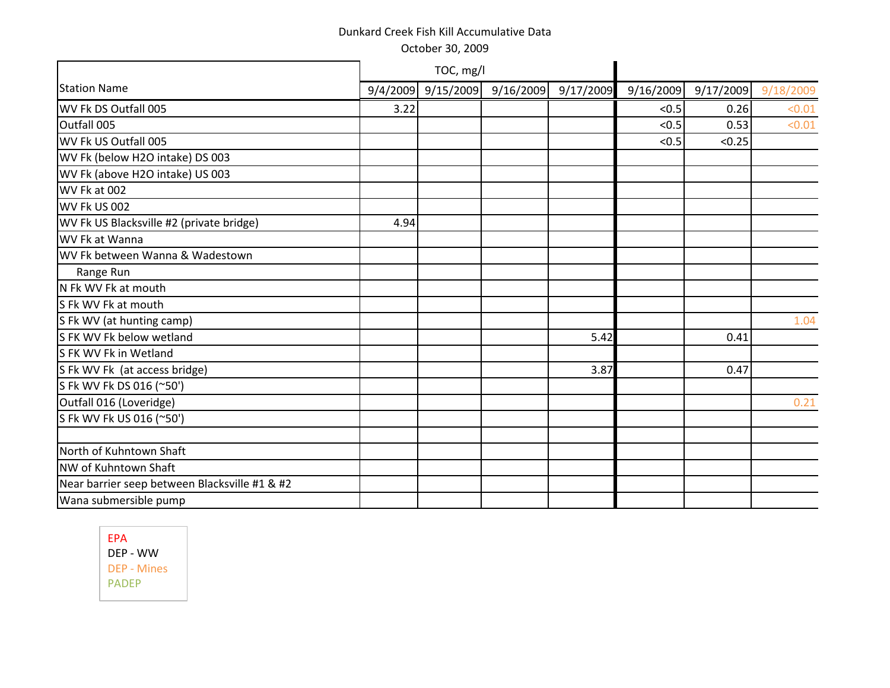Dunkard Creek Fish Kill Accumulative Data

October 30, 2009

| Station Name | TOC, mg/l | | | | | | |
|---|---|---|---|---|---|---|---|
| | 9/4/2009 | 9/15/2009 | 9/16/2009 | 9/17/2009 | 9/16/2009 | 9/17/2009 | 9/18/2009 |
| WV Fk DS Outfall 005 | 3.22 | | | | <0.5 | 0.26 | <0.01 |
| Outfall 005 | | | | | <0.5 | 0.53 | <0.01 |
| WV Fk US Outfall 005 | | | | | <0.5 | <0.25 | |
| WV Fk (below H2O intake) DS 003 | | | | | | | |
| WV Fk (above H2O intake) US 003 | | | | | | | |
| WV Fk at 002 | | | | | | | |
| WV Fk US 002 | | | | | | | |
| WV Fk US Blacksville #2 (private bridge) | 4.94 | | | | | | |
| WV Fk at Wanna | | | | | | | |
| WV Fk between Wanna & Wadestown | | | | | | | |
| Range Run | | | | | | | |
| N Fk WV Fk at mouth | | | | | | | |
| S Fk WV Fk at mouth | | | | | | | |
| S Fk WV (at hunting camp) | | | | | | | 1.04 |
| S FK WV Fk below wetland | | | | 5.42 | | 0.41 | |
| S FK WV Fk in Wetland | | | | | | | |
| S Fk WV Fk (at access bridge) | | | | 3.87 | | 0.47 | |
| S Fk WV Fk DS 016 (~50') | | | | | | | |
| Outfall 016 (Loveridge) | | | | | | | 0.21 |
| S Fk WV Fk US 016 (~50') | | | | | | | |
| | | | | | | | |
| North of Kuhntown Shaft | | | | | | | |
| NW of Kuhntown Shaft | | | | | | | |
| Near barrier seep between Blacksville #1 & #2 | | | | | | | |
| Wana submersible pump | | | | | | | |

EPA
DEP - WW
DEP - Mines
PADEP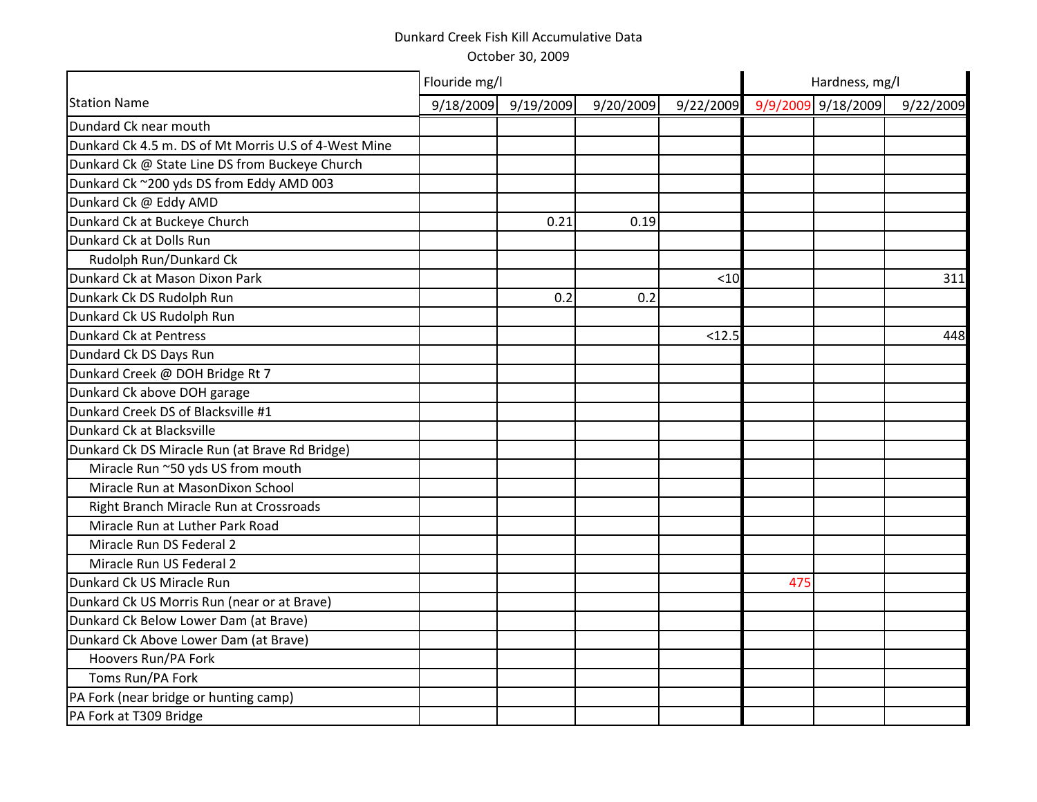Dunkard Creek Fish Kill Accumulative Data

October 30, 2009

| Station Name | Flouride mg/l | | | | Hardness, mg/l | | |
|---|---|---|---|---|---|---|---|
| | 9/18/2009 | 9/19/2009 | 9/20/2009 | 9/22/2009 | 9/9/2009 | 9/18/2009 | 9/22/2009 |
| Dundard Ck near mouth | | | | | | | |
| Dunkard Ck 4.5 m. DS of Mt Morris U.S of 4-West Mine | | | | | | | |
| Dunkard Ck @ State Line DS from Buckeye Church | | | | | | | |
| Dunkard Ck ~200 yds DS from Eddy AMD 003 | | | | | | | |
| Dunkard Ck @ Eddy AMD | | | | | | | |
| Dunkard Ck at Buckeye Church | | 0.21 | 0.19 | | | | |
| Dunkard Ck at Dolls Run | | | | | | | |
| Rudolph Run/Dunkard Ck | | | | | | | |
| Dunkard Ck at Mason Dixon Park | | | | <10 | | | 311 |
| Dunkark Ck DS Rudolph Run | | 0.2 | 0.2 | | | | |
| Dunkard Ck US Rudolph Run | | | | | | | |
| Dunkard Ck at Pentress | | | | <12.5 | | | 448 |
| Dundard Ck DS Days Run | | | | | | | |
| Dunkard Creek @ DOH Bridge Rt 7 | | | | | | | |
| Dunkard Ck above DOH garage | | | | | | | |
| Dunkard Creek DS of Blacksville #1 | | | | | | | |
| Dunkard Ck at Blacksville | | | | | | | |
| Dunkard Ck DS Miracle Run (at Brave Rd Bridge) | | | | | | | |
| Miracle Run ~50 yds US from mouth | | | | | | | |
| Miracle Run at MasonDixon School | | | | | | | |
| Right Branch Miracle Run at Crossroads | | | | | | | |
| Miracle Run at Luther Park Road | | | | | | | |
| Miracle Run DS Federal 2 | | | | | | | |
| Miracle Run US Federal 2 | | | | | | | |
| Dunkard Ck US Miracle Run | | | | | 475 | | |
| Dunkard Ck US Morris Run (near or at Brave) | | | | | | | |
| Dunkard Ck Below Lower Dam (at Brave) | | | | | | | |
| Dunkard Ck Above Lower Dam (at Brave) | | | | | | | |
| Hoovers Run/PA Fork | | | | | | | |
| Toms Run/PA Fork | | | | | | | |
| PA Fork (near bridge or hunting camp) | | | | | | | |
| PA Fork at T309 Bridge | | | | | | | |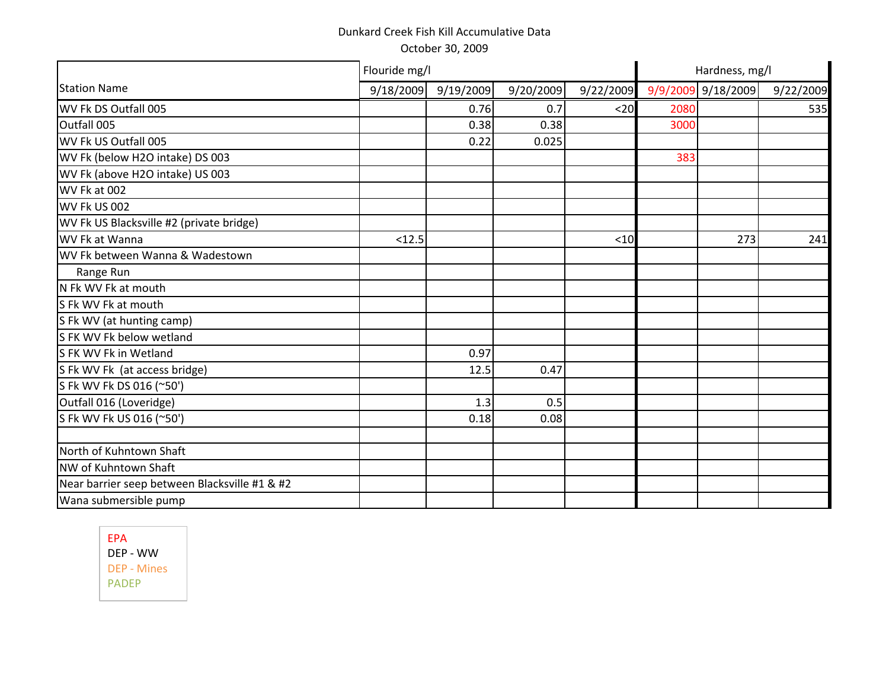Dunkard Creek Fish Kill Accumulative Data

October 30, 2009

| Station Name | Flouride mg/l | | | | Hardness, mg/l | | |
|---|---|---|---|---|---|---|---|
| | 9/18/2009 | 9/19/2009 | 9/20/2009 | 9/22/2009 | 9/9/2009 | 9/18/2009 | 9/22/2009 |
| WV Fk DS Outfall 005 | | 0.76 | 0.7 | <20 | 2080 | | 535 |
| Outfall 005 | | 0.38 | 0.38 | | 3000 | | |
| WV Fk US Outfall 005 | | 0.22 | 0.025 | | | | |
| WV Fk (below H2O intake) DS 003 | | | | | 383 | | |
| WV Fk (above H2O intake) US 003 | | | | | | | |
| WV Fk at 002 | | | | | | | |
| WV Fk US 002 | | | | | | | |
| WV Fk US Blacksville #2 (private bridge) | | | | | | | |
| WV Fk at Wanna | <12.5 | | | <10 | | 273 | 241 |
| WV Fk between Wanna & Wadestown | | | | | | | |
| Range Run | | | | | | | |
| N Fk WV Fk at mouth | | | | | | | |
| S Fk WV Fk at mouth | | | | | | | |
| S Fk WV (at hunting camp) | | | | | | | |
| S FK WV Fk below wetland | | | | | | | |
| S FK WV Fk in Wetland | | 0.97 | | | | | |
| S Fk WV Fk (at access bridge) | | 12.5 | 0.47 | | | | |
| S Fk WV Fk DS 016 (~50') | | | | | | | |
| Outfall 016 (Loveridge) | | 1.3 | 0.5 | | | | |
| S Fk WV Fk US 016 (~50') | | 0.18 | 0.08 | | | | |
| | | | | | | | |
| North of Kuhntown Shaft | | | | | | | |
| NW of Kuhntown Shaft | | | | | | | |
| Near barrier seep between Blacksville #1 & #2 | | | | | | | |
| Wana submersible pump | | | | | | | |

EPA
DEP - WW
DEP - Mines
PADEP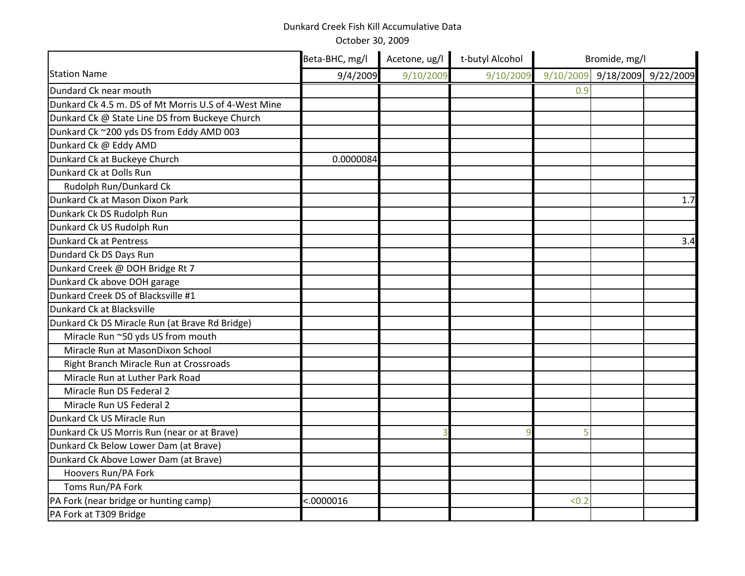Dunkard Creek Fish Kill Accumulative Data

October 30, 2009

| Station Name | Beta-BHC, mg/l | Acetone, ug/l | t-butyl Alcohol | Bromide, mg/l | | |
|---|---|---|---|---|---|---|
| | 9/4/2009 | 9/10/2009 | 9/10/2009 | 9/10/2009 | 9/18/2009 | 9/22/2009 |
| Dundard Ck near mouth | | | | 0.9 | | |
| Dunkard Ck 4.5 m. DS of Mt Morris U.S of 4-West Mine | | | | | | |
| Dunkard Ck @ State Line DS from Buckeye Church | | | | | | |
| Dunkard Ck ~200 yds DS from Eddy AMD 003 | | | | | | |
| Dunkard Ck @ Eddy AMD | | | | | | |
| Dunkard Ck at Buckeye Church | 0.0000084 | | | | | |
| Dunkard Ck at Dolls Run | | | | | | |
| Rudolph Run/Dunkard Ck | | | | | | |
| Dunkard Ck at Mason Dixon Park | | | | | | 1.7 |
| Dunkark Ck DS Rudolph Run | | | | | | |
| Dunkard Ck US Rudolph Run | | | | | | |
| Dunkard Ck at Pentress | | | | | | 3.4 |
| Dundard Ck DS Days Run | | | | | | |
| Dunkard Creek @ DOH Bridge Rt 7 | | | | | | |
| Dunkard Ck above DOH garage | | | | | | |
| Dunkard Creek DS of Blacksville #1 | | | | | | |
| Dunkard Ck at Blacksville | | | | | | |
| Dunkard Ck DS Miracle Run (at Brave Rd Bridge) | | | | | | |
| Miracle Run ~50 yds US from mouth | | | | | | |
| Miracle Run at MasonDixon School | | | | | | |
| Right Branch Miracle Run at Crossroads | | | | | | |
| Miracle Run at Luther Park Road | | | | | | |
| Miracle Run DS Federal 2 | | | | | | |
| Miracle Run US Federal 2 | | | | | | |
| Dunkard Ck US Miracle Run | | | | | | |
| Dunkard Ck US Morris Run (near or at Brave) | | 3 | 9 | 5 | | |
| Dunkard Ck Below Lower Dam (at Brave) | | | | | | |
| Dunkard Ck Above Lower Dam (at Brave) | | | | | | |
| Hoovers Run/PA Fork | | | | | | |
| Toms Run/PA Fork | | | | | | |
| PA Fork (near bridge or hunting camp) | <.0000016 | | | <0.2 | | |
| PA Fork at T309 Bridge | | | | | | |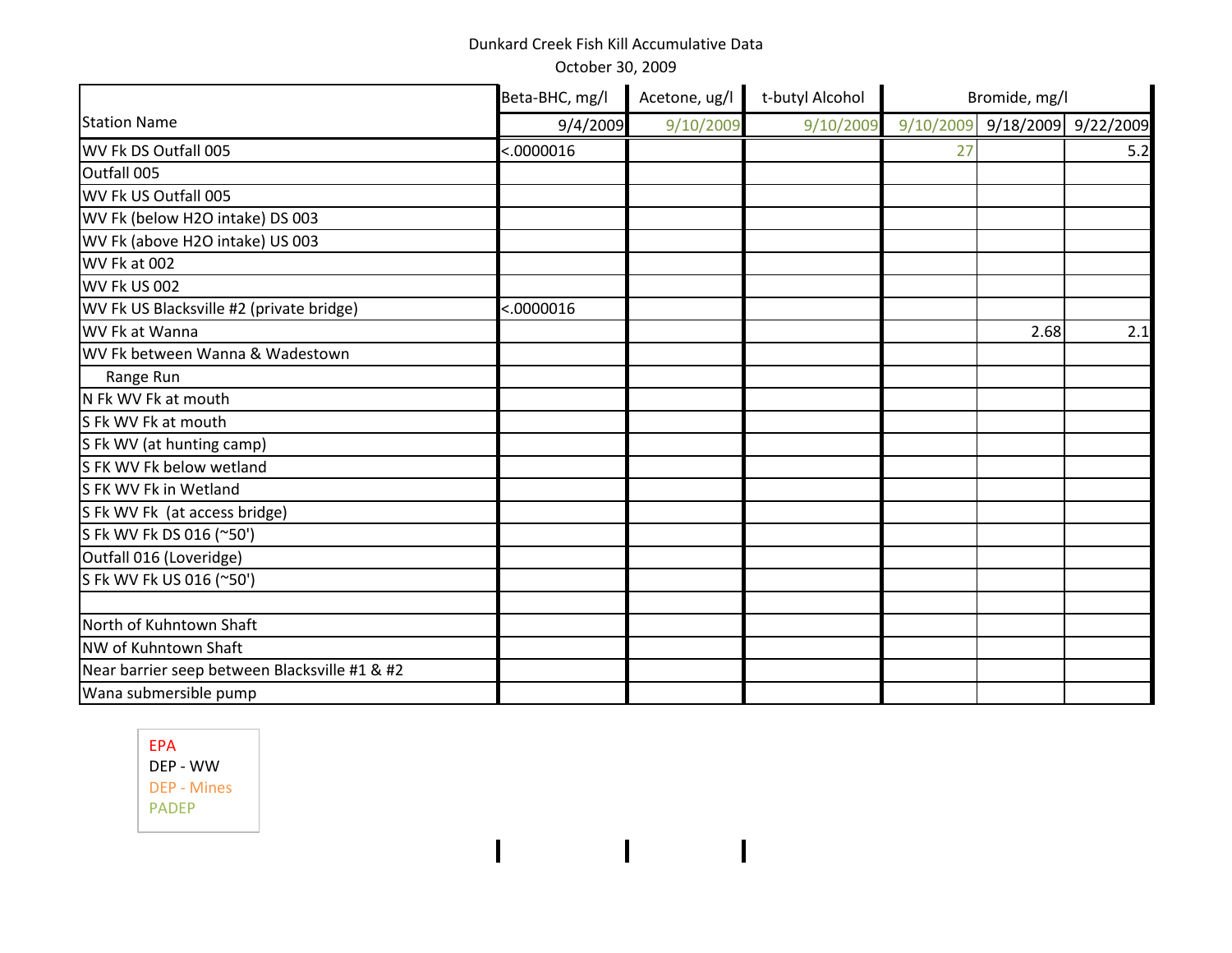Dunkard Creek Fish Kill Accumulative Data

October 30, 2009

| Station Name | Beta-BHC, mg/l | Acetone, ug/l | t-butyl Alcohol | Bromide, mg/l | | |
|---|---|---|---|---|---|---|
| | 9/4/2009 | 9/10/2009 | 9/10/2009 | 9/10/2009 | 9/18/2009 | 9/22/2009 |
| WV Fk DS Outfall 005 | <.0000016 | | | 27 | | 5.2 |
| Outfall 005 | | | | | | |
| WV Fk US Outfall 005 | | | | | | |
| WV Fk (below H2O intake) DS 003 | | | | | | |
| WV Fk (above H2O intake) US 003 | | | | | | |
| WV Fk at 002 | | | | | | |
| WV Fk US 002 | | | | | | |
| WV Fk US Blacksville #2 (private bridge) | <.0000016 | | | | | |
| WV Fk at Wanna | | | | | 2.68 | 2.1 |
| WV Fk between Wanna & Wadestown | | | | | | |
| Range Run | | | | | | |
| N Fk WV Fk at mouth | | | | | | |
| S Fk WV Fk at mouth | | | | | | |
| S Fk WV (at hunting camp) | | | | | | |
| S FK WV Fk below wetland | | | | | | |
| S FK WV Fk in Wetland | | | | | | |
| S Fk WV Fk (at access bridge) | | | | | | |
| S Fk WV Fk DS 016 (~50') | | | | | | |
| Outfall 016 (Loveridge) | | | | | | |
| S Fk WV Fk US 016 (~50') | | | | | | |
| | | | | | | |
| North of Kuhntown Shaft | | | | | | |
| NW of Kuhntown Shaft | | | | | | |
| Near barrier seep between Blacksville #1 & #2 | | | | | | |
| Wana submersible pump | | | | | | |

EPA
DEP - WW
DEP - Mines
PADEP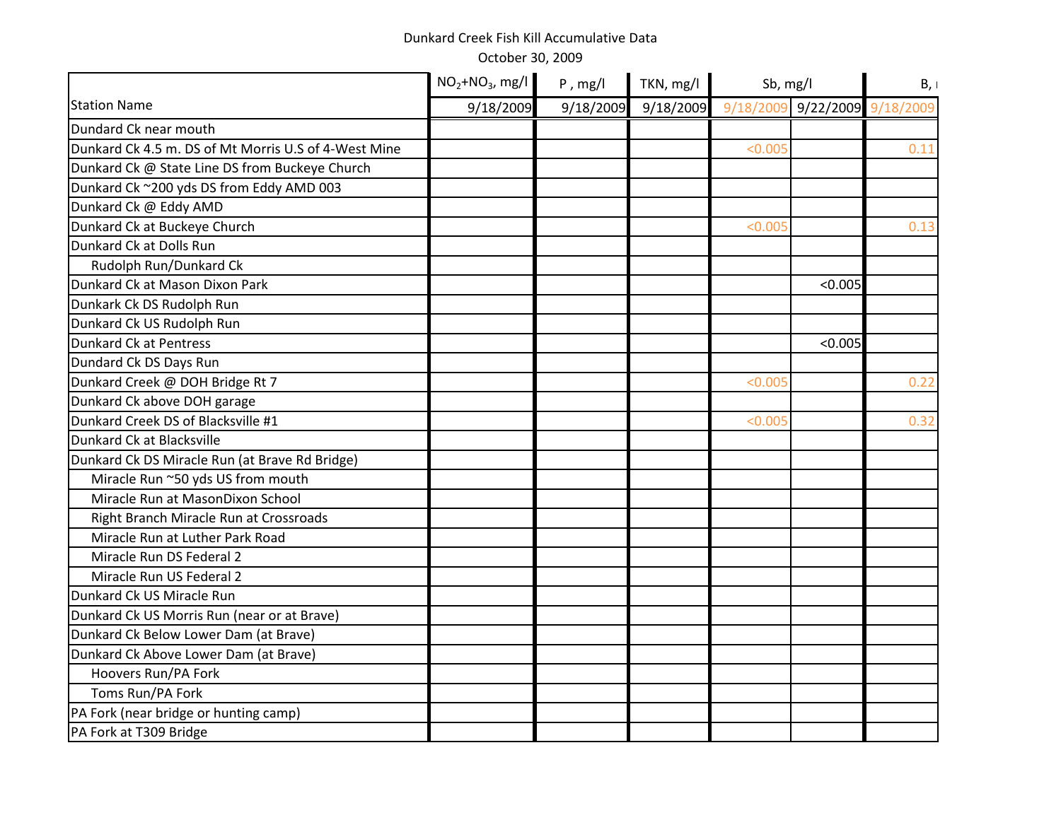Dunkard Creek Fish Kill Accumulative Data

October 30, 2009

| Station Name | $NO_2$+$NO_3$, mg/l | P , mg/l | TKN, mg/l | Sb, mg/l | | B, r |
|---|---|---|---|---|---|---|
| | 9/18/2009 | 9/18/2009 | 9/18/2009 | 9/18/2009 | 9/22/2009 | 9/18/2009 |
| Dundard Ck near mouth | | | | | | |
| Dunkard Ck 4.5 m. DS of Mt Morris U.S of 4-West Mine | | | | <0.005 | | 0.11 |
| Dunkard Ck @ State Line DS from Buckeye Church | | | | | | |
| Dunkard Ck ~200 yds DS from Eddy AMD 003 | | | | | | |
| Dunkard Ck @ Eddy AMD | | | | | | |
| Dunkard Ck at Buckeye Church | | | | <0.005 | | 0.13 |
| Dunkard Ck at Dolls Run | | | | | | |
| Rudolph Run/Dunkard Ck | | | | | | |
| Dunkard Ck at Mason Dixon Park | | | | | <0.005 | |
| Dunkark Ck DS Rudolph Run | | | | | | |
| Dunkard Ck US Rudolph Run | | | | | | |
| Dunkard Ck at Pentress | | | | | <0.005 | |
| Dundard Ck DS Days Run | | | | | | |
| Dunkard Creek @ DOH Bridge Rt 7 | | | | <0.005 | | 0.22 |
| Dunkard Ck above DOH garage | | | | | | |
| Dunkard Creek DS of Blacksville #1 | | | | <0.005 | | 0.32 |
| Dunkard Ck at Blacksville | | | | | | |
| Dunkard Ck DS Miracle Run (at Brave Rd Bridge) | | | | | | |
| Miracle Run ~50 yds US from mouth | | | | | | |
| Miracle Run at MasonDixon School | | | | | | |
| Right Branch Miracle Run at Crossroads | | | | | | |
| Miracle Run at Luther Park Road | | | | | | |
| Miracle Run DS Federal 2 | | | | | | |
| Miracle Run US Federal 2 | | | | | | |
| Dunkard Ck US Miracle Run | | | | | | |
| Dunkard Ck US Morris Run (near or at Brave) | | | | | | |
| Dunkard Ck Below Lower Dam (at Brave) | | | | | | |
| Dunkard Ck Above Lower Dam (at Brave) | | | | | | |
| Hoovers Run/PA Fork | | | | | | |
| Toms Run/PA Fork | | | | | | |
| PA Fork (near bridge or hunting camp) | | | | | | |
| PA Fork at T309 Bridge | | | | | | |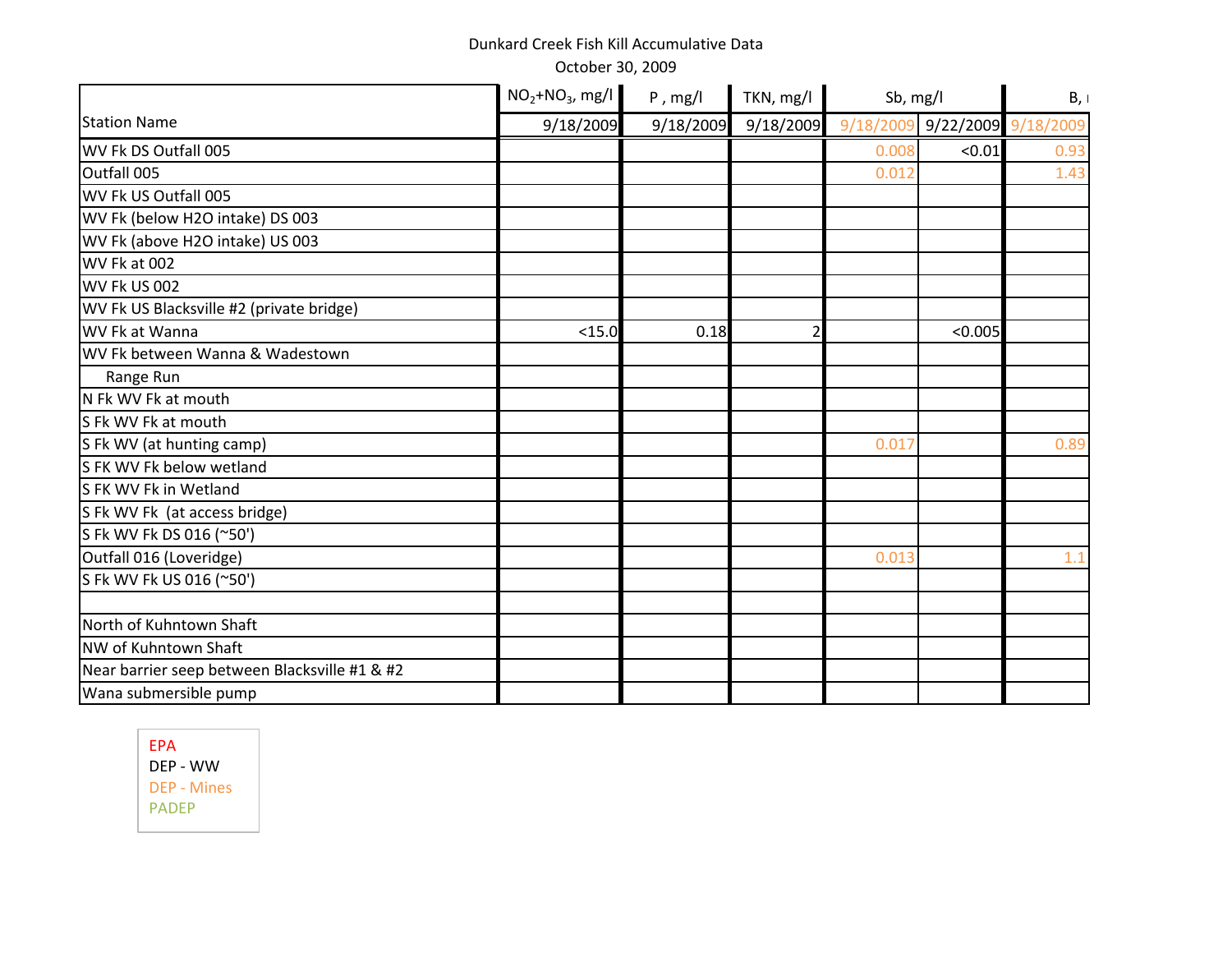Dunkard Creek Fish Kill Accumulative Data

October 30, 2009

| Station Name | $NO_2$+$NO_3$, mg/l | P , mg/l | TKN, mg/l | Sb, mg/l | | B, ı |
|---|---|---|---|---|---|---|
| | 9/18/2009 | 9/18/2009 | 9/18/2009 | 9/18/2009 | 9/22/2009 | 9/18/2009 |
| WV Fk DS Outfall 005 | | | | 0.008 | <0.01 | 0.93 |
| Outfall 005 | | | | 0.012 | | 1.43 |
| WV Fk US Outfall 005 | | | | | | |
| WV Fk (below H2O intake) DS 003 | | | | | | |
| WV Fk (above H2O intake) US 003 | | | | | | |
| WV Fk at 002 | | | | | | |
| WV Fk US 002 | | | | | | |
| WV Fk US Blacksville #2 (private bridge) | | | | | | |
| WV Fk at Wanna | <15.0 | 0.18 | 2 | | <0.005 | |
| WV Fk between Wanna & Wadestown | | | | | | |
| Range Run | | | | | | |
| N Fk WV Fk at mouth | | | | | | |
| S Fk WV Fk at mouth | | | | | | |
| S Fk WV (at hunting camp) | | | | 0.017 | | 0.89 |
| S FK WV Fk below wetland | | | | | | |
| S FK WV Fk in Wetland | | | | | | |
| S Fk WV Fk (at access bridge) | | | | | | |
| S Fk WV Fk DS 016 (~50') | | | | | | |
| Outfall 016 (Loveridge) | | | | 0.013 | | 1.1 |
| S Fk WV Fk US 016 (~50') | | | | | | |
| | | | | | | |
| North of Kuhntown Shaft | | | | | | |
| NW of Kuhntown Shaft | | | | | | |
| Near barrier seep between Blacksville #1 & #2 | | | | | | |
| Wana submersible pump | | | | | | |

EPA
DEP - WW
DEP - Mines
PADEP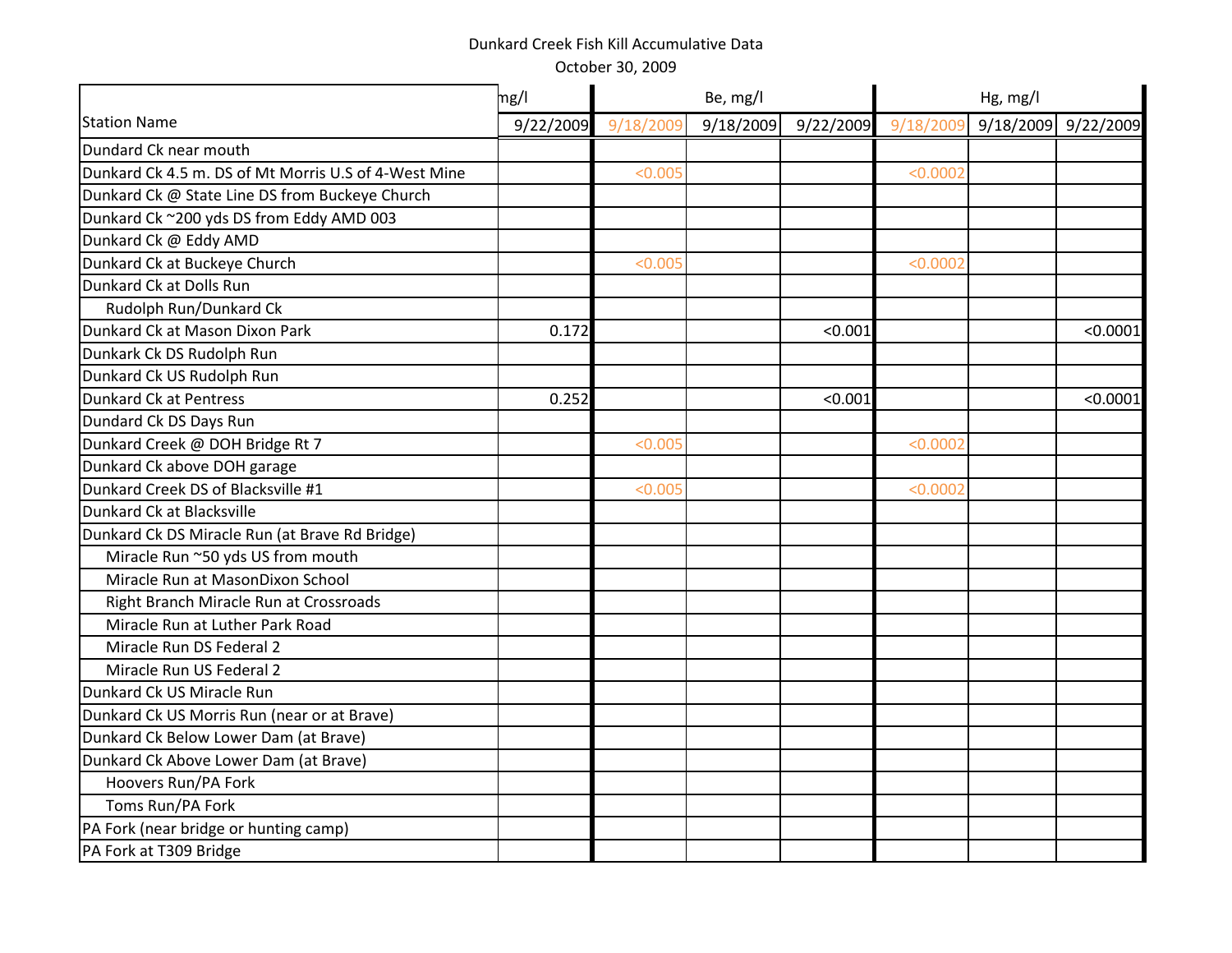Dunkard Creek Fish Kill Accumulative Data

October 30, 2009

| Station Name | mg/l | Be, mg/l | | | Hg, mg/l | | |
|---|---|---|---|---|---|---|---|
| | 9/22/2009 | 9/18/2009 | 9/18/2009 | 9/22/2009 | 9/18/2009 | 9/18/2009 | 9/22/2009 |
| Dundard Ck near mouth | | | | | | | |
| Dunkard Ck 4.5 m. DS of Mt Morris U.S of 4-West Mine | | <0.005 | | | <0.0002 | | |
| Dunkard Ck @ State Line DS from Buckeye Church | | | | | | | |
| Dunkard Ck ~200 yds DS from Eddy AMD 003 | | | | | | | |
| Dunkard Ck @ Eddy AMD | | | | | | | |
| Dunkard Ck at Buckeye Church | | <0.005 | | | <0.0002 | | |
| Dunkard Ck at Dolls Run | | | | | | | |
| Rudolph Run/Dunkard Ck | | | | | | | |
| Dunkard Ck at Mason Dixon Park | 0.172 | | | <0.001 | | | <0.0001 |
| Dunkark Ck DS Rudolph Run | | | | | | | |
| Dunkard Ck US Rudolph Run | | | | | | | |
| Dunkard Ck at Pentress | 0.252 | | | <0.001 | | | <0.0001 |
| Dundard Ck DS Days Run | | | | | | | |
| Dunkard Creek @ DOH Bridge Rt 7 | | <0.005 | | | <0.0002 | | |
| Dunkard Ck above DOH garage | | | | | | | |
| Dunkard Creek DS of Blacksville #1 | | <0.005 | | | <0.0002 | | |
| Dunkard Ck at Blacksville | | | | | | | |
| Dunkard Ck DS Miracle Run (at Brave Rd Bridge) | | | | | | | |
| Miracle Run ~50 yds US from mouth | | | | | | | |
| Miracle Run at MasonDixon School | | | | | | | |
| Right Branch Miracle Run at Crossroads | | | | | | | |
| Miracle Run at Luther Park Road | | | | | | | |
| Miracle Run DS Federal 2 | | | | | | | |
| Miracle Run US Federal 2 | | | | | | | |
| Dunkard Ck US Miracle Run | | | | | | | |
| Dunkard Ck US Morris Run (near or at Brave) | | | | | | | |
| Dunkard Ck Below Lower Dam (at Brave) | | | | | | | |
| Dunkard Ck Above Lower Dam (at Brave) | | | | | | | |
| Hoovers Run/PA Fork | | | | | | | |
| Toms Run/PA Fork | | | | | | | |
| PA Fork (near bridge or hunting camp) | | | | | | | |
| PA Fork at T309 Bridge | | | | | | | |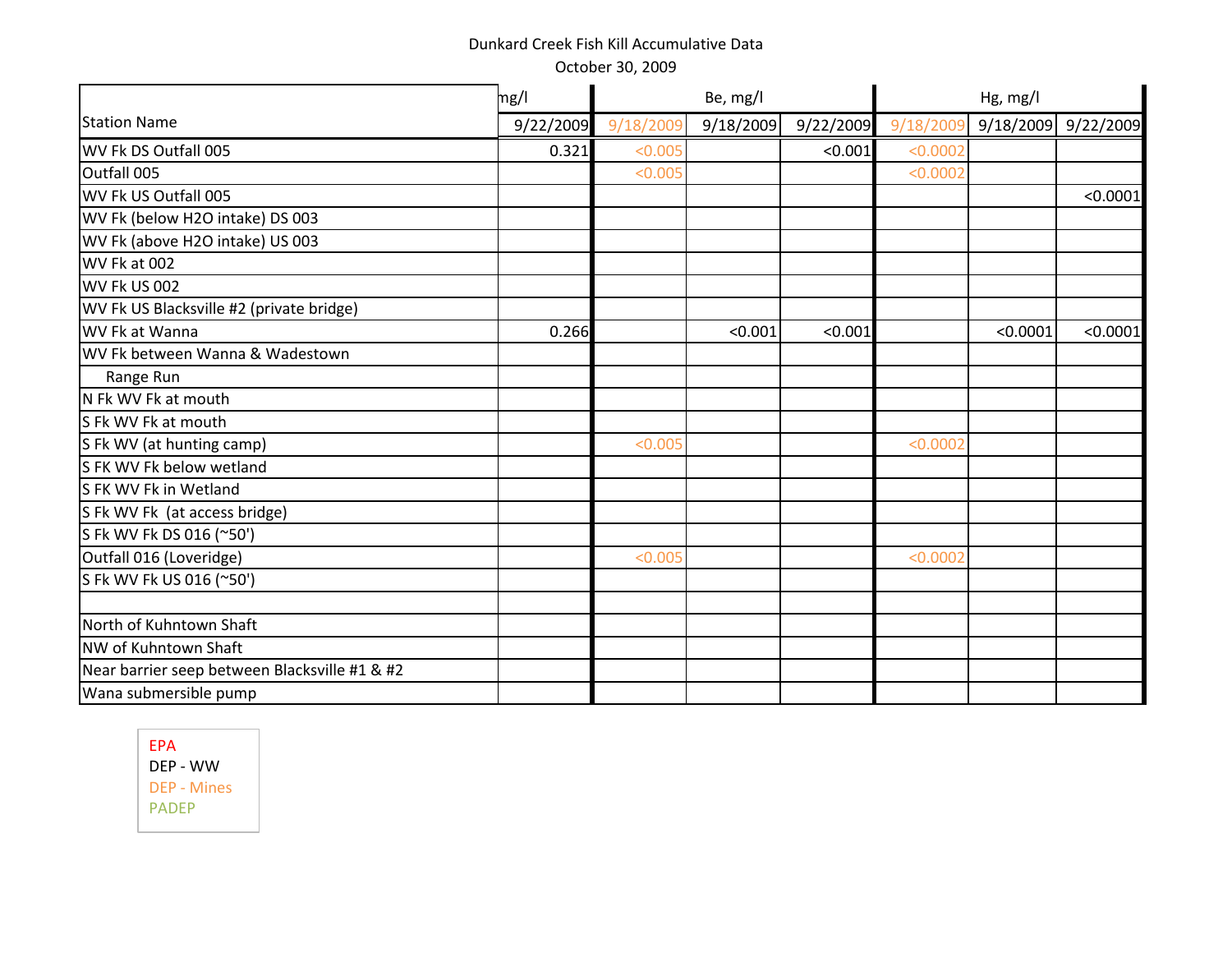Dunkard Creek Fish Kill Accumulative Data

October 30, 2009

| Station Name | mg/l | Be, mg/l | | | Hg, mg/l | | |
|---|---|---|---|---|---|---|---|
| | 9/22/2009 | 9/18/2009 | 9/18/2009 | 9/22/2009 | 9/18/2009 | 9/18/2009 | 9/22/2009 |
| WV Fk DS Outfall 005 | 0.321 | <0.005 | | <0.001 | <0.0002 | | |
| Outfall 005 | | <0.005 | | | <0.0002 | | |
| WV Fk US Outfall 005 | | | | | | | <0.0001 |
| WV Fk (below H2O intake) DS 003 | | | | | | | |
| WV Fk (above H2O intake) US 003 | | | | | | | |
| WV Fk at 002 | | | | | | | |
| WV Fk US 002 | | | | | | | |
| WV Fk US Blacksville #2 (private bridge) | | | | | | | |
| WV Fk at Wanna | 0.266 | | <0.001 | <0.001 | | <0.0001 | <0.0001 |
| WV Fk between Wanna & Wadestown | | | | | | | |
| Range Run | | | | | | | |
| N Fk WV Fk at mouth | | | | | | | |
| S Fk WV Fk at mouth | | | | | | | |
| S Fk WV (at hunting camp) | | <0.005 | | | <0.0002 | | |
| S FK WV Fk below wetland | | | | | | | |
| S FK WV Fk in Wetland | | | | | | | |
| S Fk WV Fk (at access bridge) | | | | | | | |
| S Fk WV Fk DS 016 (~50') | | | | | | | |
| Outfall 016 (Loveridge) | | <0.005 | | | <0.0002 | | |
| S Fk WV Fk US 016 (~50') | | | | | | | |
| | | | | | | | |
| North of Kuhntown Shaft | | | | | | | |
| NW of Kuhntown Shaft | | | | | | | |
| Near barrier seep between Blacksville #1 & #2 | | | | | | | |
| Wana submersible pump | | | | | | | |

EPA
DEP - WW
DEP - Mines
PADEP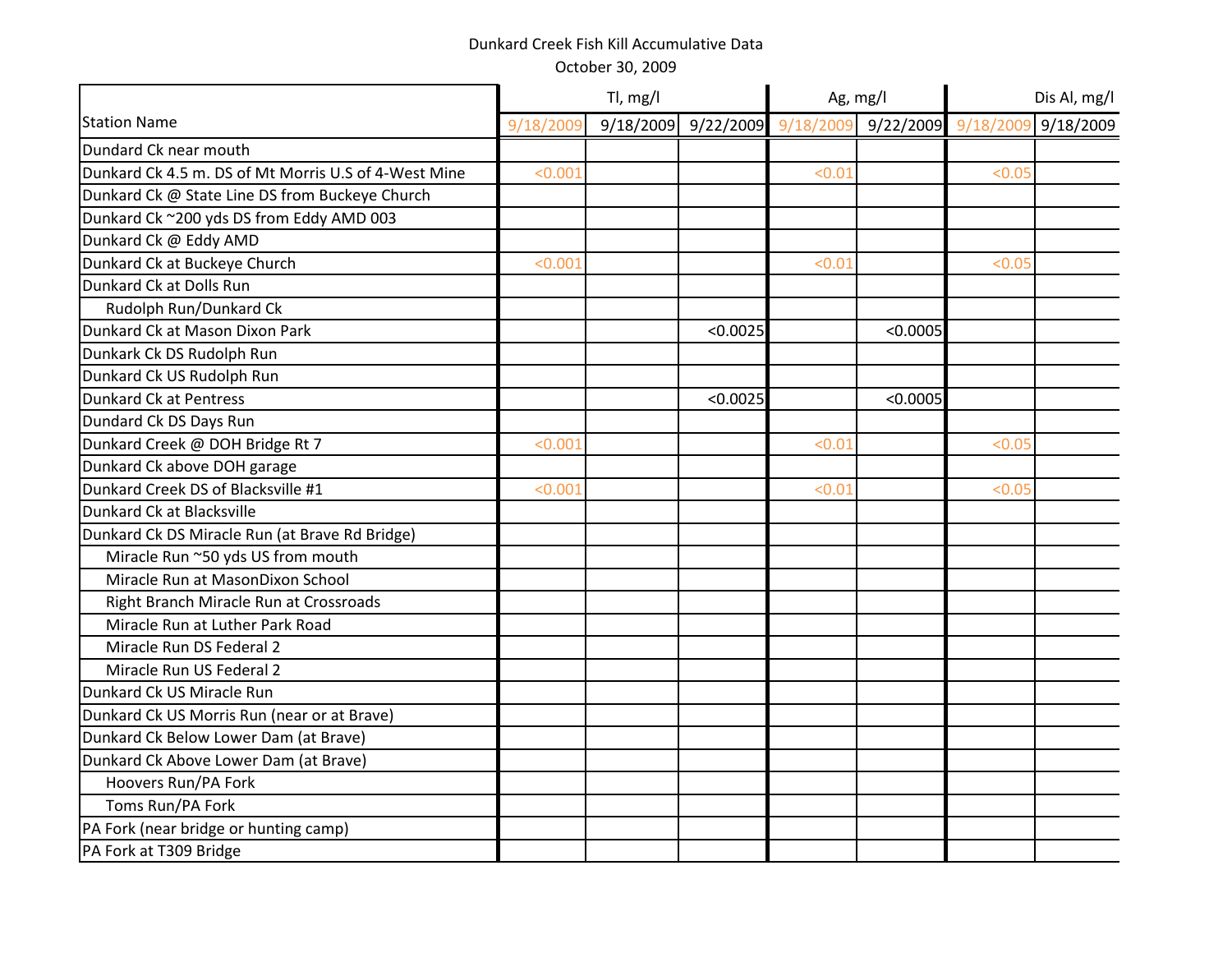Dunkard Creek Fish Kill Accumulative Data

October 30, 2009

| Station Name | Tl, mg/l | | | Ag, mg/l | | Dis Al, mg/l | |
|---|---|---|---|---|---|---|---|
| | 9/18/2009 | 9/18/2009 | 9/22/2009 | 9/18/2009 | 9/22/2009 | 9/18/2009 | 9/18/2009 |
| Dundard Ck near mouth | | | | | | | |
| Dunkard Ck 4.5 m. DS of Mt Morris U.S of 4-West Mine | <0.001 | | | <0.01 | | <0.05 | |
| Dunkard Ck @ State Line DS from Buckeye Church | | | | | | | |
| Dunkard Ck ~200 yds DS from Eddy AMD 003 | | | | | | | |
| Dunkard Ck @ Eddy AMD | | | | | | | |
| Dunkard Ck at Buckeye Church | <0.001 | | | <0.01 | | <0.05 | |
| Dunkard Ck at Dolls Run | | | | | | | |
| Rudolph Run/Dunkard Ck | | | | | | | |
| Dunkard Ck at Mason Dixon Park | | | <0.0025 | | <0.0005 | | |
| Dunkark Ck DS Rudolph Run | | | | | | | |
| Dunkard Ck US Rudolph Run | | | | | | | |
| Dunkard Ck at Pentress | | | <0.0025 | | <0.0005 | | |
| Dundard Ck DS Days Run | | | | | | | |
| Dunkard Creek @ DOH Bridge Rt 7 | <0.001 | | | <0.01 | | <0.05 | |
| Dunkard Ck above DOH garage | | | | | | | |
| Dunkard Creek DS of Blacksville #1 | <0.001 | | | <0.01 | | <0.05 | |
| Dunkard Ck at Blacksville | | | | | | | |
| Dunkard Ck DS Miracle Run (at Brave Rd Bridge) | | | | | | | |
| Miracle Run ~50 yds US from mouth | | | | | | | |
| Miracle Run at MasonDixon School | | | | | | | |
| Right Branch Miracle Run at Crossroads | | | | | | | |
| Miracle Run at Luther Park Road | | | | | | | |
| Miracle Run DS Federal 2 | | | | | | | |
| Miracle Run US Federal 2 | | | | | | | |
| Dunkard Ck US Miracle Run | | | | | | | |
| Dunkard Ck US Morris Run (near or at Brave) | | | | | | | |
| Dunkard Ck Below Lower Dam (at Brave) | | | | | | | |
| Dunkard Ck Above Lower Dam (at Brave) | | | | | | | |
| Hoovers Run/PA Fork | | | | | | | |
| Toms Run/PA Fork | | | | | | | |
| PA Fork (near bridge or hunting camp) | | | | | | | |
| PA Fork at T309 Bridge | | | | | | | |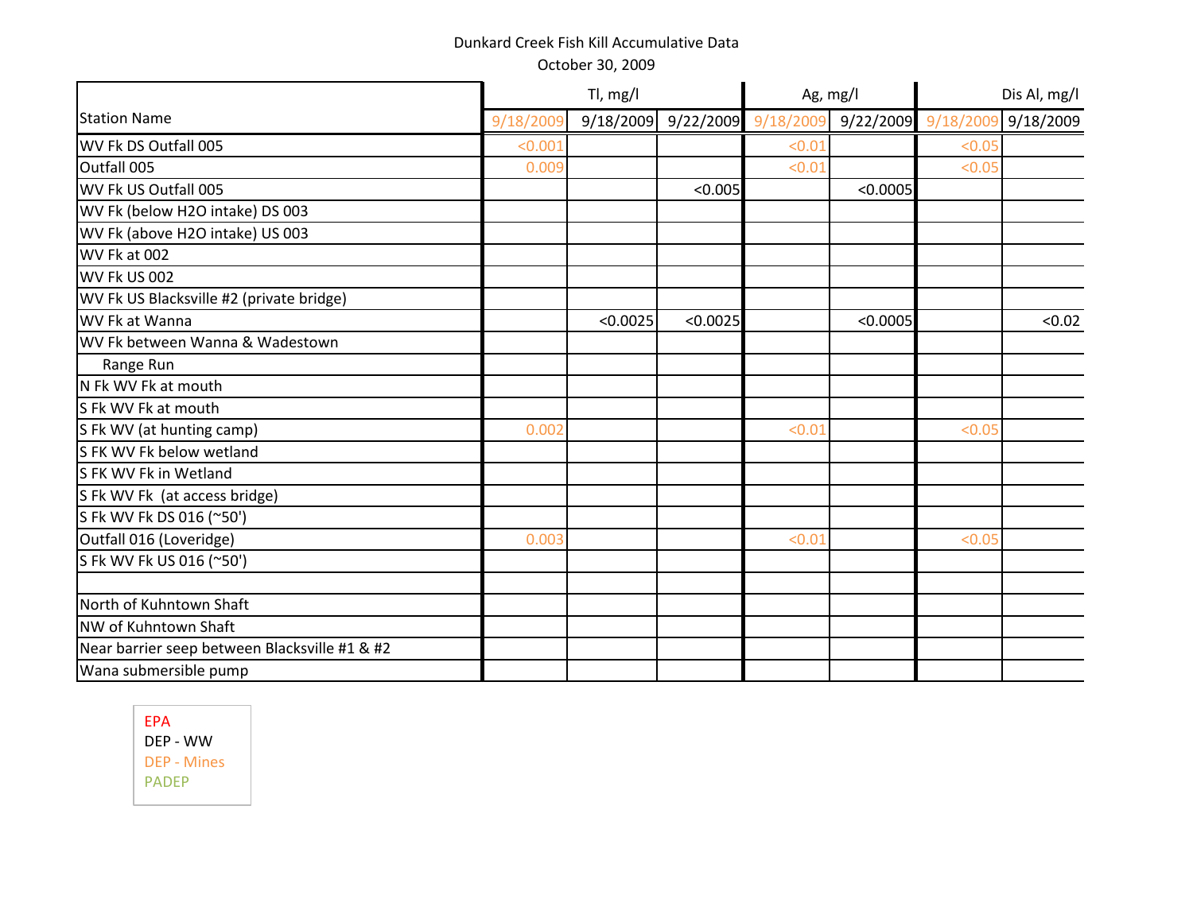Dunkard Creek Fish Kill Accumulative Data

October 30, 2009

| Station Name | Tl, mg/l | | | Ag, mg/l | | Dis Al, mg/l | |
|---|---|---|---|---|---|---|---|
| | 9/18/2009 | 9/18/2009 | 9/22/2009 | 9/18/2009 | 9/22/2009 | 9/18/2009 | 9/18/2009 |
| WV Fk DS Outfall 005 | <0.001 | | | <0.01 | | <0.05 | |
| Outfall 005 | 0.009 | | | <0.01 | | <0.05 | |
| WV Fk US Outfall 005 | | | <0.005 | | <0.0005 | | |
| WV Fk (below H2O intake) DS 003 | | | | | | | |
| WV Fk (above H2O intake) US 003 | | | | | | | |
| WV Fk at 002 | | | | | | | |
| WV Fk US 002 | | | | | | | |
| WV Fk US Blacksville #2 (private bridge) | | | | | | | |
| WV Fk at Wanna | | <0.0025 | <0.0025 | | <0.0005 | | <0.02 |
| WV Fk between Wanna & Wadestown | | | | | | | |
| Range Run | | | | | | | |
| N Fk WV Fk at mouth | | | | | | | |
| S Fk WV Fk at mouth | | | | | | | |
| S Fk WV (at hunting camp) | 0.002 | | | <0.01 | | <0.05 | |
| S FK WV Fk below wetland | | | | | | | |
| S FK WV Fk in Wetland | | | | | | | |
| S Fk WV Fk (at access bridge) | | | | | | | |
| S Fk WV Fk DS 016 (~50') | | | | | | | |
| Outfall 016 (Loveridge) | 0.003 | | | <0.01 | | <0.05 | |
| S Fk WV Fk US 016 (~50') | | | | | | | |
| | | | | | | | |
| North of Kuhntown Shaft | | | | | | | |
| NW of Kuhntown Shaft | | | | | | | |
| Near barrier seep between Blacksville #1 & #2 | | | | | | | |
| Wana submersible pump | | | | | | | |

EPA
DEP - WW
DEP - Mines
PADEP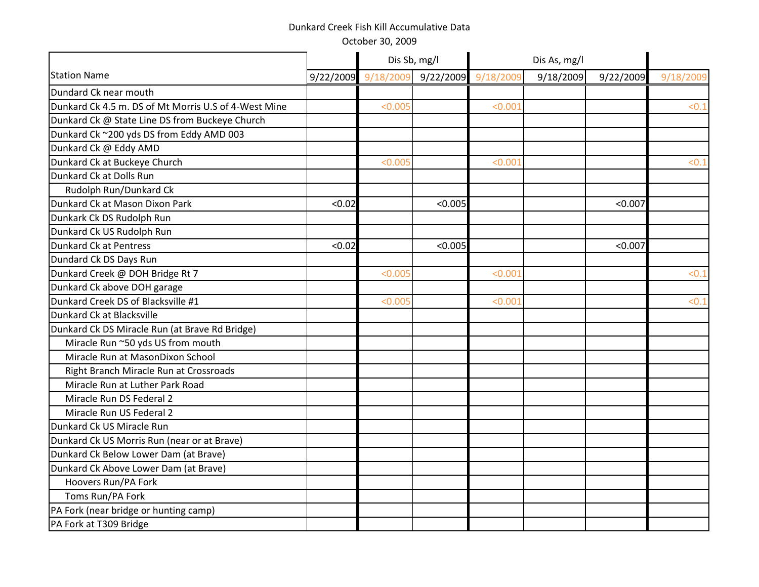Dunkard Creek Fish Kill Accumulative Data

October 30, 2009

| Station Name | | Dis Sb, mg/l | | Dis As, mg/l | | | |
|---|---|---|---|---|---|---|---|
| | 9/22/2009 | 9/18/2009 | 9/22/2009 | 9/18/2009 | 9/18/2009 | 9/22/2009 | 9/18/2009 |
| Dundard Ck near mouth | | | | | | | |
| Dunkard Ck 4.5 m. DS of Mt Morris U.S of 4-West Mine | | <0.005 | | <0.001 | | | <0.1 |
| Dunkard Ck @ State Line DS from Buckeye Church | | | | | | | |
| Dunkard Ck ~200 yds DS from Eddy AMD 003 | | | | | | | |
| Dunkard Ck @ Eddy AMD | | | | | | | |
| Dunkard Ck at Buckeye Church | | <0.005 | | <0.001 | | | <0.1 |
| Dunkard Ck at Dolls Run | | | | | | | |
| Rudolph Run/Dunkard Ck | | | | | | | |
| Dunkard Ck at Mason Dixon Park | <0.02 | | <0.005 | | | <0.007 | |
| Dunkark Ck DS Rudolph Run | | | | | | | |
| Dunkard Ck US Rudolph Run | | | | | | | |
| Dunkard Ck at Pentress | <0.02 | | <0.005 | | | <0.007 | |
| Dundard Ck DS Days Run | | | | | | | |
| Dunkard Creek @ DOH Bridge Rt 7 | | <0.005 | | <0.001 | | | <0.1 |
| Dunkard Ck above DOH garage | | | | | | | |
| Dunkard Creek DS of Blacksville #1 | | <0.005 | | <0.001 | | | <0.1 |
| Dunkard Ck at Blacksville | | | | | | | |
| Dunkard Ck DS Miracle Run (at Brave Rd Bridge) | | | | | | | |
| Miracle Run ~50 yds US from mouth | | | | | | | |
| Miracle Run at MasonDixon School | | | | | | | |
| Right Branch Miracle Run at Crossroads | | | | | | | |
| Miracle Run at Luther Park Road | | | | | | | |
| Miracle Run DS Federal 2 | | | | | | | |
| Miracle Run US Federal 2 | | | | | | | |
| Dunkard Ck US Miracle Run | | | | | | | |
| Dunkard Ck US Morris Run (near or at Brave) | | | | | | | |
| Dunkard Ck Below Lower Dam (at Brave) | | | | | | | |
| Dunkard Ck Above Lower Dam (at Brave) | | | | | | | |
| Hoovers Run/PA Fork | | | | | | | |
| Toms Run/PA Fork | | | | | | | |
| PA Fork (near bridge or hunting camp) | | | | | | | |
| PA Fork at T309 Bridge | | | | | | | |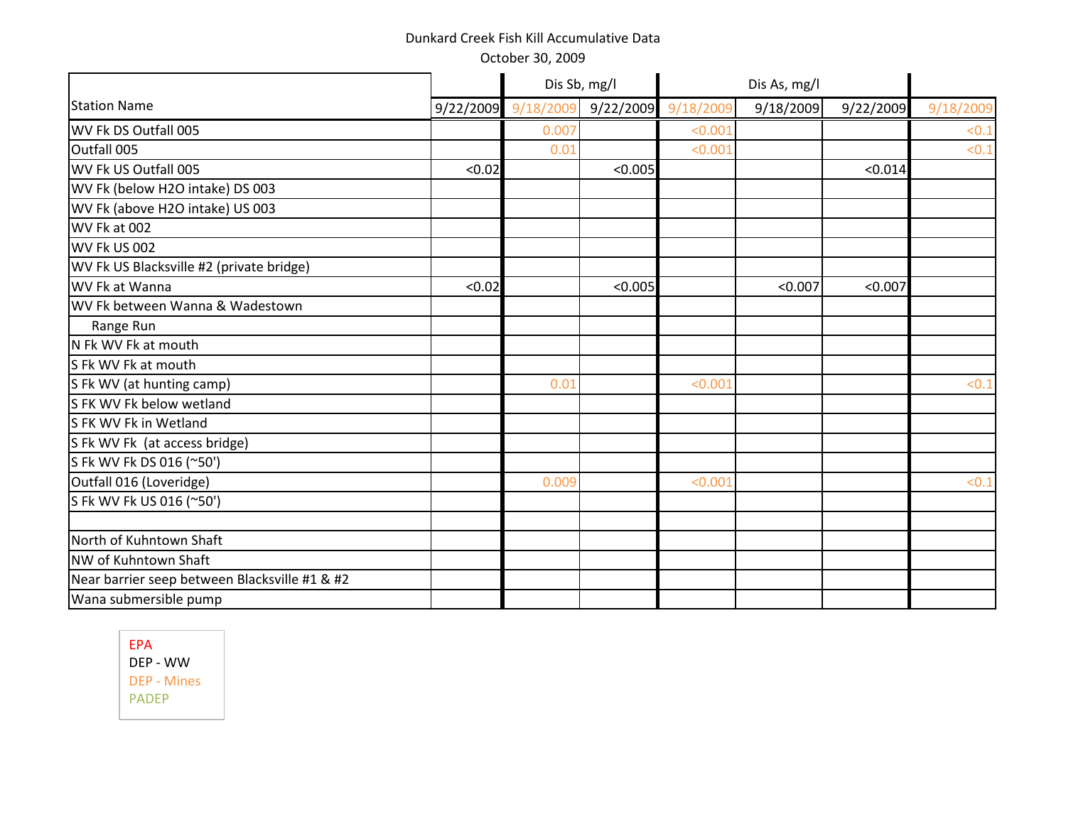Dunkard Creek Fish Kill Accumulative Data

October 30, 2009

| Station Name | Dis Sb, mg/l | | | Dis As, mg/l | | | |
|---|---|---|---|---|---|---|---|
| | 9/22/2009 | 9/18/2009 | 9/22/2009 | 9/18/2009 | 9/18/2009 | 9/22/2009 | 9/18/2009 |
| WV Fk DS Outfall 005 | | 0.007 | | <0.001 | | | <0.1 |
| Outfall 005 | | 0.01 | | <0.001 | | | <0.1 |
| WV Fk US Outfall 005 | <0.02 | | <0.005 | | | <0.014 | |
| WV Fk (below H2O intake) DS 003 | | | | | | | |
| WV Fk (above H2O intake) US 003 | | | | | | | |
| WV Fk at 002 | | | | | | | |
| WV Fk US 002 | | | | | | | |
| WV Fk US Blacksville #2 (private bridge) | | | | | | | |
| WV Fk at Wanna | <0.02 | | <0.005 | | <0.007 | <0.007 | |
| WV Fk between Wanna & Wadestown | | | | | | | |
| Range Run | | | | | | | |
| N Fk WV Fk at mouth | | | | | | | |
| S Fk WV Fk at mouth | | | | | | | |
| S Fk WV (at hunting camp) | | 0.01 | | <0.001 | | | <0.1 |
| S FK WV Fk below wetland | | | | | | | |
| S FK WV Fk in Wetland | | | | | | | |
| S Fk WV Fk (at access bridge) | | | | | | | |
| S Fk WV Fk DS 016 (~50') | | | | | | | |
| Outfall 016 (Loveridge) | | 0.009 | | <0.001 | | | <0.1 |
| S Fk WV Fk US 016 (~50') | | | | | | | |
| | | | | | | | |
| North of Kuhntown Shaft | | | | | | | |
| NW of Kuhntown Shaft | | | | | | | |
| Near barrier seep between Blacksville #1 & #2 | | | | | | | |
| Wana submersible pump | | | | | | | |

EPA
DEP - WW
DEP - Mines
PADEP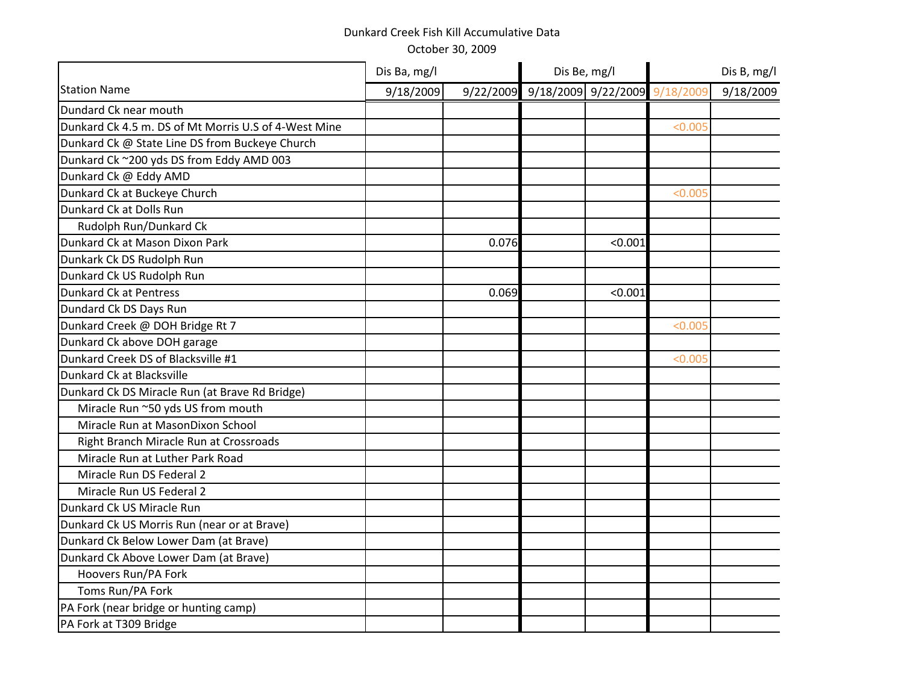Dunkard Creek Fish Kill Accumulative Data

October 30, 2009

| Station Name | Dis Ba, mg/l | | Dis Be, mg/l | | | Dis B, mg/l |
|---|---|---|---|---|---|---|
| | 9/18/2009 | 9/22/2009 | 9/18/2009 | 9/22/2009 | 9/18/2009 | 9/18/2009 |
| Dundard Ck near mouth | | | | | | |
| Dunkard Ck 4.5 m. DS of Mt Morris U.S of 4-West Mine | | | | | <0.005 | |
| Dunkard Ck @ State Line DS from Buckeye Church | | | | | | |
| Dunkard Ck ~200 yds DS from Eddy AMD 003 | | | | | | |
| Dunkard Ck @ Eddy AMD | | | | | | |
| Dunkard Ck at Buckeye Church | | | | | <0.005 | |
| Dunkard Ck at Dolls Run | | | | | | |
| Rudolph Run/Dunkard Ck | | | | | | |
| Dunkard Ck at Mason Dixon Park | | 0.076 | | <0.001 | | |
| Dunkark Ck DS Rudolph Run | | | | | | |
| Dunkard Ck US Rudolph Run | | | | | | |
| Dunkard Ck at Pentress | | 0.069 | | <0.001 | | |
| Dundard Ck DS Days Run | | | | | | |
| Dunkard Creek @ DOH Bridge Rt 7 | | | | | <0.005 | |
| Dunkard Ck above DOH garage | | | | | | |
| Dunkard Creek DS of Blacksville #1 | | | | | <0.005 | |
| Dunkard Ck at Blacksville | | | | | | |
| Dunkard Ck DS Miracle Run (at Brave Rd Bridge) | | | | | | |
| Miracle Run ~50 yds US from mouth | | | | | | |
| Miracle Run at MasonDixon School | | | | | | |
| Right Branch Miracle Run at Crossroads | | | | | | |
| Miracle Run at Luther Park Road | | | | | | |
| Miracle Run DS Federal 2 | | | | | | |
| Miracle Run US Federal 2 | | | | | | |
| Dunkard Ck US Miracle Run | | | | | | |
| Dunkard Ck US Morris Run (near or at Brave) | | | | | | |
| Dunkard Ck Below Lower Dam (at Brave) | | | | | | |
| Dunkard Ck Above Lower Dam (at Brave) | | | | | | |
| Hoovers Run/PA Fork | | | | | | |
| Toms Run/PA Fork | | | | | | |
| PA Fork (near bridge or hunting camp) | | | | | | |
| PA Fork at T309 Bridge | | | | | | |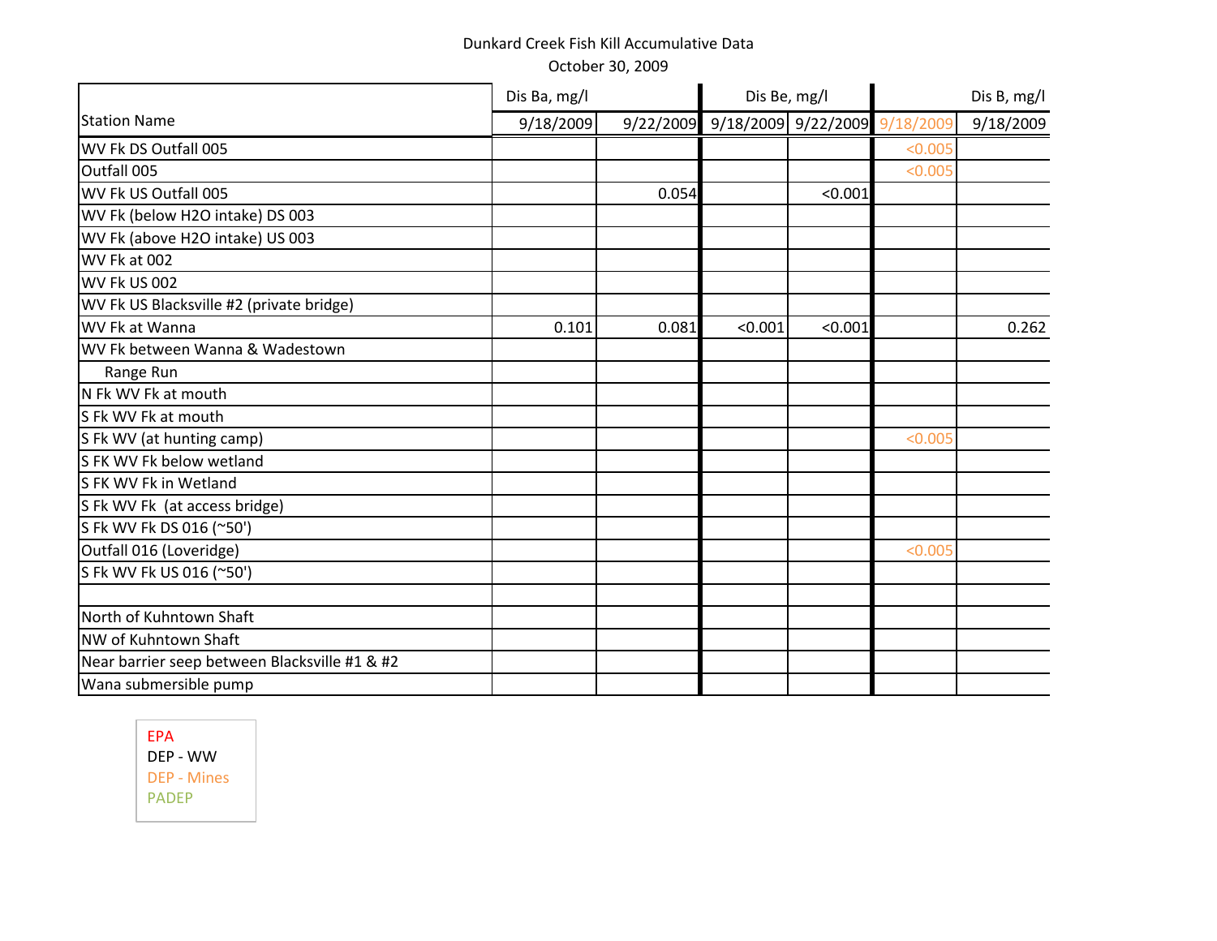Dunkard Creek Fish Kill Accumulative Data

October 30, 2009

| Station Name | Dis Ba, mg/l | | Dis Be, mg/l | | | Dis B, mg/l |
|---|---|---|---|---|---|---|
| | 9/18/2009 | 9/22/2009 | 9/18/2009 | 9/22/2009 | 9/18/2009 | 9/18/2009 |
| WV Fk DS Outfall 005 | | | | | <0.005 | |
| Outfall 005 | | | | | <0.005 | |
| WV Fk US Outfall 005 | | 0.054 | | <0.001 | | |
| WV Fk (below H2O intake) DS 003 | | | | | | |
| WV Fk (above H2O intake) US 003 | | | | | | |
| WV Fk at 002 | | | | | | |
| WV Fk US 002 | | | | | | |
| WV Fk US Blacksville #2 (private bridge) | | | | | | |
| WV Fk at Wanna | 0.101 | 0.081 | <0.001 | <0.001 | | 0.262 |
| WV Fk between Wanna & Wadestown | | | | | | |
| Range Run | | | | | | |
| N Fk WV Fk at mouth | | | | | | |
| S Fk WV Fk at mouth | | | | | | |
| S Fk WV (at hunting camp) | | | | | <0.005 | |
| S FK WV Fk below wetland | | | | | | |
| S FK WV Fk in Wetland | | | | | | |
| S Fk WV Fk (at access bridge) | | | | | | |
| S Fk WV Fk DS 016 (~50') | | | | | | |
| Outfall 016 (Loveridge) | | | | | <0.005 | |
| S Fk WV Fk US 016 (~50') | | | | | | |
| | | | | | | |
| North of Kuhntown Shaft | | | | | | |
| NW of Kuhntown Shaft | | | | | | |
| Near barrier seep between Blacksville #1 & #2 | | | | | | |
| Wana submersible pump | | | | | | |

EPA
DEP - WW
DEP - Mines
PADEP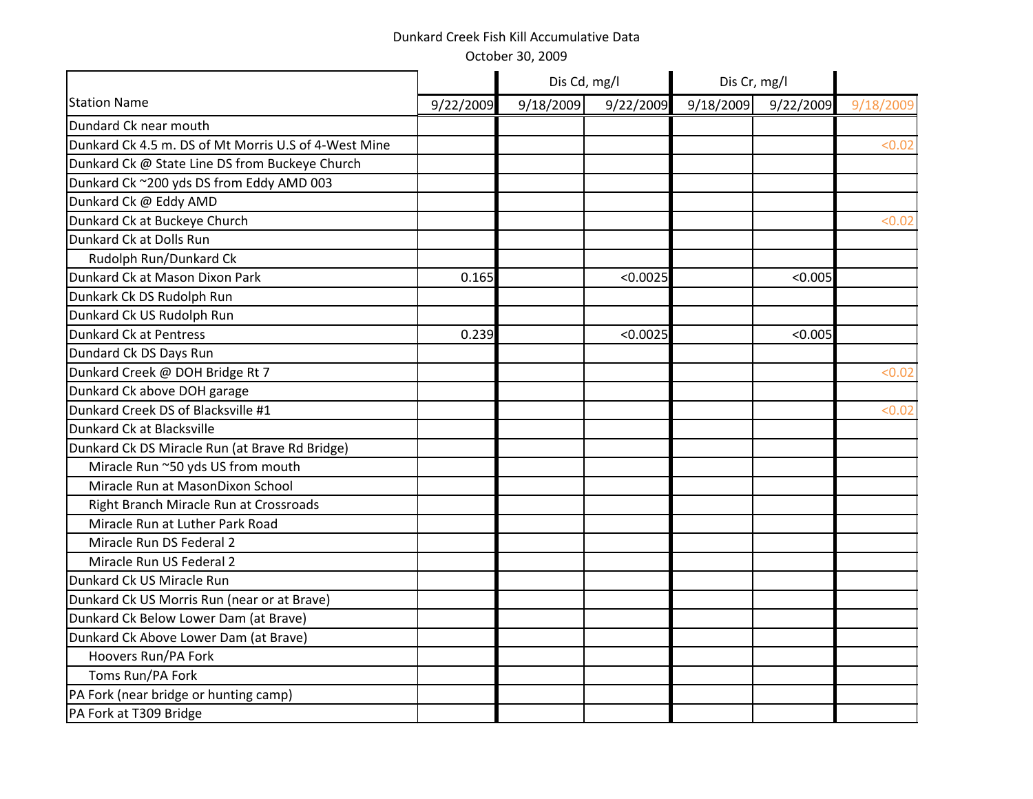Dunkard Creek Fish Kill Accumulative Data

October 30, 2009

| Station Name | | Dis Cd, mg/l | | Dis Cr, mg/l | | |
|---|---|---|---|---|---|---|
| | 9/22/2009 | 9/18/2009 | 9/22/2009 | 9/18/2009 | 9/22/2009 | 9/18/2009 |
| Dundard Ck near mouth | | | | | | |
| Dunkard Ck 4.5 m. DS of Mt Morris U.S of 4-West Mine | | | | | | <0.02 |
| Dunkard Ck @ State Line DS from Buckeye Church | | | | | | |
| Dunkard Ck ~200 yds DS from Eddy AMD 003 | | | | | | |
| Dunkard Ck @ Eddy AMD | | | | | | |
| Dunkard Ck at Buckeye Church | | | | | | <0.02 |
| Dunkard Ck at Dolls Run | | | | | | |
| Rudolph Run/Dunkard Ck | | | | | | |
| Dunkard Ck at Mason Dixon Park | 0.165 | | <0.0025 | | <0.005 | |
| Dunkark Ck DS Rudolph Run | | | | | | |
| Dunkard Ck US Rudolph Run | | | | | | |
| Dunkard Ck at Pentress | 0.239 | | <0.0025 | | <0.005 | |
| Dundard Ck DS Days Run | | | | | | |
| Dunkard Creek @ DOH Bridge Rt 7 | | | | | | <0.02 |
| Dunkard Ck above DOH garage | | | | | | |
| Dunkard Creek DS of Blacksville #1 | | | | | | <0.02 |
| Dunkard Ck at Blacksville | | | | | | |
| Dunkard Ck DS Miracle Run (at Brave Rd Bridge) | | | | | | |
| Miracle Run ~50 yds US from mouth | | | | | | |
| Miracle Run at MasonDixon School | | | | | | |
| Right Branch Miracle Run at Crossroads | | | | | | |
| Miracle Run at Luther Park Road | | | | | | |
| Miracle Run DS Federal 2 | | | | | | |
| Miracle Run US Federal 2 | | | | | | |
| Dunkard Ck US Miracle Run | | | | | | |
| Dunkard Ck US Morris Run (near or at Brave) | | | | | | |
| Dunkard Ck Below Lower Dam (at Brave) | | | | | | |
| Dunkard Ck Above Lower Dam (at Brave) | | | | | | |
| Hoovers Run/PA Fork | | | | | | |
| Toms Run/PA Fork | | | | | | |
| PA Fork (near bridge or hunting camp) | | | | | | |
| PA Fork at T309 Bridge | | | | | | |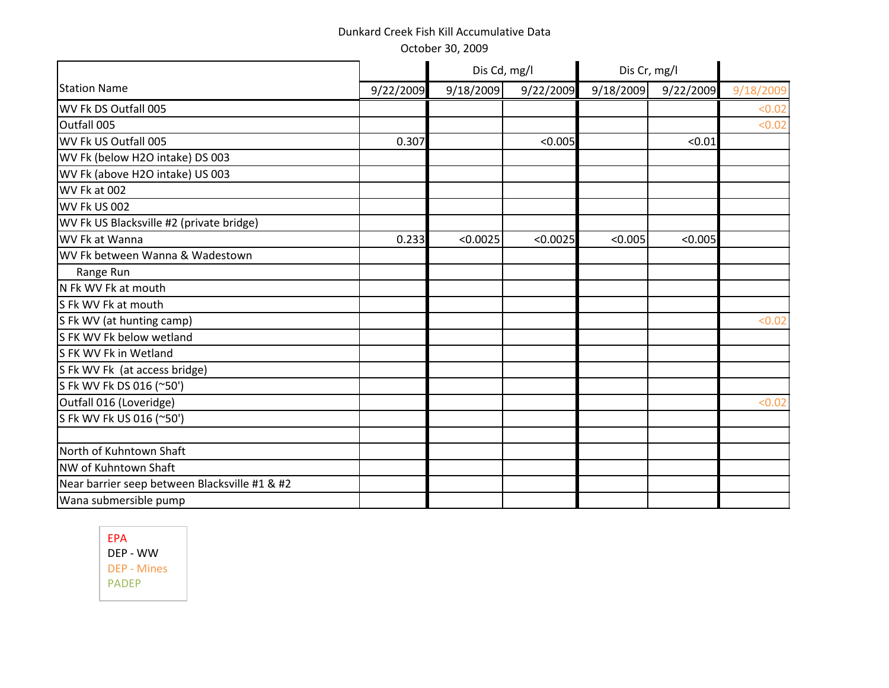Dunkard Creek Fish Kill Accumulative Data

October 30, 2009

| Station Name |  | Dis Cd, mg/l |  | Dis Cr, mg/l |  |  |
|---|---|---|---|---|---|---|
|  | 9/22/2009 | 9/18/2009 | 9/22/2009 | 9/18/2009 | 9/22/2009 | 9/18/2009 |
| WV Fk DS Outfall 005 |  |  |  |  |  | <0.02 |
| Outfall 005 |  |  |  |  |  | <0.02 |
| WV Fk US Outfall 005 | 0.307 |  | <0.005 |  | <0.01 |  |
| WV Fk (below H2O intake) DS 003 |  |  |  |  |  |  |
| WV Fk (above H2O intake) US 003 |  |  |  |  |  |  |
| WV Fk at 002 |  |  |  |  |  |  |
| WV Fk US 002 |  |  |  |  |  |  |
| WV Fk US Blacksville #2 (private bridge) |  |  |  |  |  |  |
| WV Fk at Wanna | 0.233 | <0.0025 | <0.0025 | <0.005 | <0.005 |  |
| WV Fk between Wanna & Wadestown |  |  |  |  |  |  |
| Range Run |  |  |  |  |  |  |
| N Fk WV Fk at mouth |  |  |  |  |  |  |
| S Fk WV Fk at mouth |  |  |  |  |  |  |
| S Fk WV (at hunting camp) |  |  |  |  |  | <0.02 |
| S FK WV Fk below wetland |  |  |  |  |  |  |
| S FK WV Fk in Wetland |  |  |  |  |  |  |
| S Fk WV Fk (at access bridge) |  |  |  |  |  |  |
| S Fk WV Fk DS 016 (~50') |  |  |  |  |  |  |
| Outfall 016 (Loveridge) |  |  |  |  |  | <0.02 |
| S Fk WV Fk US 016 (~50') |  |  |  |  |  |  |
|  |  |  |  |  |  |  |
| North of Kuhntown Shaft |  |  |  |  |  |  |
| NW of Kuhntown Shaft |  |  |  |  |  |  |
| Near barrier seep between Blacksville #1 & #2 |  |  |  |  |  |  |
| Wana submersible pump |  |  |  |  |  |  |

EPA
DEP - WW
DEP - Mines
PADEP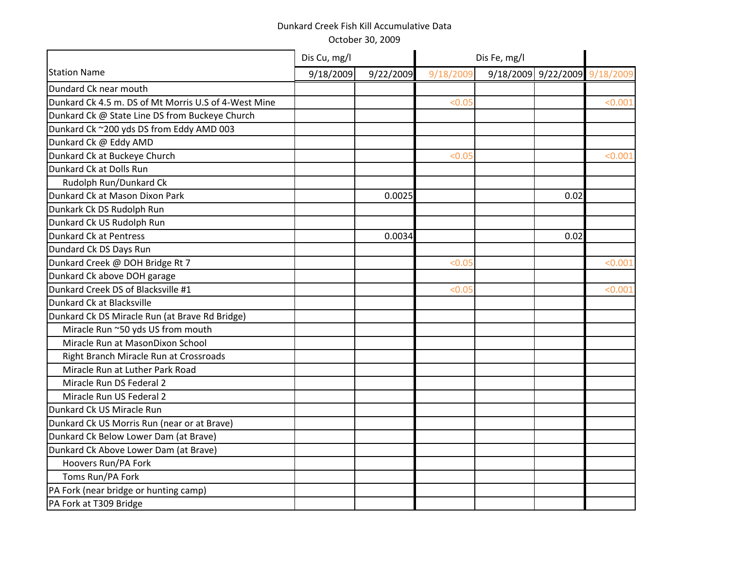Dunkard Creek Fish Kill Accumulative Data

October 30, 2009

| Station Name | Dis Cu, mg/l | | | Dis Fe, mg/l | | |
|---|---|---|---|---|---|---|
| | 9/18/2009 | 9/22/2009 | 9/18/2009 | 9/18/2009 | 9/22/2009 | 9/18/2009 |
| Dundard Ck near mouth | | | | | | |
| Dunkard Ck 4.5 m. DS of Mt Morris U.S of 4-West Mine | | | <0.05 | | | <0.001 |
| Dunkard Ck @ State Line DS from Buckeye Church | | | | | | |
| Dunkard Ck ~200 yds DS from Eddy AMD 003 | | | | | | |
| Dunkard Ck @ Eddy AMD | | | | | | |
| Dunkard Ck at Buckeye Church | | | <0.05 | | | <0.001 |
| Dunkard Ck at Dolls Run | | | | | | |
| Rudolph Run/Dunkard Ck | | | | | | |
| Dunkard Ck at Mason Dixon Park | | 0.0025 | | | 0.02 | |
| Dunkark Ck DS Rudolph Run | | | | | | |
| Dunkard Ck US Rudolph Run | | | | | | |
| Dunkard Ck at Pentress | | 0.0034 | | | 0.02 | |
| Dundard Ck DS Days Run | | | | | | |
| Dunkard Creek @ DOH Bridge Rt 7 | | | <0.05 | | | <0.001 |
| Dunkard Ck above DOH garage | | | | | | |
| Dunkard Creek DS of Blacksville #1 | | | <0.05 | | | <0.001 |
| Dunkard Ck at Blacksville | | | | | | |
| Dunkard Ck DS Miracle Run (at Brave Rd Bridge) | | | | | | |
| Miracle Run ~50 yds US from mouth | | | | | | |
| Miracle Run at MasonDixon School | | | | | | |
| Right Branch Miracle Run at Crossroads | | | | | | |
| Miracle Run at Luther Park Road | | | | | | |
| Miracle Run DS Federal 2 | | | | | | |
| Miracle Run US Federal 2 | | | | | | |
| Dunkard Ck US Miracle Run | | | | | | |
| Dunkard Ck US Morris Run (near or at Brave) | | | | | | |
| Dunkard Ck Below Lower Dam (at Brave) | | | | | | |
| Dunkard Ck Above Lower Dam (at Brave) | | | | | | |
| Hoovers Run/PA Fork | | | | | | |
| Toms Run/PA Fork | | | | | | |
| PA Fork (near bridge or hunting camp) | | | | | | |
| PA Fork at T309 Bridge | | | | | | |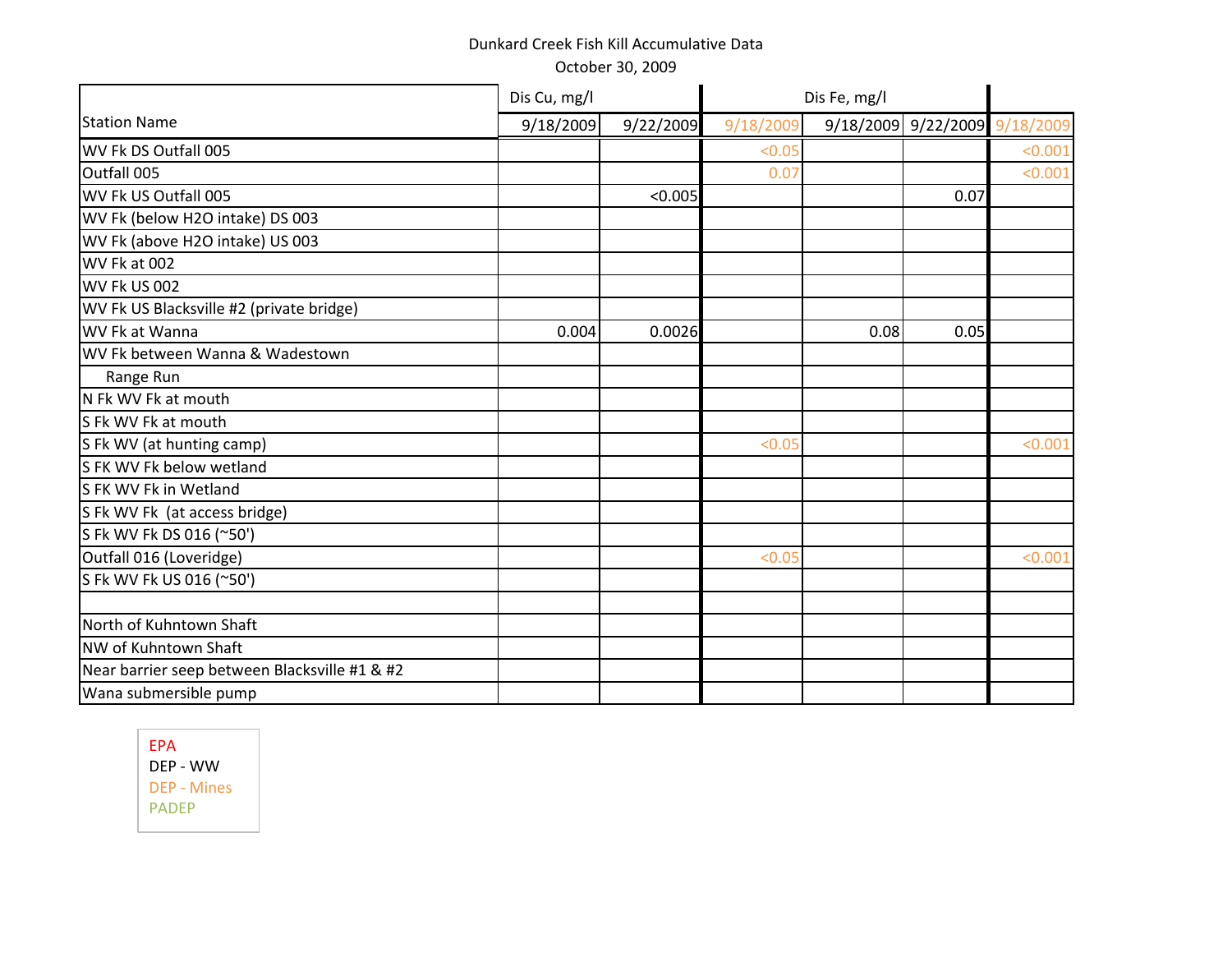Dunkard Creek Fish Kill Accumulative Data

October 30, 2009

| Station Name | Dis Cu, mg/l | | | Dis Fe, mg/l | | |
|---|---|---|---|---|---|---|
| | 9/18/2009 | 9/22/2009 | 9/18/2009 | 9/18/2009 | 9/22/2009 | 9/18/2009 |
| WV Fk DS Outfall 005 | | | <0.05 | | | <0.001 |
| Outfall 005 | | | 0.07 | | | <0.001 |
| WV Fk US Outfall 005 | | <0.005 | | | 0.07 | |
| WV Fk (below H2O intake) DS 003 | | | | | | |
| WV Fk (above H2O intake) US 003 | | | | | | |
| WV Fk at 002 | | | | | | |
| WV Fk US 002 | | | | | | |
| WV Fk US Blacksville #2 (private bridge) | | | | | | |
| WV Fk at Wanna | 0.004 | 0.0026 | | 0.08 | 0.05 | |
| WV Fk between Wanna & Wadestown | | | | | | |
| Range Run | | | | | | |
| N Fk WV Fk at mouth | | | | | | |
| S Fk WV Fk at mouth | | | | | | |
| S Fk WV (at hunting camp) | | | <0.05 | | | <0.001 |
| S FK WV Fk below wetland | | | | | | |
| S FK WV Fk in Wetland | | | | | | |
| S Fk WV Fk (at access bridge) | | | | | | |
| S Fk WV Fk DS 016 (~50') | | | | | | |
| Outfall 016 (Loveridge) | | | <0.05 | | | <0.001 |
| S Fk WV Fk US 016 (~50') | | | | | | |
| | | | | | | |
| North of Kuhntown Shaft | | | | | | |
| NW of Kuhntown Shaft | | | | | | |
| Near barrier seep between Blacksville #1 & #2 | | | | | | |
| Wana submersible pump | | | | | | |

EPA
DEP - WW
DEP - Mines
PADEP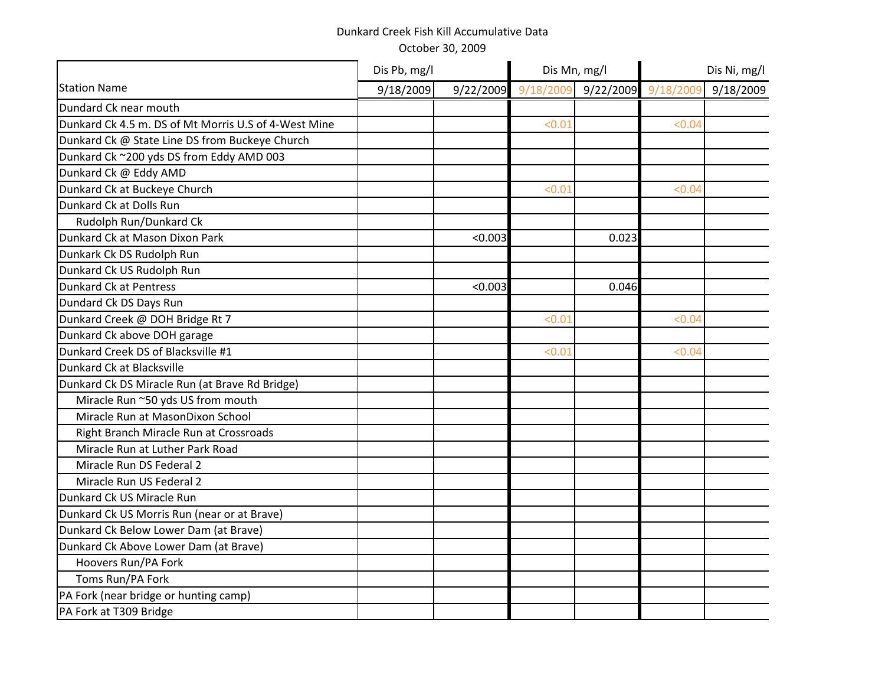Dunkard Creek Fish Kill Accumulative Data

October 30, 2009

| Station Name | Dis Pb, mg/l | | Dis Mn, mg/l | | Dis Ni, mg/l | |
|---|---|---|---|---|---|---|
| | 9/18/2009 | 9/22/2009 | 9/18/2009 | 9/22/2009 | 9/18/2009 | 9/18/2009 |
| Dundard Ck near mouth | | | | | | |
| Dunkard Ck 4.5 m. DS of Mt Morris U.S of 4-West Mine | | | <0.01 | | <0.04 | |
| Dunkard Ck @ State Line DS from Buckeye Church | | | | | | |
| Dunkard Ck ~200 yds DS from Eddy AMD 003 | | | | | | |
| Dunkard Ck @ Eddy AMD | | | | | | |
| Dunkard Ck at Buckeye Church | | | <0.01 | | <0.04 | |
| Dunkard Ck at Dolls Run | | | | | | |
| Rudolph Run/Dunkard Ck | | | | | | |
| Dunkard Ck at Mason Dixon Park | | <0.003 | | 0.023 | | |
| Dunkark Ck DS Rudolph Run | | | | | | |
| Dunkard Ck US Rudolph Run | | | | | | |
| Dunkard Ck at Pentress | | <0.003 | | 0.046 | | |
| Dundard Ck DS Days Run | | | | | | |
| Dunkard Creek @ DOH Bridge Rt 7 | | | <0.01 | | <0.04 | |
| Dunkard Ck above DOH garage | | | | | | |
| Dunkard Creek DS of Blacksville #1 | | | <0.01 | | <0.04 | |
| Dunkard Ck at Blacksville | | | | | | |
| Dunkard Ck DS Miracle Run (at Brave Rd Bridge) | | | | | | |
| Miracle Run ~50 yds US from mouth | | | | | | |
| Miracle Run at MasonDixon School | | | | | | |
| Right Branch Miracle Run at Crossroads | | | | | | |
| Miracle Run at Luther Park Road | | | | | | |
| Miracle Run DS Federal 2 | | | | | | |
| Miracle Run US Federal 2 | | | | | | |
| Dunkard Ck US Miracle Run | | | | | | |
| Dunkard Ck US Morris Run (near or at Brave) | | | | | | |
| Dunkard Ck Below Lower Dam (at Brave) | | | | | | |
| Dunkard Ck Above Lower Dam (at Brave) | | | | | | |
| Hoovers Run/PA Fork | | | | | | |
| Toms Run/PA Fork | | | | | | |
| PA Fork (near bridge or hunting camp) | | | | | | |
| PA Fork at T309 Bridge | | | | | | |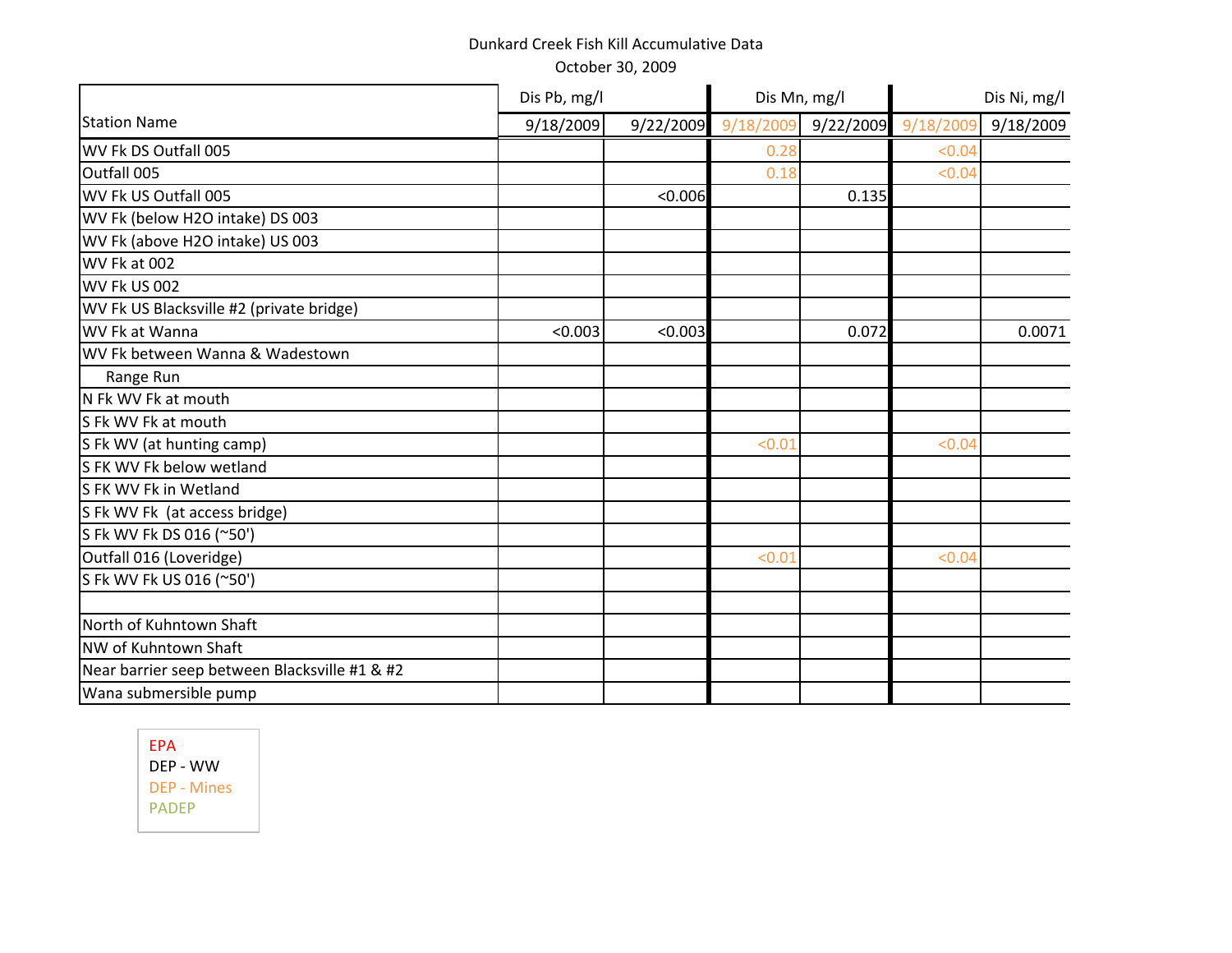Dunkard Creek Fish Kill Accumulative Data

October 30, 2009

| Station Name | Dis Pb, mg/l | | Dis Mn, mg/l | | Dis Ni, mg/l | |
|---|---|---|---|---|---|---|
| | 9/18/2009 | 9/22/2009 | 9/18/2009 | 9/22/2009 | 9/18/2009 | 9/18/2009 |
| WV Fk DS Outfall 005 | | | 0.28 | | <0.04 | |
| Outfall 005 | | | 0.18 | | <0.04 | |
| WV Fk US Outfall 005 | | <0.006 | | 0.135 | | |
| WV Fk (below H2O intake) DS 003 | | | | | | |
| WV Fk (above H2O intake) US 003 | | | | | | |
| WV Fk at 002 | | | | | | |
| WV Fk US 002 | | | | | | |
| WV Fk US Blacksville #2 (private bridge) | | | | | | |
| WV Fk at Wanna | <0.003 | <0.003 | | 0.072 | | 0.0071 |
| WV Fk between Wanna & Wadestown | | | | | | |
| Range Run | | | | | | |
| N Fk WV Fk at mouth | | | | | | |
| S Fk WV Fk at mouth | | | | | | |
| S Fk WV (at hunting camp) | | | <0.01 | | <0.04 | |
| S FK WV Fk below wetland | | | | | | |
| S FK WV Fk in Wetland | | | | | | |
| S Fk WV Fk (at access bridge) | | | | | | |
| S Fk WV Fk DS 016 (~50') | | | | | | |
| Outfall 016 (Loveridge) | | | <0.01 | | <0.04 | |
| S Fk WV Fk US 016 (~50') | | | | | | |
| | | | | | | |
| North of Kuhntown Shaft | | | | | | |
| NW of Kuhntown Shaft | | | | | | |
| Near barrier seep between Blacksville #1 & #2 | | | | | | |
| Wana submersible pump | | | | | | |

EPA
DEP - WW
DEP - Mines
PADEP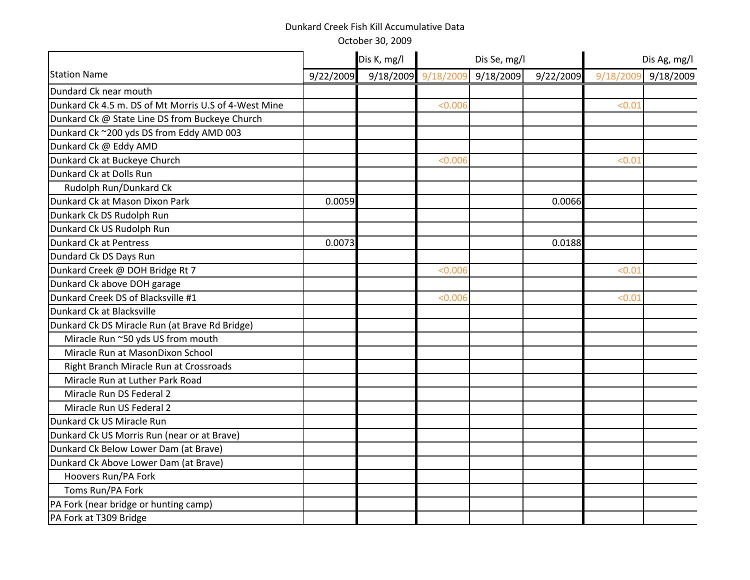Dunkard Creek Fish Kill Accumulative Data

October 30, 2009

| Station Name | | Dis K, mg/l | Dis Se, mg/l | | | Dis Ag, mg/l | |
|---|---|---|---|---|---|---|---|
| | 9/22/2009 | 9/18/2009 | 9/18/2009 | 9/18/2009 | 9/22/2009 | 9/18/2009 | 9/18/2009 |
| Dundard Ck near mouth | | | | | | | |
| Dunkard Ck 4.5 m. DS of Mt Morris U.S of 4-West Mine | | | <0.006 | | | <0.01 | |
| Dunkard Ck @ State Line DS from Buckeye Church | | | | | | | |
| Dunkard Ck ~200 yds DS from Eddy AMD 003 | | | | | | | |
| Dunkard Ck @ Eddy AMD | | | | | | | |
| Dunkard Ck at Buckeye Church | | | <0.006 | | | <0.01 | |
| Dunkard Ck at Dolls Run | | | | | | | |
| Rudolph Run/Dunkard Ck | | | | | | | |
| Dunkard Ck at Mason Dixon Park | 0.0059 | | | | 0.0066 | | |
| Dunkark Ck DS Rudolph Run | | | | | | | |
| Dunkard Ck US Rudolph Run | | | | | | | |
| Dunkard Ck at Pentress | 0.0073 | | | | 0.0188 | | |
| Dundard Ck DS Days Run | | | | | | | |
| Dunkard Creek @ DOH Bridge Rt 7 | | | <0.006 | | | <0.01 | |
| Dunkard Ck above DOH garage | | | | | | | |
| Dunkard Creek DS of Blacksville #1 | | | <0.006 | | | <0.01 | |
| Dunkard Ck at Blacksville | | | | | | | |
| Dunkard Ck DS Miracle Run (at Brave Rd Bridge) | | | | | | | |
| Miracle Run ~50 yds US from mouth | | | | | | | |
| Miracle Run at MasonDixon School | | | | | | | |
| Right Branch Miracle Run at Crossroads | | | | | | | |
| Miracle Run at Luther Park Road | | | | | | | |
| Miracle Run DS Federal 2 | | | | | | | |
| Miracle Run US Federal 2 | | | | | | | |
| Dunkard Ck US Miracle Run | | | | | | | |
| Dunkard Ck US Morris Run (near or at Brave) | | | | | | | |
| Dunkard Ck Below Lower Dam (at Brave) | | | | | | | |
| Dunkard Ck Above Lower Dam (at Brave) | | | | | | | |
| Hoovers Run/PA Fork | | | | | | | |
| Toms Run/PA Fork | | | | | | | |
| PA Fork (near bridge or hunting camp) | | | | | | | |
| PA Fork at T309 Bridge | | | | | | | |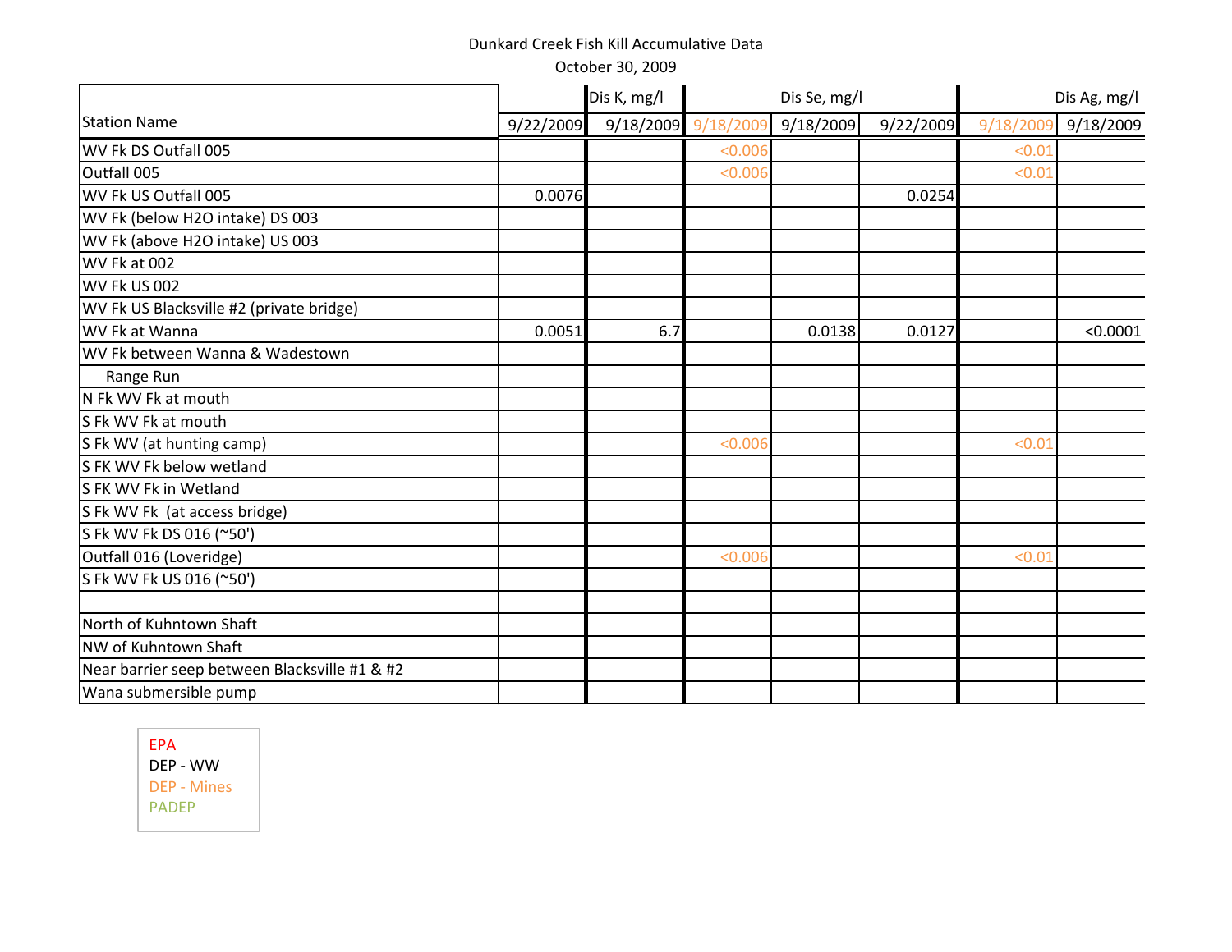# Dunkard Creek Fish Kill Accumulative Data

October 30, 2009

| Station Name | | Dis K, mg/l | Dis Se, mg/l | | | Dis Ag, mg/l | |
|---|---|---|---|---|---|---|---|
| | 9/22/2009 | 9/18/2009 | 9/18/2009 | 9/18/2009 | 9/22/2009 | 9/18/2009 | 9/18/2009 |
| WV Fk DS Outfall 005 | | | <0.006 | | | <0.01 | |
| Outfall 005 | | | <0.006 | | | <0.01 | |
| WV Fk US Outfall 005 | 0.0076 | | | | 0.0254 | | |
| WV Fk (below H2O intake) DS 003 | | | | | | | |
| WV Fk (above H2O intake) US 003 | | | | | | | |
| WV Fk at 002 | | | | | | | |
| WV Fk US 002 | | | | | | | |
| WV Fk US Blacksville #2 (private bridge) | | | | | | | |
| WV Fk at Wanna | 0.0051 | 6.7 | | 0.0138 | 0.0127 | | <0.0001 |
| WV Fk between Wanna & Wadestown | | | | | | | |
| Range Run | | | | | | | |
| N Fk WV Fk at mouth | | | | | | | |
| S Fk WV Fk at mouth | | | | | | | |
| S Fk WV (at hunting camp) | | | <0.006 | | | <0.01 | |
| S FK WV Fk below wetland | | | | | | | |
| S FK WV Fk in Wetland | | | | | | | |
| S Fk WV Fk (at access bridge) | | | | | | | |
| S Fk WV Fk DS 016 (~50') | | | | | | | |
| Outfall 016 (Loveridge) | | | <0.006 | | | <0.01 | |
| S Fk WV Fk US 016 (~50') | | | | | | | |
| | | | | | | | |
| North of Kuhntown Shaft | | | | | | | |
| NW of Kuhntown Shaft | | | | | | | |
| Near barrier seep between Blacksville #1 & #2 | | | | | | | |
| Wana submersible pump | | | | | | | |

EPA
DEP - WW
DEP - Mines
PADEP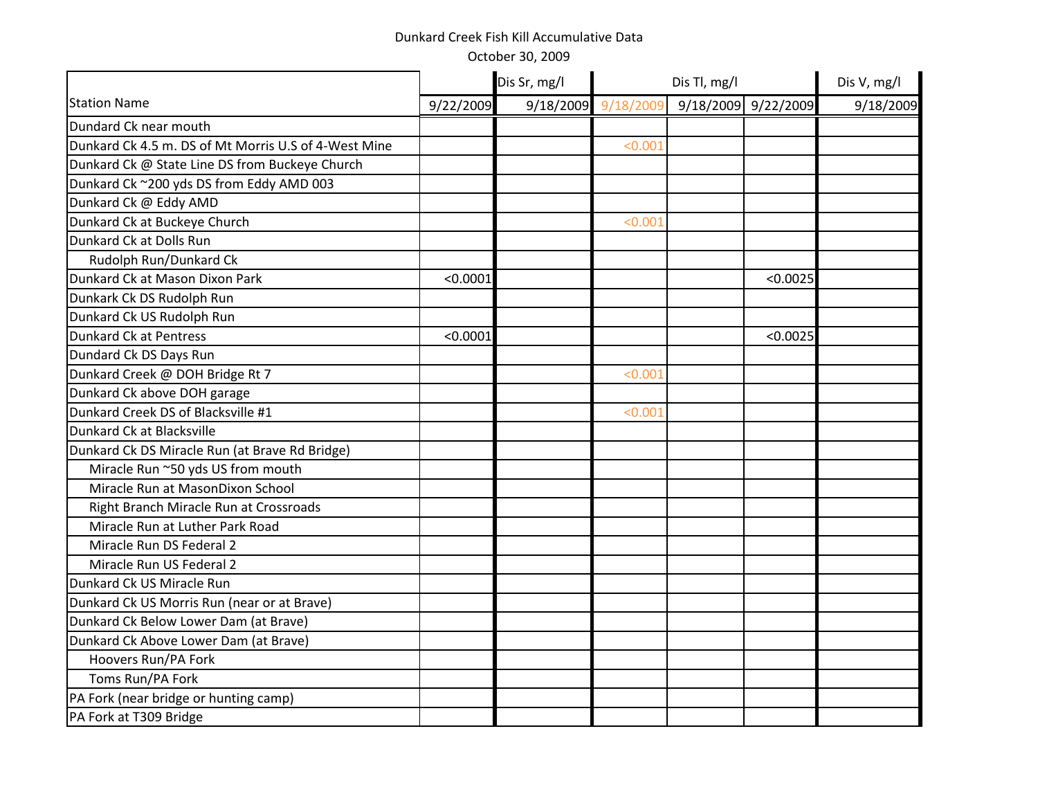Dunkard Creek Fish Kill Accumulative Data

October 30, 2009

| Station Name | | Dis Sr, mg/l | Dis Tl, mg/l | | | Dis V, mg/l |
|---|---|---|---|---|---|---|
| | 9/22/2009 | 9/18/2009 | 9/18/2009 | 9/18/2009 | 9/22/2009 | 9/18/2009 |
| Dundard Ck near mouth | | | | | | |
| Dunkard Ck 4.5 m. DS of Mt Morris U.S of 4-West Mine | | | <0.001 | | | |
| Dunkard Ck @ State Line DS from Buckeye Church | | | | | | |
| Dunkard Ck ~200 yds DS from Eddy AMD 003 | | | | | | |
| Dunkard Ck @ Eddy AMD | | | | | | |
| Dunkard Ck at Buckeye Church | | | <0.001 | | | |
| Dunkard Ck at Dolls Run | | | | | | |
| Rudolph Run/Dunkard Ck | | | | | | |
| Dunkard Ck at Mason Dixon Park | <0.0001 | | | | <0.0025 | |
| Dunkark Ck DS Rudolph Run | | | | | | |
| Dunkard Ck US Rudolph Run | | | | | | |
| Dunkard Ck at Pentress | <0.0001 | | | | <0.0025 | |
| Dundard Ck DS Days Run | | | | | | |
| Dunkard Creek @ DOH Bridge Rt 7 | | | <0.001 | | | |
| Dunkard Ck above DOH garage | | | | | | |
| Dunkard Creek DS of Blacksville #1 | | | <0.001 | | | |
| Dunkard Ck at Blacksville | | | | | | |
| Dunkard Ck DS Miracle Run (at Brave Rd Bridge) | | | | | | |
| Miracle Run ~50 yds US from mouth | | | | | | |
| Miracle Run at MasonDixon School | | | | | | |
| Right Branch Miracle Run at Crossroads | | | | | | |
| Miracle Run at Luther Park Road | | | | | | |
| Miracle Run DS Federal 2 | | | | | | |
| Miracle Run US Federal 2 | | | | | | |
| Dunkard Ck US Miracle Run | | | | | | |
| Dunkard Ck US Morris Run (near or at Brave) | | | | | | |
| Dunkard Ck Below Lower Dam (at Brave) | | | | | | |
| Dunkard Ck Above Lower Dam (at Brave) | | | | | | |
| Hoovers Run/PA Fork | | | | | | |
| Toms Run/PA Fork | | | | | | |
| PA Fork (near bridge or hunting camp) | | | | | | |
| PA Fork at T309 Bridge | | | | | | |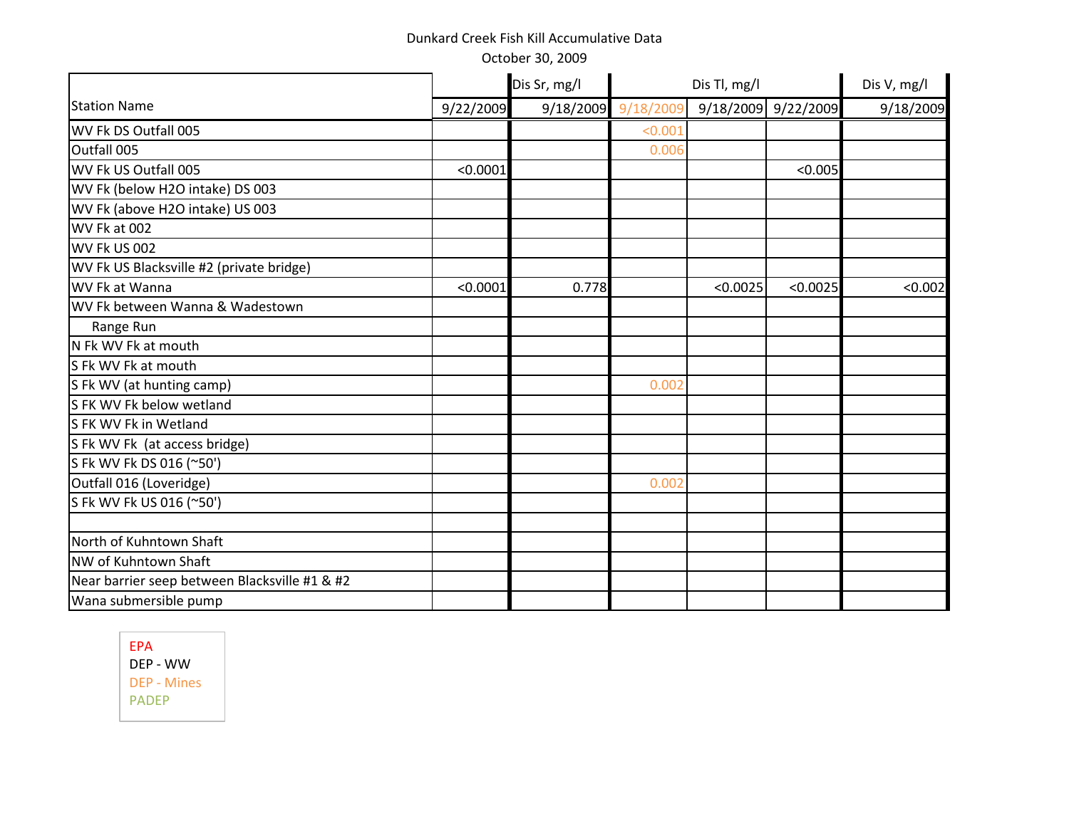Dunkard Creek Fish Kill Accumulative Data

October 30, 2009

| Station Name | | Dis Sr, mg/l | Dis Tl, mg/l | | | Dis V, mg/l |
|---|---|---|---|---|---|---|
| | 9/22/2009 | 9/18/2009 | 9/18/2009 | 9/18/2009 | 9/22/2009 | 9/18/2009 |
| WV Fk DS Outfall 005 | | | <0.001 | | | |
| Outfall 005 | | | 0.006 | | | |
| WV Fk US Outfall 005 | <0.0001 | | | | <0.005 | |
| WV Fk (below H2O intake) DS 003 | | | | | | |
| WV Fk (above H2O intake) US 003 | | | | | | |
| WV Fk at 002 | | | | | | |
| WV Fk US 002 | | | | | | |
| WV Fk US Blacksville #2 (private bridge) | | | | | | |
| WV Fk at Wanna | <0.0001 | 0.778 | | <0.0025 | <0.0025 | <0.002 |
| WV Fk between Wanna & Wadestown | | | | | | |
| Range Run | | | | | | |
| N Fk WV Fk at mouth | | | | | | |
| S Fk WV Fk at mouth | | | | | | |
| S Fk WV (at hunting camp) | | | 0.002 | | | |
| S FK WV Fk below wetland | | | | | | |
| S FK WV Fk in Wetland | | | | | | |
| S Fk WV Fk (at access bridge) | | | | | | |
| S Fk WV Fk DS 016 (~50') | | | | | | |
| Outfall 016 (Loveridge) | | | 0.002 | | | |
| S Fk WV Fk US 016 (~50') | | | | | | |
| | | | | | | |
| North of Kuhntown Shaft | | | | | | |
| NW of Kuhntown Shaft | | | | | | |
| Near barrier seep between Blacksville #1 & #2 | | | | | | |
| Wana submersible pump | | | | | | |

EPA
DEP - WW
DEP - Mines
PADEP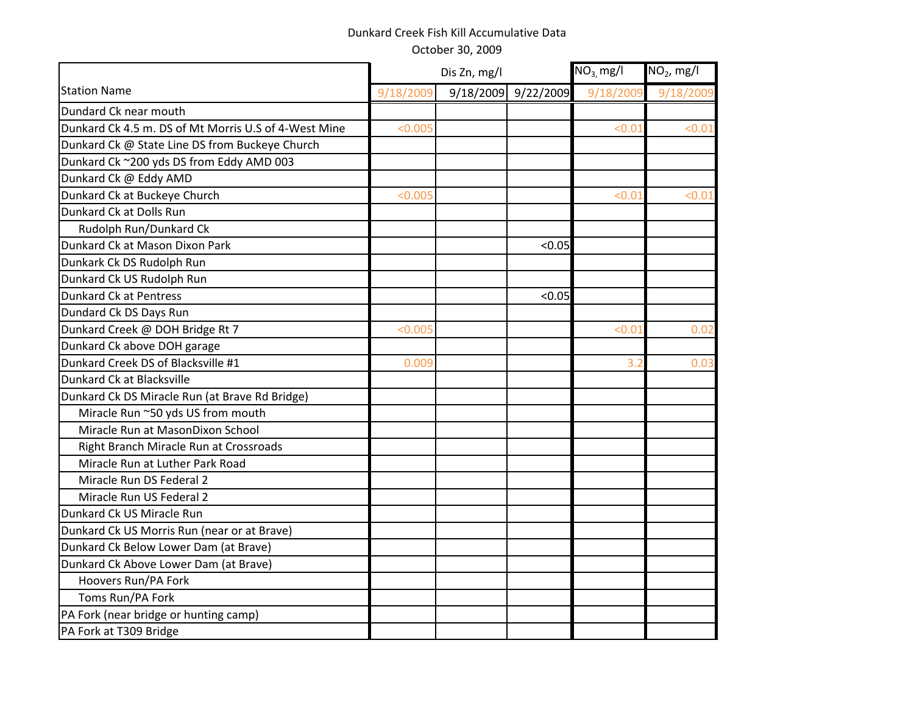Dunkard Creek Fish Kill Accumulative Data

October 30, 2009

| Station Name | Dis Zn, mg/l | | | $NO_3$, mg/l | $NO_2$, mg/l |
|---|---|---|---|---|---|
| | 9/18/2009 | 9/18/2009 | 9/22/2009 | 9/18/2009 | 9/18/2009 |
| Dundard Ck near mouth | | | | | |
| Dunkard Ck 4.5 m. DS of Mt Morris U.S of 4-West Mine | <0.005 | | | <0.01 | <0.01 |
| Dunkard Ck @ State Line DS from Buckeye Church | | | | | |
| Dunkard Ck ~200 yds DS from Eddy AMD 003 | | | | | |
| Dunkard Ck @ Eddy AMD | | | | | |
| Dunkard Ck at Buckeye Church | <0.005 | | | <0.01 | <0.01 |
| Dunkard Ck at Dolls Run | | | | | |
| Rudolph Run/Dunkard Ck | | | | | |
| Dunkard Ck at Mason Dixon Park | | | <0.05 | | |
| Dunkark Ck DS Rudolph Run | | | | | |
| Dunkard Ck US Rudolph Run | | | | | |
| Dunkard Ck at Pentress | | | <0.05 | | |
| Dundard Ck DS Days Run | | | | | |
| Dunkard Creek @ DOH Bridge Rt 7 | <0.005 | | | <0.01 | 0.02 |
| Dunkard Ck above DOH garage | | | | | |
| Dunkard Creek DS of Blacksville #1 | 0.009 | | | 3.2 | 0.03 |
| Dunkard Ck at Blacksville | | | | | |
| Dunkard Ck DS Miracle Run (at Brave Rd Bridge) | | | | | |
| Miracle Run ~50 yds US from mouth | | | | | |
| Miracle Run at MasonDixon School | | | | | |
| Right Branch Miracle Run at Crossroads | | | | | |
| Miracle Run at Luther Park Road | | | | | |
| Miracle Run DS Federal 2 | | | | | |
| Miracle Run US Federal 2 | | | | | |
| Dunkard Ck US Miracle Run | | | | | |
| Dunkard Ck US Morris Run (near or at Brave) | | | | | |
| Dunkard Ck Below Lower Dam (at Brave) | | | | | |
| Dunkard Ck Above Lower Dam (at Brave) | | | | | |
| Hoovers Run/PA Fork | | | | | |
| Toms Run/PA Fork | | | | | |
| PA Fork (near bridge or hunting camp) | | | | | |
| PA Fork at T309 Bridge | | | | | |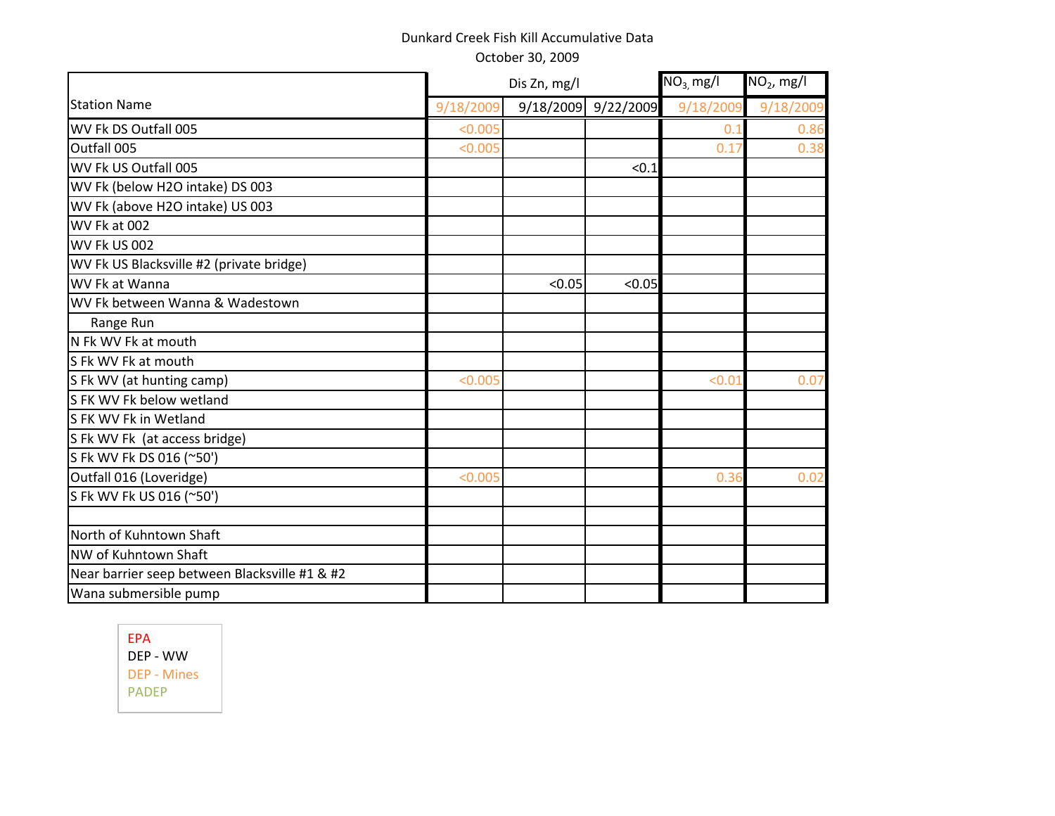Dunkard Creek Fish Kill Accumulative Data
October 30, 2009

| Station Name | Dis Zn, mg/l | | | $NO_3$, mg/l | $NO_2$, mg/l |
|---|---|---|---|---|---|
| | 9/18/2009 | 9/18/2009 | 9/22/2009 | 9/18/2009 | 9/18/2009 |
| WV Fk DS Outfall 005 | <0.005 | | | 0.1 | 0.86 |
| Outfall 005 | <0.005 | | | 0.17 | 0.38 |
| WV Fk US Outfall 005 | | | <0.1 | | |
| WV Fk (below H2O intake) DS 003 | | | | | |
| WV Fk (above H2O intake) US 003 | | | | | |
| WV Fk at 002 | | | | | |
| WV Fk US 002 | | | | | |
| WV Fk US Blacksville #2 (private bridge) | | | | | |
| WV Fk at Wanna | | <0.05 | <0.05 | | |
| WV Fk between Wanna & Wadestown | | | | | |
| Range Run | | | | | |
| N Fk WV Fk at mouth | | | | | |
| S Fk WV Fk at mouth | | | | | |
| S Fk WV (at hunting camp) | <0.005 | | | <0.01 | 0.07 |
| S FK WV Fk below wetland | | | | | |
| S FK WV Fk in Wetland | | | | | |
| S Fk WV Fk (at access bridge) | | | | | |
| S Fk WV Fk DS 016 (~50') | | | | | |
| Outfall 016 (Loveridge) | <0.005 | | | 0.36 | 0.02 |
| S Fk WV Fk US 016 (~50') | | | | | |
| | | | | | |
| North of Kuhntown Shaft | | | | | |
| NW of Kuhntown Shaft | | | | | |
| Near barrier seep between Blacksville #1 & #2 | | | | | |
| Wana submersible pump | | | | | |

EPA
DEP - WW
DEP - Mines
PADEP